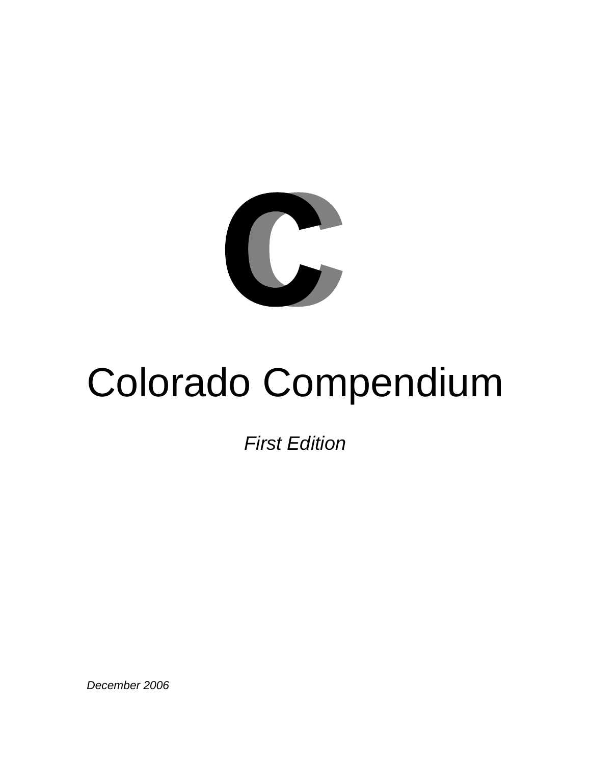# Colorado Compendium

*First Edition*

*December 2006*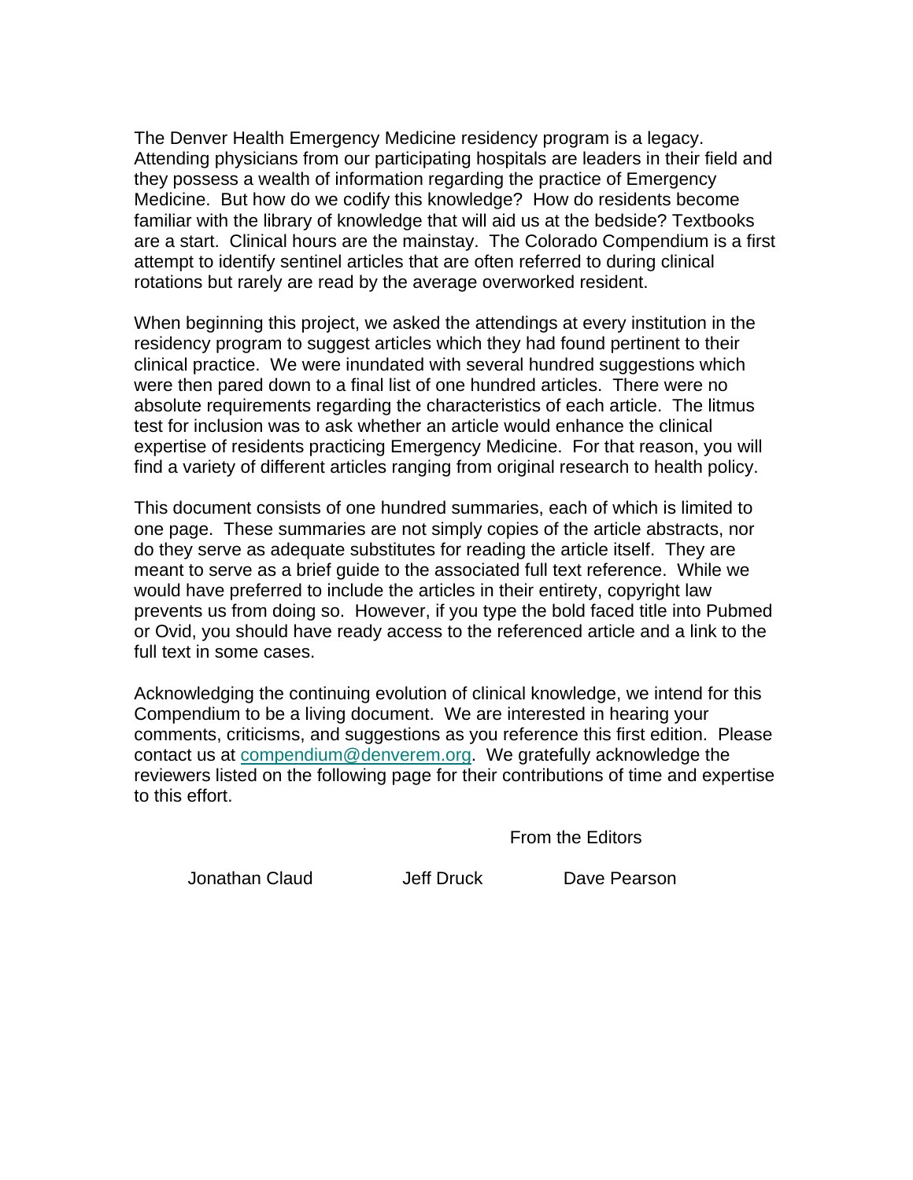The Denver Health Emergency Medicine residency program is a legacy. Attending physicians from our participating hospitals are leaders in their field and they possess a wealth of information regarding the practice of Emergency Medicine. But how do we codify this knowledge? How do residents become familiar with the library of knowledge that will aid us at the bedside? Textbooks are a start. Clinical hours are the mainstay. The Colorado Compendium is a first attempt to identify sentinel articles that are often referred to during clinical rotations but rarely are read by the average overworked resident.

When beginning this project, we asked the attendings at every institution in the residency program to suggest articles which they had found pertinent to their clinical practice. We were inundated with several hundred suggestions which were then pared down to a final list of one hundred articles. There were no absolute requirements regarding the characteristics of each article. The litmus test for inclusion was to ask whether an article would enhance the clinical expertise of residents practicing Emergency Medicine. For that reason, you will find a variety of different articles ranging from original research to health policy.

This document consists of one hundred summaries, each of which is limited to one page. These summaries are not simply copies of the article abstracts, nor do they serve as adequate substitutes for reading the article itself. They are meant to serve as a brief guide to the associated full text reference. While we would have preferred to include the articles in their entirety, copyright law prevents us from doing so. However, if you type the bold faced title into Pubmed or Ovid, you should have ready access to the referenced article and a link to the full text in some cases.

Acknowledging the continuing evolution of clinical knowledge, we intend for this Compendium to be a living document. We are interested in hearing your comments, criticisms, and suggestions as you reference this first edition. Please contact us at compendium@denverem.org. We gratefully acknowledge the reviewers listed on the following page for their contributions of time and expertise to this effort.

From the Editors

Jonathan Claud Jeff Druck Dave Pearson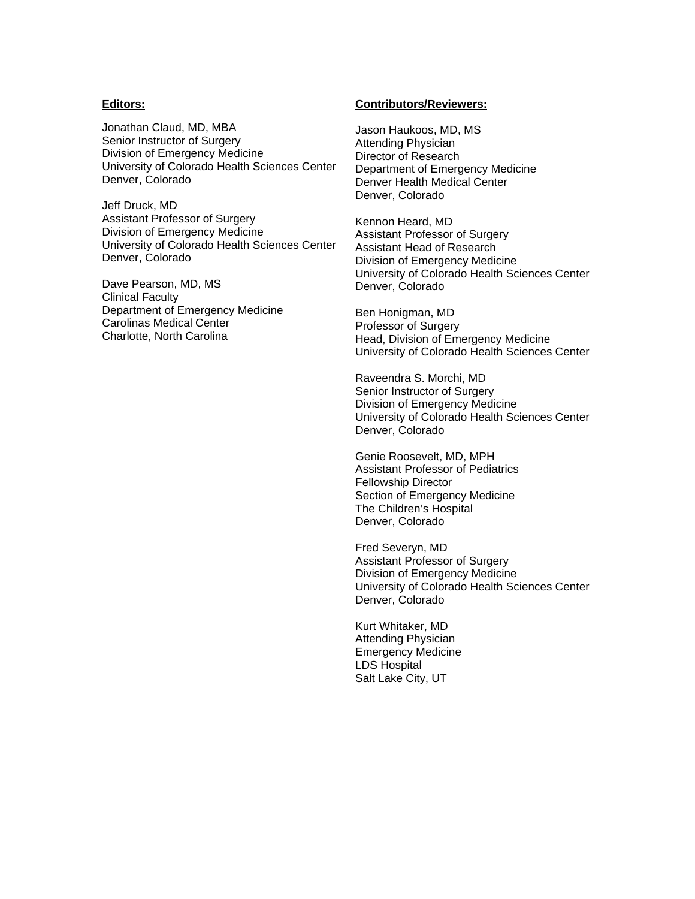**Editors:**

Jonathan Claud, MD, MBA
Senior Instructor of Surgery
Division of Emergency Medicine
University of Colorado Health Sciences Center
Denver, Colorado

Jeff Druck, MD
Assistant Professor of Surgery
Division of Emergency Medicine
University of Colorado Health Sciences Center
Denver, Colorado

Dave Pearson, MD, MS
Clinical Faculty
Department of Emergency Medicine
Carolinas Medical Center
Charlotte, North Carolina

**Contributors/Reviewers:**

Jason Haukoos, MD, MS
Attending Physician
Director of Research
Department of Emergency Medicine
Denver Health Medical Center
Denver, Colorado

Kennon Heard, MD
Assistant Professor of Surgery
Assistant Head of Research
Division of Emergency Medicine
University of Colorado Health Sciences Center
Denver, Colorado

Ben Honigman, MD
Professor of Surgery
Head, Division of Emergency Medicine
University of Colorado Health Sciences Center

Raveendra S. Morchi, MD
Senior Instructor of Surgery
Division of Emergency Medicine
University of Colorado Health Sciences Center
Denver, Colorado

Genie Roosevelt, MD, MPH
Assistant Professor of Pediatrics
Fellowship Director
Section of Emergency Medicine
The Children's Hospital
Denver, Colorado

Fred Severyn, MD
Assistant Professor of Surgery
Division of Emergency Medicine
University of Colorado Health Sciences Center
Denver, Colorado

Kurt Whitaker, MD
Attending Physician
Emergency Medicine
LDS Hospital
Salt Lake City, UT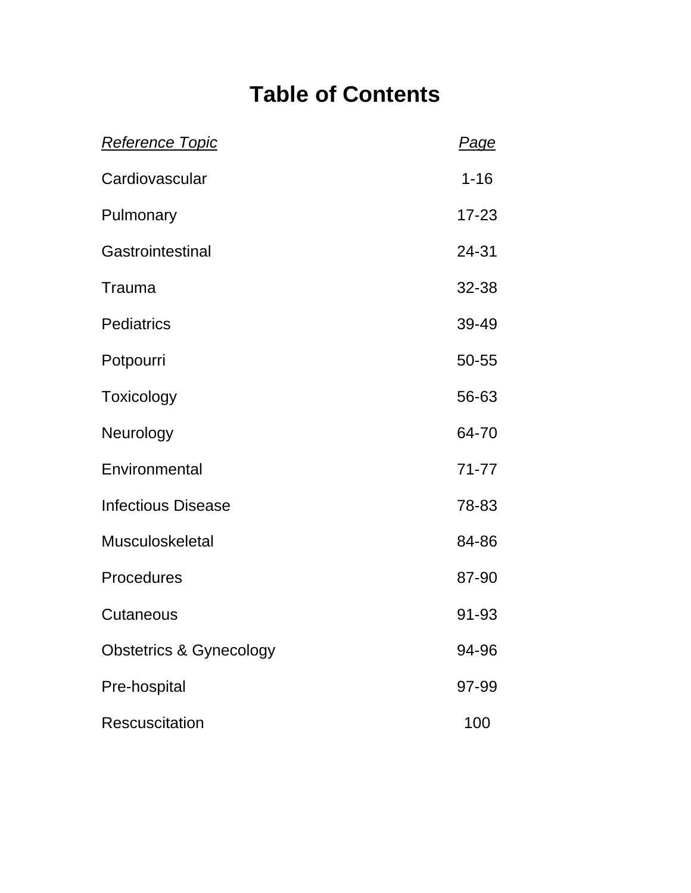# Table of Contents

| *Reference Topic* | *Page* |
|---|---|
| Cardiovascular | 1-16 |
| Pulmonary | 17-23 |
| Gastrointestinal | 24-31 |
| Trauma | 32-38 |
| Pediatrics | 39-49 |
| Potpourri | 50-55 |
| Toxicology | 56-63 |
| Neurology | 64-70 |
| Environmental | 71-77 |
| Infectious Disease | 78-83 |
| Musculoskeletal | 84-86 |
| Procedures | 87-90 |
| Cutaneous | 91-93 |
| Obstetrics & Gynecology | 94-96 |
| Pre-hospital | 97-99 |
| Rescuscitation | 100 |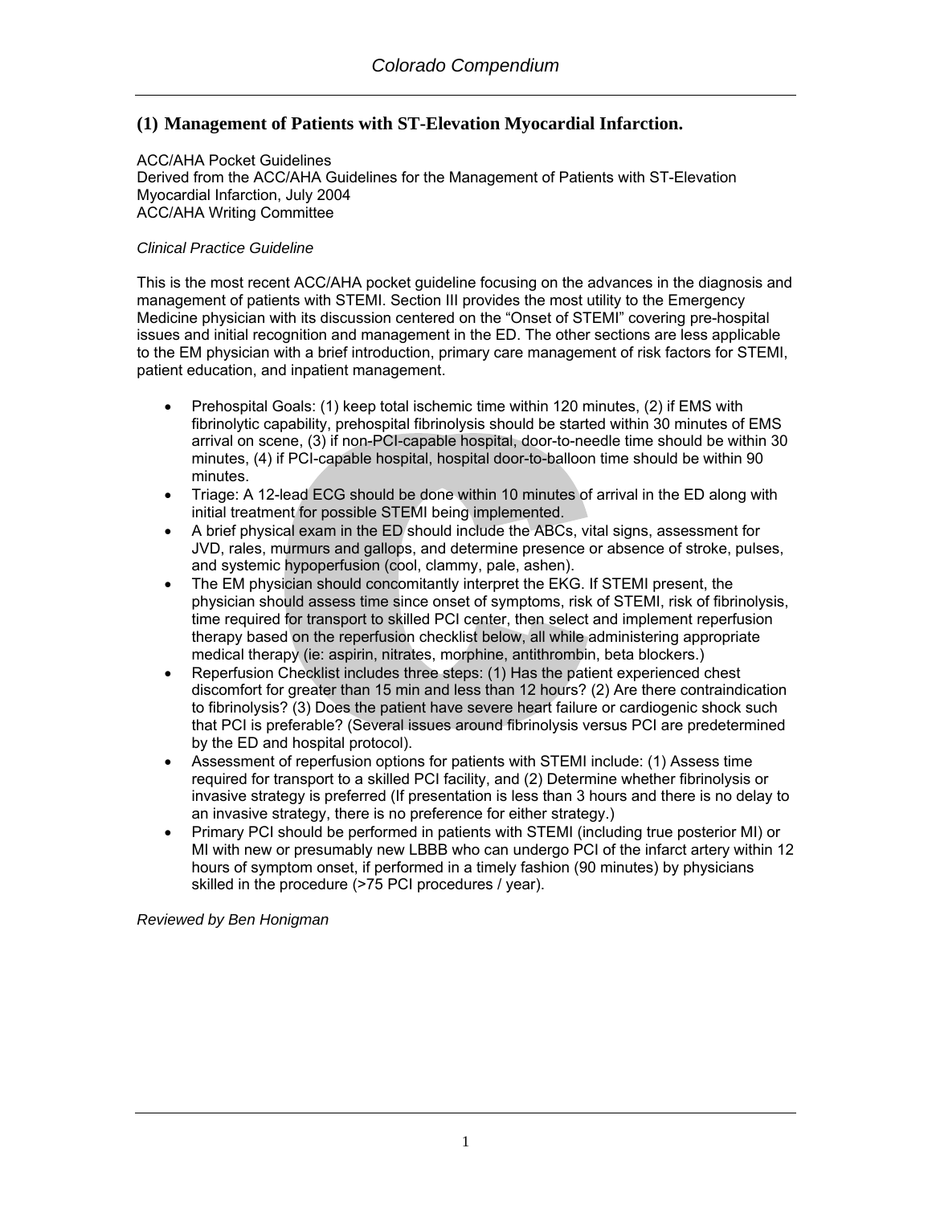## (1) Management of Patients with ST-Elevation Myocardial Infarction.

ACC/AHA Pocket Guidelines
Derived from the ACC/AHA Guidelines for the Management of Patients with ST-Elevation Myocardial Infarction, July 2004
ACC/AHA Writing Committee

*Clinical Practice Guideline*

This is the most recent ACC/AHA pocket guideline focusing on the advances in the diagnosis and management of patients with STEMI. Section III provides the most utility to the Emergency Medicine physician with its discussion centered on the "Onset of STEMI" covering pre-hospital issues and initial recognition and management in the ED. The other sections are less applicable to the EM physician with a brief introduction, primary care management of risk factors for STEMI, patient education, and inpatient management.

- Prehospital Goals: (1) keep total ischemic time within 120 minutes, (2) if EMS with fibrinolytic capability, prehospital fibrinolysis should be started within 30 minutes of EMS arrival on scene, (3) if non-PCI-capable hospital, door-to-needle time should be within 30 minutes, (4) if PCI-capable hospital, hospital door-to-balloon time should be within 90 minutes.
- Triage: A 12-lead ECG should be done within 10 minutes of arrival in the ED along with initial treatment for possible STEMI being implemented.
- A brief physical exam in the ED should include the ABCs, vital signs, assessment for JVD, rales, murmurs and gallops, and determine presence or absence of stroke, pulses, and systemic hypoperfusion (cool, clammy, pale, ashen).
- The EM physician should concomitantly interpret the EKG. If STEMI present, the physician should assess time since onset of symptoms, risk of STEMI, risk of fibrinolysis, time required for transport to skilled PCI center, then select and implement reperfusion therapy based on the reperfusion checklist below, all while administering appropriate medical therapy (ie: aspirin, nitrates, morphine, antithrombin, beta blockers.)
- Reperfusion Checklist includes three steps: (1) Has the patient experienced chest discomfort for greater than 15 min and less than 12 hours? (2) Are there contraindication to fibrinolysis? (3) Does the patient have severe heart failure or cardiogenic shock such that PCI is preferable? (Several issues around fibrinolysis versus PCI are predetermined by the ED and hospital protocol).
- Assessment of reperfusion options for patients with STEMI include: (1) Assess time required for transport to a skilled PCI facility, and (2) Determine whether fibrinolysis or invasive strategy is preferred (If presentation is less than 3 hours and there is no delay to an invasive strategy, there is no preference for either strategy.)
- Primary PCI should be performed in patients with STEMI (including true posterior MI) or MI with new or presumably new LBBB who can undergo PCI of the infarct artery within 12 hours of symptom onset, if performed in a timely fashion (90 minutes) by physicians skilled in the procedure (>75 PCI procedures / year).

*Reviewed by Ben Honigman*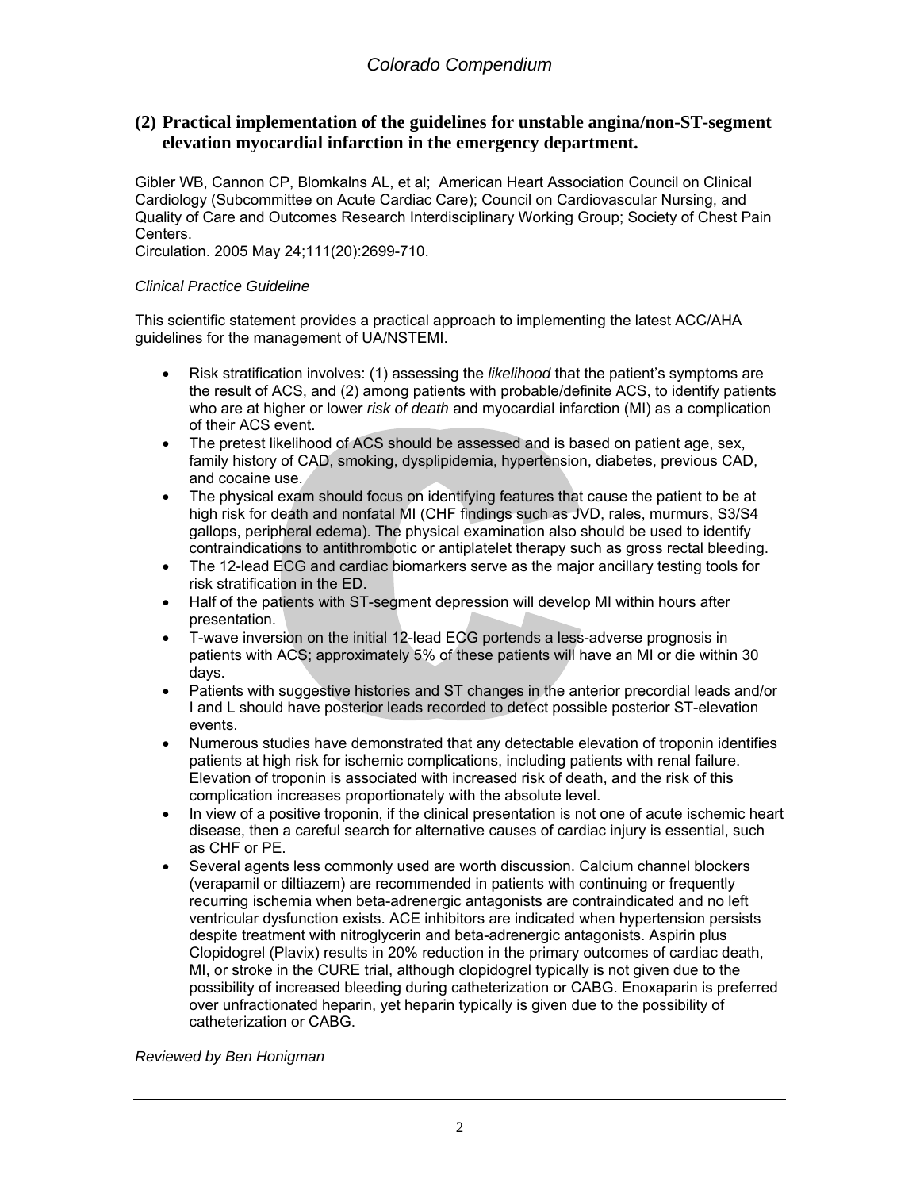## (2) Practical implementation of the guidelines for unstable angina/non-ST-segment elevation myocardial infarction in the emergency department.

Gibler WB, Cannon CP, Blomkalns AL, et al; American Heart Association Council on Clinical Cardiology (Subcommittee on Acute Cardiac Care); Council on Cardiovascular Nursing, and Quality of Care and Outcomes Research Interdisciplinary Working Group; Society of Chest Pain Centers.
Circulation. 2005 May 24;111(20):2699-710.

*Clinical Practice Guideline*

This scientific statement provides a practical approach to implementing the latest ACC/AHA guidelines for the management of UA/NSTEMI.

- Risk stratification involves: (1) assessing the *likelihood* that the patient's symptoms are the result of ACS, and (2) among patients with probable/definite ACS, to identify patients who are at higher or lower *risk of death* and myocardial infarction (MI) as a complication of their ACS event.
- The pretest likelihood of ACS should be assessed and is based on patient age, sex, family history of CAD, smoking, dysplipidemia, hypertension, diabetes, previous CAD, and cocaine use.
- The physical exam should focus on identifying features that cause the patient to be at high risk for death and nonfatal MI (CHF findings such as JVD, rales, murmurs, S3/S4 gallops, peripheral edema). The physical examination also should be used to identify contraindications to antithrombotic or antiplatelet therapy such as gross rectal bleeding.
- The 12-lead ECG and cardiac biomarkers serve as the major ancillary testing tools for risk stratification in the ED.
- Half of the patients with ST-segment depression will develop MI within hours after presentation.
- T-wave inversion on the initial 12-lead ECG portends a less-adverse prognosis in patients with ACS; approximately 5% of these patients will have an MI or die within 30 days.
- Patients with suggestive histories and ST changes in the anterior precordial leads and/or I and L should have posterior leads recorded to detect possible posterior ST-elevation events.
- Numerous studies have demonstrated that any detectable elevation of troponin identifies patients at high risk for ischemic complications, including patients with renal failure. Elevation of troponin is associated with increased risk of death, and the risk of this complication increases proportionately with the absolute level.
- In view of a positive troponin, if the clinical presentation is not one of acute ischemic heart disease, then a careful search for alternative causes of cardiac injury is essential, such as CHF or PE.
- Several agents less commonly used are worth discussion. Calcium channel blockers (verapamil or diltiazem) are recommended in patients with continuing or frequently recurring ischemia when beta-adrenergic antagonists are contraindicated and no left ventricular dysfunction exists. ACE inhibitors are indicated when hypertension persists despite treatment with nitroglycerin and beta-adrenergic antagonists. Aspirin plus Clopidogrel (Plavix) results in 20% reduction in the primary outcomes of cardiac death, MI, or stroke in the CURE trial, although clopidogrel typically is not given due to the possibility of increased bleeding during catheterization or CABG. Enoxaparin is preferred over unfractionated heparin, yet heparin typically is given due to the possibility of catheterization or CABG.

*Reviewed by Ben Honigman*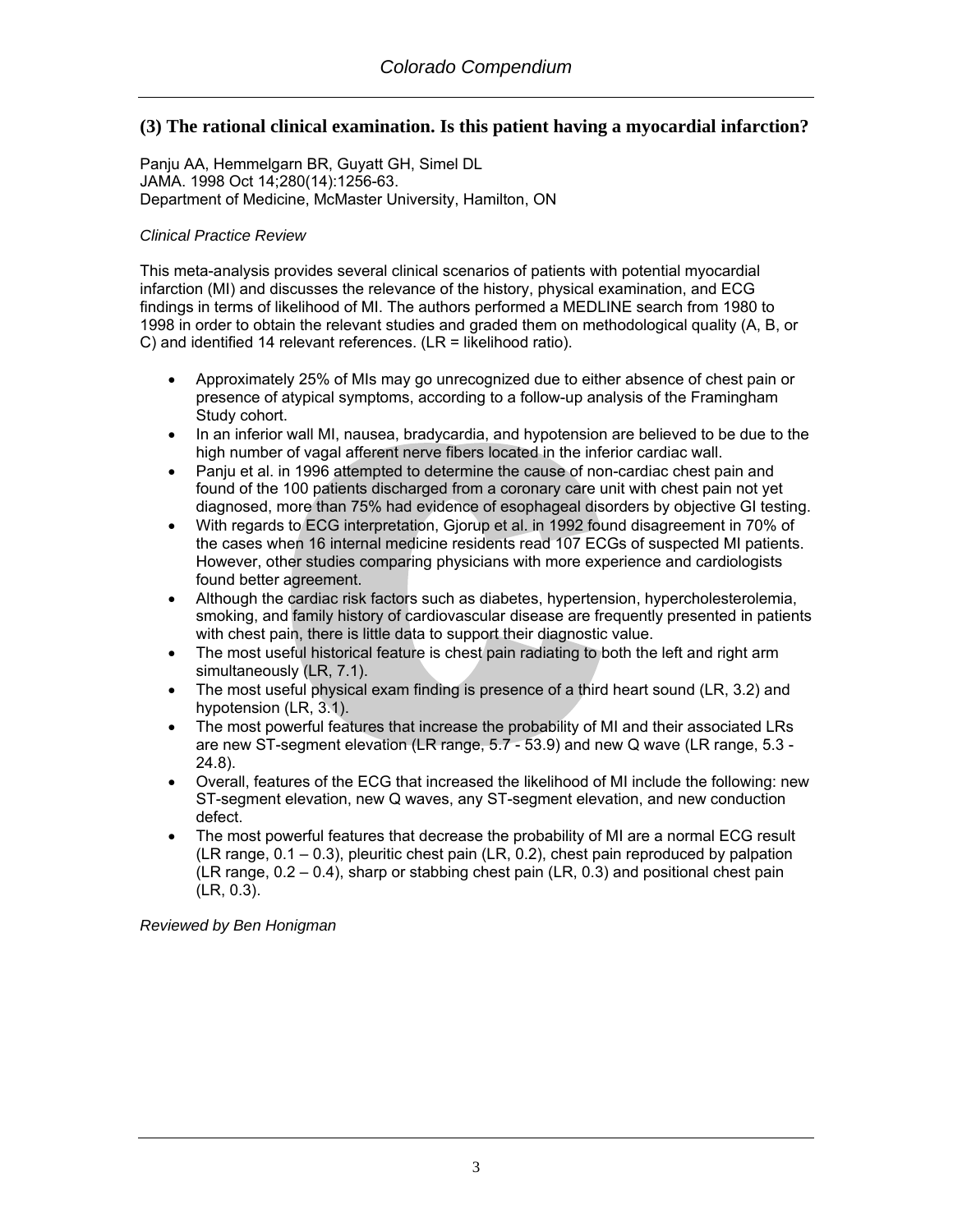## (3) The rational clinical examination. Is this patient having a myocardial infarction?

Panju AA, Hemmelgarn BR, Guyatt GH, Simel DL
JAMA. 1998 Oct 14;280(14):1256-63.
Department of Medicine, McMaster University, Hamilton, ON

*Clinical Practice Review*

This meta-analysis provides several clinical scenarios of patients with potential myocardial infarction (MI) and discusses the relevance of the history, physical examination, and ECG findings in terms of likelihood of MI. The authors performed a MEDLINE search from 1980 to 1998 in order to obtain the relevant studies and graded them on methodological quality (A, B, or C) and identified 14 relevant references. (LR = likelihood ratio).

- Approximately 25% of MIs may go unrecognized due to either absence of chest pain or presence of atypical symptoms, according to a follow-up analysis of the Framingham Study cohort.
- In an inferior wall MI, nausea, bradycardia, and hypotension are believed to be due to the high number of vagal afferent nerve fibers located in the inferior cardiac wall.
- Panju et al. in 1996 attempted to determine the cause of non-cardiac chest pain and found of the 100 patients discharged from a coronary care unit with chest pain not yet diagnosed, more than 75% had evidence of esophageal disorders by objective GI testing.
- With regards to ECG interpretation, Gjorup et al. in 1992 found disagreement in 70% of the cases when 16 internal medicine residents read 107 ECGs of suspected MI patients. However, other studies comparing physicians with more experience and cardiologists found better agreement.
- Although the cardiac risk factors such as diabetes, hypertension, hypercholesterolemia, smoking, and family history of cardiovascular disease are frequently presented in patients with chest pain, there is little data to support their diagnostic value.
- The most useful historical feature is chest pain radiating to both the left and right arm simultaneously (LR, 7.1).
- The most useful physical exam finding is presence of a third heart sound (LR, 3.2) and hypotension (LR, 3.1).
- The most powerful features that increase the probability of MI and their associated LRs are new ST-segment elevation (LR range, 5.7 - 53.9) and new Q wave (LR range, 5.3 - 24.8).
- Overall, features of the ECG that increased the likelihood of MI include the following: new ST-segment elevation, new Q waves, any ST-segment elevation, and new conduction defect.
- The most powerful features that decrease the probability of MI are a normal ECG result (LR range, 0.1 – 0.3), pleuritic chest pain (LR, 0.2), chest pain reproduced by palpation (LR range, 0.2 – 0.4), sharp or stabbing chest pain (LR, 0.3) and positional chest pain (LR, 0.3).

*Reviewed by Ben Honigman*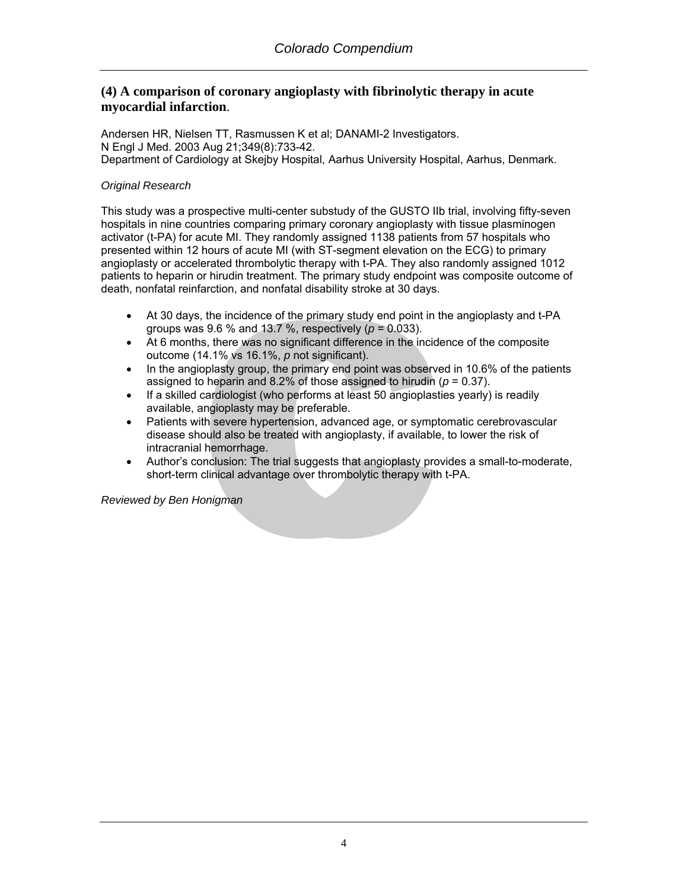## (4) A comparison of coronary angioplasty with fibrinolytic therapy in acute myocardial infarction.

Andersen HR, Nielsen TT, Rasmussen K et al; DANAMI-2 Investigators.
N Engl J Med. 2003 Aug 21;349(8):733-42.
Department of Cardiology at Skejby Hospital, Aarhus University Hospital, Aarhus, Denmark.

*Original Research*

This study was a prospective multi-center substudy of the GUSTO IIb trial, involving fifty-seven hospitals in nine countries comparing primary coronary angioplasty with tissue plasminogen activator (t-PA) for acute MI. They randomly assigned 1138 patients from 57 hospitals who presented within 12 hours of acute MI (with ST-segment elevation on the ECG) to primary angioplasty or accelerated thrombolytic therapy with t-PA. They also randomly assigned 1012 patients to heparin or hirudin treatment. The primary study endpoint was composite outcome of death, nonfatal reinfarction, and nonfatal disability stroke at 30 days.

- At 30 days, the incidence of the primary study end point in the angioplasty and t-PA groups was 9.6 % and 13.7 %, respectively ($p = 0.033$).
- At 6 months, there was no significant difference in the incidence of the composite outcome (14.1% vs 16.1%, *p* not significant).
- In the angioplasty group, the primary end point was observed in 10.6% of the patients assigned to heparin and 8.2% of those assigned to hirudin ($p = 0.37$).
- If a skilled cardiologist (who performs at least 50 angioplasties yearly) is readily available, angioplasty may be preferable.
- Patients with severe hypertension, advanced age, or symptomatic cerebrovascular disease should also be treated with angioplasty, if available, to lower the risk of intracranial hemorrhage.
- Author's conclusion: The trial suggests that angioplasty provides a small-to-moderate, short-term clinical advantage over thrombolytic therapy with t-PA.

*Reviewed by Ben Honigman*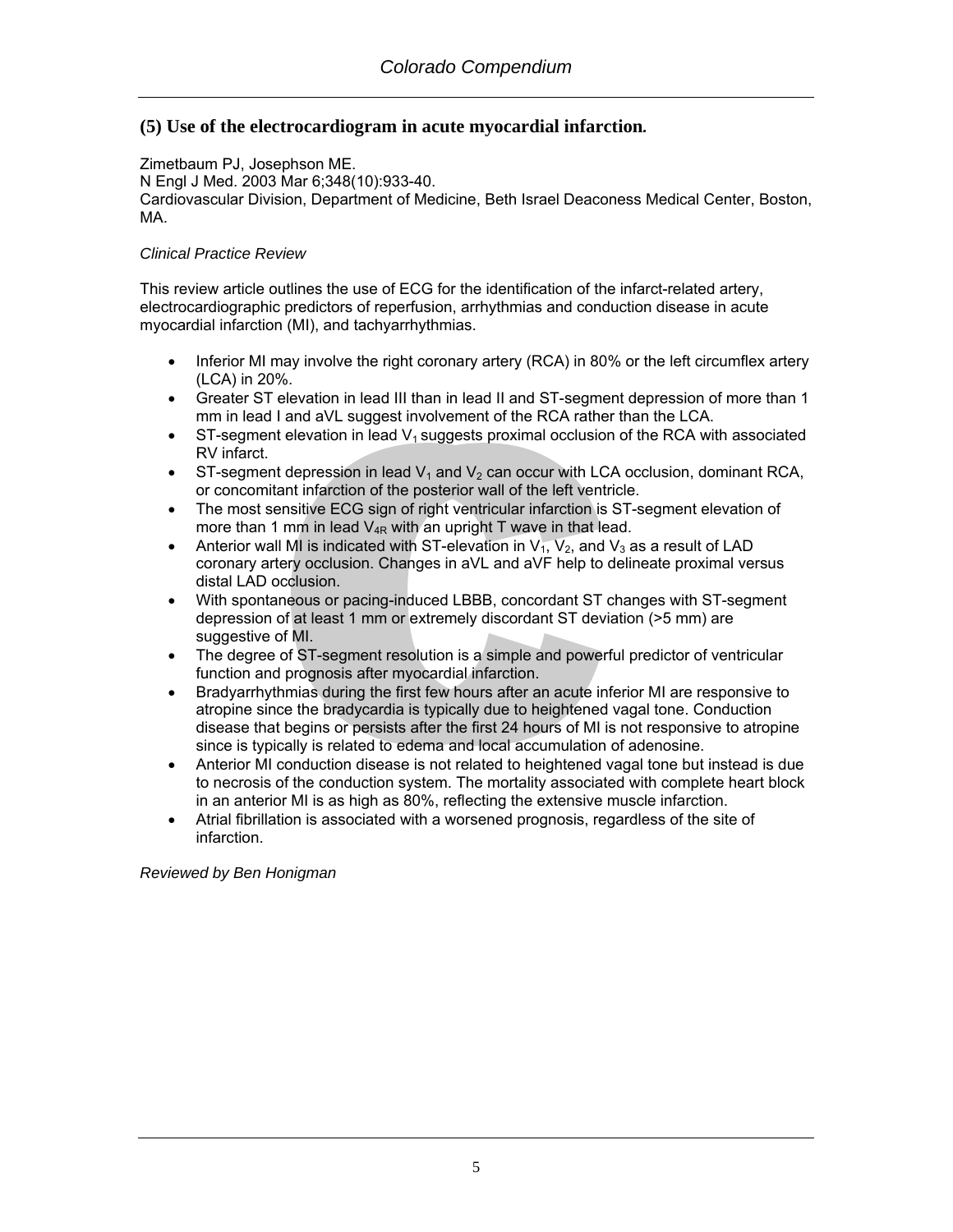## (5) Use of the electrocardiogram in acute myocardial infarction.

Zimetbaum PJ, Josephson ME.
N Engl J Med. 2003 Mar 6;348(10):933-40.
Cardiovascular Division, Department of Medicine, Beth Israel Deaconess Medical Center, Boston, MA.

*Clinical Practice Review*

This review article outlines the use of ECG for the identification of the infarct-related artery, electrocardiographic predictors of reperfusion, arrhythmias and conduction disease in acute myocardial infarction (MI), and tachyarrhythmias.

- Inferior MI may involve the right coronary artery (RCA) in 80% or the left circumflex artery (LCA) in 20%.
- Greater ST elevation in lead III than in lead II and ST-segment depression of more than 1 mm in lead I and aVL suggest involvement of the RCA rather than the LCA.
- ST-segment elevation in lead $V_1$ suggests proximal occlusion of the RCA with associated RV infarct.
- ST-segment depression in lead $V_1$ and $V_2$ can occur with LCA occlusion, dominant RCA, or concomitant infarction of the posterior wall of the left ventricle.
- The most sensitive ECG sign of right ventricular infarction is ST-segment elevation of more than 1 mm in lead $V_{4R}$ with an upright T wave in that lead.
- Anterior wall MI is indicated with ST-elevation in $V_1$, $V_2$, and $V_3$ as a result of LAD coronary artery occlusion. Changes in aVL and aVF help to delineate proximal versus distal LAD occlusion.
- With spontaneous or pacing-induced LBBB, concordant ST changes with ST-segment depression of at least 1 mm or extremely discordant ST deviation (>5 mm) are suggestive of MI.
- The degree of ST-segment resolution is a simple and powerful predictor of ventricular function and prognosis after myocardial infarction.
- Bradyarrhythmias during the first few hours after an acute inferior MI are responsive to atropine since the bradycardia is typically due to heightened vagal tone. Conduction disease that begins or persists after the first 24 hours of MI is not responsive to atropine since is typically is related to edema and local accumulation of adenosine.
- Anterior MI conduction disease is not related to heightened vagal tone but instead is due to necrosis of the conduction system. The mortality associated with complete heart block in an anterior MI is as high as 80%, reflecting the extensive muscle infarction.
- Atrial fibrillation is associated with a worsened prognosis, regardless of the site of infarction.

*Reviewed by Ben Honigman*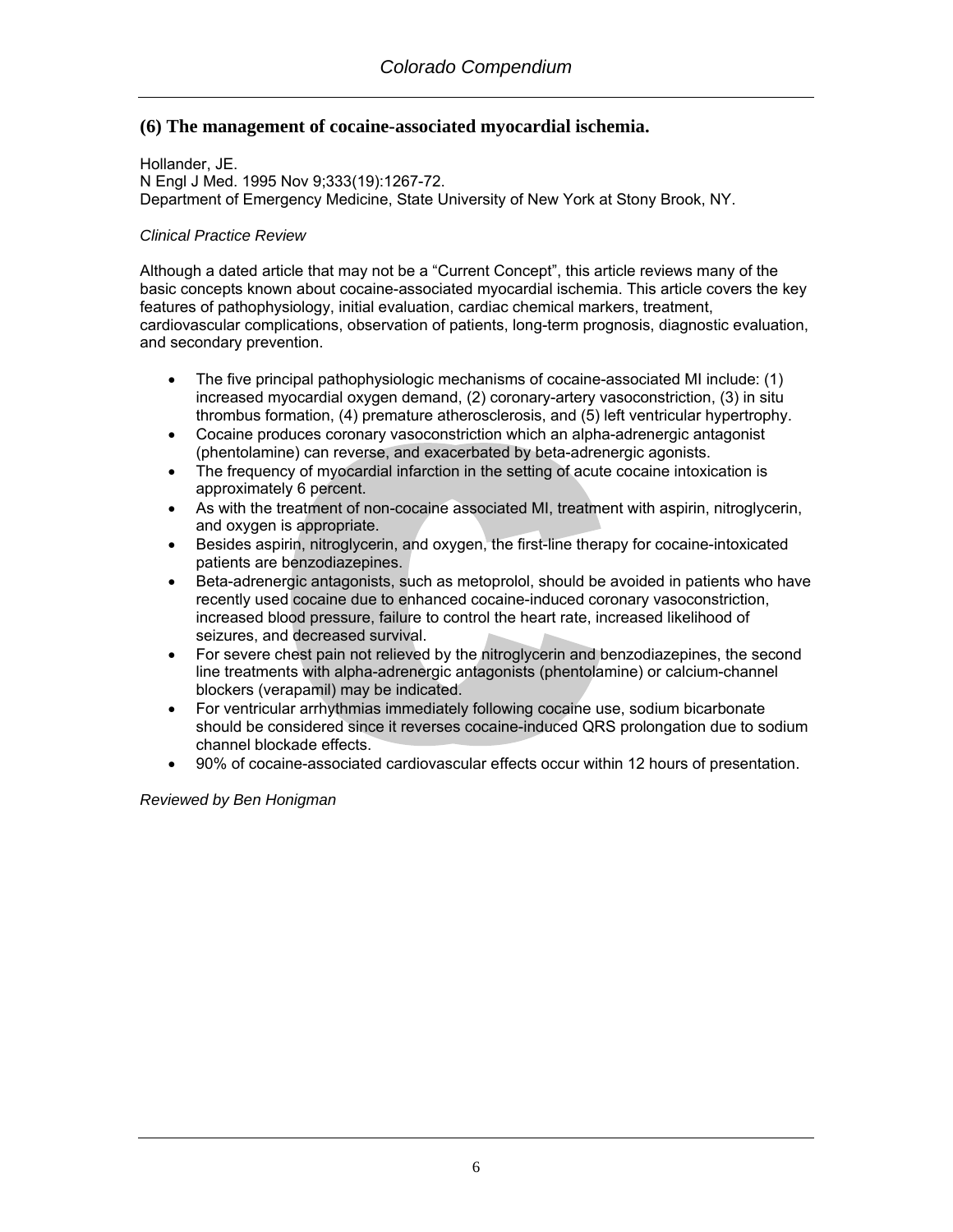## (6) The management of cocaine-associated myocardial ischemia.

Hollander, JE.
N Engl J Med. 1995 Nov 9;333(19):1267-72.
Department of Emergency Medicine, State University of New York at Stony Brook, NY.

*Clinical Practice Review*

Although a dated article that may not be a "Current Concept", this article reviews many of the basic concepts known about cocaine-associated myocardial ischemia. This article covers the key features of pathophysiology, initial evaluation, cardiac chemical markers, treatment, cardiovascular complications, observation of patients, long-term prognosis, diagnostic evaluation, and secondary prevention.

- The five principal pathophysiologic mechanisms of cocaine-associated MI include: (1) increased myocardial oxygen demand, (2) coronary-artery vasoconstriction, (3) in situ thrombus formation, (4) premature atherosclerosis, and (5) left ventricular hypertrophy.
- Cocaine produces coronary vasoconstriction which an alpha-adrenergic antagonist (phentolamine) can reverse, and exacerbated by beta-adrenergic agonists.
- The frequency of myocardial infarction in the setting of acute cocaine intoxication is approximately 6 percent.
- As with the treatment of non-cocaine associated MI, treatment with aspirin, nitroglycerin, and oxygen is appropriate.
- Besides aspirin, nitroglycerin, and oxygen, the first-line therapy for cocaine-intoxicated patients are benzodiazepines.
- Beta-adrenergic antagonists, such as metoprolol, should be avoided in patients who have recently used cocaine due to enhanced cocaine-induced coronary vasoconstriction, increased blood pressure, failure to control the heart rate, increased likelihood of seizures, and decreased survival.
- For severe chest pain not relieved by the nitroglycerin and benzodiazepines, the second line treatments with alpha-adrenergic antagonists (phentolamine) or calcium-channel blockers (verapamil) may be indicated.
- For ventricular arrhythmias immediately following cocaine use, sodium bicarbonate should be considered since it reverses cocaine-induced QRS prolongation due to sodium channel blockade effects.
- 90% of cocaine-associated cardiovascular effects occur within 12 hours of presentation.

*Reviewed by Ben Honigman*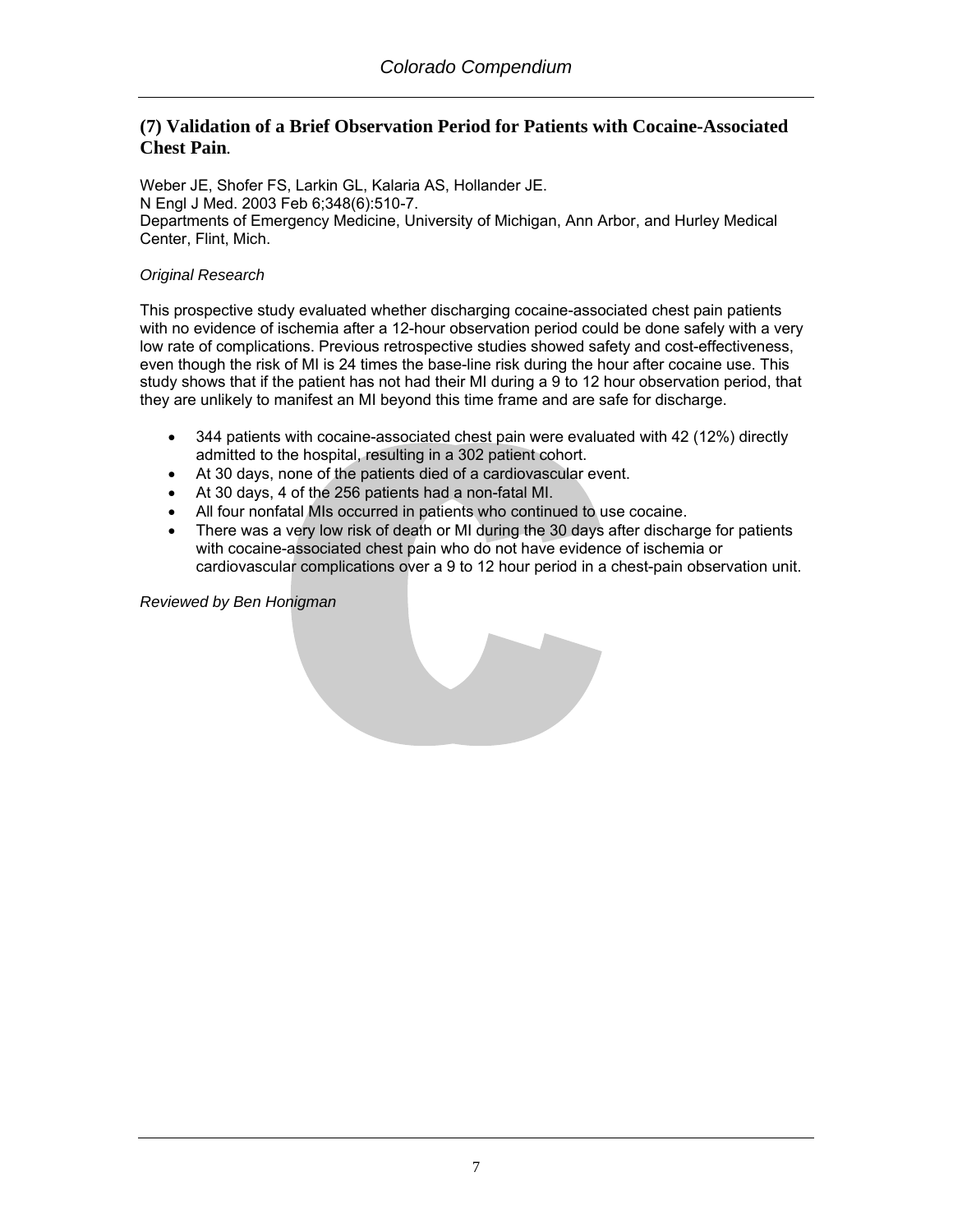## (7) Validation of a Brief Observation Period for Patients with Cocaine-Associated Chest Pain.

Weber JE, Shofer FS, Larkin GL, Kalaria AS, Hollander JE.
N Engl J Med. 2003 Feb 6;348(6):510-7.
Departments of Emergency Medicine, University of Michigan, Ann Arbor, and Hurley Medical Center, Flint, Mich.

*Original Research*

This prospective study evaluated whether discharging cocaine-associated chest pain patients with no evidence of ischemia after a 12-hour observation period could be done safely with a very low rate of complications. Previous retrospective studies showed safety and cost-effectiveness, even though the risk of MI is 24 times the base-line risk during the hour after cocaine use. This study shows that if the patient has not had their MI during a 9 to 12 hour observation period, that they are unlikely to manifest an MI beyond this time frame and are safe for discharge.

- 344 patients with cocaine-associated chest pain were evaluated with 42 (12%) directly admitted to the hospital, resulting in a 302 patient cohort.
- At 30 days, none of the patients died of a cardiovascular event.
- At 30 days, 4 of the 256 patients had a non-fatal MI.
- All four nonfatal MIs occurred in patients who continued to use cocaine.
- There was a very low risk of death or MI during the 30 days after discharge for patients with cocaine-associated chest pain who do not have evidence of ischemia or cardiovascular complications over a 9 to 12 hour period in a chest-pain observation unit.

*Reviewed by Ben Honigman*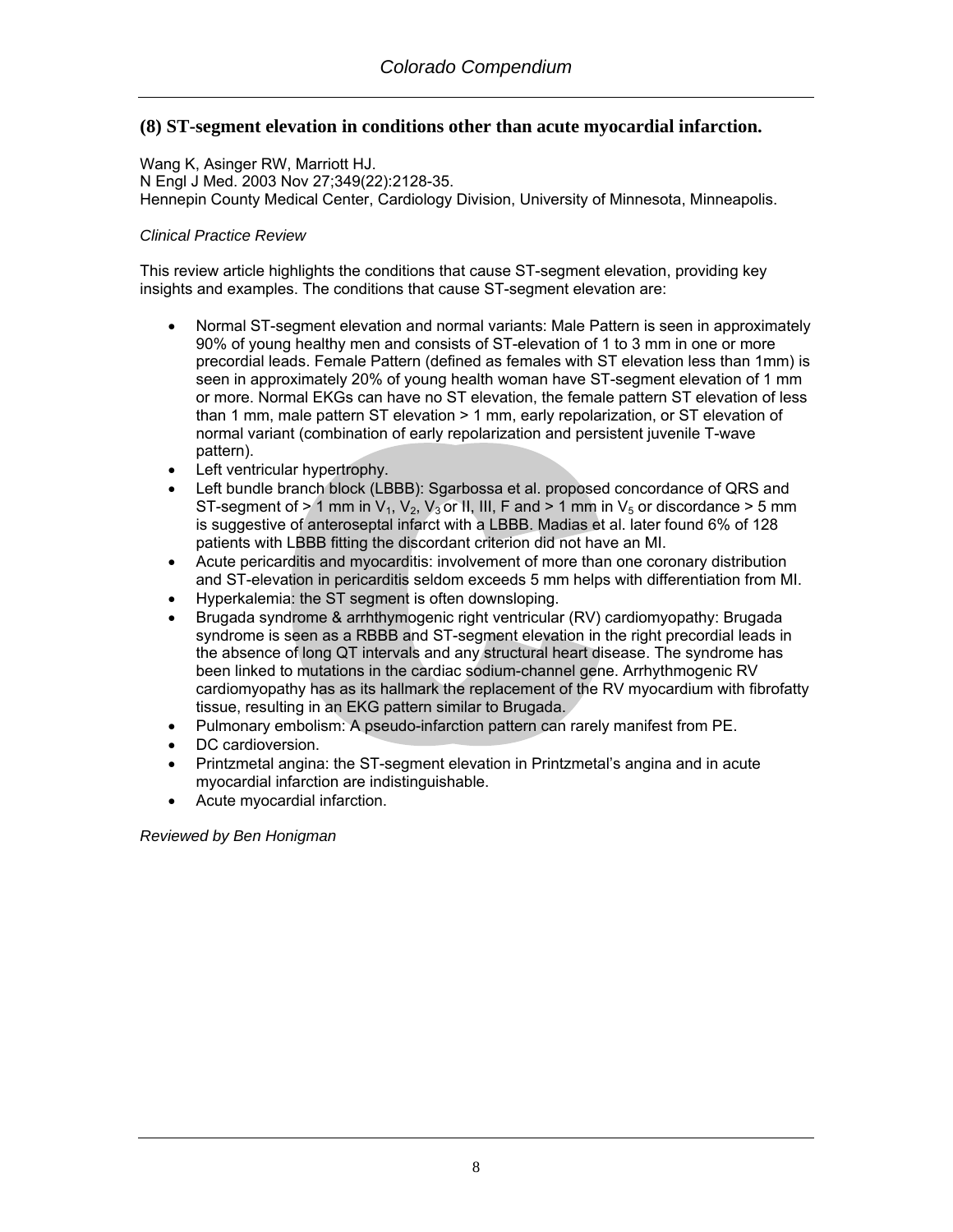## (8) ST-segment elevation in conditions other than acute myocardial infarction.

Wang K, Asinger RW, Marriott HJ.
N Engl J Med. 2003 Nov 27;349(22):2128-35.
Hennepin County Medical Center, Cardiology Division, University of Minnesota, Minneapolis.

*Clinical Practice Review*

This review article highlights the conditions that cause ST-segment elevation, providing key insights and examples. The conditions that cause ST-segment elevation are:

- Normal ST-segment elevation and normal variants: Male Pattern is seen in approximately 90% of young healthy men and consists of ST-elevation of 1 to 3 mm in one or more precordial leads. Female Pattern (defined as females with ST elevation less than 1mm) is seen in approximately 20% of young health woman have ST-segment elevation of 1 mm or more. Normal EKGs can have no ST elevation, the female pattern ST elevation of less than 1 mm, male pattern ST elevation > 1 mm, early repolarization, or ST elevation of normal variant (combination of early repolarization and persistent juvenile T-wave pattern).
- Left ventricular hypertrophy.
- Left bundle branch block (LBBB): Sgarbossa et al. proposed concordance of QRS and ST-segment of > 1 mm in $V_1$, $V_2$, $V_3$ or II, III, F and > 1 mm in $V_5$ or discordance > 5 mm is suggestive of anteroseptal infarct with a LBBB. Madias et al. later found 6% of 128 patients with LBBB fitting the discordant criterion did not have an MI.
- Acute pericarditis and myocarditis: involvement of more than one coronary distribution and ST-elevation in pericarditis seldom exceeds 5 mm helps with differentiation from MI.
- Hyperkalemia: the ST segment is often downsloping.
- Brugada syndrome & arrhthymogenic right ventricular (RV) cardiomyopathy: Brugada syndrome is seen as a RBBB and ST-segment elevation in the right precordial leads in the absence of long QT intervals and any structural heart disease. The syndrome has been linked to mutations in the cardiac sodium-channel gene. Arrhythmogenic RV cardiomyopathy has as its hallmark the replacement of the RV myocardium with fibrofatty tissue, resulting in an EKG pattern similar to Brugada.
- Pulmonary embolism: A pseudo-infarction pattern can rarely manifest from PE.
- DC cardioversion.
- Printzmetal angina: the ST-segment elevation in Printzmetal's angina and in acute myocardial infarction are indistinguishable.
- Acute myocardial infarction.

*Reviewed by Ben Honigman*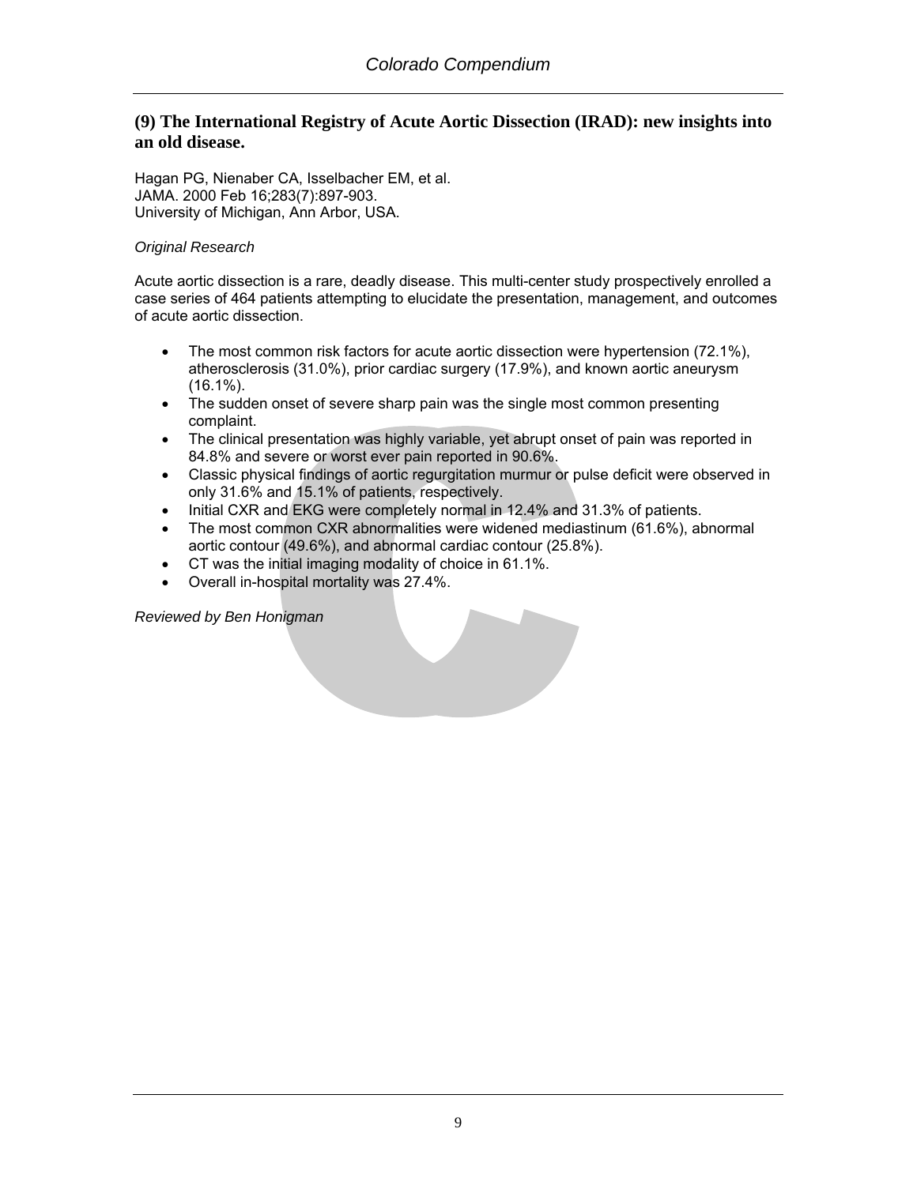## (9) The International Registry of Acute Aortic Dissection (IRAD): new insights into an old disease.

Hagan PG, Nienaber CA, Isselbacher EM, et al.
JAMA. 2000 Feb 16;283(7):897-903.
University of Michigan, Ann Arbor, USA.

*Original Research*

Acute aortic dissection is a rare, deadly disease. This multi-center study prospectively enrolled a case series of 464 patients attempting to elucidate the presentation, management, and outcomes of acute aortic dissection.

- The most common risk factors for acute aortic dissection were hypertension (72.1%), atherosclerosis (31.0%), prior cardiac surgery (17.9%), and known aortic aneurysm (16.1%).
- The sudden onset of severe sharp pain was the single most common presenting complaint.
- The clinical presentation was highly variable, yet abrupt onset of pain was reported in 84.8% and severe or worst ever pain reported in 90.6%.
- Classic physical findings of aortic regurgitation murmur or pulse deficit were observed in only 31.6% and 15.1% of patients, respectively.
- Initial CXR and EKG were completely normal in 12.4% and 31.3% of patients.
- The most common CXR abnormalities were widened mediastinum (61.6%), abnormal aortic contour (49.6%), and abnormal cardiac contour (25.8%).
- CT was the initial imaging modality of choice in 61.1%.
- Overall in-hospital mortality was 27.4%.

*Reviewed by Ben Honigman*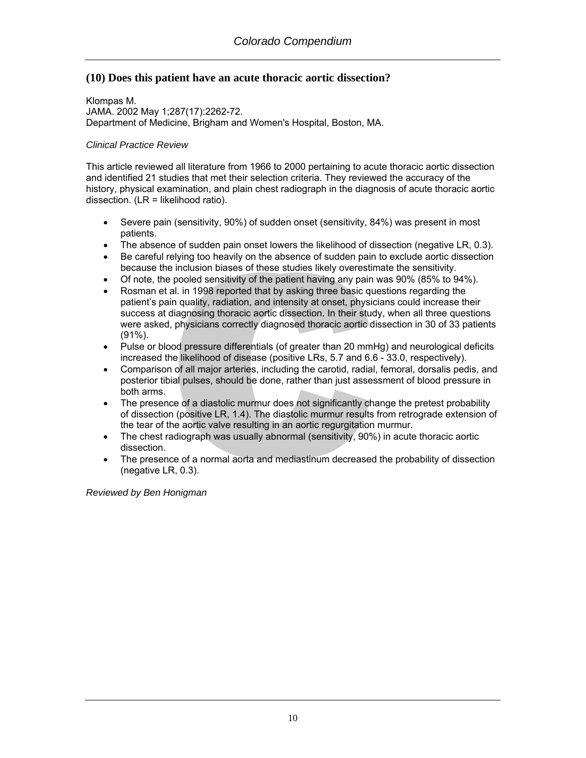## (10) Does this patient have an acute thoracic aortic dissection?

Klompas M.
JAMA. 2002 May 1;287(17):2262-72.
Department of Medicine, Brigham and Women's Hospital, Boston, MA.

*Clinical Practice Review*

This article reviewed all literature from 1966 to 2000 pertaining to acute thoracic aortic dissection and identified 21 studies that met their selection criteria. They reviewed the accuracy of the history, physical examination, and plain chest radiograph in the diagnosis of acute thoracic aortic dissection. (LR = likelihood ratio).

- Severe pain (sensitivity, 90%) of sudden onset (sensitivity, 84%) was present in most patients.
- The absence of sudden pain onset lowers the likelihood of dissection (negative LR, 0.3).
- Be careful relying too heavily on the absence of sudden pain to exclude aortic dissection because the inclusion biases of these studies likely overestimate the sensitivity.
- Of note, the pooled sensitivity of the patient having any pain was 90% (85% to 94%).
- Rosman et al. in 1998 reported that by asking three basic questions regarding the patient's pain quality, radiation, and intensity at onset, physicians could increase their success at diagnosing thoracic aortic dissection. In their study, when all three questions were asked, physicians correctly diagnosed thoracic aortic dissection in 30 of 33 patients (91%).
- Pulse or blood pressure differentials (of greater than 20 mmHg) and neurological deficits increased the likelihood of disease (positive LRs, 5.7 and 6.6 - 33.0, respectively).
- Comparison of all major arteries, including the carotid, radial, femoral, dorsalis pedis, and posterior tibial pulses, should be done, rather than just assessment of blood pressure in both arms.
- The presence of a diastolic murmur does not significantly change the pretest probability of dissection (positive LR, 1.4). The diastolic murmur results from retrograde extension of the tear of the aortic valve resulting in an aortic regurgitation murmur.
- The chest radiograph was usually abnormal (sensitivity, 90%) in acute thoracic aortic dissection.
- The presence of a normal aorta and mediastinum decreased the probability of dissection (negative LR, 0.3).

*Reviewed by Ben Honigman*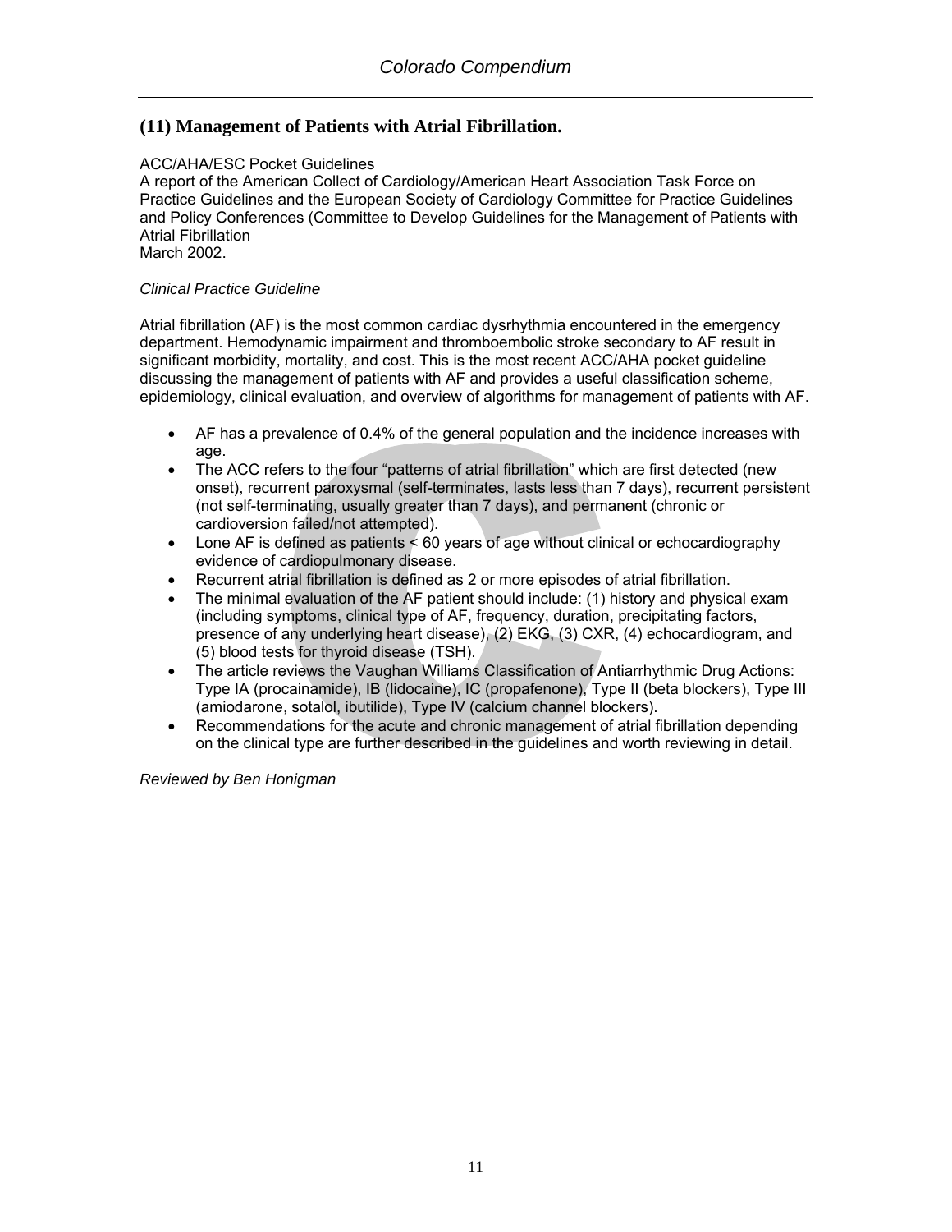## (11) Management of Patients with Atrial Fibrillation.

ACC/AHA/ESC Pocket Guidelines
A report of the American Collect of Cardiology/American Heart Association Task Force on Practice Guidelines and the European Society of Cardiology Committee for Practice Guidelines and Policy Conferences (Committee to Develop Guidelines for the Management of Patients with Atrial Fibrillation
March 2002.

*Clinical Practice Guideline*

Atrial fibrillation (AF) is the most common cardiac dysrhythmia encountered in the emergency department. Hemodynamic impairment and thromboembolic stroke secondary to AF result in significant morbidity, mortality, and cost. This is the most recent ACC/AHA pocket guideline discussing the management of patients with AF and provides a useful classification scheme, epidemiology, clinical evaluation, and overview of algorithms for management of patients with AF.

- AF has a prevalence of 0.4% of the general population and the incidence increases with age.
- The ACC refers to the four "patterns of atrial fibrillation" which are first detected (new onset), recurrent paroxysmal (self-terminates, lasts less than 7 days), recurrent persistent (not self-terminating, usually greater than 7 days), and permanent (chronic or cardioversion failed/not attempted).
- Lone AF is defined as patients < 60 years of age without clinical or echocardiography evidence of cardiopulmonary disease.
- Recurrent atrial fibrillation is defined as 2 or more episodes of atrial fibrillation.
- The minimal evaluation of the AF patient should include: (1) history and physical exam (including symptoms, clinical type of AF, frequency, duration, precipitating factors, presence of any underlying heart disease), (2) EKG, (3) CXR, (4) echocardiogram, and (5) blood tests for thyroid disease (TSH).
- The article reviews the Vaughan Williams Classification of Antiarrhythmic Drug Actions: Type IA (procainamide), IB (lidocaine), IC (propafenone), Type II (beta blockers), Type III (amiodarone, sotalol, ibutilide), Type IV (calcium channel blockers).
- Recommendations for the acute and chronic management of atrial fibrillation depending on the clinical type are further described in the guidelines and worth reviewing in detail.

*Reviewed by Ben Honigman*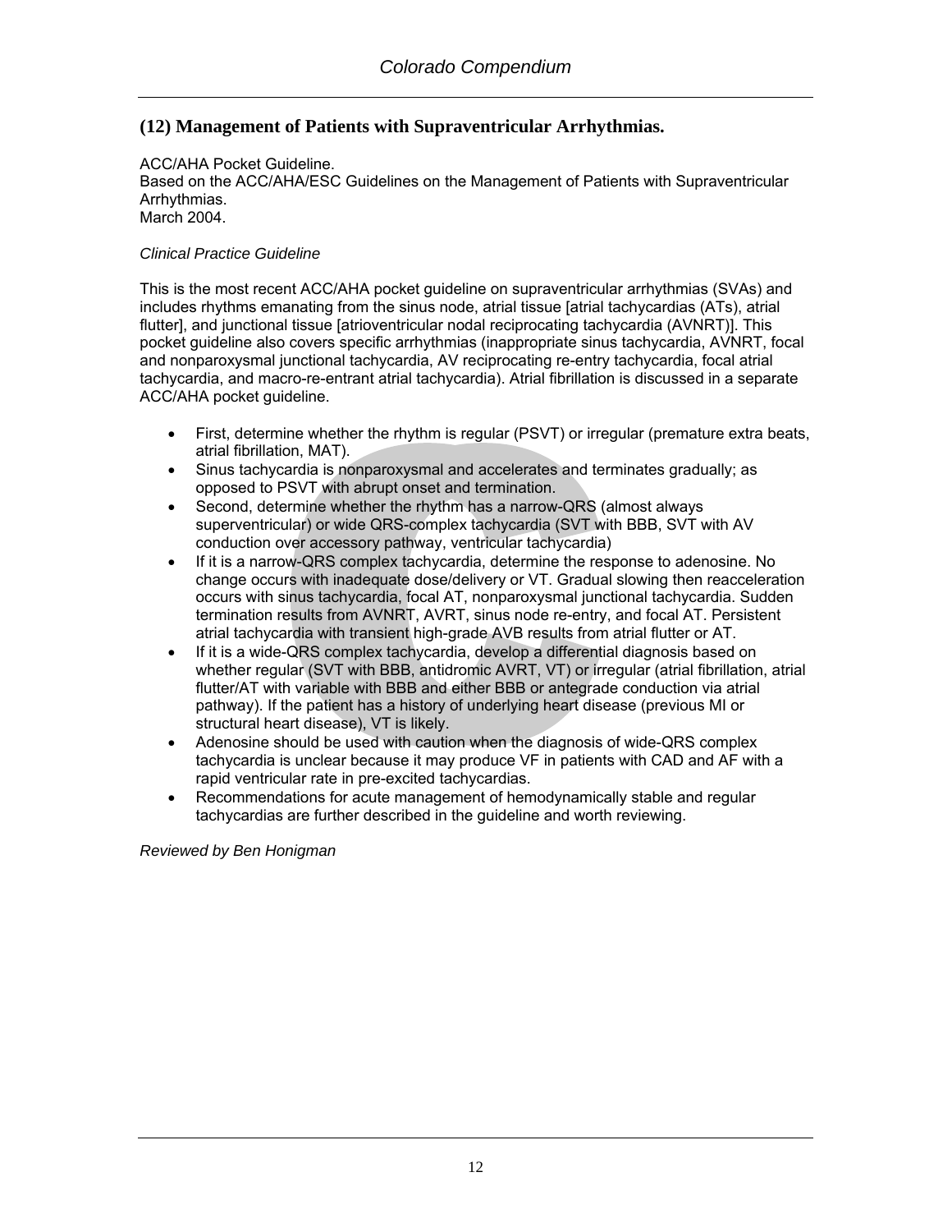## (12) Management of Patients with Supraventricular Arrhythmias.

ACC/AHA Pocket Guideline.
Based on the ACC/AHA/ESC Guidelines on the Management of Patients with Supraventricular Arrhythmias.
March 2004.

*Clinical Practice Guideline*

This is the most recent ACC/AHA pocket guideline on supraventricular arrhythmias (SVAs) and includes rhythms emanating from the sinus node, atrial tissue [atrial tachycardias (ATs), atrial flutter], and junctional tissue [atrioventricular nodal reciprocating tachycardia (AVNRT)]. This pocket guideline also covers specific arrhythmias (inappropriate sinus tachycardia, AVNRT, focal and nonparoxysmal junctional tachycardia, AV reciprocating re-entry tachycardia, focal atrial tachycardia, and macro-re-entrant atrial tachycardia). Atrial fibrillation is discussed in a separate ACC/AHA pocket guideline.

- First, determine whether the rhythm is regular (PSVT) or irregular (premature extra beats, atrial fibrillation, MAT).
- Sinus tachycardia is nonparoxysmal and accelerates and terminates gradually; as opposed to PSVT with abrupt onset and termination.
- Second, determine whether the rhythm has a narrow-QRS (almost always superventricular) or wide QRS-complex tachycardia (SVT with BBB, SVT with AV conduction over accessory pathway, ventricular tachycardia)
- If it is a narrow-QRS complex tachycardia, determine the response to adenosine. No change occurs with inadequate dose/delivery or VT. Gradual slowing then reacceleration occurs with sinus tachycardia, focal AT, nonparoxysmal junctional tachycardia. Sudden termination results from AVNRT, AVRT, sinus node re-entry, and focal AT. Persistent atrial tachycardia with transient high-grade AVB results from atrial flutter or AT.
- If it is a wide-QRS complex tachycardia, develop a differential diagnosis based on whether regular (SVT with BBB, antidromic AVRT, VT) or irregular (atrial fibrillation, atrial flutter/AT with variable with BBB and either BBB or antegrade conduction via atrial pathway). If the patient has a history of underlying heart disease (previous MI or structural heart disease), VT is likely.
- Adenosine should be used with caution when the diagnosis of wide-QRS complex tachycardia is unclear because it may produce VF in patients with CAD and AF with a rapid ventricular rate in pre-excited tachycardias.
- Recommendations for acute management of hemodynamically stable and regular tachycardias are further described in the guideline and worth reviewing.

*Reviewed by Ben Honigman*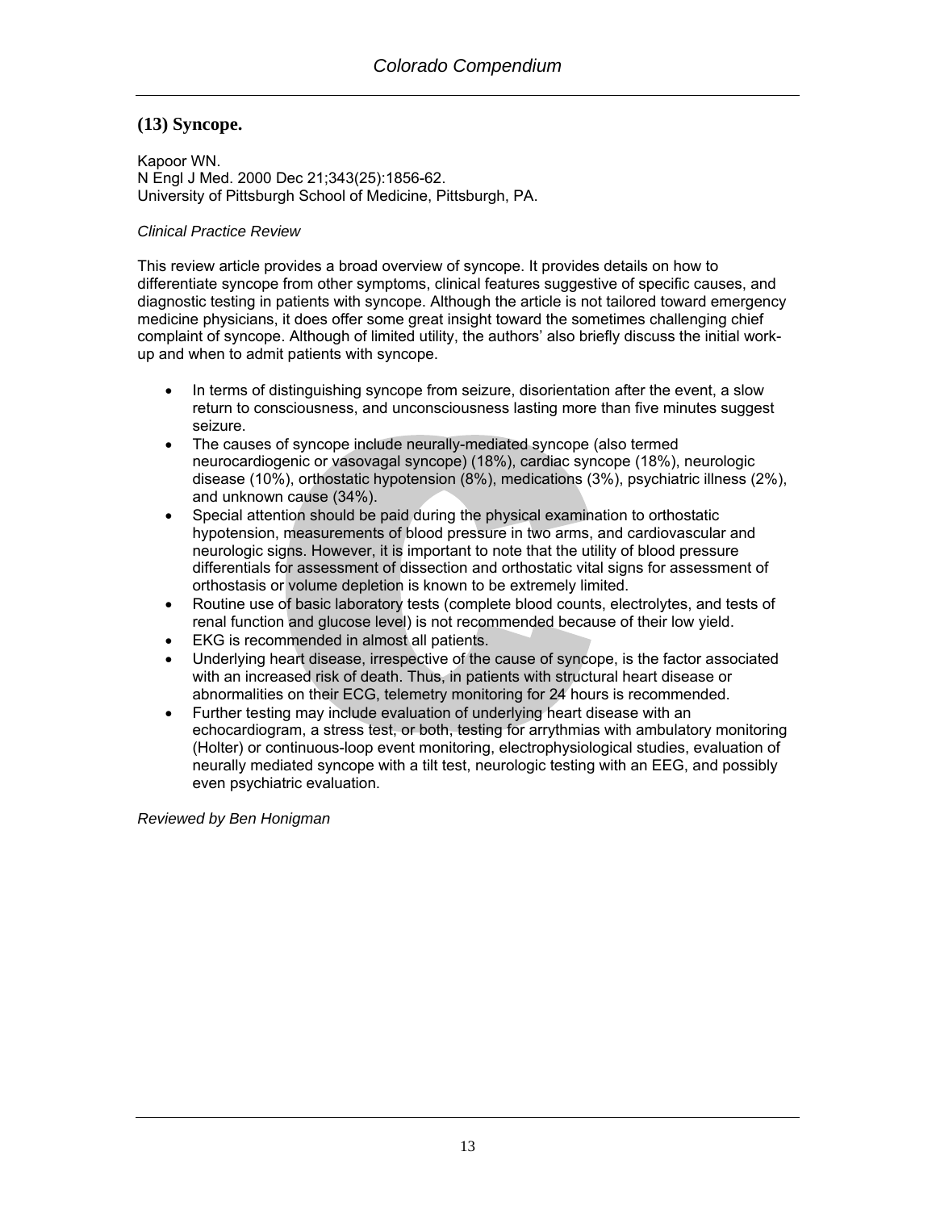## (13) Syncope.

Kapoor WN.
N Engl J Med. 2000 Dec 21;343(25):1856-62.
University of Pittsburgh School of Medicine, Pittsburgh, PA.

*Clinical Practice Review*

This review article provides a broad overview of syncope. It provides details on how to differentiate syncope from other symptoms, clinical features suggestive of specific causes, and diagnostic testing in patients with syncope. Although the article is not tailored toward emergency medicine physicians, it does offer some great insight toward the sometimes challenging chief complaint of syncope. Although of limited utility, the authors' also briefly discuss the initial work-up and when to admit patients with syncope.

- In terms of distinguishing syncope from seizure, disorientation after the event, a slow return to consciousness, and unconsciousness lasting more than five minutes suggest seizure.
- The causes of syncope include neurally-mediated syncope (also termed neurocardiogenic or vasovagal syncope) (18%), cardiac syncope (18%), neurologic disease (10%), orthostatic hypotension (8%), medications (3%), psychiatric illness (2%), and unknown cause (34%).
- Special attention should be paid during the physical examination to orthostatic hypotension, measurements of blood pressure in two arms, and cardiovascular and neurologic signs. However, it is important to note that the utility of blood pressure differentials for assessment of dissection and orthostatic vital signs for assessment of orthostasis or volume depletion is known to be extremely limited.
- Routine use of basic laboratory tests (complete blood counts, electrolytes, and tests of renal function and glucose level) is not recommended because of their low yield.
- EKG is recommended in almost all patients.
- Underlying heart disease, irrespective of the cause of syncope, is the factor associated with an increased risk of death. Thus, in patients with structural heart disease or abnormalities on their ECG, telemetry monitoring for 24 hours is recommended.
- Further testing may include evaluation of underlying heart disease with an echocardiogram, a stress test, or both, testing for arrythmias with ambulatory monitoring (Holter) or continuous-loop event monitoring, electrophysiological studies, evaluation of neurally mediated syncope with a tilt test, neurologic testing with an EEG, and possibly even psychiatric evaluation.

*Reviewed by Ben Honigman*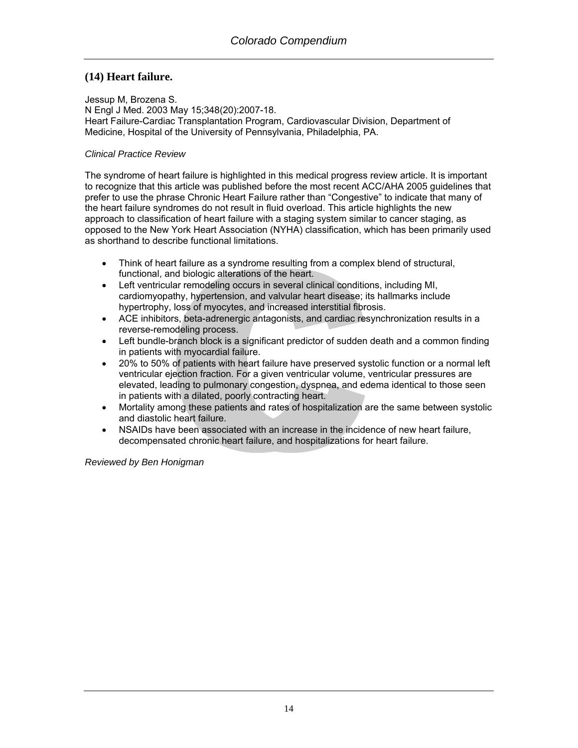## (14) Heart failure.

Jessup M, Brozena S.
N Engl J Med. 2003 May 15;348(20):2007-18.
Heart Failure-Cardiac Transplantation Program, Cardiovascular Division, Department of Medicine, Hospital of the University of Pennsylvania, Philadelphia, PA.

*Clinical Practice Review*

The syndrome of heart failure is highlighted in this medical progress review article. It is important to recognize that this article was published before the most recent ACC/AHA 2005 guidelines that prefer to use the phrase Chronic Heart Failure rather than "Congestive" to indicate that many of the heart failure syndromes do not result in fluid overload. This article highlights the new approach to classification of heart failure with a staging system similar to cancer staging, as opposed to the New York Heart Association (NYHA) classification, which has been primarily used as shorthand to describe functional limitations.

- Think of heart failure as a syndrome resulting from a complex blend of structural, functional, and biologic alterations of the heart.
- Left ventricular remodeling occurs in several clinical conditions, including MI, cardiomyopathy, hypertension, and valvular heart disease; its hallmarks include hypertrophy, loss of myocytes, and increased interstitial fibrosis.
- ACE inhibitors, beta-adrenergic antagonists, and cardiac resynchronization results in a reverse-remodeling process.
- Left bundle-branch block is a significant predictor of sudden death and a common finding in patients with myocardial failure.
- 20% to 50% of patients with heart failure have preserved systolic function or a normal left ventricular ejection fraction. For a given ventricular volume, ventricular pressures are elevated, leading to pulmonary congestion, dyspnea, and edema identical to those seen in patients with a dilated, poorly contracting heart.
- Mortality among these patients and rates of hospitalization are the same between systolic and diastolic heart failure.
- NSAIDs have been associated with an increase in the incidence of new heart failure, decompensated chronic heart failure, and hospitalizations for heart failure.

*Reviewed by Ben Honigman*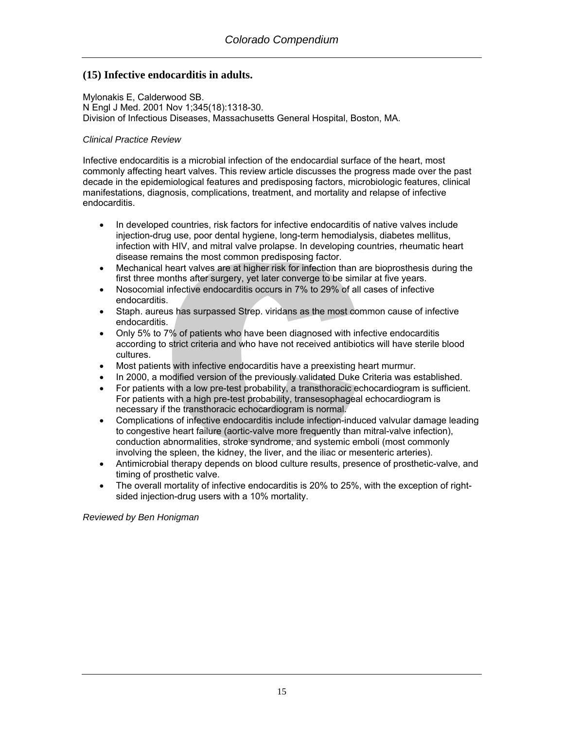## (15) Infective endocarditis in adults.

Mylonakis E, Calderwood SB.
N Engl J Med. 2001 Nov 1;345(18):1318-30.
Division of Infectious Diseases, Massachusetts General Hospital, Boston, MA.

*Clinical Practice Review*

Infective endocarditis is a microbial infection of the endocardial surface of the heart, most commonly affecting heart valves. This review article discusses the progress made over the past decade in the epidemiological features and predisposing factors, microbiologic features, clinical manifestations, diagnosis, complications, treatment, and mortality and relapse of infective endocarditis.

- In developed countries, risk factors for infective endocarditis of native valves include injection-drug use, poor dental hygiene, long-term hemodialysis, diabetes mellitus, infection with HIV, and mitral valve prolapse. In developing countries, rheumatic heart disease remains the most common predisposing factor.
- Mechanical heart valves are at higher risk for infection than are bioprosthesis during the first three months after surgery, yet later converge to be similar at five years.
- Nosocomial infective endocarditis occurs in 7% to 29% of all cases of infective endocarditis.
- Staph. aureus has surpassed Strep. viridans as the most common cause of infective endocarditis.
- Only 5% to 7% of patients who have been diagnosed with infective endocarditis according to strict criteria and who have not received antibiotics will have sterile blood cultures.
- Most patients with infective endocarditis have a preexisting heart murmur.
- In 2000, a modified version of the previously validated Duke Criteria was established.
- For patients with a low pre-test probability, a transthoracic echocardiogram is sufficient. For patients with a high pre-test probability, transesophageal echocardiogram is necessary if the transthoracic echocardiogram is normal.
- Complications of infective endocarditis include infection-induced valvular damage leading to congestive heart failure (aortic-valve more frequently than mitral-valve infection), conduction abnormalities, stroke syndrome, and systemic emboli (most commonly involving the spleen, the kidney, the liver, and the iliac or mesenteric arteries).
- Antimicrobial therapy depends on blood culture results, presence of prosthetic-valve, and timing of prosthetic valve.
- The overall mortality of infective endocarditis is 20% to 25%, with the exception of right-sided injection-drug users with a 10% mortality.

*Reviewed by Ben Honigman*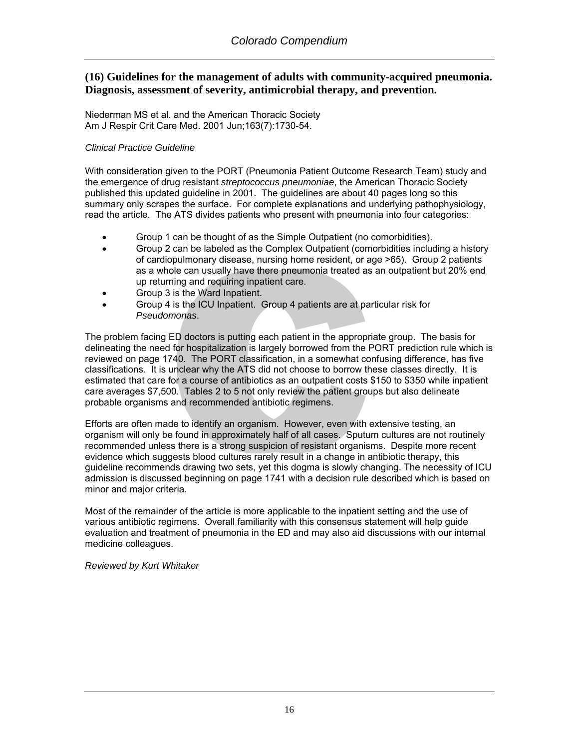## (16) Guidelines for the management of adults with community-acquired pneumonia. Diagnosis, assessment of severity, antimicrobial therapy, and prevention.

Niederman MS et al. and the American Thoracic Society
Am J Respir Crit Care Med. 2001 Jun;163(7):1730-54.

*Clinical Practice Guideline*

With consideration given to the PORT (Pneumonia Patient Outcome Research Team) study and the emergence of drug resistant *streptococcus pneumoniae*, the American Thoracic Society published this updated guideline in 2001. The guidelines are about 40 pages long so this summary only scrapes the surface. For complete explanations and underlying pathophysiology, read the article. The ATS divides patients who present with pneumonia into four categories:

- Group 1 can be thought of as the Simple Outpatient (no comorbidities).
- Group 2 can be labeled as the Complex Outpatient (comorbidities including a history of cardiopulmonary disease, nursing home resident, or age >65). Group 2 patients as a whole can usually have there pneumonia treated as an outpatient but 20% end up returning and requiring inpatient care.
- Group 3 is the Ward Inpatient.
- Group 4 is the ICU Inpatient. Group 4 patients are at particular risk for *Pseudomonas*.

The problem facing ED doctors is putting each patient in the appropriate group. The basis for delineating the need for hospitalization is largely borrowed from the PORT prediction rule which is reviewed on page 1740. The PORT classification, in a somewhat confusing difference, has five classifications. It is unclear why the ATS did not choose to borrow these classes directly. It is estimated that care for a course of antibiotics as an outpatient costs $150 to $350 while inpatient care averages $7,500. Tables 2 to 5 not only review the patient groups but also delineate probable organisms and recommended antibiotic regimens.

Efforts are often made to identify an organism. However, even with extensive testing, an organism will only be found in approximately half of all cases. Sputum cultures are not routinely recommended unless there is a strong suspicion of resistant organisms. Despite more recent evidence which suggests blood cultures rarely result in a change in antibiotic therapy, this guideline recommends drawing two sets, yet this dogma is slowly changing. The necessity of ICU admission is discussed beginning on page 1741 with a decision rule described which is based on minor and major criteria.

Most of the remainder of the article is more applicable to the inpatient setting and the use of various antibiotic regimens. Overall familiarity with this consensus statement will help guide evaluation and treatment of pneumonia in the ED and may also aid discussions with our internal medicine colleagues.

*Reviewed by Kurt Whitaker*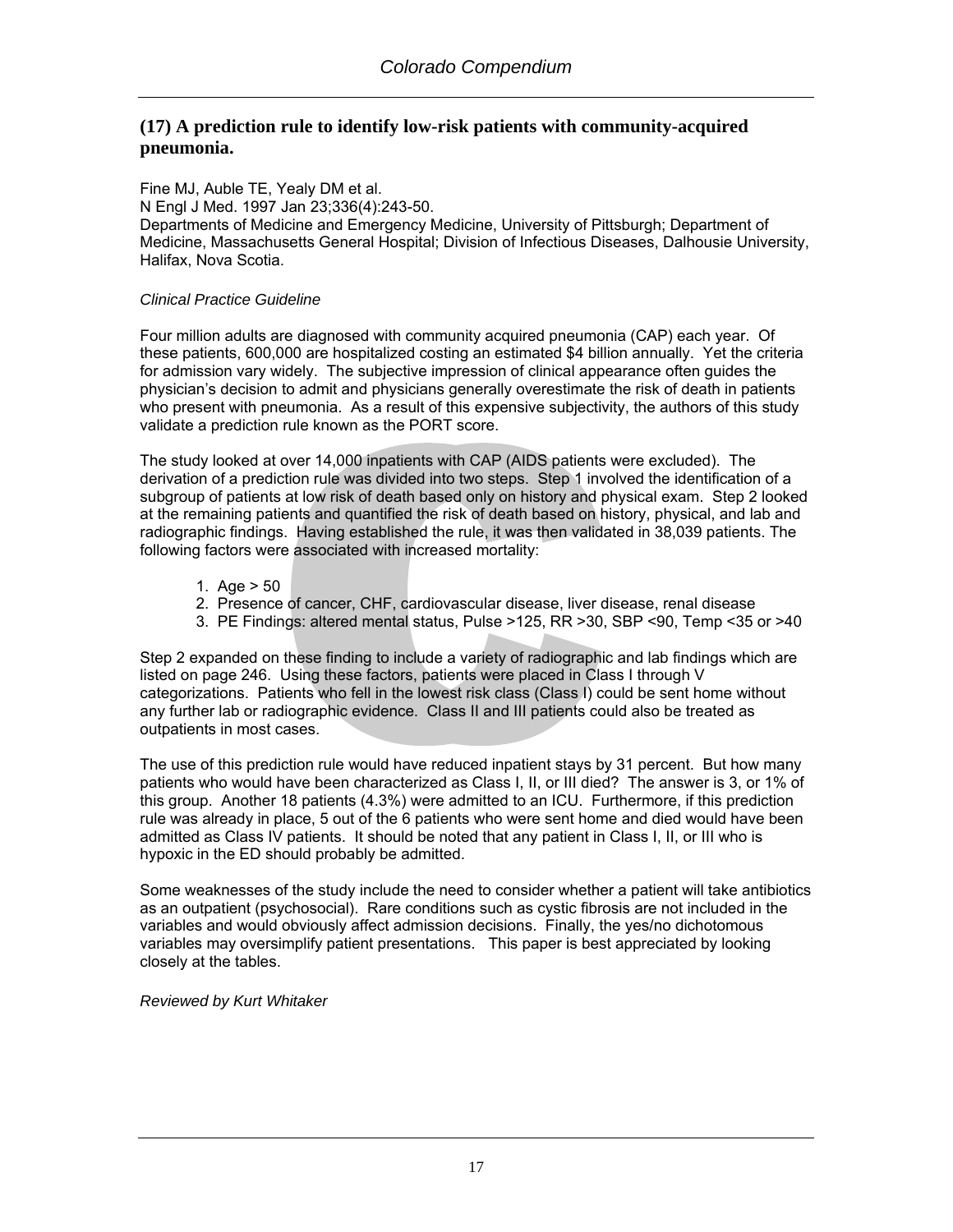## (17) A prediction rule to identify low-risk patients with community-acquired pneumonia.

Fine MJ, Auble TE, Yealy DM et al.
N Engl J Med. 1997 Jan 23;336(4):243-50.
Departments of Medicine and Emergency Medicine, University of Pittsburgh; Department of Medicine, Massachusetts General Hospital; Division of Infectious Diseases, Dalhousie University, Halifax, Nova Scotia.

*Clinical Practice Guideline*

Four million adults are diagnosed with community acquired pneumonia (CAP) each year. Of these patients, 600,000 are hospitalized costing an estimated $4 billion annually. Yet the criteria for admission vary widely. The subjective impression of clinical appearance often guides the physician's decision to admit and physicians generally overestimate the risk of death in patients who present with pneumonia. As a result of this expensive subjectivity, the authors of this study validate a prediction rule known as the PORT score.

The study looked at over 14,000 inpatients with CAP (AIDS patients were excluded). The derivation of a prediction rule was divided into two steps. Step 1 involved the identification of a subgroup of patients at low risk of death based only on history and physical exam. Step 2 looked at the remaining patients and quantified the risk of death based on history, physical, and lab and radiographic findings. Having established the rule, it was then validated in 38,039 patients. The following factors were associated with increased mortality:

1. Age > 50
2. Presence of cancer, CHF, cardiovascular disease, liver disease, renal disease
3. PE Findings: altered mental status, Pulse >125, RR >30, SBP <90, Temp <35 or >40

Step 2 expanded on these finding to include a variety of radiographic and lab findings which are listed on page 246. Using these factors, patients were placed in Class I through V categorizations. Patients who fell in the lowest risk class (Class I) could be sent home without any further lab or radiographic evidence. Class II and III patients could also be treated as outpatients in most cases.

The use of this prediction rule would have reduced inpatient stays by 31 percent. But how many patients who would have been characterized as Class I, II, or III died? The answer is 3, or 1% of this group. Another 18 patients (4.3%) were admitted to an ICU. Furthermore, if this prediction rule was already in place, 5 out of the 6 patients who were sent home and died would have been admitted as Class IV patients. It should be noted that any patient in Class I, II, or III who is hypoxic in the ED should probably be admitted.

Some weaknesses of the study include the need to consider whether a patient will take antibiotics as an outpatient (psychosocial). Rare conditions such as cystic fibrosis are not included in the variables and would obviously affect admission decisions. Finally, the yes/no dichotomous variables may oversimplify patient presentations. This paper is best appreciated by looking closely at the tables.

*Reviewed by Kurt Whitaker*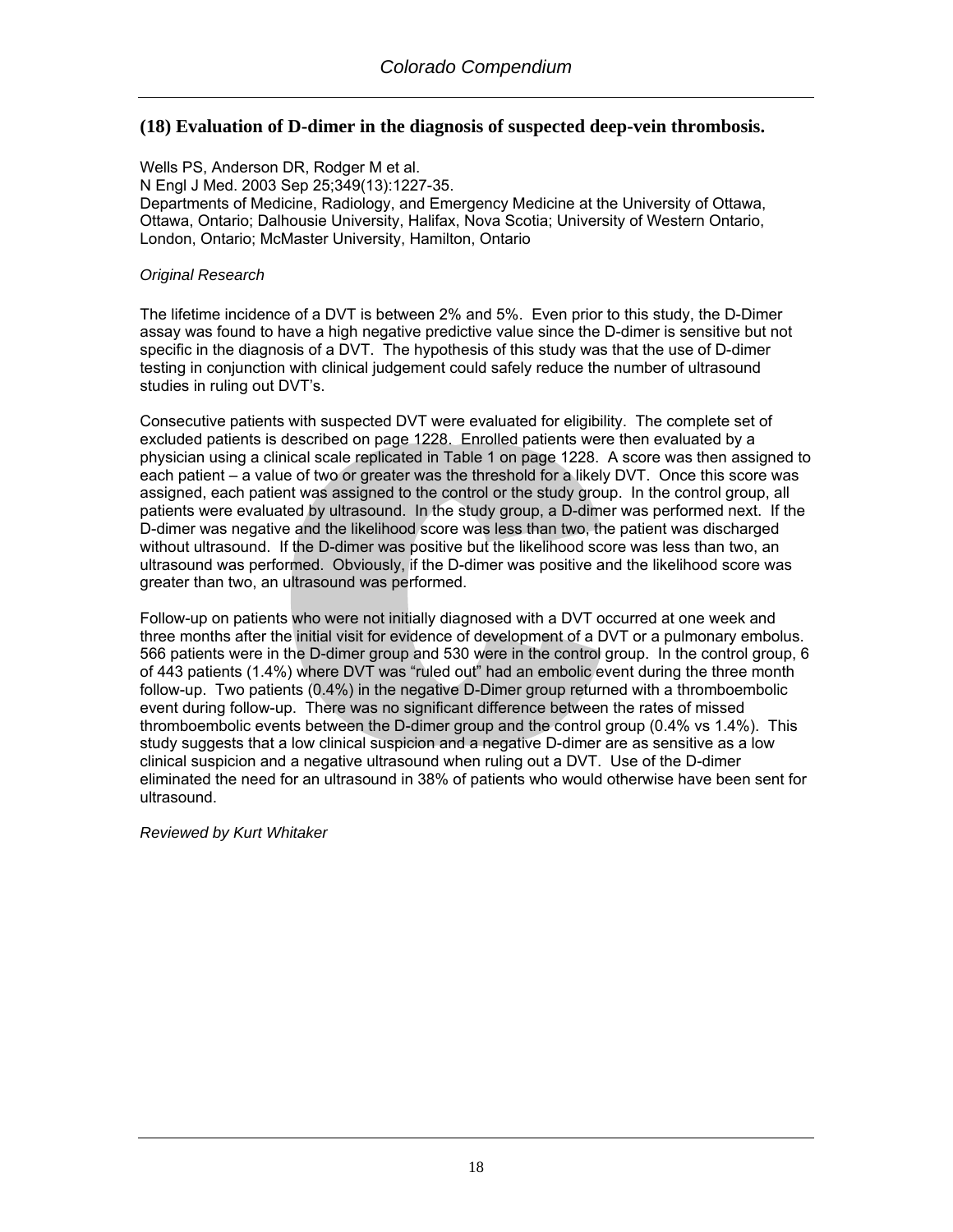## (18) Evaluation of D-dimer in the diagnosis of suspected deep-vein thrombosis.

Wells PS, Anderson DR, Rodger M et al.
N Engl J Med. 2003 Sep 25;349(13):1227-35.
Departments of Medicine, Radiology, and Emergency Medicine at the University of Ottawa, Ottawa, Ontario; Dalhousie University, Halifax, Nova Scotia; University of Western Ontario, London, Ontario; McMaster University, Hamilton, Ontario

*Original Research*

The lifetime incidence of a DVT is between 2% and 5%. Even prior to this study, the D-Dimer assay was found to have a high negative predictive value since the D-dimer is sensitive but not specific in the diagnosis of a DVT. The hypothesis of this study was that the use of D-dimer testing in conjunction with clinical judgement could safely reduce the number of ultrasound studies in ruling out DVT's.

Consecutive patients with suspected DVT were evaluated for eligibility. The complete set of excluded patients is described on page 1228. Enrolled patients were then evaluated by a physician using a clinical scale replicated in Table 1 on page 1228. A score was then assigned to each patient – a value of two or greater was the threshold for a likely DVT. Once this score was assigned, each patient was assigned to the control or the study group. In the control group, all patients were evaluated by ultrasound. In the study group, a D-dimer was performed next. If the D-dimer was negative and the likelihood score was less than two, the patient was discharged without ultrasound. If the D-dimer was positive but the likelihood score was less than two, an ultrasound was performed. Obviously, if the D-dimer was positive and the likelihood score was greater than two, an ultrasound was performed.

Follow-up on patients who were not initially diagnosed with a DVT occurred at one week and three months after the initial visit for evidence of development of a DVT or a pulmonary embolus. 566 patients were in the D-dimer group and 530 were in the control group. In the control group, 6 of 443 patients (1.4%) where DVT was "ruled out" had an embolic event during the three month follow-up. Two patients (0.4%) in the negative D-Dimer group returned with a thromboembolic event during follow-up. There was no significant difference between the rates of missed thromboembolic events between the D-dimer group and the control group (0.4% vs 1.4%). This study suggests that a low clinical suspicion and a negative D-dimer are as sensitive as a low clinical suspicion and a negative ultrasound when ruling out a DVT. Use of the D-dimer eliminated the need for an ultrasound in 38% of patients who would otherwise have been sent for ultrasound.

*Reviewed by Kurt Whitaker*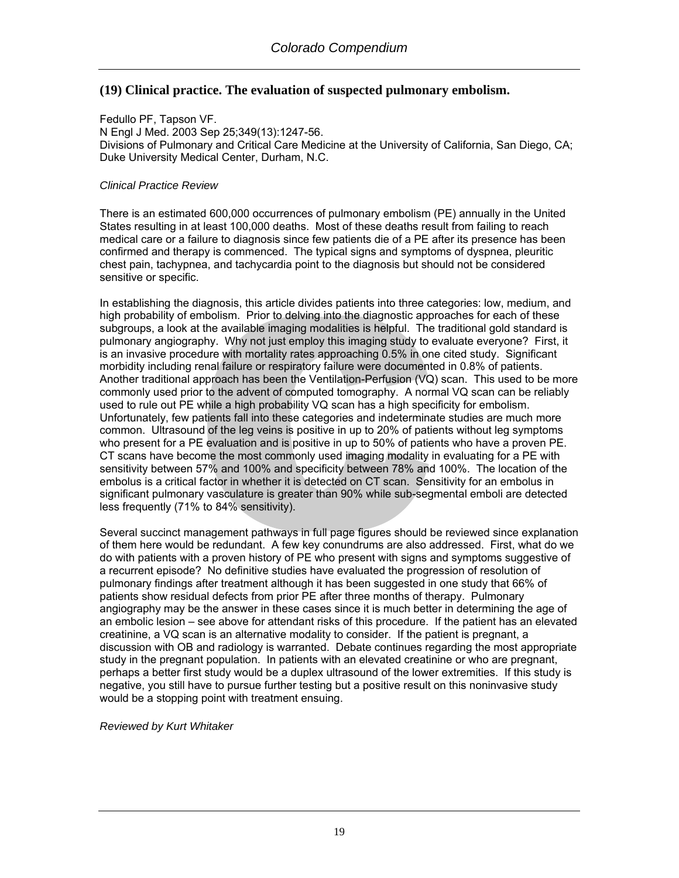## (19) Clinical practice. The evaluation of suspected pulmonary embolism.

Fedullo PF, Tapson VF.
N Engl J Med. 2003 Sep 25;349(13):1247-56.
Divisions of Pulmonary and Critical Care Medicine at the University of California, San Diego, CA; Duke University Medical Center, Durham, N.C.

*Clinical Practice Review*

There is an estimated 600,000 occurrences of pulmonary embolism (PE) annually in the United States resulting in at least 100,000 deaths. Most of these deaths result from failing to reach medical care or a failure to diagnosis since few patients die of a PE after its presence has been confirmed and therapy is commenced. The typical signs and symptoms of dyspnea, pleuritic chest pain, tachypnea, and tachycardia point to the diagnosis but should not be considered sensitive or specific.

In establishing the diagnosis, this article divides patients into three categories: low, medium, and high probability of embolism. Prior to delving into the diagnostic approaches for each of these subgroups, a look at the available imaging modalities is helpful. The traditional gold standard is pulmonary angiography. Why not just employ this imaging study to evaluate everyone? First, it is an invasive procedure with mortality rates approaching 0.5% in one cited study. Significant morbidity including renal failure or respiratory failure were documented in 0.8% of patients. Another traditional approach has been the Ventilation-Perfusion (VQ) scan. This used to be more commonly used prior to the advent of computed tomography. A normal VQ scan can be reliably used to rule out PE while a high probability VQ scan has a high specificity for embolism. Unfortunately, few patients fall into these categories and indeterminate studies are much more common. Ultrasound of the leg veins is positive in up to 20% of patients without leg symptoms who present for a PE evaluation and is positive in up to 50% of patients who have a proven PE. CT scans have become the most commonly used imaging modality in evaluating for a PE with sensitivity between 57% and 100% and specificity between 78% and 100%. The location of the embolus is a critical factor in whether it is detected on CT scan. Sensitivity for an embolus in significant pulmonary vasculature is greater than 90% while sub-segmental emboli are detected less frequently (71% to 84% sensitivity).

Several succinct management pathways in full page figures should be reviewed since explanation of them here would be redundant. A few key conundrums are also addressed. First, what do we do with patients with a proven history of PE who present with signs and symptoms suggestive of a recurrent episode? No definitive studies have evaluated the progression of resolution of pulmonary findings after treatment although it has been suggested in one study that 66% of patients show residual defects from prior PE after three months of therapy. Pulmonary angiography may be the answer in these cases since it is much better in determining the age of an embolic lesion – see above for attendant risks of this procedure. If the patient has an elevated creatinine, a VQ scan is an alternative modality to consider. If the patient is pregnant, a discussion with OB and radiology is warranted. Debate continues regarding the most appropriate study in the pregnant population. In patients with an elevated creatinine or who are pregnant, perhaps a better first study would be a duplex ultrasound of the lower extremities. If this study is negative, you still have to pursue further testing but a positive result on this noninvasive study would be a stopping point with treatment ensuing.

*Reviewed by Kurt Whitaker*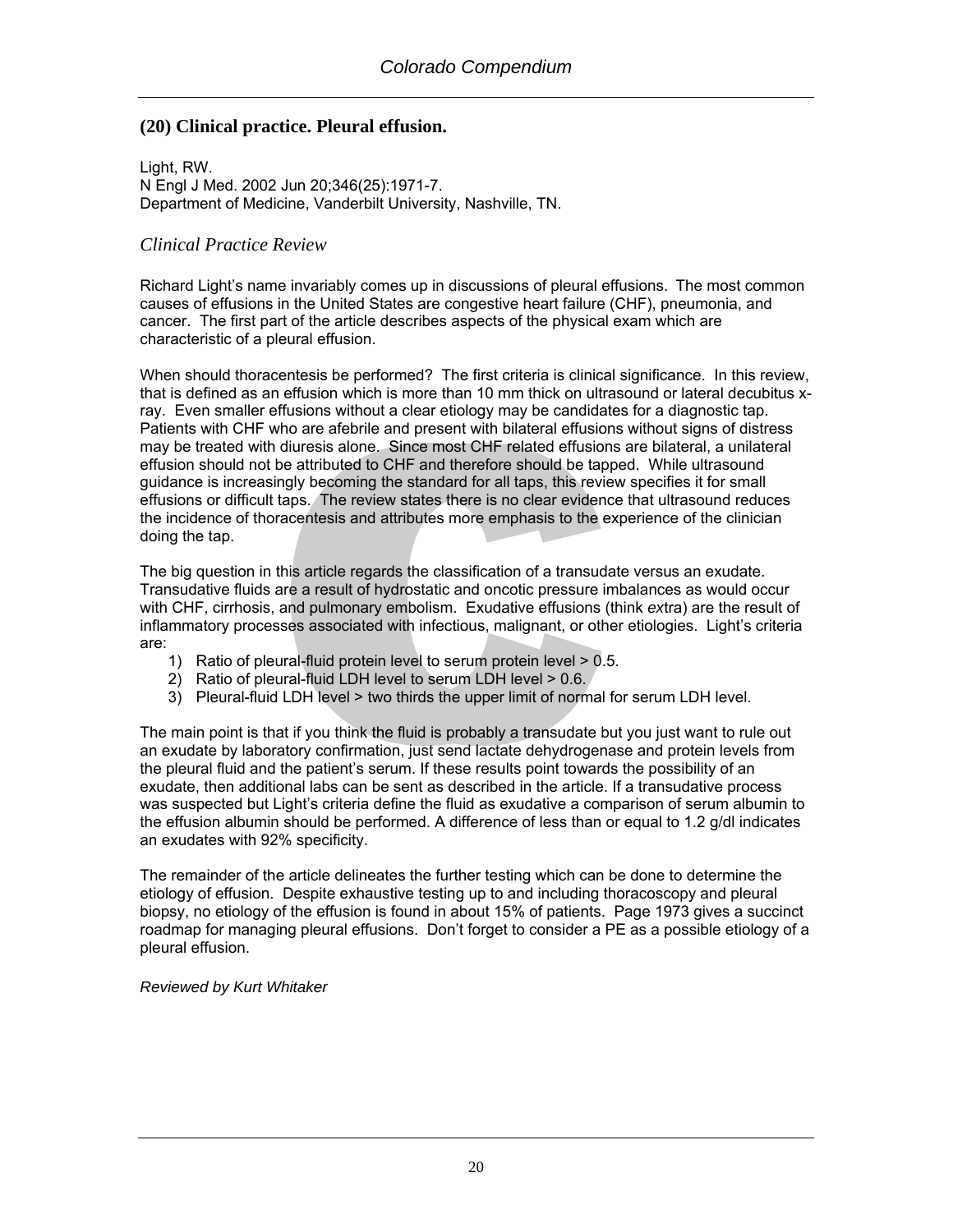## (20) Clinical practice. Pleural effusion.

Light, RW.
N Engl J Med. 2002 Jun 20;346(25):1971-7.
Department of Medicine, Vanderbilt University, Nashville, TN.

### *Clinical Practice Review*

Richard Light's name invariably comes up in discussions of pleural effusions. The most common causes of effusions in the United States are congestive heart failure (CHF), pneumonia, and cancer. The first part of the article describes aspects of the physical exam which are characteristic of a pleural effusion.

When should thoracentesis be performed? The first criteria is clinical significance. In this review, that is defined as an effusion which is more than 10 mm thick on ultrasound or lateral decubitus x-ray. Even smaller effusions without a clear etiology may be candidates for a diagnostic tap. Patients with CHF who are afebrile and present with bilateral effusions without signs of distress may be treated with diuresis alone. Since most CHF related effusions are bilateral, a unilateral effusion should not be attributed to CHF and therefore should be tapped. While ultrasound guidance is increasingly becoming the standard for all taps, this review specifies it for small effusions or difficult taps. The review states there is no clear evidence that ultrasound reduces the incidence of thoracentesis and attributes more emphasis to the experience of the clinician doing the tap.

The big question in this article regards the classification of a transudate versus an exudate. Transudative fluids are a result of hydrostatic and oncotic pressure imbalances as would occur with CHF, cirrhosis, and pulmonary embolism. Exudative effusions (think *ex*tra) are the result of inflammatory processes associated with infectious, malignant, or other etiologies. Light's criteria are:

1) Ratio of pleural-fluid protein level to serum protein level > 0.5.
2) Ratio of pleural-fluid LDH level to serum LDH level > 0.6.
3) Pleural-fluid LDH level > two thirds the upper limit of normal for serum LDH level.

The main point is that if you think the fluid is probably a transudate but you just want to rule out an exudate by laboratory confirmation, just send lactate dehydrogenase and protein levels from the pleural fluid and the patient's serum. If these results point towards the possibility of an exudate, then additional labs can be sent as described in the article. If a transudative process was suspected but Light's criteria define the fluid as exudative a comparison of serum albumin to the effusion albumin should be performed. A difference of less than or equal to 1.2 g/dl indicates an exudates with 92% specificity.

The remainder of the article delineates the further testing which can be done to determine the etiology of effusion. Despite exhaustive testing up to and including thoracoscopy and pleural biopsy, no etiology of the effusion is found in about 15% of patients. Page 1973 gives a succinct roadmap for managing pleural effusions. Don't forget to consider a PE as a possible etiology of a pleural effusion.

*Reviewed by Kurt Whitaker*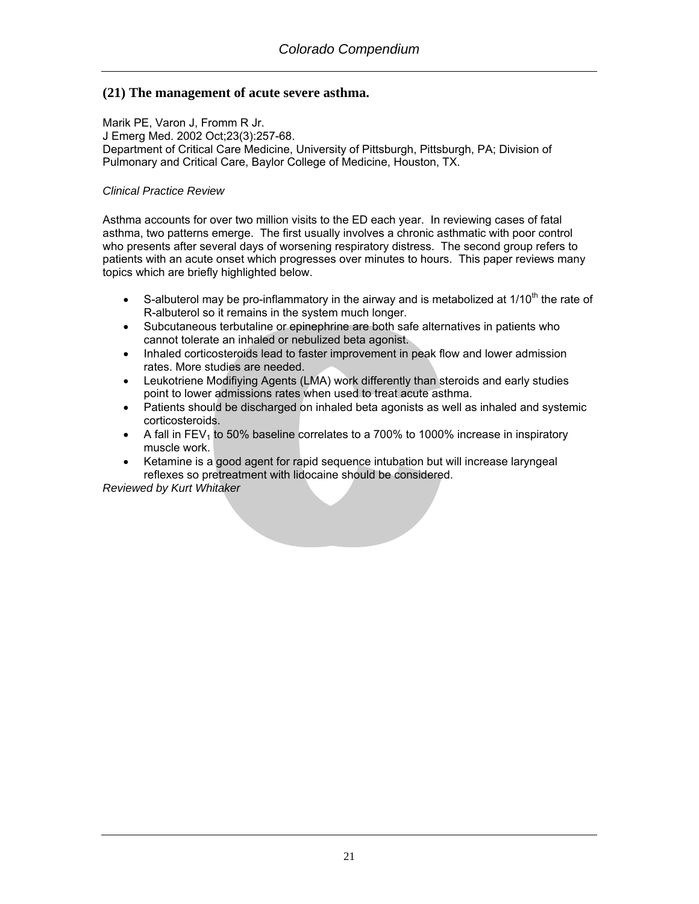## (21) The management of acute severe asthma.

Marik PE, Varon J, Fromm R Jr.
J Emerg Med. 2002 Oct;23(3):257-68.
Department of Critical Care Medicine, University of Pittsburgh, Pittsburgh, PA; Division of Pulmonary and Critical Care, Baylor College of Medicine, Houston, TX.

*Clinical Practice Review*

Asthma accounts for over two million visits to the ED each year. In reviewing cases of fatal asthma, two patterns emerge. The first usually involves a chronic asthmatic with poor control who presents after several days of worsening respiratory distress. The second group refers to patients with an acute onset which progresses over minutes to hours. This paper reviews many topics which are briefly highlighted below.

- S-albuterol may be pro-inflammatory in the airway and is metabolized at 1/10$^{th}$ the rate of R-albuterol so it remains in the system much longer.
- Subcutaneous terbutaline or epinephrine are both safe alternatives in patients who cannot tolerate an inhaled or nebulized beta agonist.
- Inhaled corticosteroids lead to faster improvement in peak flow and lower admission rates. More studies are needed.
- Leukotriene Modifiying Agents (LMA) work differently than steroids and early studies point to lower admissions rates when used to treat acute asthma.
- Patients should be discharged on inhaled beta agonists as well as inhaled and systemic corticosteroids.
- A fall in $FEV_1$ to 50% baseline correlates to a 700% to 1000% increase in inspiratory muscle work.
- Ketamine is a good agent for rapid sequence intubation but will increase laryngeal reflexes so pretreatment with lidocaine should be considered.

*Reviewed by Kurt Whitaker*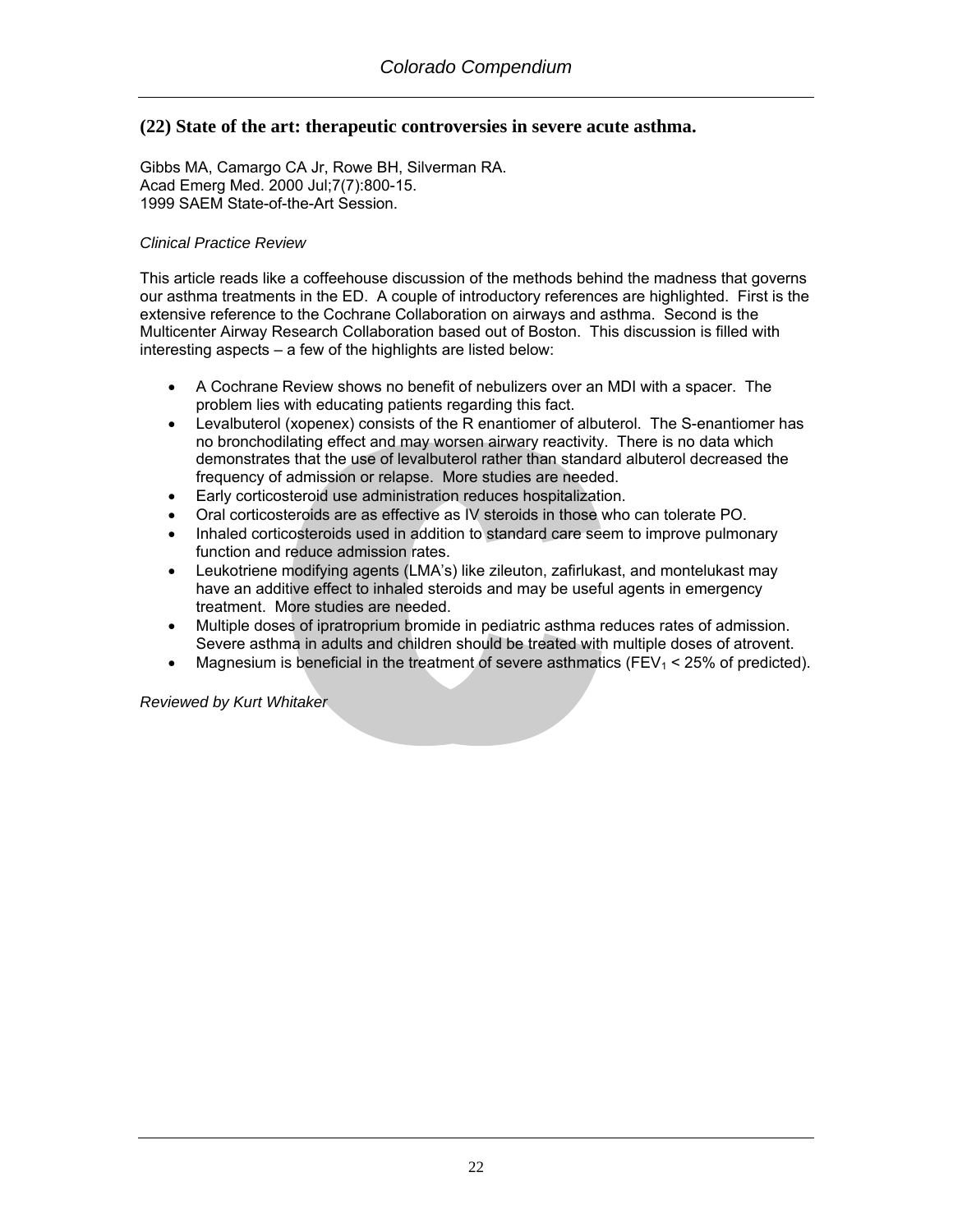## (22) State of the art: therapeutic controversies in severe acute asthma.

Gibbs MA, Camargo CA Jr, Rowe BH, Silverman RA.
Acad Emerg Med. 2000 Jul;7(7):800-15.
1999 SAEM State-of-the-Art Session.

*Clinical Practice Review*

This article reads like a coffeehouse discussion of the methods behind the madness that governs our asthma treatments in the ED. A couple of introductory references are highlighted. First is the extensive reference to the Cochrane Collaboration on airways and asthma. Second is the Multicenter Airway Research Collaboration based out of Boston. This discussion is filled with interesting aspects – a few of the highlights are listed below:

- A Cochrane Review shows no benefit of nebulizers over an MDI with a spacer. The problem lies with educating patients regarding this fact.
- Levalbuterol (xopenex) consists of the R enantiomer of albuterol. The S-enantiomer has no bronchodilating effect and may worsen airway reactivity. There is no data which demonstrates that the use of levalbuterol rather than standard albuterol decreased the frequency of admission or relapse. More studies are needed.
- Early corticosteroid use administration reduces hospitalization.
- Oral corticosteroids are as effective as IV steroids in those who can tolerate PO.
- Inhaled corticosteroids used in addition to standard care seem to improve pulmonary function and reduce admission rates.
- Leukotriene modifying agents (LMA's) like zileuton, zafirlukast, and montelukast may have an additive effect to inhaled steroids and may be useful agents in emergency treatment. More studies are needed.
- Multiple doses of ipratroprium bromide in pediatric asthma reduces rates of admission. Severe asthma in adults and children should be treated with multiple doses of atrovent.
- Magnesium is beneficial in the treatment of severe asthmatics ($FEV_1$ < 25% of predicted).

*Reviewed by Kurt Whitaker*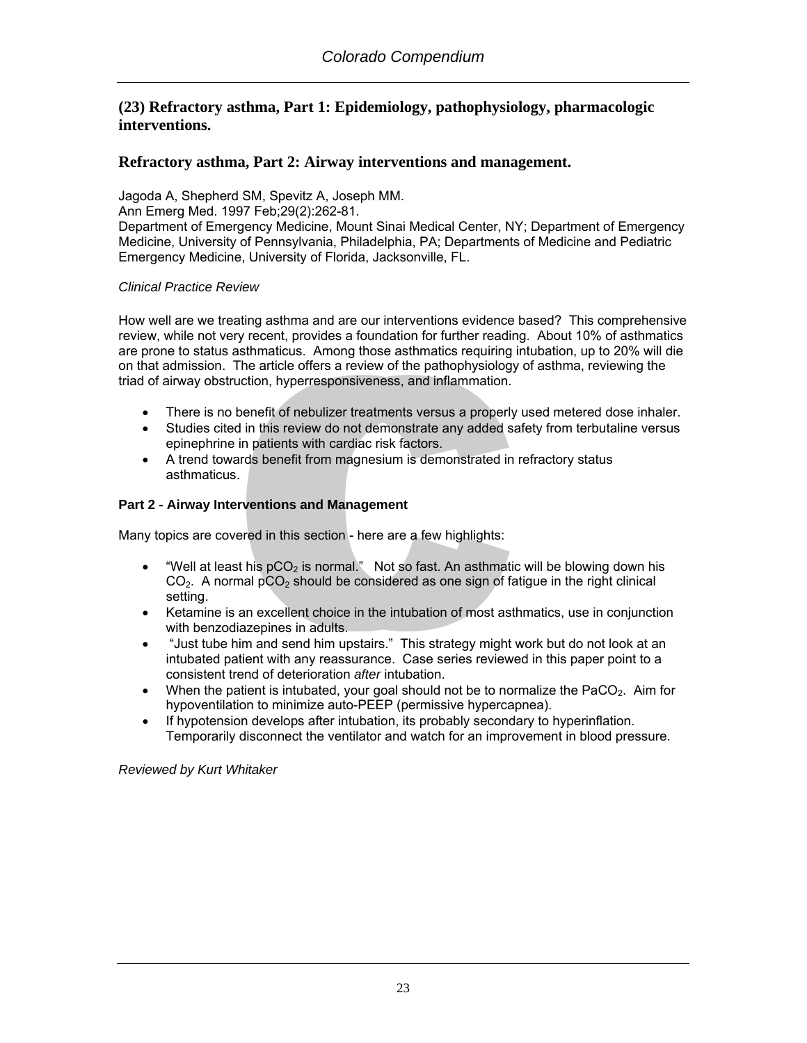## (23) Refractory asthma, Part 1: Epidemiology, pathophysiology, pharmacologic interventions.

## Refractory asthma, Part 2: Airway interventions and management.

Jagoda A, Shepherd SM, Spevitz A, Joseph MM.
Ann Emerg Med. 1997 Feb;29(2):262-81.
Department of Emergency Medicine, Mount Sinai Medical Center, NY; Department of Emergency Medicine, University of Pennsylvania, Philadelphia, PA; Departments of Medicine and Pediatric Emergency Medicine, University of Florida, Jacksonville, FL.

*Clinical Practice Review*

How well are we treating asthma and are our interventions evidence based? This comprehensive review, while not very recent, provides a foundation for further reading. About 10% of asthmatics are prone to status asthmaticus. Among those asthmatics requiring intubation, up to 20% will die on that admission. The article offers a review of the pathophysiology of asthma, reviewing the triad of airway obstruction, hyperresponsiveness, and inflammation.

- There is no benefit of nebulizer treatments versus a properly used metered dose inhaler.
- Studies cited in this review do not demonstrate any added safety from terbutaline versus epinephrine in patients with cardiac risk factors.
- A trend towards benefit from magnesium is demonstrated in refractory status asthmaticus.

**Part 2 - Airway Interventions and Management**

Many topics are covered in this section - here are a few highlights:

- "Well at least his $pCO_2$ is normal." Not so fast. An asthmatic will be blowing down his $CO_2$. A normal $pCO_2$ should be considered as one sign of fatigue in the right clinical setting.
- Ketamine is an excellent choice in the intubation of most asthmatics, use in conjunction with benzodiazepines in adults.
- "Just tube him and send him upstairs." This strategy might work but do not look at an intubated patient with any reassurance. Case series reviewed in this paper point to a consistent trend of deterioration *after* intubation.
- When the patient is intubated, your goal should not be to normalize the $PaCO_2$. Aim for hypoventilation to minimize auto-PEEP (permissive hypercapnea).
- If hypotension develops after intubation, its probably secondary to hyperinflation. Temporarily disconnect the ventilator and watch for an improvement in blood pressure.

*Reviewed by Kurt Whitaker*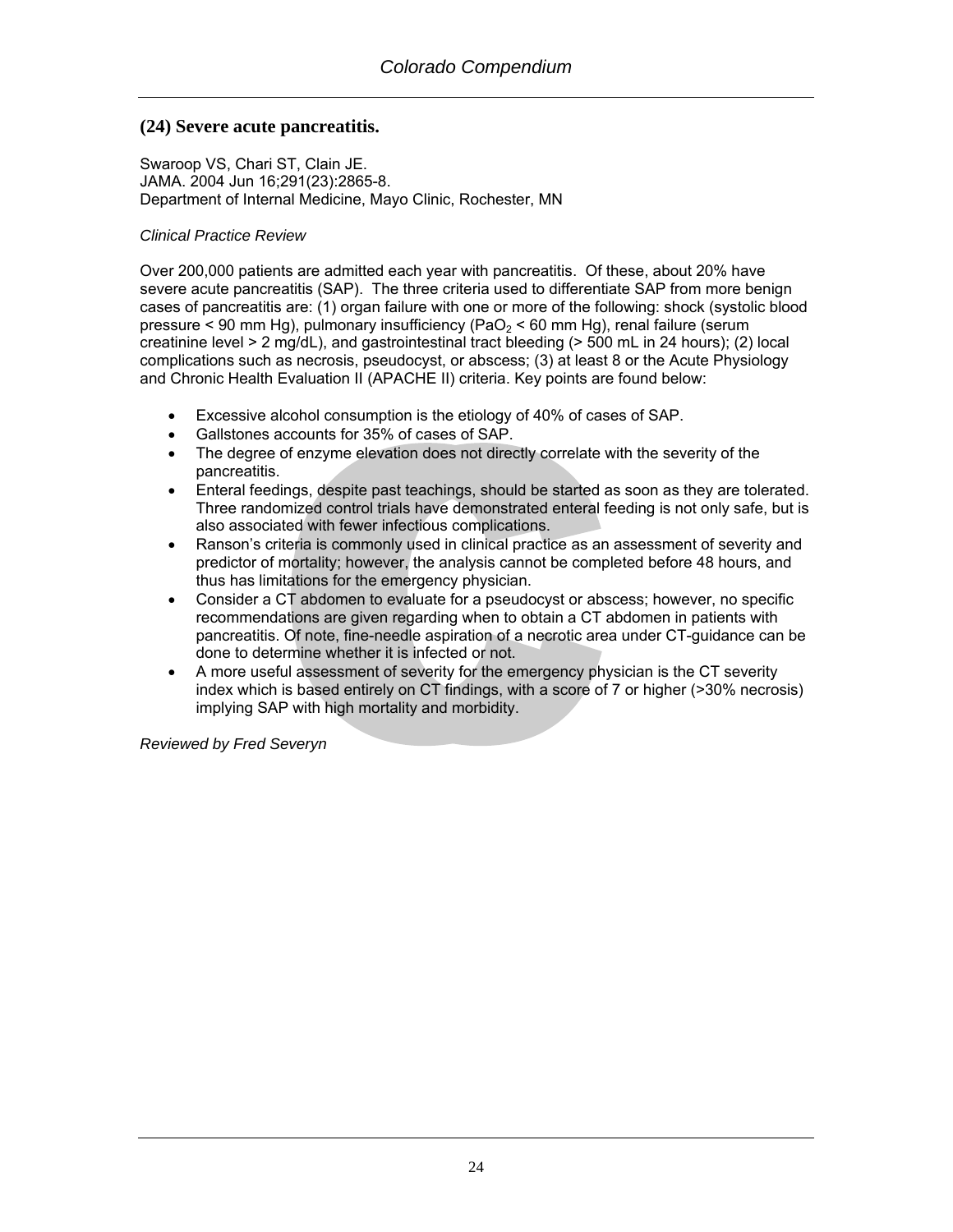## (24) Severe acute pancreatitis.

Swaroop VS, Chari ST, Clain JE.
JAMA. 2004 Jun 16;291(23):2865-8.
Department of Internal Medicine, Mayo Clinic, Rochester, MN

*Clinical Practice Review*

Over 200,000 patients are admitted each year with pancreatitis. Of these, about 20% have severe acute pancreatitis (SAP). The three criteria used to differentiate SAP from more benign cases of pancreatitis are: (1) organ failure with one or more of the following: shock (systolic blood pressure < 90 mm Hg), pulmonary insufficiency ($PaO_2$ < 60 mm Hg), renal failure (serum creatinine level > 2 mg/dL), and gastrointestinal tract bleeding (> 500 mL in 24 hours); (2) local complications such as necrosis, pseudocyst, or abscess; (3) at least 8 or the Acute Physiology and Chronic Health Evaluation II (APACHE II) criteria. Key points are found below:

- Excessive alcohol consumption is the etiology of 40% of cases of SAP.
- Gallstones accounts for 35% of cases of SAP.
- The degree of enzyme elevation does not directly correlate with the severity of the pancreatitis.
- Enteral feedings, despite past teachings, should be started as soon as they are tolerated. Three randomized control trials have demonstrated enteral feeding is not only safe, but is also associated with fewer infectious complications.
- Ranson's criteria is commonly used in clinical practice as an assessment of severity and predictor of mortality; however, the analysis cannot be completed before 48 hours, and thus has limitations for the emergency physician.
- Consider a CT abdomen to evaluate for a pseudocyst or abscess; however, no specific recommendations are given regarding when to obtain a CT abdomen in patients with pancreatitis. Of note, fine-needle aspiration of a necrotic area under CT-guidance can be done to determine whether it is infected or not.
- A more useful assessment of severity for the emergency physician is the CT severity index which is based entirely on CT findings, with a score of 7 or higher (>30% necrosis) implying SAP with high mortality and morbidity.

*Reviewed by Fred Severyn*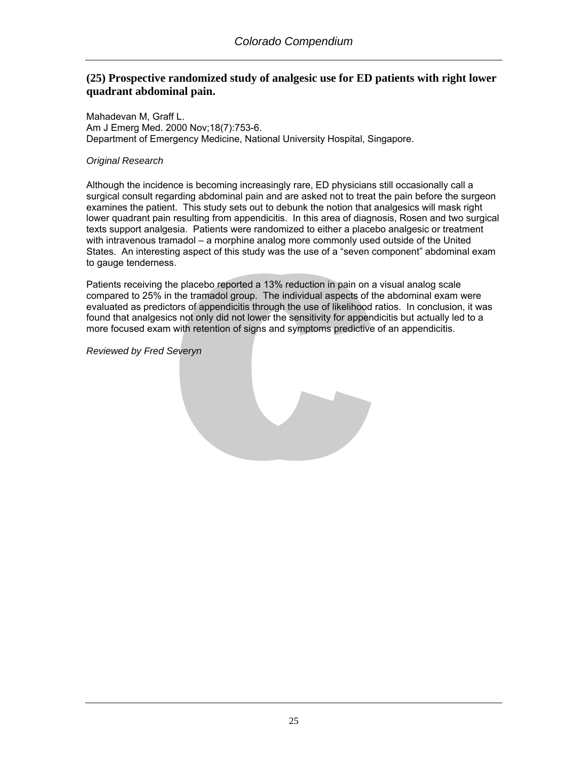## (25) Prospective randomized study of analgesic use for ED patients with right lower quadrant abdominal pain.

Mahadevan M, Graff L.
Am J Emerg Med. 2000 Nov;18(7):753-6.
Department of Emergency Medicine, National University Hospital, Singapore.

*Original Research*

Although the incidence is becoming increasingly rare, ED physicians still occasionally call a surgical consult regarding abdominal pain and are asked not to treat the pain before the surgeon examines the patient. This study sets out to debunk the notion that analgesics will mask right lower quadrant pain resulting from appendicitis. In this area of diagnosis, Rosen and two surgical texts support analgesia. Patients were randomized to either a placebo analgesic or treatment with intravenous tramadol – a morphine analog more commonly used outside of the United States. An interesting aspect of this study was the use of a "seven component" abdominal exam to gauge tenderness.

Patients receiving the placebo reported a 13% reduction in pain on a visual analog scale compared to 25% in the tramadol group. The individual aspects of the abdominal exam were evaluated as predictors of appendicitis through the use of likelihood ratios. In conclusion, it was found that analgesics not only did not lower the sensitivity for appendicitis but actually led to a more focused exam with retention of signs and symptoms predictive of an appendicitis.

*Reviewed by Fred Severyn*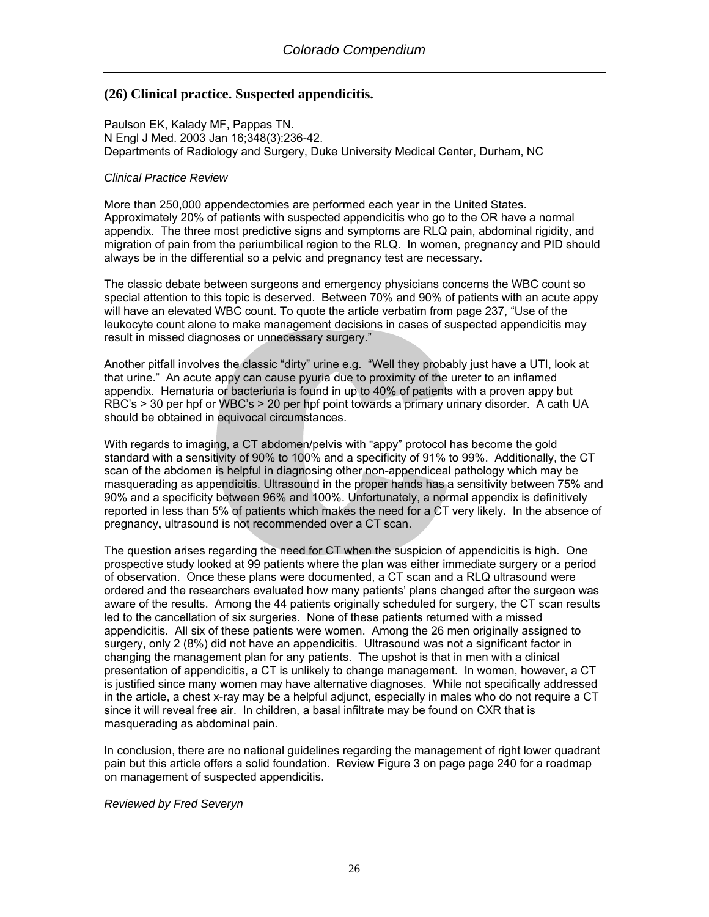## (26) Clinical practice. Suspected appendicitis.

Paulson EK, Kalady MF, Pappas TN.
N Engl J Med. 2003 Jan 16;348(3):236-42.
Departments of Radiology and Surgery, Duke University Medical Center, Durham, NC

*Clinical Practice Review*

More than 250,000 appendectomies are performed each year in the United States. Approximately 20% of patients with suspected appendicitis who go to the OR have a normal appendix. The three most predictive signs and symptoms are RLQ pain, abdominal rigidity, and migration of pain from the periumbilical region to the RLQ. In women, pregnancy and PID should always be in the differential so a pelvic and pregnancy test are necessary.

The classic debate between surgeons and emergency physicians concerns the WBC count so special attention to this topic is deserved. Between 70% and 90% of patients with an acute appy will have an elevated WBC count. To quote the article verbatim from page 237, "Use of the leukocyte count alone to make management decisions in cases of suspected appendicitis may result in missed diagnoses or unnecessary surgery."

Another pitfall involves the classic "dirty" urine e.g. "Well they probably just have a UTI, look at that urine." An acute appy can cause pyuria due to proximity of the ureter to an inflamed appendix. Hematuria or bacteriuria is found in up to 40% of patients with a proven appy but RBC's > 30 per hpf or WBC's > 20 per hpf point towards a primary urinary disorder. A cath UA should be obtained in equivocal circumstances.

With regards to imaging, a CT abdomen/pelvis with "appy" protocol has become the gold standard with a sensitivity of 90% to 100% and a specificity of 91% to 99%. Additionally, the CT scan of the abdomen is helpful in diagnosing other non-appendiceal pathology which may be masquerading as appendicitis. Ultrasound in the proper hands has a sensitivity between 75% and 90% and a specificity between 96% and 100%. Unfortunately, a normal appendix is definitively reported in less than 5% of patients which makes the need for a CT very likely**.** In the absence of pregnancy**,** ultrasound is not recommended over a CT scan.

The question arises regarding the need for CT when the suspicion of appendicitis is high. One prospective study looked at 99 patients where the plan was either immediate surgery or a period of observation. Once these plans were documented, a CT scan and a RLQ ultrasound were ordered and the researchers evaluated how many patients' plans changed after the surgeon was aware of the results. Among the 44 patients originally scheduled for surgery, the CT scan results led to the cancellation of six surgeries. None of these patients returned with a missed appendicitis. All six of these patients were women. Among the 26 men originally assigned to surgery, only 2 (8%) did not have an appendicitis. Ultrasound was not a significant factor in changing the management plan for any patients. The upshot is that in men with a clinical presentation of appendicitis, a CT is unlikely to change management. In women, however, a CT is justified since many women may have alternative diagnoses. While not specifically addressed in the article, a chest x-ray may be a helpful adjunct, especially in males who do not require a CT since it will reveal free air. In children, a basal infiltrate may be found on CXR that is masquerading as abdominal pain.

In conclusion, there are no national guidelines regarding the management of right lower quadrant pain but this article offers a solid foundation. Review Figure 3 on page page 240 for a roadmap on management of suspected appendicitis.

*Reviewed by Fred Severyn*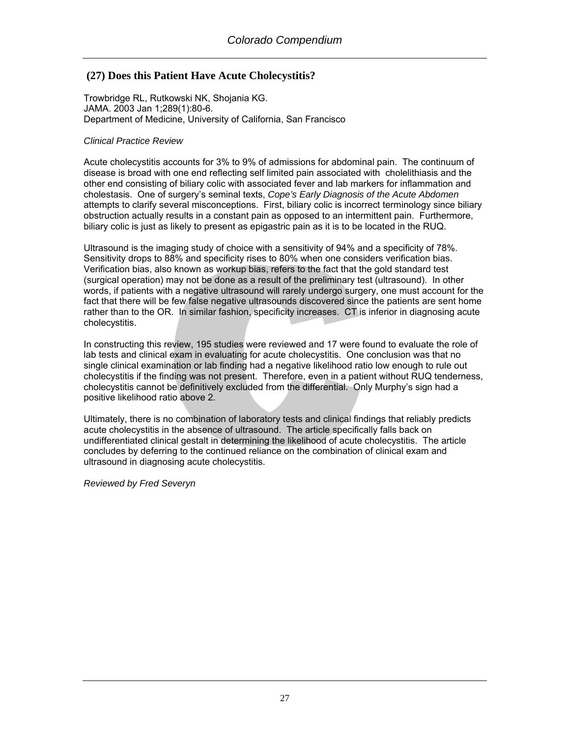## (27) Does this Patient Have Acute Cholecystitis?

Trowbridge RL, Rutkowski NK, Shojania KG.
JAMA. 2003 Jan 1;289(1):80-6.
Department of Medicine, University of California, San Francisco

*Clinical Practice Review*

Acute cholecystitis accounts for 3% to 9% of admissions for abdominal pain. The continuum of disease is broad with one end reflecting self limited pain associated with cholelithiasis and the other end consisting of biliary colic with associated fever and lab markers for inflammation and cholestasis. One of surgery's seminal texts, *Cope's Early Diagnosis of the Acute Abdomen* attempts to clarify several misconceptions. First, biliary colic is incorrect terminology since biliary obstruction actually results in a constant pain as opposed to an intermittent pain. Furthermore, biliary colic is just as likely to present as epigastric pain as it is to be located in the RUQ.

Ultrasound is the imaging study of choice with a sensitivity of 94% and a specificity of 78%. Sensitivity drops to 88% and specificity rises to 80% when one considers verification bias. Verification bias, also known as workup bias, refers to the fact that the gold standard test (surgical operation) may not be done as a result of the preliminary test (ultrasound). In other words, if patients with a negative ultrasound will rarely undergo surgery, one must account for the fact that there will be few false negative ultrasounds discovered since the patients are sent home rather than to the OR. In similar fashion, specificity increases. CT is inferior in diagnosing acute cholecystitis.

In constructing this review, 195 studies were reviewed and 17 were found to evaluate the role of lab tests and clinical exam in evaluating for acute cholecystitis. One conclusion was that no single clinical examination or lab finding had a negative likelihood ratio low enough to rule out cholecystitis if the finding was not present. Therefore, even in a patient without RUQ tenderness, cholecystitis cannot be definitively excluded from the differential. Only Murphy's sign had a positive likelihood ratio above 2.

Ultimately, there is no combination of laboratory tests and clinical findings that reliably predicts acute cholecystitis in the absence of ultrasound. The article specifically falls back on undifferentiated clinical gestalt in determining the likelihood of acute cholecystitis. The article concludes by deferring to the continued reliance on the combination of clinical exam and ultrasound in diagnosing acute cholecystitis.

*Reviewed by Fred Severyn*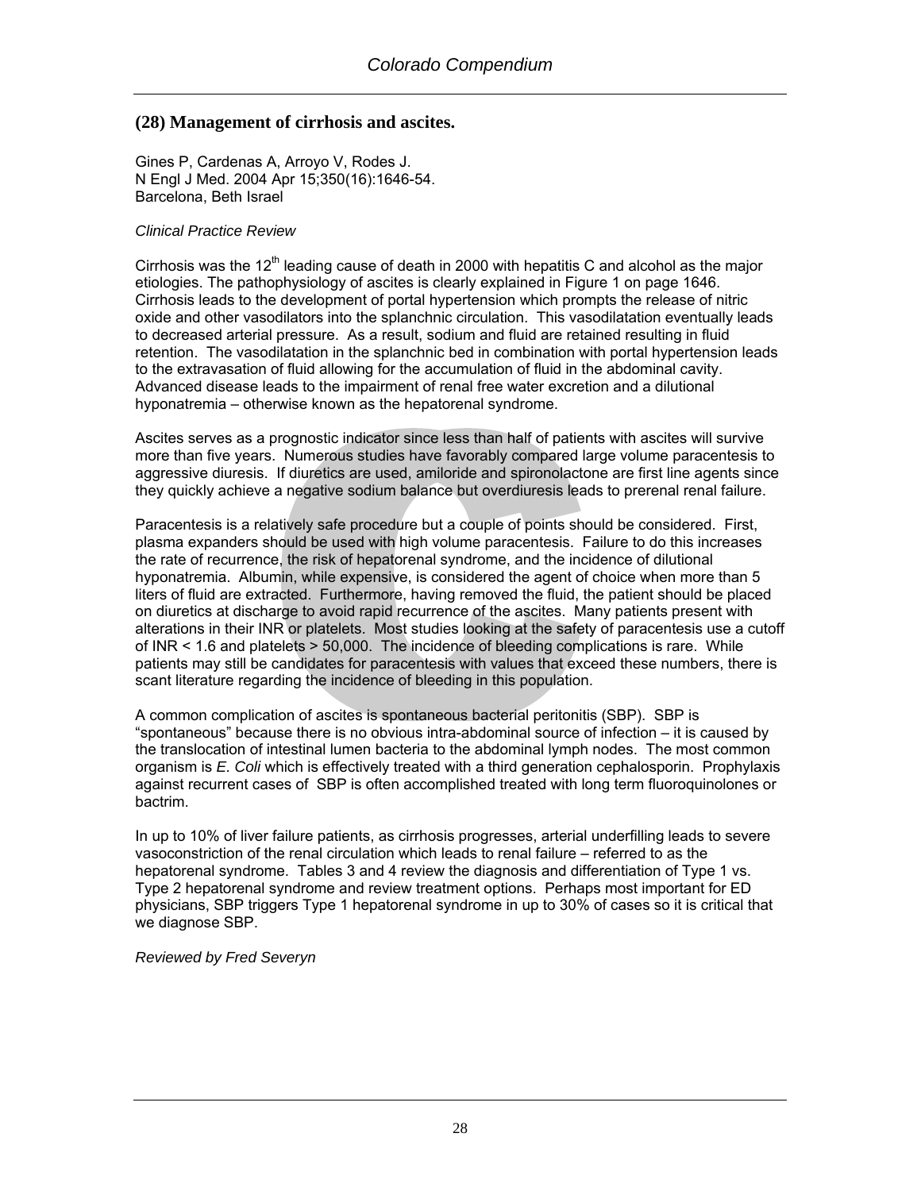## (28) Management of cirrhosis and ascites.

Gines P, Cardenas A, Arroyo V, Rodes J.
N Engl J Med. 2004 Apr 15;350(16):1646-54.
Barcelona, Beth Israel

*Clinical Practice Review*

Cirrhosis was the 12$^{th}$ leading cause of death in 2000 with hepatitis C and alcohol as the major etiologies. The pathophysiology of ascites is clearly explained in Figure 1 on page 1646. Cirrhosis leads to the development of portal hypertension which prompts the release of nitric oxide and other vasodilators into the splanchnic circulation. This vasodilatation eventually leads to decreased arterial pressure. As a result, sodium and fluid are retained resulting in fluid retention. The vasodilatation in the splanchnic bed in combination with portal hypertension leads to the extravasation of fluid allowing for the accumulation of fluid in the abdominal cavity. Advanced disease leads to the impairment of renal free water excretion and a dilutional hyponatremia – otherwise known as the hepatorenal syndrome.

Ascites serves as a prognostic indicator since less than half of patients with ascites will survive more than five years. Numerous studies have favorably compared large volume paracentesis to aggressive diuresis. If diuretics are used, amiloride and spironolactone are first line agents since they quickly achieve a negative sodium balance but overdiuresis leads to prerenal renal failure.

Paracentesis is a relatively safe procedure but a couple of points should be considered. First, plasma expanders should be used with high volume paracentesis. Failure to do this increases the rate of recurrence, the risk of hepatorenal syndrome, and the incidence of dilutional hyponatremia. Albumin, while expensive, is considered the agent of choice when more than 5 liters of fluid are extracted. Furthermore, having removed the fluid, the patient should be placed on diuretics at discharge to avoid rapid recurrence of the ascites. Many patients present with alterations in their INR or platelets. Most studies looking at the safety of paracentesis use a cutoff of INR < 1.6 and platelets > 50,000. The incidence of bleeding complications is rare. While patients may still be candidates for paracentesis with values that exceed these numbers, there is scant literature regarding the incidence of bleeding in this population.

A common complication of ascites is spontaneous bacterial peritonitis (SBP). SBP is "spontaneous" because there is no obvious intra-abdominal source of infection – it is caused by the translocation of intestinal lumen bacteria to the abdominal lymph nodes. The most common organism is *E. Coli* which is effectively treated with a third generation cephalosporin. Prophylaxis against recurrent cases of SBP is often accomplished treated with long term fluoroquinolones or bactrim.

In up to 10% of liver failure patients, as cirrhosis progresses, arterial underfilling leads to severe vasoconstriction of the renal circulation which leads to renal failure – referred to as the hepatorenal syndrome. Tables 3 and 4 review the diagnosis and differentiation of Type 1 vs. Type 2 hepatorenal syndrome and review treatment options. Perhaps most important for ED physicians, SBP triggers Type 1 hepatorenal syndrome in up to 30% of cases so it is critical that we diagnose SBP.

*Reviewed by Fred Severyn*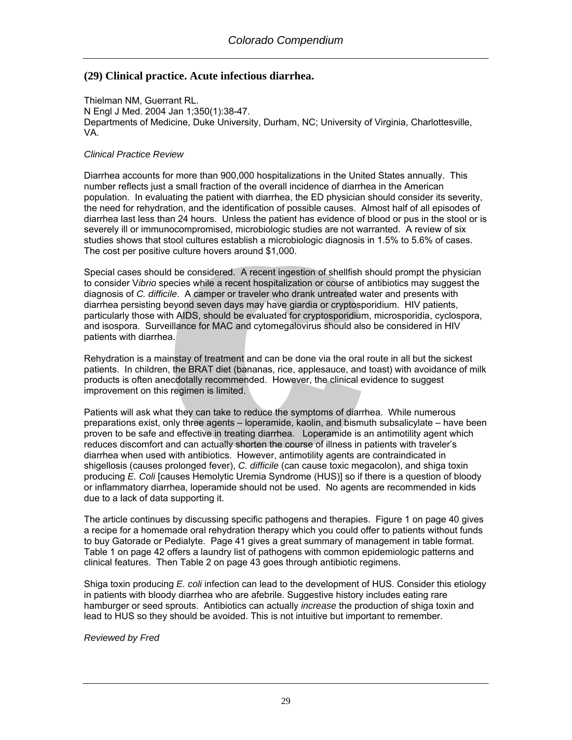## (29) Clinical practice. Acute infectious diarrhea.

Thielman NM, Guerrant RL.
N Engl J Med. 2004 Jan 1;350(1):38-47.
Departments of Medicine, Duke University, Durham, NC; University of Virginia, Charlottesville, VA.

*Clinical Practice Review*

Diarrhea accounts for more than 900,000 hospitalizations in the United States annually. This number reflects just a small fraction of the overall incidence of diarrhea in the American population. In evaluating the patient with diarrhea, the ED physician should consider its severity, the need for rehydration, and the identification of possible causes. Almost half of all episodes of diarrhea last less than 24 hours. Unless the patient has evidence of blood or pus in the stool or is severely ill or immunocompromised, microbiologic studies are not warranted. A review of six studies shows that stool cultures establish a microbiologic diagnosis in 1.5% to 5.6% of cases. The cost per positive culture hovers around $1,000.

Special cases should be considered. A recent ingestion of shellfish should prompt the physician to consider V*ibrio* species while a recent hospitalization or course of antibiotics may suggest the diagnosis of *C. difficile*. A camper or traveler who drank untreated water and presents with diarrhea persisting beyond seven days may have giardia or cryptosporidium. HIV patients, particularly those with AIDS, should be evaluated for cryptosporidium, microsporidia, cyclospora, and isospora. Surveillance for MAC and cytomegalovirus should also be considered in HIV patients with diarrhea.

Rehydration is a mainstay of treatment and can be done via the oral route in all but the sickest patients. In children, the BRAT diet (bananas, rice, applesauce, and toast) with avoidance of milk products is often anecdotally recommended. However, the clinical evidence to suggest improvement on this regimen is limited.

Patients will ask what they can take to reduce the symptoms of diarrhea. While numerous preparations exist, only three agents – loperamide, kaolin, and bismuth subsalicylate – have been proven to be safe and effective in treating diarrhea. Loperamide is an antimotility agent which reduces discomfort and can actually shorten the course of illness in patients with traveler's diarrhea when used with antibiotics. However, antimotility agents are contraindicated in shigellosis (causes prolonged fever), *C. difficile* (can cause toxic megacolon), and shiga toxin producing *E. Coli* [causes Hemolytic Uremia Syndrome (HUS)] so if there is a question of bloody or inflammatory diarrhea, loperamide should not be used. No agents are recommended in kids due to a lack of data supporting it.

The article continues by discussing specific pathogens and therapies. Figure 1 on page 40 gives a recipe for a homemade oral rehydration therapy which you could offer to patients without funds to buy Gatorade or Pedialyte. Page 41 gives a great summary of management in table format. Table 1 on page 42 offers a laundry list of pathogens with common epidemiologic patterns and clinical features. Then Table 2 on page 43 goes through antibiotic regimens.

Shiga toxin producing *E. coli* infection can lead to the development of HUS. Consider this etiology in patients with bloody diarrhea who are afebrile. Suggestive history includes eating rare hamburger or seed sprouts. Antibiotics can actually *increase* the production of shiga toxin and lead to HUS so they should be avoided. This is not intuitive but important to remember.

*Reviewed by Fred*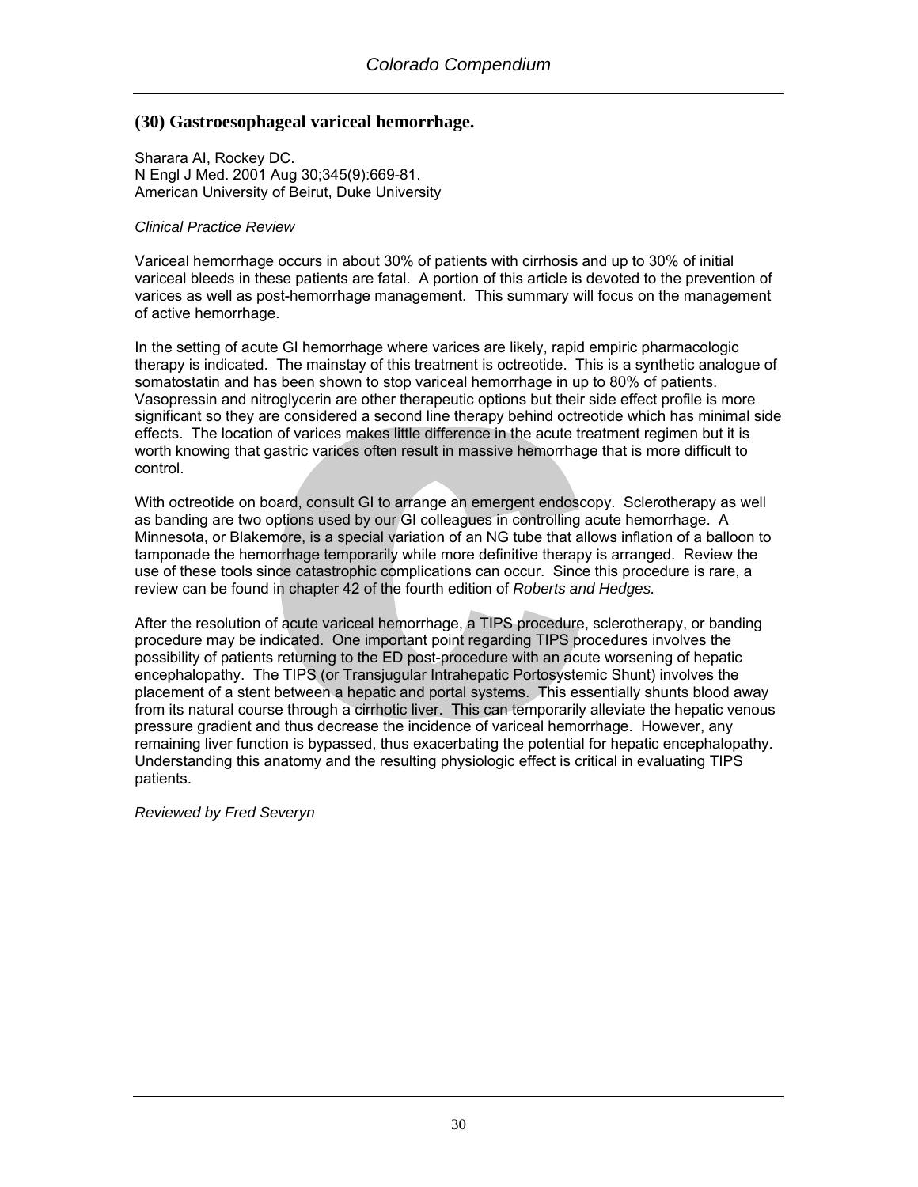## (30) Gastroesophageal variceal hemorrhage.

Sharara AI, Rockey DC.
N Engl J Med. 2001 Aug 30;345(9):669-81.
American University of Beirut, Duke University

*Clinical Practice Review*

Variceal hemorrhage occurs in about 30% of patients with cirrhosis and up to 30% of initial variceal bleeds in these patients are fatal. A portion of this article is devoted to the prevention of varices as well as post-hemorrhage management. This summary will focus on the management of active hemorrhage.

In the setting of acute GI hemorrhage where varices are likely, rapid empiric pharmacologic therapy is indicated. The mainstay of this treatment is octreotide. This is a synthetic analogue of somatostatin and has been shown to stop variceal hemorrhage in up to 80% of patients. Vasopressin and nitroglycerin are other therapeutic options but their side effect profile is more significant so they are considered a second line therapy behind octreotide which has minimal side effects. The location of varices makes little difference in the acute treatment regimen but it is worth knowing that gastric varices often result in massive hemorrhage that is more difficult to control.

With octreotide on board, consult GI to arrange an emergent endoscopy. Sclerotherapy as well as banding are two options used by our GI colleagues in controlling acute hemorrhage. A Minnesota, or Blakemore, is a special variation of an NG tube that allows inflation of a balloon to tamponade the hemorrhage temporarily while more definitive therapy is arranged. Review the use of these tools since catastrophic complications can occur. Since this procedure is rare, a review can be found in chapter 42 of the fourth edition of *Roberts and Hedges.*

After the resolution of acute variceal hemorrhage, a TIPS procedure, sclerotherapy, or banding procedure may be indicated. One important point regarding TIPS procedures involves the possibility of patients returning to the ED post-procedure with an acute worsening of hepatic encephalopathy. The TIPS (or Transjugular Intrahepatic Portosystemic Shunt) involves the placement of a stent between a hepatic and portal systems. This essentially shunts blood away from its natural course through a cirrhotic liver. This can temporarily alleviate the hepatic venous pressure gradient and thus decrease the incidence of variceal hemorrhage. However, any remaining liver function is bypassed, thus exacerbating the potential for hepatic encephalopathy. Understanding this anatomy and the resulting physiologic effect is critical in evaluating TIPS patients.

*Reviewed by Fred Severyn*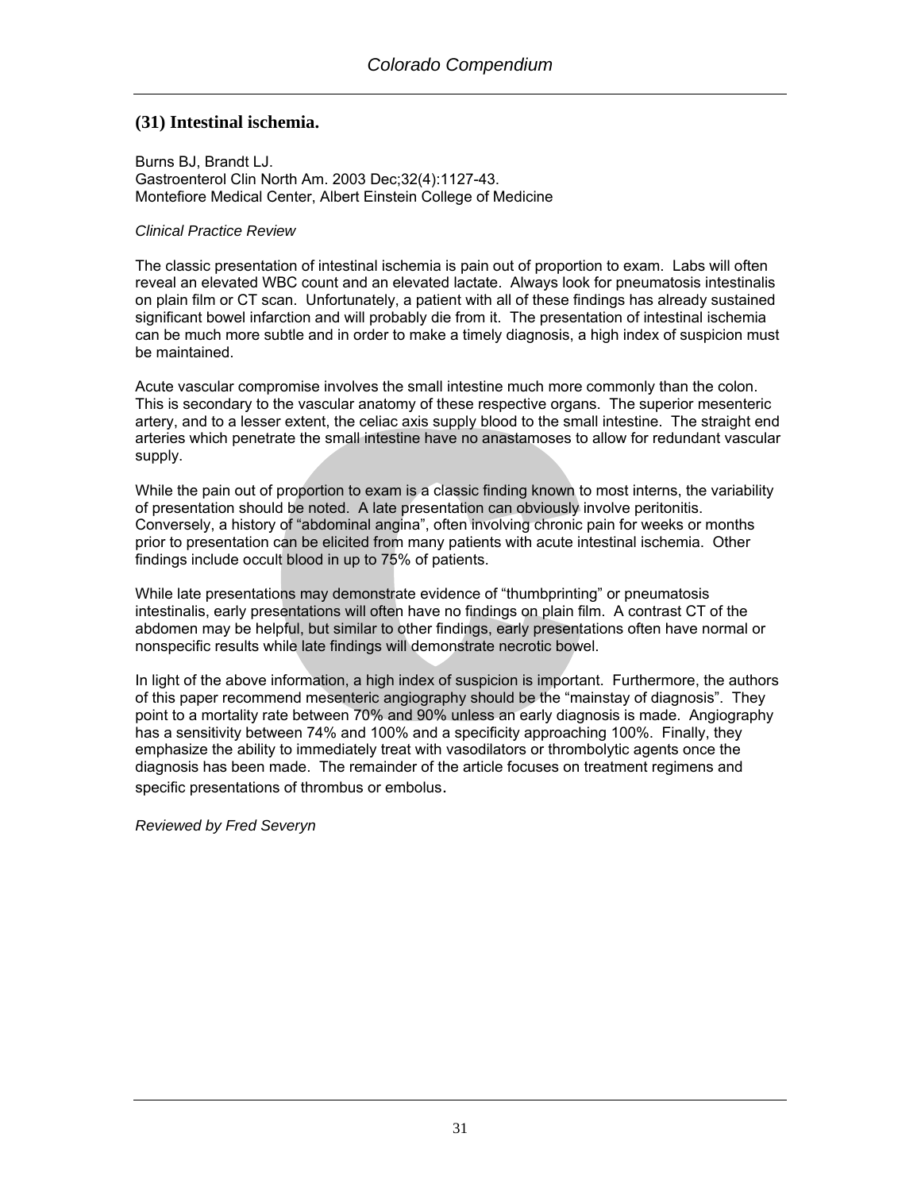## (31) Intestinal ischemia.

Burns BJ, Brandt LJ.
Gastroenterol Clin North Am. 2003 Dec;32(4):1127-43.
Montefiore Medical Center, Albert Einstein College of Medicine

*Clinical Practice Review*

The classic presentation of intestinal ischemia is pain out of proportion to exam. Labs will often reveal an elevated WBC count and an elevated lactate. Always look for pneumatosis intestinalis on plain film or CT scan. Unfortunately, a patient with all of these findings has already sustained significant bowel infarction and will probably die from it. The presentation of intestinal ischemia can be much more subtle and in order to make a timely diagnosis, a high index of suspicion must be maintained.

Acute vascular compromise involves the small intestine much more commonly than the colon. This is secondary to the vascular anatomy of these respective organs. The superior mesenteric artery, and to a lesser extent, the celiac axis supply blood to the small intestine. The straight end arteries which penetrate the small intestine have no anastamoses to allow for redundant vascular supply.

While the pain out of proportion to exam is a classic finding known to most interns, the variability of presentation should be noted. A late presentation can obviously involve peritonitis. Conversely, a history of "abdominal angina", often involving chronic pain for weeks or months prior to presentation can be elicited from many patients with acute intestinal ischemia. Other findings include occult blood in up to 75% of patients.

While late presentations may demonstrate evidence of "thumbprinting" or pneumatosis intestinalis, early presentations will often have no findings on plain film. A contrast CT of the abdomen may be helpful, but similar to other findings, early presentations often have normal or nonspecific results while late findings will demonstrate necrotic bowel.

In light of the above information, a high index of suspicion is important. Furthermore, the authors of this paper recommend mesenteric angiography should be the "mainstay of diagnosis". They point to a mortality rate between 70% and 90% unless an early diagnosis is made. Angiography has a sensitivity between 74% and 100% and a specificity approaching 100%. Finally, they emphasize the ability to immediately treat with vasodilators or thrombolytic agents once the diagnosis has been made. The remainder of the article focuses on treatment regimens and specific presentations of thrombus or embolus.

*Reviewed by Fred Severyn*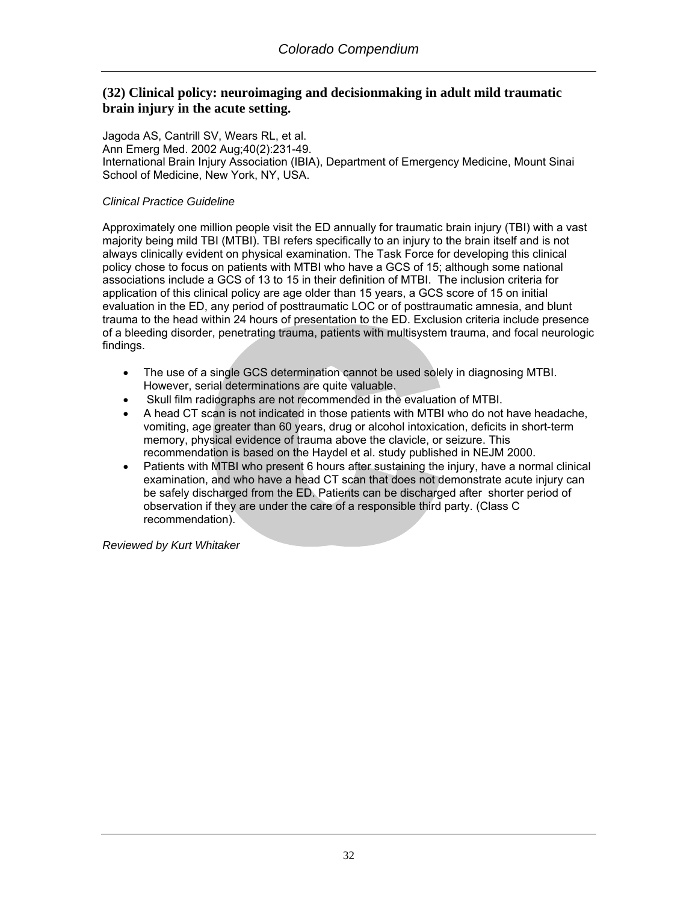## (32) Clinical policy: neuroimaging and decisionmaking in adult mild traumatic brain injury in the acute setting.

Jagoda AS, Cantrill SV, Wears RL, et al.
Ann Emerg Med. 2002 Aug;40(2):231-49.
International Brain Injury Association (IBIA), Department of Emergency Medicine, Mount Sinai School of Medicine, New York, NY, USA.

*Clinical Practice Guideline*

Approximately one million people visit the ED annually for traumatic brain injury (TBI) with a vast majority being mild TBI (MTBI). TBI refers specifically to an injury to the brain itself and is not always clinically evident on physical examination. The Task Force for developing this clinical policy chose to focus on patients with MTBI who have a GCS of 15; although some national associations include a GCS of 13 to 15 in their definition of MTBI. The inclusion criteria for application of this clinical policy are age older than 15 years, a GCS score of 15 on initial evaluation in the ED, any period of posttraumatic LOC or of posttraumatic amnesia, and blunt trauma to the head within 24 hours of presentation to the ED. Exclusion criteria include presence of a bleeding disorder, penetrating trauma, patients with multisystem trauma, and focal neurologic findings.

- The use of a single GCS determination cannot be used solely in diagnosing MTBI. However, serial determinations are quite valuable.
- Skull film radiographs are not recommended in the evaluation of MTBI.
- A head CT scan is not indicated in those patients with MTBI who do not have headache, vomiting, age greater than 60 years, drug or alcohol intoxication, deficits in short-term memory, physical evidence of trauma above the clavicle, or seizure. This recommendation is based on the Haydel et al. study published in NEJM 2000.
- Patients with MTBI who present 6 hours after sustaining the injury, have a normal clinical examination, and who have a head CT scan that does not demonstrate acute injury can be safely discharged from the ED. Patients can be discharged after shorter period of observation if they are under the care of a responsible third party. (Class C recommendation).

*Reviewed by Kurt Whitaker*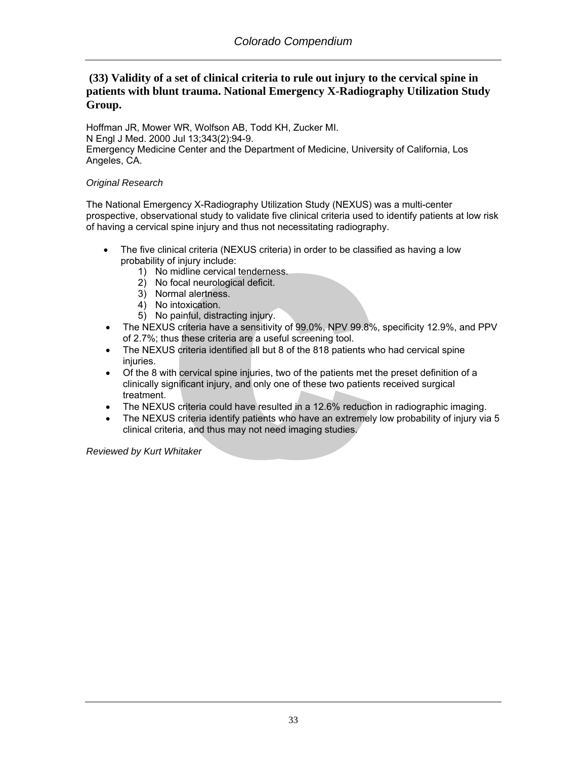## (33) Validity of a set of clinical criteria to rule out injury to the cervical spine in patients with blunt trauma. National Emergency X-Radiography Utilization Study Group.

Hoffman JR, Mower WR, Wolfson AB, Todd KH, Zucker MI.
N Engl J Med. 2000 Jul 13;343(2):94-9.
Emergency Medicine Center and the Department of Medicine, University of California, Los Angeles, CA.

*Original Research*

The National Emergency X-Radiography Utilization Study (NEXUS) was a multi-center prospective, observational study to validate five clinical criteria used to identify patients at low risk of having a cervical spine injury and thus not necessitating radiography.

- The five clinical criteria (NEXUS criteria) in order to be classified as having a low probability of injury include:
    1) No midline cervical tenderness.
    2) No focal neurological deficit.
    3) Normal alertness.
    4) No intoxication.
    5) No painful, distracting injury.
- The NEXUS criteria have a sensitivity of 99.0%, NPV 99.8%, specificity 12.9%, and PPV of 2.7%; thus these criteria are a useful screening tool.
- The NEXUS criteria identified all but 8 of the 818 patients who had cervical spine injuries.
- Of the 8 with cervical spine injuries, two of the patients met the preset definition of a clinically significant injury, and only one of these two patients received surgical treatment.
- The NEXUS criteria could have resulted in a 12.6% reduction in radiographic imaging.
- The NEXUS criteria identify patients who have an extremely low probability of injury via 5 clinical criteria, and thus may not need imaging studies.

*Reviewed by Kurt Whitaker*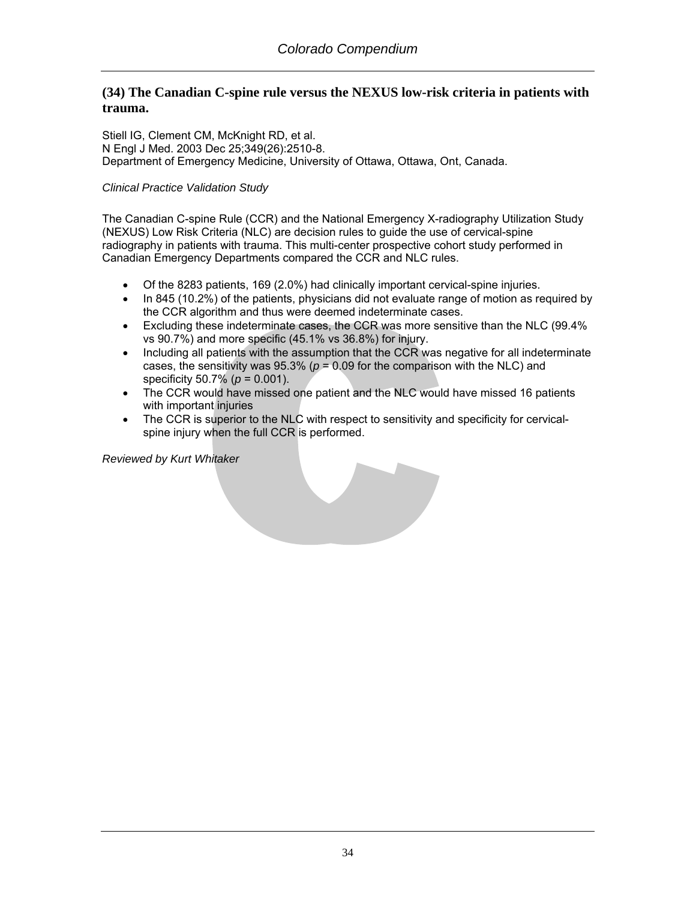## (34) The Canadian C-spine rule versus the NEXUS low-risk criteria in patients with trauma.

Stiell IG, Clement CM, McKnight RD, et al.
N Engl J Med. 2003 Dec 25;349(26):2510-8.
Department of Emergency Medicine, University of Ottawa, Ottawa, Ont, Canada.

*Clinical Practice Validation Study*

The Canadian C-spine Rule (CCR) and the National Emergency X-radiography Utilization Study (NEXUS) Low Risk Criteria (NLC) are decision rules to guide the use of cervical-spine radiography in patients with trauma. This multi-center prospective cohort study performed in Canadian Emergency Departments compared the CCR and NLC rules.

- Of the 8283 patients, 169 (2.0%) had clinically important cervical-spine injuries.
- In 845 (10.2%) of the patients, physicians did not evaluate range of motion as required by the CCR algorithm and thus were deemed indeterminate cases.
- Excluding these indeterminate cases, the CCR was more sensitive than the NLC (99.4% vs 90.7%) and more specific (45.1% vs 36.8%) for injury.
- Including all patients with the assumption that the CCR was negative for all indeterminate cases, the sensitivity was 95.3% ($p$ = 0.09 for the comparison with the NLC) and specificity 50.7% ($p$ = 0.001).
- The CCR would have missed one patient and the NLC would have missed 16 patients with important injuries
- The CCR is superior to the NLC with respect to sensitivity and specificity for cervical-spine injury when the full CCR is performed.

*Reviewed by Kurt Whitaker*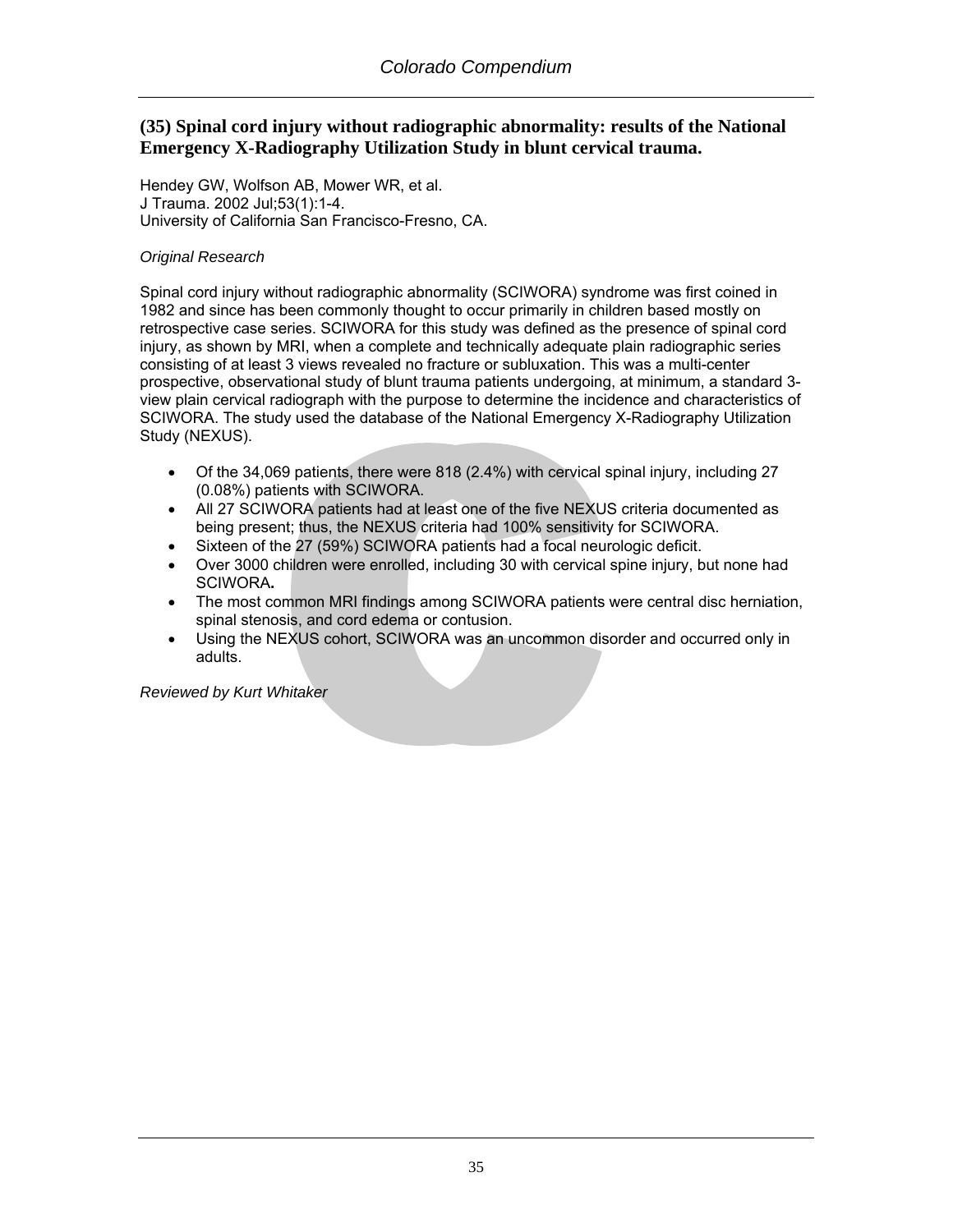## (35) Spinal cord injury without radiographic abnormality: results of the National Emergency X-Radiography Utilization Study in blunt cervical trauma.

Hendey GW, Wolfson AB, Mower WR, et al.
J Trauma. 2002 Jul;53(1):1-4.
University of California San Francisco-Fresno, CA.

*Original Research*

Spinal cord injury without radiographic abnormality (SCIWORA) syndrome was first coined in 1982 and since has been commonly thought to occur primarily in children based mostly on retrospective case series. SCIWORA for this study was defined as the presence of spinal cord injury, as shown by MRI, when a complete and technically adequate plain radiographic series consisting of at least 3 views revealed no fracture or subluxation. This was a multi-center prospective, observational study of blunt trauma patients undergoing, at minimum, a standard 3-view plain cervical radiograph with the purpose to determine the incidence and characteristics of SCIWORA. The study used the database of the National Emergency X-Radiography Utilization Study (NEXUS).

- Of the 34,069 patients, there were 818 (2.4%) with cervical spinal injury, including 27 (0.08%) patients with SCIWORA.
- All 27 SCIWORA patients had at least one of the five NEXUS criteria documented as being present; thus, the NEXUS criteria had 100% sensitivity for SCIWORA.
- Sixteen of the 27 (59%) SCIWORA patients had a focal neurologic deficit.
- Over 3000 children were enrolled, including 30 with cervical spine injury, but none had SCIWORA**.**
- The most common MRI findings among SCIWORA patients were central disc herniation, spinal stenosis, and cord edema or contusion.
- Using the NEXUS cohort, SCIWORA was an uncommon disorder and occurred only in adults.

*Reviewed by Kurt Whitaker*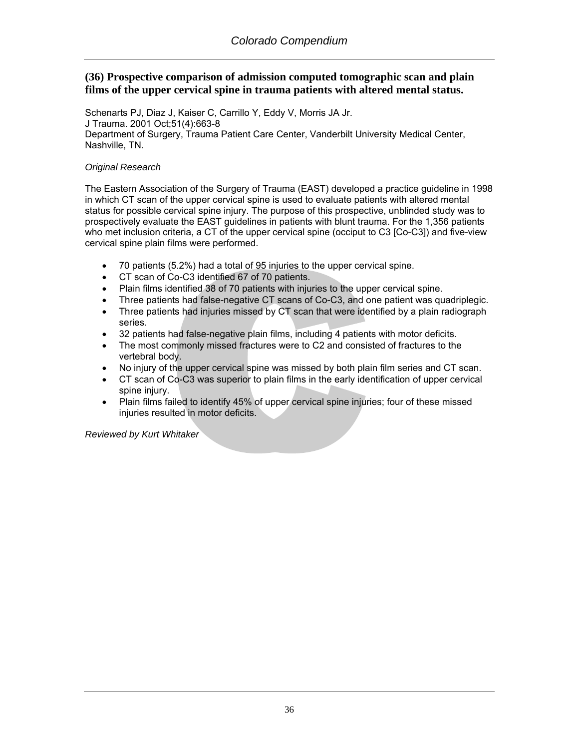## (36) Prospective comparison of admission computed tomographic scan and plain films of the upper cervical spine in trauma patients with altered mental status.

Schenarts PJ, Diaz J, Kaiser C, Carrillo Y, Eddy V, Morris JA Jr.
J Trauma. 2001 Oct;51(4):663-8
Department of Surgery, Trauma Patient Care Center, Vanderbilt University Medical Center, Nashville, TN.

*Original Research*

The Eastern Association of the Surgery of Trauma (EAST) developed a practice guideline in 1998 in which CT scan of the upper cervical spine is used to evaluate patients with altered mental status for possible cervical spine injury. The purpose of this prospective, unblinded study was to prospectively evaluate the EAST guidelines in patients with blunt trauma. For the 1,356 patients who met inclusion criteria, a CT of the upper cervical spine (occiput to C3 [Co-C3]) and five-view cervical spine plain films were performed.

- 70 patients (5.2%) had a total of 95 injuries to the upper cervical spine.
- CT scan of Co-C3 identified 67 of 70 patients.
- Plain films identified 38 of 70 patients with injuries to the upper cervical spine.
- Three patients had false-negative CT scans of Co-C3, and one patient was quadriplegic.
- Three patients had injuries missed by CT scan that were identified by a plain radiograph series.
- 32 patients had false-negative plain films, including 4 patients with motor deficits.
- The most commonly missed fractures were to C2 and consisted of fractures to the vertebral body.
- No injury of the upper cervical spine was missed by both plain film series and CT scan.
- CT scan of Co-C3 was superior to plain films in the early identification of upper cervical spine injury.
- Plain films failed to identify 45% of upper cervical spine injuries; four of these missed injuries resulted in motor deficits.

*Reviewed by Kurt Whitaker*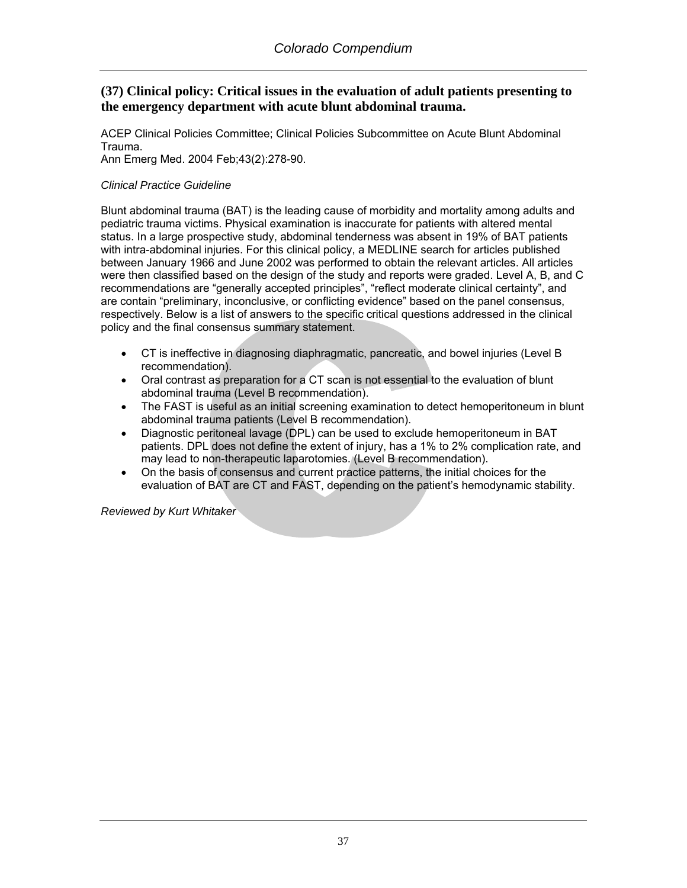## (37) Clinical policy: Critical issues in the evaluation of adult patients presenting to the emergency department with acute blunt abdominal trauma.

ACEP Clinical Policies Committee; Clinical Policies Subcommittee on Acute Blunt Abdominal Trauma.
Ann Emerg Med. 2004 Feb;43(2):278-90.

*Clinical Practice Guideline*

Blunt abdominal trauma (BAT) is the leading cause of morbidity and mortality among adults and pediatric trauma victims. Physical examination is inaccurate for patients with altered mental status. In a large prospective study, abdominal tenderness was absent in 19% of BAT patients with intra-abdominal injuries. For this clinical policy, a MEDLINE search for articles published between January 1966 and June 2002 was performed to obtain the relevant articles. All articles were then classified based on the design of the study and reports were graded. Level A, B, and C recommendations are "generally accepted principles", "reflect moderate clinical certainty", and are contain "preliminary, inconclusive, or conflicting evidence" based on the panel consensus, respectively. Below is a list of answers to the specific critical questions addressed in the clinical policy and the final consensus summary statement.

- CT is ineffective in diagnosing diaphragmatic, pancreatic, and bowel injuries (Level B recommendation).
- Oral contrast as preparation for a CT scan is not essential to the evaluation of blunt abdominal trauma (Level B recommendation).
- The FAST is useful as an initial screening examination to detect hemoperitoneum in blunt abdominal trauma patients (Level B recommendation).
- Diagnostic peritoneal lavage (DPL) can be used to exclude hemoperitoneum in BAT patients. DPL does not define the extent of injury, has a 1% to 2% complication rate, and may lead to non-therapeutic laparotomies. (Level B recommendation).
- On the basis of consensus and current practice patterns, the initial choices for the evaluation of BAT are CT and FAST, depending on the patient's hemodynamic stability.

*Reviewed by Kurt Whitaker*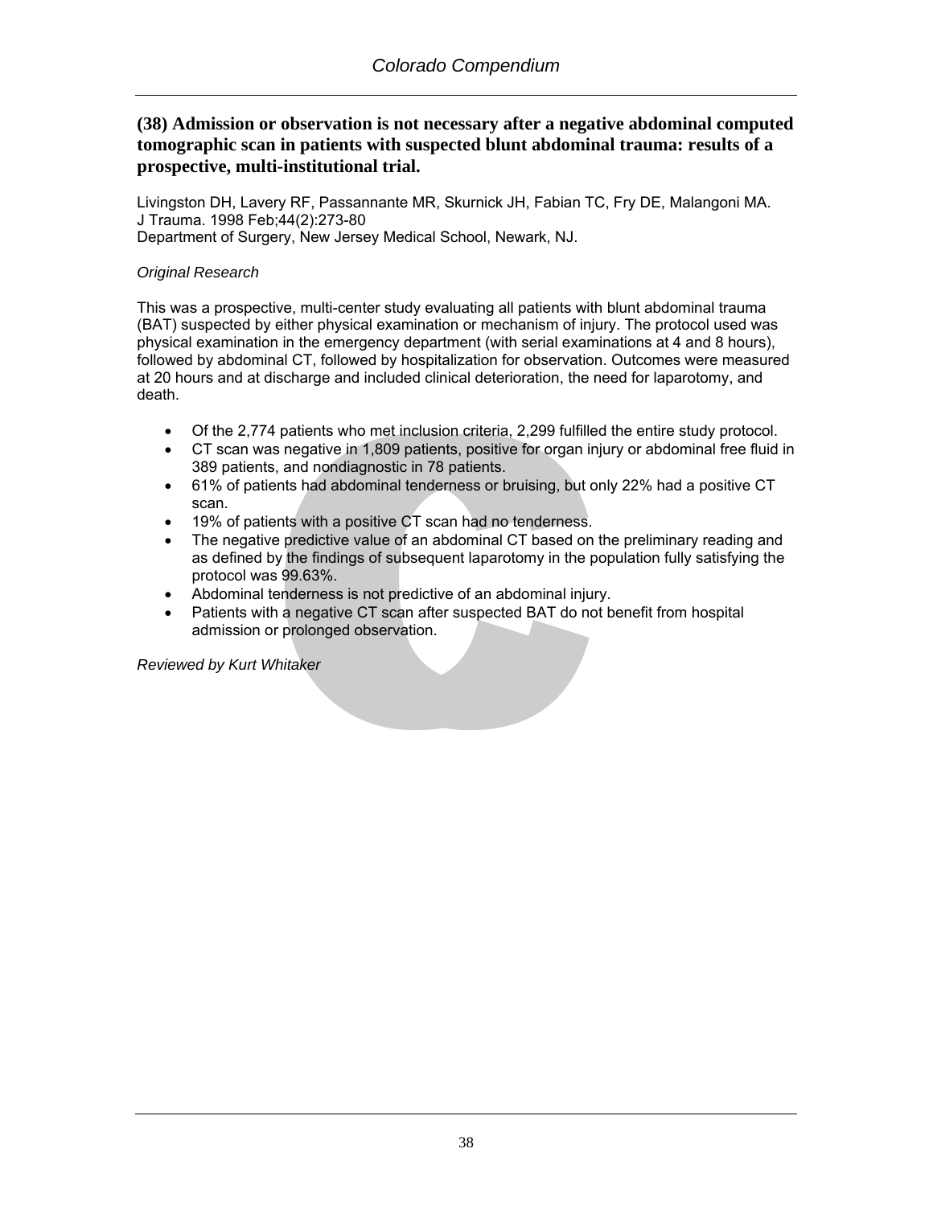## (38) Admission or observation is not necessary after a negative abdominal computed tomographic scan in patients with suspected blunt abdominal trauma: results of a prospective, multi-institutional trial.

Livingston DH, Lavery RF, Passannante MR, Skurnick JH, Fabian TC, Fry DE, Malangoni MA.
J Trauma. 1998 Feb;44(2):273-80
Department of Surgery, New Jersey Medical School, Newark, NJ.

*Original Research*

This was a prospective, multi-center study evaluating all patients with blunt abdominal trauma (BAT) suspected by either physical examination or mechanism of injury. The protocol used was physical examination in the emergency department (with serial examinations at 4 and 8 hours), followed by abdominal CT, followed by hospitalization for observation. Outcomes were measured at 20 hours and at discharge and included clinical deterioration, the need for laparotomy, and death.

- Of the 2,774 patients who met inclusion criteria, 2,299 fulfilled the entire study protocol.
- CT scan was negative in 1,809 patients, positive for organ injury or abdominal free fluid in 389 patients, and nondiagnostic in 78 patients.
- 61% of patients had abdominal tenderness or bruising, but only 22% had a positive CT scan.
- 19% of patients with a positive CT scan had no tenderness.
- The negative predictive value of an abdominal CT based on the preliminary reading and as defined by the findings of subsequent laparotomy in the population fully satisfying the protocol was 99.63%.
- Abdominal tenderness is not predictive of an abdominal injury.
- Patients with a negative CT scan after suspected BAT do not benefit from hospital admission or prolonged observation.

*Reviewed by Kurt Whitaker*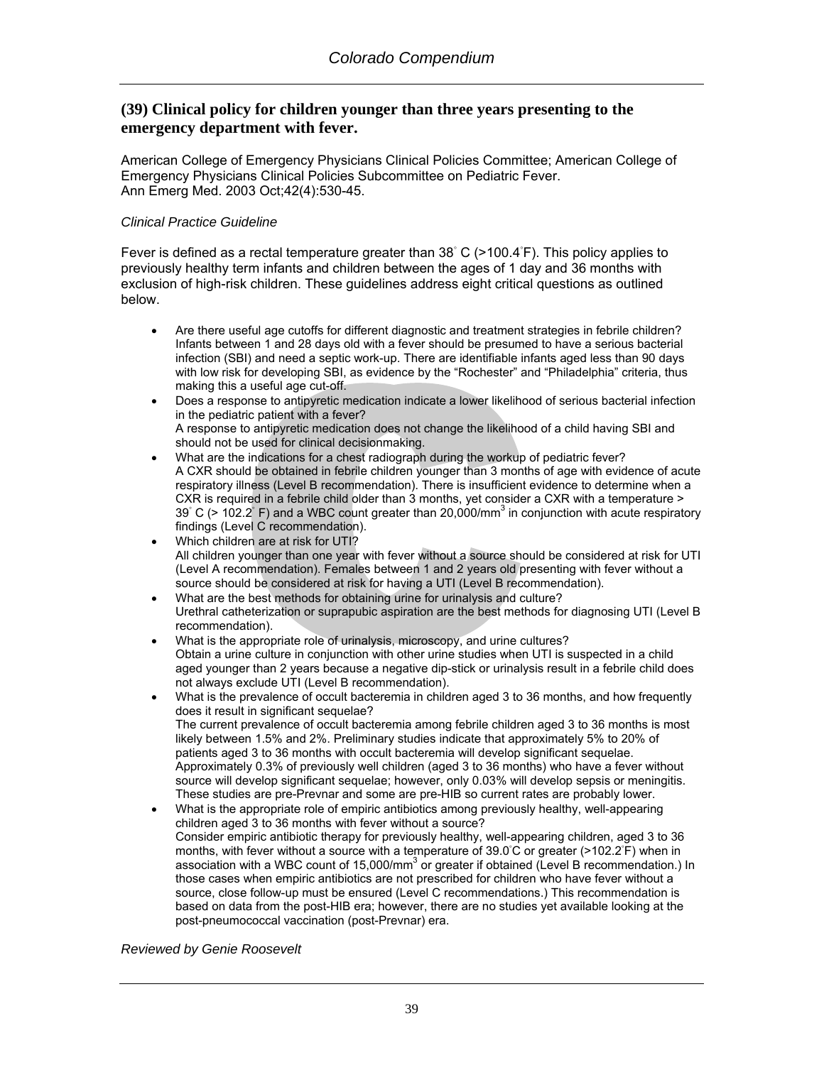## (39) Clinical policy for children younger than three years presenting to the emergency department with fever.

American College of Emergency Physicians Clinical Policies Committee; American College of Emergency Physicians Clinical Policies Subcommittee on Pediatric Fever.
Ann Emerg Med. 2003 Oct;42(4):530-45.

*Clinical Practice Guideline*

Fever is defined as a rectal temperature greater than 38° C (>100.4°F). This policy applies to previously healthy term infants and children between the ages of 1 day and 36 months with exclusion of high-risk children. These guidelines address eight critical questions as outlined below.

- Are there useful age cutoffs for different diagnostic and treatment strategies in febrile children? Infants between 1 and 28 days old with a fever should be presumed to have a serious bacterial infection (SBI) and need a septic work-up. There are identifiable infants aged less than 90 days with low risk for developing SBI, as evidence by the "Rochester" and "Philadelphia" criteria, thus making this a useful age cut-off.
- Does a response to antipyretic medication indicate a lower likelihood of serious bacterial infection in the pediatric patient with a fever?
  A response to antipyretic medication does not change the likelihood of a child having SBI and should not be used for clinical decisionmaking.
- What are the indications for a chest radiograph during the workup of pediatric fever?
  A CXR should be obtained in febrile children younger than 3 months of age with evidence of acute respiratory illness (Level B recommendation). There is insufficient evidence to determine when a CXR is required in a febrile child older than 3 months, yet consider a CXR with a temperature > 39° C (> 102.2° F) and a WBC count greater than 20,000/mm$^3$ in conjunction with acute respiratory findings (Level C recommendation).
- Which children are at risk for UTI?
  All children younger than one year with fever without a source should be considered at risk for UTI (Level A recommendation). Females between 1 and 2 years old presenting with fever without a source should be considered at risk for having a UTI (Level B recommendation).
- What are the best methods for obtaining urine for urinalysis and culture?
  Urethral catheterization or suprapubic aspiration are the best methods for diagnosing UTI (Level B recommendation).
- What is the appropriate role of urinalysis, microscopy, and urine cultures?
  Obtain a urine culture in conjunction with other urine studies when UTI is suspected in a child aged younger than 2 years because a negative dip-stick or urinalysis result in a febrile child does not always exclude UTI (Level B recommendation).
- What is the prevalence of occult bacteremia in children aged 3 to 36 months, and how frequently does it result in significant sequelae?
  The current prevalence of occult bacteremia among febrile children aged 3 to 36 months is most likely between 1.5% and 2%. Preliminary studies indicate that approximately 5% to 20% of patients aged 3 to 36 months with occult bacteremia will develop significant sequelae. Approximately 0.3% of previously well children (aged 3 to 36 months) who have a fever without source will develop significant sequelae; however, only 0.03% will develop sepsis or meningitis. These studies are pre-Prevnar and some are pre-HIB so current rates are probably lower.
- What is the appropriate role of empiric antibiotics among previously healthy, well-appearing children aged 3 to 36 months with fever without a source?
  Consider empiric antibiotic therapy for previously healthy, well-appearing children, aged 3 to 36 months, with fever without a source with a temperature of 39.0°C or greater (>102.2°F) when in association with a WBC count of 15,000/mm$^3$ or greater if obtained (Level B recommendation.) In those cases when empiric antibiotics are not prescribed for children who have fever without a source, close follow-up must be ensured (Level C recommendations.) This recommendation is based on data from the post-HIB era; however, there are no studies yet available looking at the post-pneumococcal vaccination (post-Prevnar) era.

*Reviewed by Genie Roosevelt*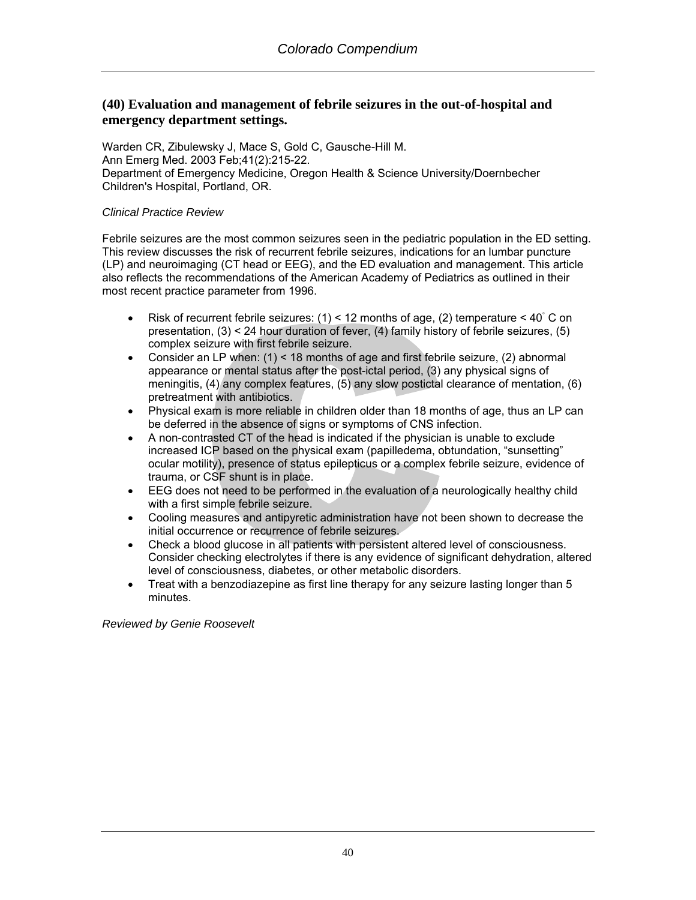## (40) Evaluation and management of febrile seizures in the out-of-hospital and emergency department settings.

Warden CR, Zibulewsky J, Mace S, Gold C, Gausche-Hill M.
Ann Emerg Med. 2003 Feb;41(2):215-22.
Department of Emergency Medicine, Oregon Health & Science University/Doernbecher Children's Hospital, Portland, OR.

*Clinical Practice Review*

Febrile seizures are the most common seizures seen in the pediatric population in the ED setting. This review discusses the risk of recurrent febrile seizures, indications for an lumbar puncture (LP) and neuroimaging (CT head or EEG), and the ED evaluation and management. This article also reflects the recommendations of the American Academy of Pediatrics as outlined in their most recent practice parameter from 1996.

- Risk of recurrent febrile seizures: (1) < 12 months of age, (2) temperature < 40° C on presentation, (3) < 24 hour duration of fever, (4) family history of febrile seizures, (5) complex seizure with first febrile seizure.
- Consider an LP when: (1) < 18 months of age and first febrile seizure, (2) abnormal appearance or mental status after the post-ictal period, (3) any physical signs of meningitis, (4) any complex features, (5) any slow postictal clearance of mentation, (6) pretreatment with antibiotics.
- Physical exam is more reliable in children older than 18 months of age, thus an LP can be deferred in the absence of signs or symptoms of CNS infection.
- A non-contrasted CT of the head is indicated if the physician is unable to exclude increased ICP based on the physical exam (papilledema, obtundation, "sunsetting" ocular motility), presence of status epilepticus or a complex febrile seizure, evidence of trauma, or CSF shunt is in place.
- EEG does not need to be performed in the evaluation of a neurologically healthy child with a first simple febrile seizure.
- Cooling measures and antipyretic administration have not been shown to decrease the initial occurrence or recurrence of febrile seizures.
- Check a blood glucose in all patients with persistent altered level of consciousness. Consider checking electrolytes if there is any evidence of significant dehydration, altered level of consciousness, diabetes, or other metabolic disorders.
- Treat with a benzodiazepine as first line therapy for any seizure lasting longer than 5 minutes.

*Reviewed by Genie Roosevelt*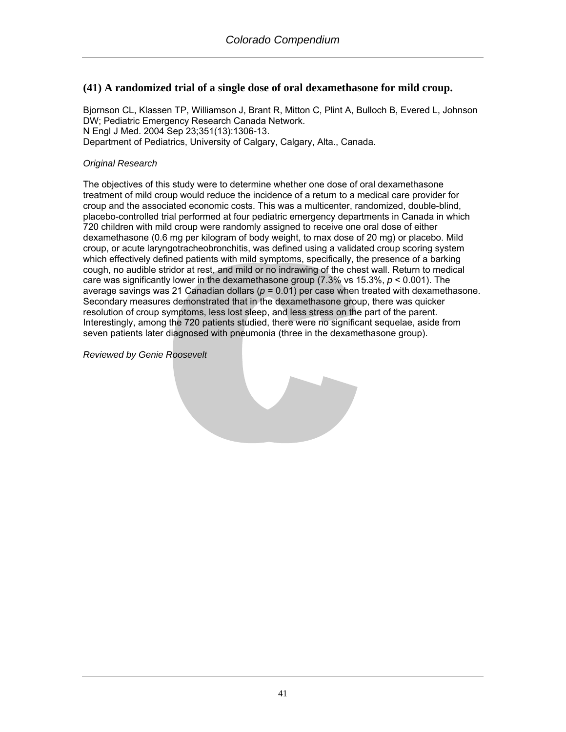## (41) A randomized trial of a single dose of oral dexamethasone for mild croup.

Bjornson CL, Klassen TP, Williamson J, Brant R, Mitton C, Plint A, Bulloch B, Evered L, Johnson DW; Pediatric Emergency Research Canada Network.
N Engl J Med. 2004 Sep 23;351(13):1306-13.
Department of Pediatrics, University of Calgary, Calgary, Alta., Canada.

*Original Research*

The objectives of this study were to determine whether one dose of oral dexamethasone treatment of mild croup would reduce the incidence of a return to a medical care provider for croup and the associated economic costs. This was a multicenter, randomized, double-blind, placebo-controlled trial performed at four pediatric emergency departments in Canada in which 720 children with mild croup were randomly assigned to receive one oral dose of either dexamethasone (0.6 mg per kilogram of body weight, to max dose of 20 mg) or placebo. Mild croup, or acute laryngotracheobronchitis, was defined using a validated croup scoring system which effectively defined patients with mild symptoms, specifically, the presence of a barking cough, no audible stridor at rest, and mild or no indrawing of the chest wall. Return to medical care was significantly lower in the dexamethasone group (7.3% vs 15.3%, $p < 0.001$). The average savings was 21 Canadian dollars ($p = 0.01$) per case when treated with dexamethasone. Secondary measures demonstrated that in the dexamethasone group, there was quicker resolution of croup symptoms, less lost sleep, and less stress on the part of the parent. Interestingly, among the 720 patients studied, there were no significant sequelae, aside from seven patients later diagnosed with pneumonia (three in the dexamethasone group).

*Reviewed by Genie Roosevelt*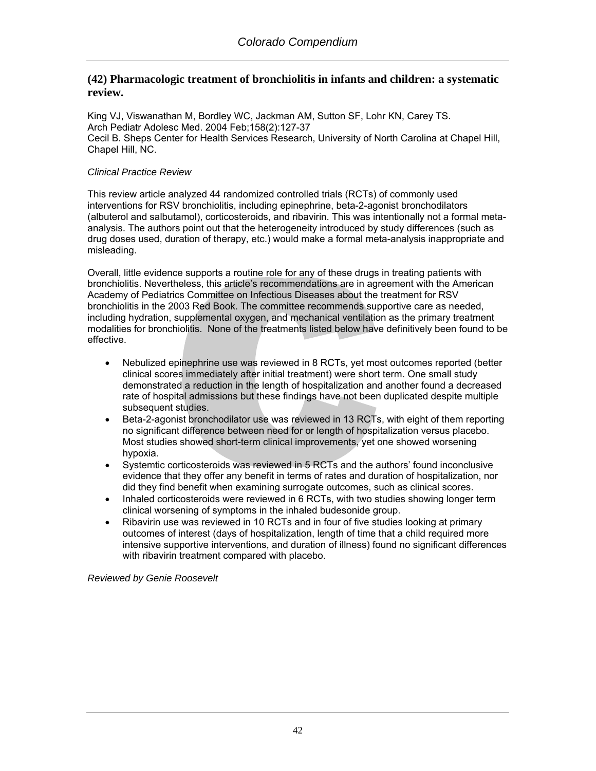## (42) Pharmacologic treatment of bronchiolitis in infants and children: a systematic review.

King VJ, Viswanathan M, Bordley WC, Jackman AM, Sutton SF, Lohr KN, Carey TS.
Arch Pediatr Adolesc Med. 2004 Feb;158(2):127-37
Cecil B. Sheps Center for Health Services Research, University of North Carolina at Chapel Hill, Chapel Hill, NC.

*Clinical Practice Review*

This review article analyzed 44 randomized controlled trials (RCTs) of commonly used interventions for RSV bronchiolitis, including epinephrine, beta-2-agonist bronchodilators (albuterol and salbutamol), corticosteroids, and ribavirin. This was intentionally not a formal meta-analysis. The authors point out that the heterogeneity introduced by study differences (such as drug doses used, duration of therapy, etc.) would make a formal meta-analysis inappropriate and misleading.

Overall, little evidence supports a routine role for any of these drugs in treating patients with bronchiolitis. Nevertheless, this article's recommendations are in agreement with the American Academy of Pediatrics Committee on Infectious Diseases about the treatment for RSV bronchiolitis in the 2003 Red Book. The committee recommends supportive care as needed, including hydration, supplemental oxygen, and mechanical ventilation as the primary treatment modalities for bronchiolitis. None of the treatments listed below have definitively been found to be effective.

- Nebulized epinephrine use was reviewed in 8 RCTs, yet most outcomes reported (better clinical scores immediately after initial treatment) were short term. One small study demonstrated a reduction in the length of hospitalization and another found a decreased rate of hospital admissions but these findings have not been duplicated despite multiple subsequent studies.
- Beta-2-agonist bronchodilator use was reviewed in 13 RCTs, with eight of them reporting no significant difference between need for or length of hospitalization versus placebo. Most studies showed short-term clinical improvements, yet one showed worsening hypoxia.
- Systemtic corticosteroids was reviewed in 5 RCTs and the authors' found inconclusive evidence that they offer any benefit in terms of rates and duration of hospitalization, nor did they find benefit when examining surrogate outcomes, such as clinical scores.
- Inhaled corticosteroids were reviewed in 6 RCTs, with two studies showing longer term clinical worsening of symptoms in the inhaled budesonide group.
- Ribavirin use was reviewed in 10 RCTs and in four of five studies looking at primary outcomes of interest (days of hospitalization, length of time that a child required more intensive supportive interventions, and duration of illness) found no significant differences with ribavirin treatment compared with placebo.

*Reviewed by Genie Roosevelt*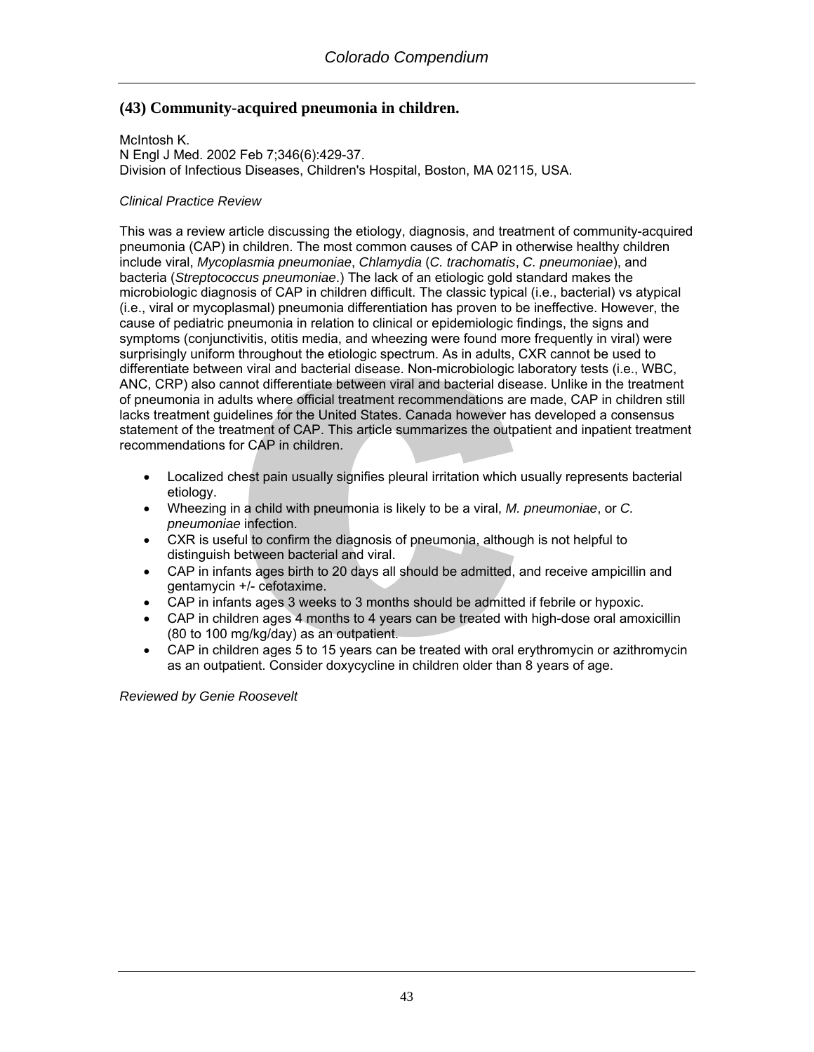## (43) Community-acquired pneumonia in children.

McIntosh K.
N Engl J Med. 2002 Feb 7;346(6):429-37.
Division of Infectious Diseases, Children's Hospital, Boston, MA 02115, USA.

*Clinical Practice Review*

This was a review article discussing the etiology, diagnosis, and treatment of community-acquired pneumonia (CAP) in children. The most common causes of CAP in otherwise healthy children include viral, *Mycoplasmia pneumoniae*, *Chlamydia* (*C. trachomatis*, *C. pneumoniae*), and bacteria (*Streptococcus pneumoniae*.) The lack of an etiologic gold standard makes the microbiologic diagnosis of CAP in children difficult. The classic typical (i.e., bacterial) vs atypical (i.e., viral or mycoplasmal) pneumonia differentiation has proven to be ineffective. However, the cause of pediatric pneumonia in relation to clinical or epidemiologic findings, the signs and symptoms (conjunctivitis, otitis media, and wheezing were found more frequently in viral) were surprisingly uniform throughout the etiologic spectrum. As in adults, CXR cannot be used to differentiate between viral and bacterial disease. Non-microbiologic laboratory tests (i.e., WBC, ANC, CRP) also cannot differentiate between viral and bacterial disease. Unlike in the treatment of pneumonia in adults where official treatment recommendations are made, CAP in children still lacks treatment guidelines for the United States. Canada however has developed a consensus statement of the treatment of CAP. This article summarizes the outpatient and inpatient treatment recommendations for CAP in children.

- Localized chest pain usually signifies pleural irritation which usually represents bacterial etiology.
- Wheezing in a child with pneumonia is likely to be a viral, *M. pneumoniae*, or *C. pneumoniae* infection.
- CXR is useful to confirm the diagnosis of pneumonia, although is not helpful to distinguish between bacterial and viral.
- CAP in infants ages birth to 20 days all should be admitted, and receive ampicillin and gentamycin +/- cefotaxime.
- CAP in infants ages 3 weeks to 3 months should be admitted if febrile or hypoxic.
- CAP in children ages 4 months to 4 years can be treated with high-dose oral amoxicillin (80 to 100 mg/kg/day) as an outpatient.
- CAP in children ages 5 to 15 years can be treated with oral erythromycin or azithromycin as an outpatient. Consider doxycycline in children older than 8 years of age.

*Reviewed by Genie Roosevelt*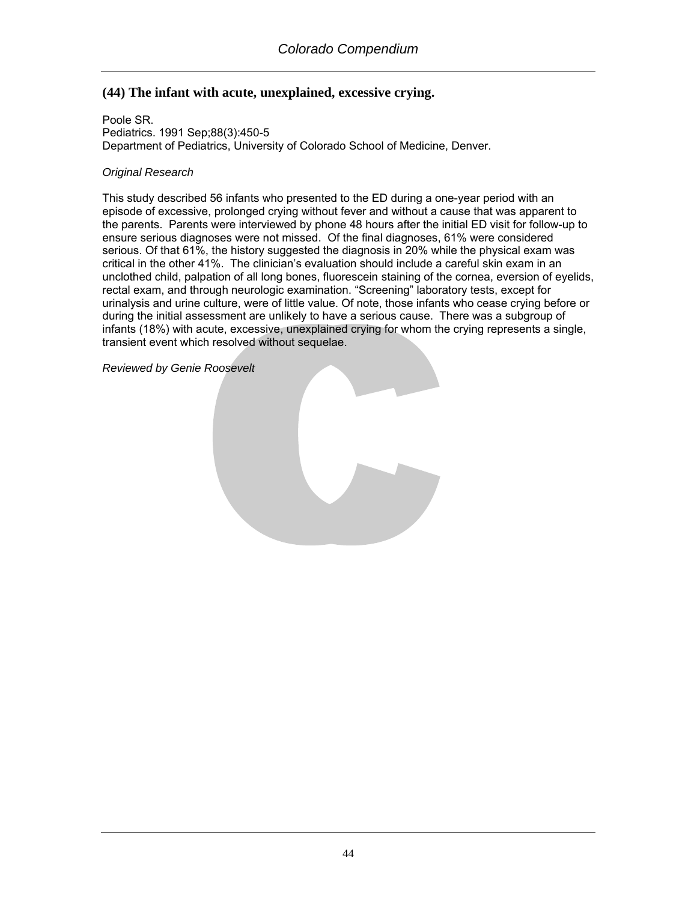## (44) The infant with acute, unexplained, excessive crying.

Poole SR.
Pediatrics. 1991 Sep;88(3):450-5
Department of Pediatrics, University of Colorado School of Medicine, Denver.

*Original Research*

This study described 56 infants who presented to the ED during a one-year period with an episode of excessive, prolonged crying without fever and without a cause that was apparent to the parents. Parents were interviewed by phone 48 hours after the initial ED visit for follow-up to ensure serious diagnoses were not missed. Of the final diagnoses, 61% were considered serious. Of that 61%, the history suggested the diagnosis in 20% while the physical exam was critical in the other 41%. The clinician's evaluation should include a careful skin exam in an unclothed child, palpation of all long bones, fluorescein staining of the cornea, eversion of eyelids, rectal exam, and through neurologic examination. "Screening" laboratory tests, except for urinalysis and urine culture, were of little value. Of note, those infants who cease crying before or during the initial assessment are unlikely to have a serious cause. There was a subgroup of infants (18%) with acute, excessive, unexplained crying for whom the crying represents a single, transient event which resolved without sequelae.

*Reviewed by Genie Roosevelt*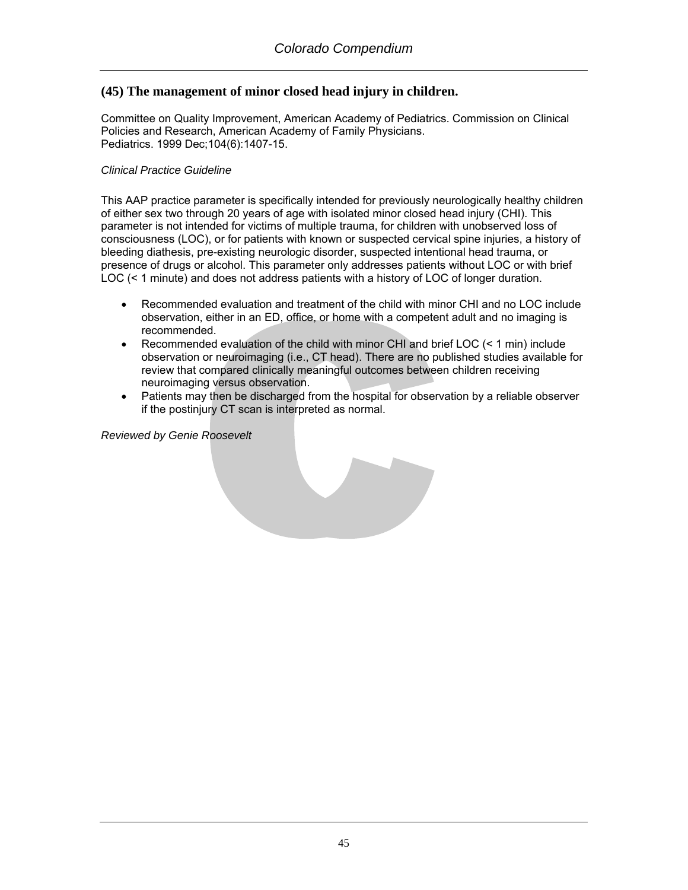## (45) The management of minor closed head injury in children.

Committee on Quality Improvement, American Academy of Pediatrics. Commission on Clinical Policies and Research, American Academy of Family Physicians.
Pediatrics. 1999 Dec;104(6):1407-15.

*Clinical Practice Guideline*

This AAP practice parameter is specifically intended for previously neurologically healthy children of either sex two through 20 years of age with isolated minor closed head injury (CHI). This parameter is not intended for victims of multiple trauma, for children with unobserved loss of consciousness (LOC), or for patients with known or suspected cervical spine injuries, a history of bleeding diathesis, pre-existing neurologic disorder, suspected intentional head trauma, or presence of drugs or alcohol. This parameter only addresses patients without LOC or with brief LOC (< 1 minute) and does not address patients with a history of LOC of longer duration.

- Recommended evaluation and treatment of the child with minor CHI and no LOC include observation, either in an ED, office, or home with a competent adult and no imaging is recommended.
- Recommended evaluation of the child with minor CHI and brief LOC (< 1 min) include observation or neuroimaging (i.e., CT head). There are no published studies available for review that compared clinically meaningful outcomes between children receiving neuroimaging versus observation.
- Patients may then be discharged from the hospital for observation by a reliable observer if the postinjury CT scan is interpreted as normal.

*Reviewed by Genie Roosevelt*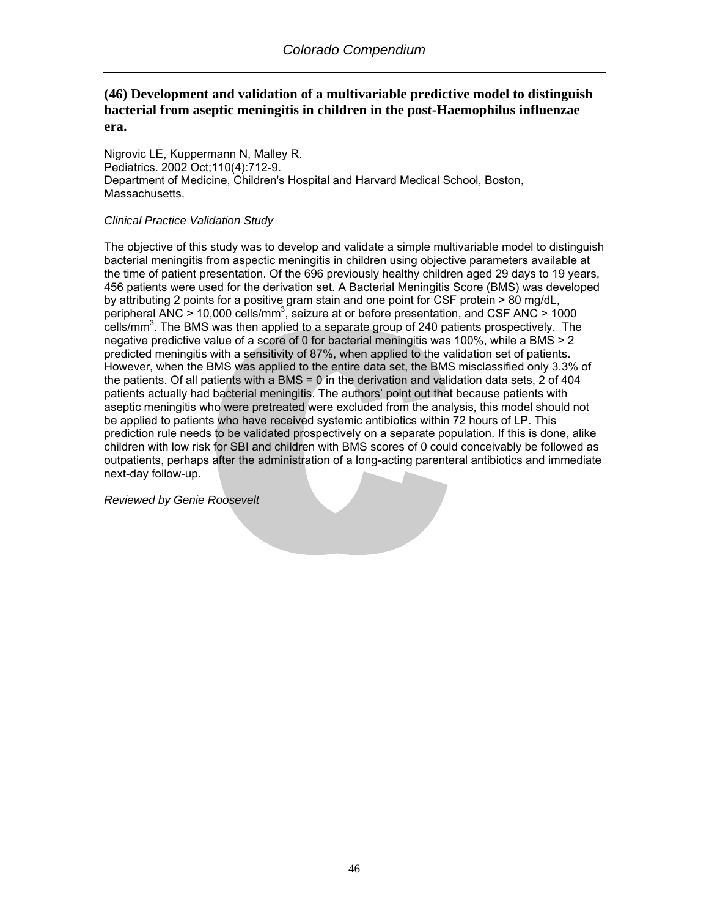## (46) Development and validation of a multivariable predictive model to distinguish bacterial from aseptic meningitis in children in the post-Haemophilus influenzae era.

Nigrovic LE, Kuppermann N, Malley R.
Pediatrics. 2002 Oct;110(4):712-9.
Department of Medicine, Children's Hospital and Harvard Medical School, Boston, Massachusetts.

*Clinical Practice Validation Study*

The objective of this study was to develop and validate a simple multivariable model to distinguish bacterial meningitis from aspectic meningitis in children using objective parameters available at the time of patient presentation. Of the 696 previously healthy children aged 29 days to 19 years, 456 patients were used for the derivation set. A Bacterial Meningitis Score (BMS) was developed by attributing 2 points for a positive gram stain and one point for CSF protein > 80 mg/dL, peripheral ANC > 10,000 cells/mm$^3$, seizure at or before presentation, and CSF ANC > 1000 cells/mm$^3$. The BMS was then applied to a separate group of 240 patients prospectively. The negative predictive value of a score of 0 for bacterial meningitis was 100%, while a BMS > 2 predicted meningitis with a sensitivity of 87%, when applied to the validation set of patients. However, when the BMS was applied to the entire data set, the BMS misclassified only 3.3% of the patients. Of all patients with a BMS = 0 in the derivation and validation data sets, 2 of 404 patients actually had bacterial meningitis. The authors' point out that because patients with aseptic meningitis who were pretreated were excluded from the analysis, this model should not be applied to patients who have received systemic antibiotics within 72 hours of LP. This prediction rule needs to be validated prospectively on a separate population. If this is done, alike children with low risk for SBI and children with BMS scores of 0 could conceivably be followed as outpatients, perhaps after the administration of a long-acting parenteral antibiotics and immediate next-day follow-up.

*Reviewed by Genie Roosevelt*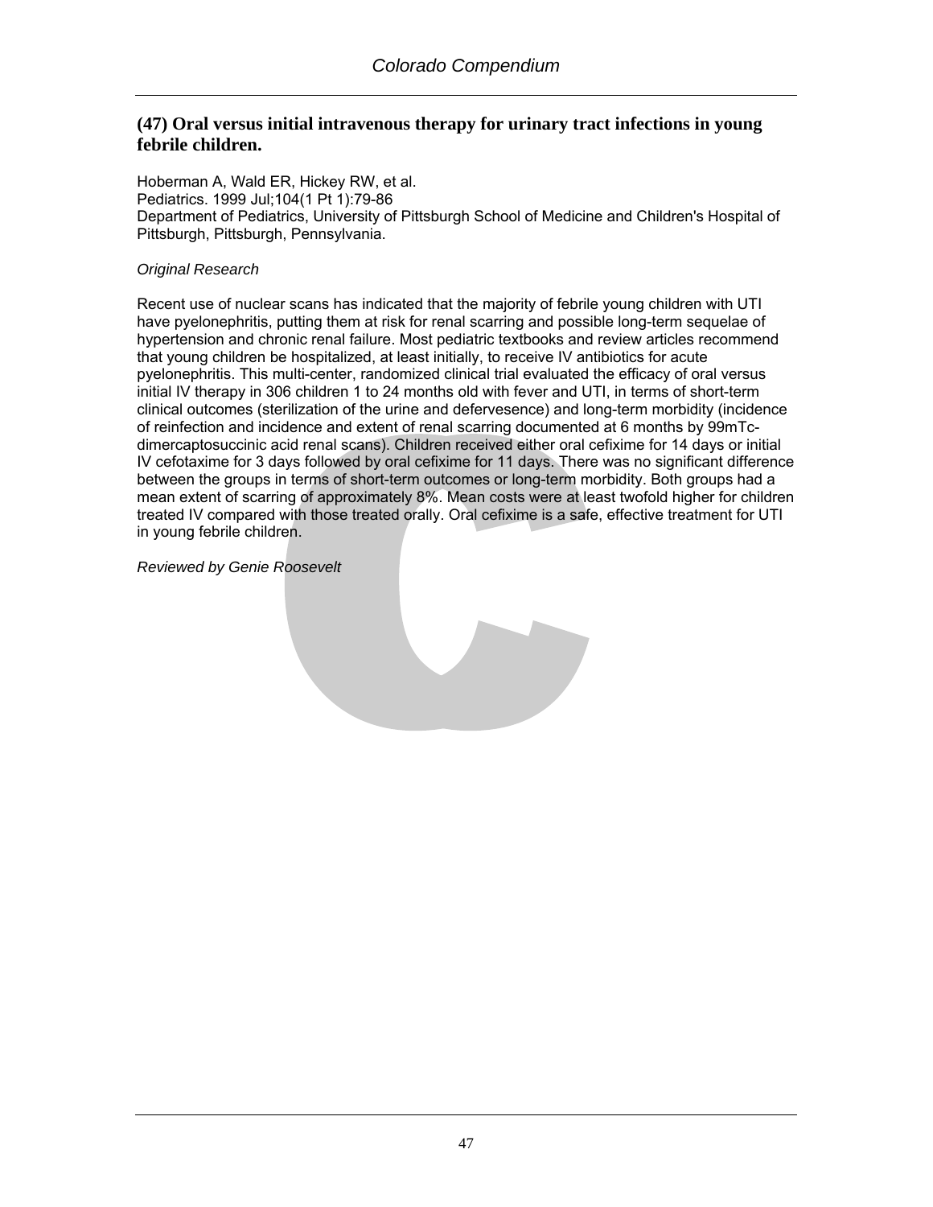## (47) Oral versus initial intravenous therapy for urinary tract infections in young febrile children.

Hoberman A, Wald ER, Hickey RW, et al.
Pediatrics. 1999 Jul;104(1 Pt 1):79-86
Department of Pediatrics, University of Pittsburgh School of Medicine and Children's Hospital of Pittsburgh, Pittsburgh, Pennsylvania.

*Original Research*

Recent use of nuclear scans has indicated that the majority of febrile young children with UTI have pyelonephritis, putting them at risk for renal scarring and possible long-term sequelae of hypertension and chronic renal failure. Most pediatric textbooks and review articles recommend that young children be hospitalized, at least initially, to receive IV antibiotics for acute pyelonephritis. This multi-center, randomized clinical trial evaluated the efficacy of oral versus initial IV therapy in 306 children 1 to 24 months old with fever and UTI, in terms of short-term clinical outcomes (sterilization of the urine and defervesence) and long-term morbidity (incidence of reinfection and incidence and extent of renal scarring documented at 6 months by 99mTc-dimercaptosuccinic acid renal scans). Children received either oral cefixime for 14 days or initial IV cefotaxime for 3 days followed by oral cefixime for 11 days. There was no significant difference between the groups in terms of short-term outcomes or long-term morbidity. Both groups had a mean extent of scarring of approximately 8%. Mean costs were at least twofold higher for children treated IV compared with those treated orally. Oral cefixime is a safe, effective treatment for UTI in young febrile children.

*Reviewed by Genie Roosevelt*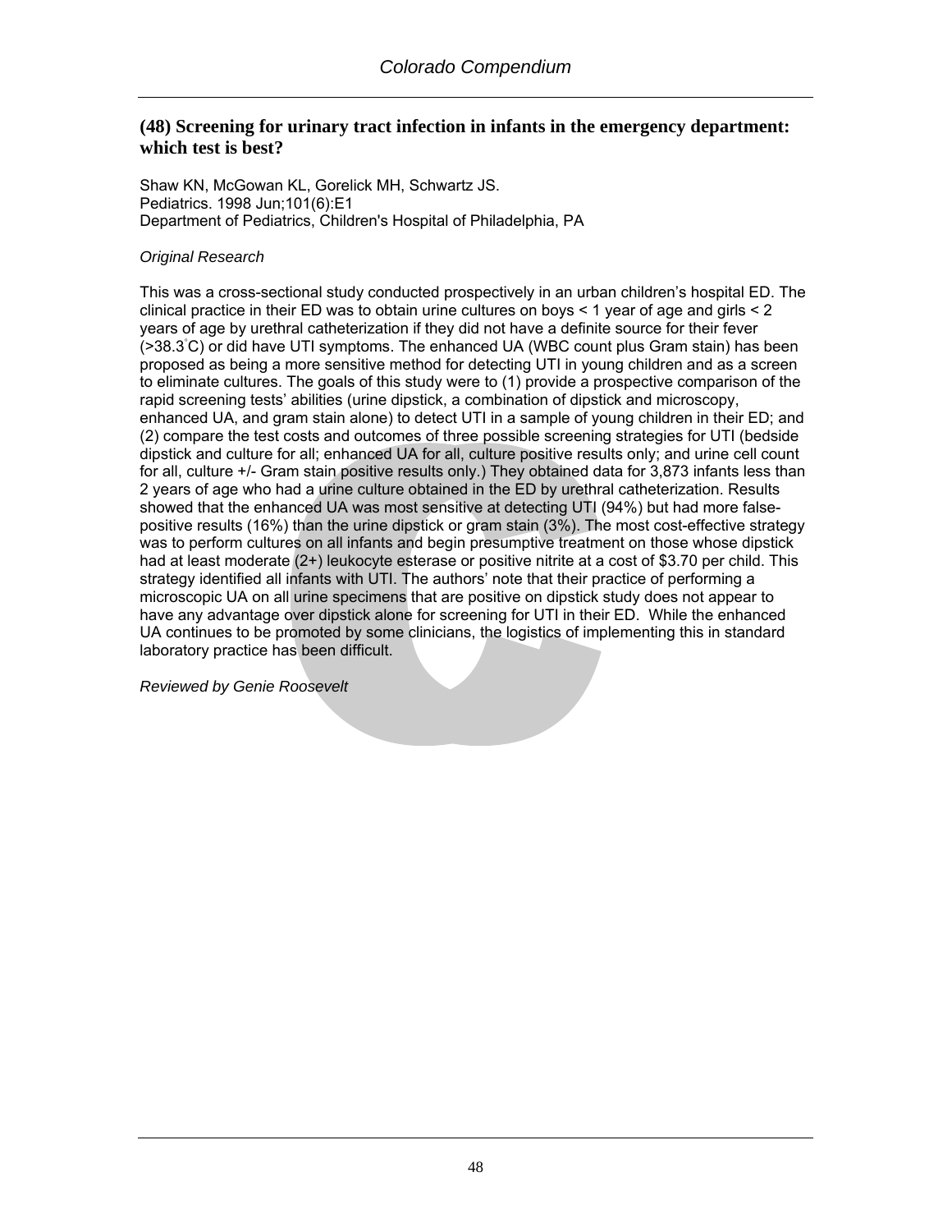## (48) Screening for urinary tract infection in infants in the emergency department: which test is best?

Shaw KN, McGowan KL, Gorelick MH, Schwartz JS.
Pediatrics. 1998 Jun;101(6):E1
Department of Pediatrics, Children's Hospital of Philadelphia, PA

*Original Research*

This was a cross-sectional study conducted prospectively in an urban children's hospital ED. The clinical practice in their ED was to obtain urine cultures on boys < 1 year of age and girls < 2 years of age by urethral catheterization if they did not have a definite source for their fever (>38.3°C) or did have UTI symptoms. The enhanced UA (WBC count plus Gram stain) has been proposed as being a more sensitive method for detecting UTI in young children and as a screen to eliminate cultures. The goals of this study were to (1) provide a prospective comparison of the rapid screening tests' abilities (urine dipstick, a combination of dipstick and microscopy, enhanced UA, and gram stain alone) to detect UTI in a sample of young children in their ED; and (2) compare the test costs and outcomes of three possible screening strategies for UTI (bedside dipstick and culture for all; enhanced UA for all, culture positive results only; and urine cell count for all, culture +/- Gram stain positive results only.) They obtained data for 3,873 infants less than 2 years of age who had a urine culture obtained in the ED by urethral catheterization. Results showed that the enhanced UA was most sensitive at detecting UTI (94%) but had more false-positive results (16%) than the urine dipstick or gram stain (3%). The most cost-effective strategy was to perform cultures on all infants and begin presumptive treatment on those whose dipstick had at least moderate (2+) leukocyte esterase or positive nitrite at a cost of $3.70 per child. This strategy identified all infants with UTI. The authors' note that their practice of performing a microscopic UA on all urine specimens that are positive on dipstick study does not appear to have any advantage over dipstick alone for screening for UTI in their ED. While the enhanced UA continues to be promoted by some clinicians, the logistics of implementing this in standard laboratory practice has been difficult.

*Reviewed by Genie Roosevelt*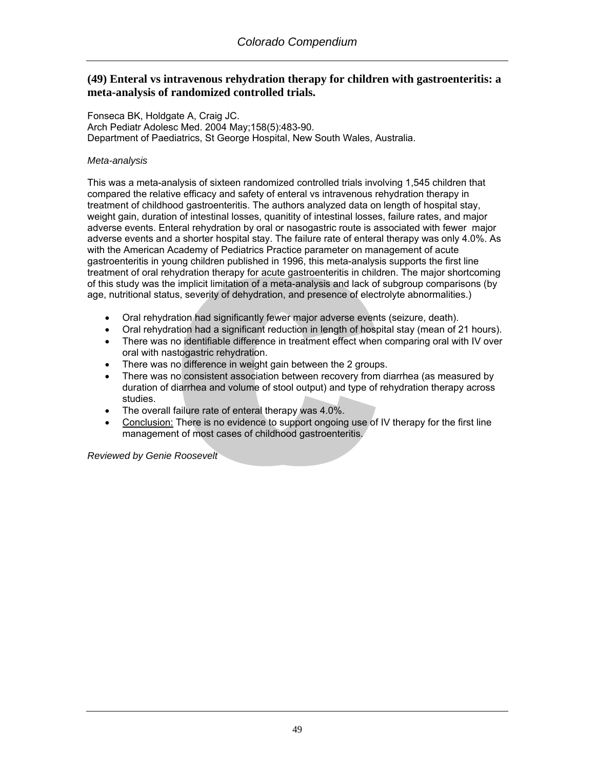## (49) Enteral vs intravenous rehydration therapy for children with gastroenteritis: a meta-analysis of randomized controlled trials.

Fonseca BK, Holdgate A, Craig JC.
Arch Pediatr Adolesc Med. 2004 May;158(5):483-90.
Department of Paediatrics, St George Hospital, New South Wales, Australia.

*Meta-analysis*

This was a meta-analysis of sixteen randomized controlled trials involving 1,545 children that compared the relative efficacy and safety of enteral vs intravenous rehydration therapy in treatment of childhood gastroenteritis. The authors analyzed data on length of hospital stay, weight gain, duration of intestinal losses, quanitity of intestinal losses, failure rates, and major adverse events. Enteral rehydration by oral or nasogastric route is associated with fewer major adverse events and a shorter hospital stay. The failure rate of enteral therapy was only 4.0%. As with the American Academy of Pediatrics Practice parameter on management of acute gastroenteritis in young children published in 1996, this meta-analysis supports the first line treatment of oral rehydration therapy for acute gastroenteritis in children. The major shortcoming of this study was the implicit limitation of a meta-analysis and lack of subgroup comparisons (by age, nutritional status, severity of dehydration, and presence of electrolyte abnormalities.)

- Oral rehydration had significantly fewer major adverse events (seizure, death).
- Oral rehydration had a significant reduction in length of hospital stay (mean of 21 hours).
- There was no identifiable difference in treatment effect when comparing oral with IV over oral with nastogastric rehydration.
- There was no difference in weight gain between the 2 groups.
- There was no consistent association between recovery from diarrhea (as measured by duration of diarrhea and volume of stool output) and type of rehydration therapy across studies.
- The overall failure rate of enteral therapy was 4.0%.
- Conclusion: There is no evidence to support ongoing use of IV therapy for the first line management of most cases of childhood gastroenteritis.

*Reviewed by Genie Roosevelt*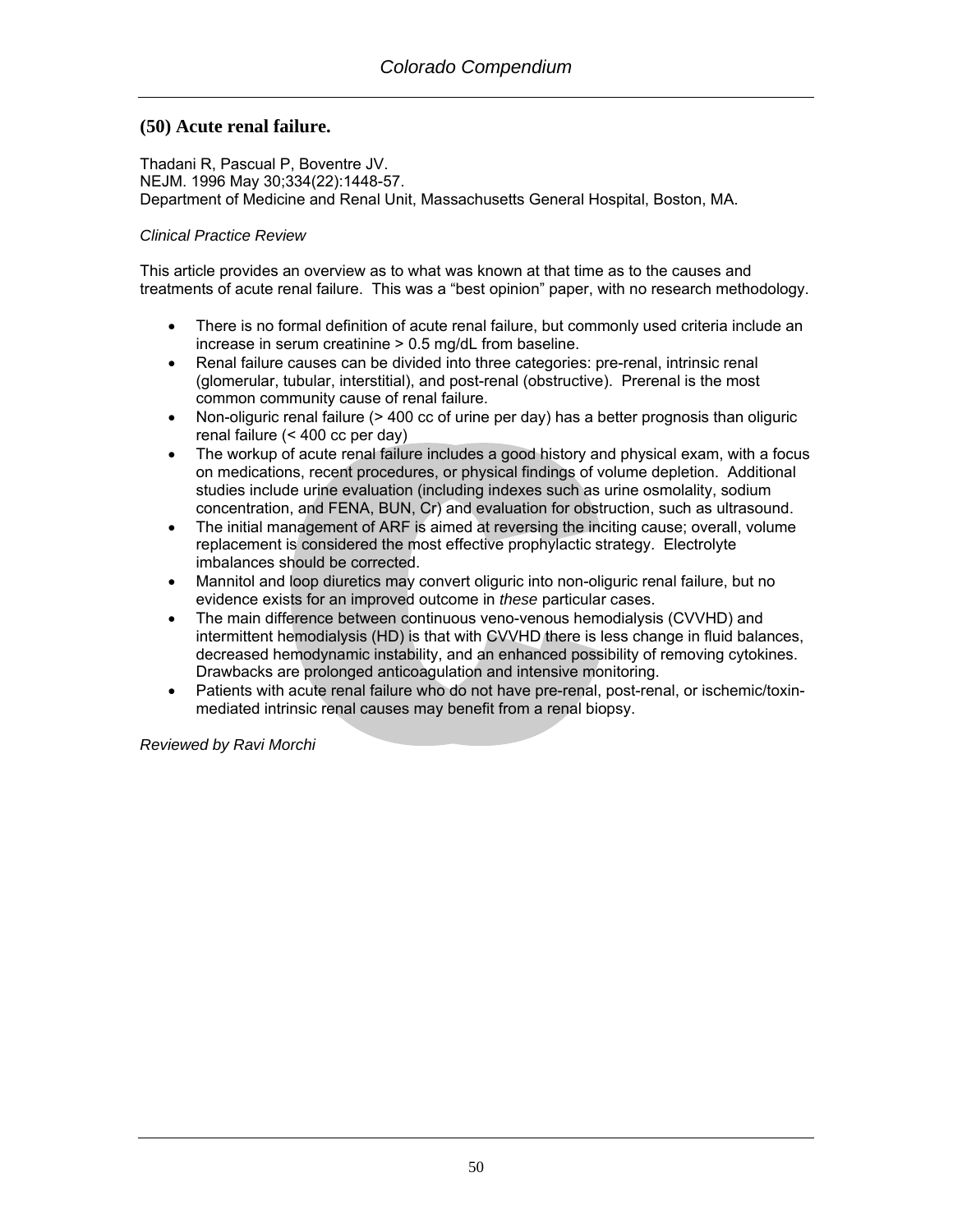## (50) Acute renal failure.

Thadani R, Pascual P, Boventre JV.
NEJM. 1996 May 30;334(22):1448-57.
Department of Medicine and Renal Unit, Massachusetts General Hospital, Boston, MA.

*Clinical Practice Review*

This article provides an overview as to what was known at that time as to the causes and treatments of acute renal failure. This was a "best opinion" paper, with no research methodology.

- There is no formal definition of acute renal failure, but commonly used criteria include an increase in serum creatinine > 0.5 mg/dL from baseline.
- Renal failure causes can be divided into three categories: pre-renal, intrinsic renal (glomerular, tubular, interstitial), and post-renal (obstructive). Prerenal is the most common community cause of renal failure.
- Non-oliguric renal failure (> 400 cc of urine per day) has a better prognosis than oliguric renal failure (< 400 cc per day)
- The workup of acute renal failure includes a good history and physical exam, with a focus on medications, recent procedures, or physical findings of volume depletion. Additional studies include urine evaluation (including indexes such as urine osmolality, sodium concentration, and FENA, BUN, Cr) and evaluation for obstruction, such as ultrasound.
- The initial management of ARF is aimed at reversing the inciting cause; overall, volume replacement is considered the most effective prophylactic strategy. Electrolyte imbalances should be corrected.
- Mannitol and loop diuretics may convert oliguric into non-oliguric renal failure, but no evidence exists for an improved outcome in *these* particular cases.
- The main difference between continuous veno-venous hemodialysis (CVVHD) and intermittent hemodialysis (HD) is that with CVVHD there is less change in fluid balances, decreased hemodynamic instability, and an enhanced possibility of removing cytokines. Drawbacks are prolonged anticoagulation and intensive monitoring.
- Patients with acute renal failure who do not have pre-renal, post-renal, or ischemic/toxin-mediated intrinsic renal causes may benefit from a renal biopsy.

*Reviewed by Ravi Morchi*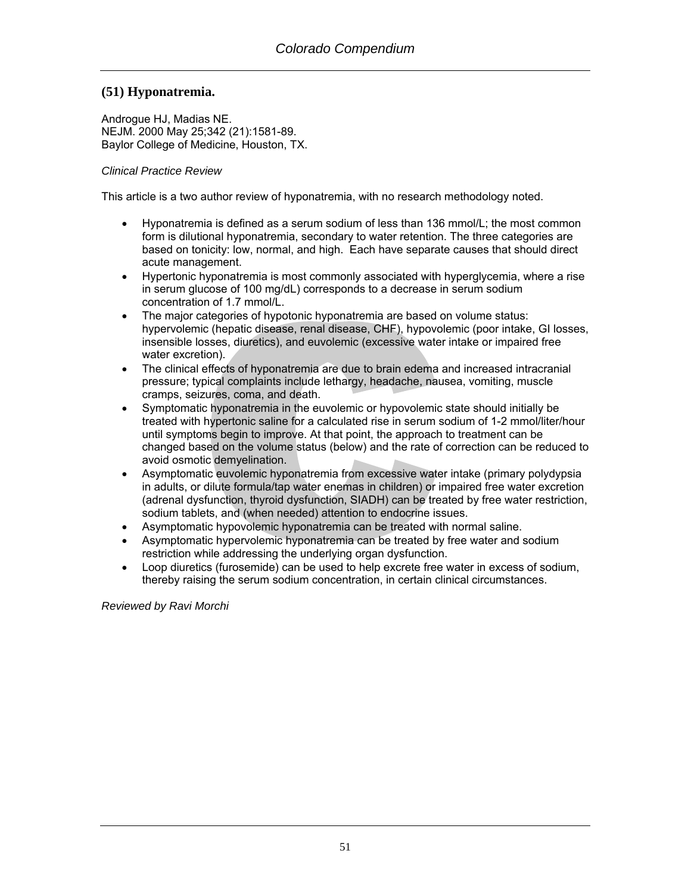## (51) Hyponatremia.

Androgue HJ, Madias NE.
NEJM. 2000 May 25;342 (21):1581-89.
Baylor College of Medicine, Houston, TX.

*Clinical Practice Review*

This article is a two author review of hyponatremia, with no research methodology noted.

- Hyponatremia is defined as a serum sodium of less than 136 mmol/L; the most common form is dilutional hyponatremia, secondary to water retention. The three categories are based on tonicity: low, normal, and high. Each have separate causes that should direct acute management.
- Hypertonic hyponatremia is most commonly associated with hyperglycemia, where a rise in serum glucose of 100 mg/dL) corresponds to a decrease in serum sodium concentration of 1.7 mmol/L.
- The major categories of hypotonic hyponatremia are based on volume status: hypervolemic (hepatic disease, renal disease, CHF), hypovolemic (poor intake, GI losses, insensible losses, diuretics), and euvolemic (excessive water intake or impaired free water excretion).
- The clinical effects of hyponatremia are due to brain edema and increased intracranial pressure; typical complaints include lethargy, headache, nausea, vomiting, muscle cramps, seizures, coma, and death.
- Symptomatic hyponatremia in the euvolemic or hypovolemic state should initially be treated with hypertonic saline for a calculated rise in serum sodium of 1-2 mmol/liter/hour until symptoms begin to improve. At that point, the approach to treatment can be changed based on the volume status (below) and the rate of correction can be reduced to avoid osmotic demyelination.
- Asymptomatic euvolemic hyponatremia from excessive water intake (primary polydypsia in adults, or dilute formula/tap water enemas in children) or impaired free water excretion (adrenal dysfunction, thyroid dysfunction, SIADH) can be treated by free water restriction, sodium tablets, and (when needed) attention to endocrine issues.
- Asymptomatic hypovolemic hyponatremia can be treated with normal saline.
- Asymptomatic hypervolemic hyponatremia can be treated by free water and sodium restriction while addressing the underlying organ dysfunction.
- Loop diuretics (furosemide) can be used to help excrete free water in excess of sodium, thereby raising the serum sodium concentration, in certain clinical circumstances.

*Reviewed by Ravi Morchi*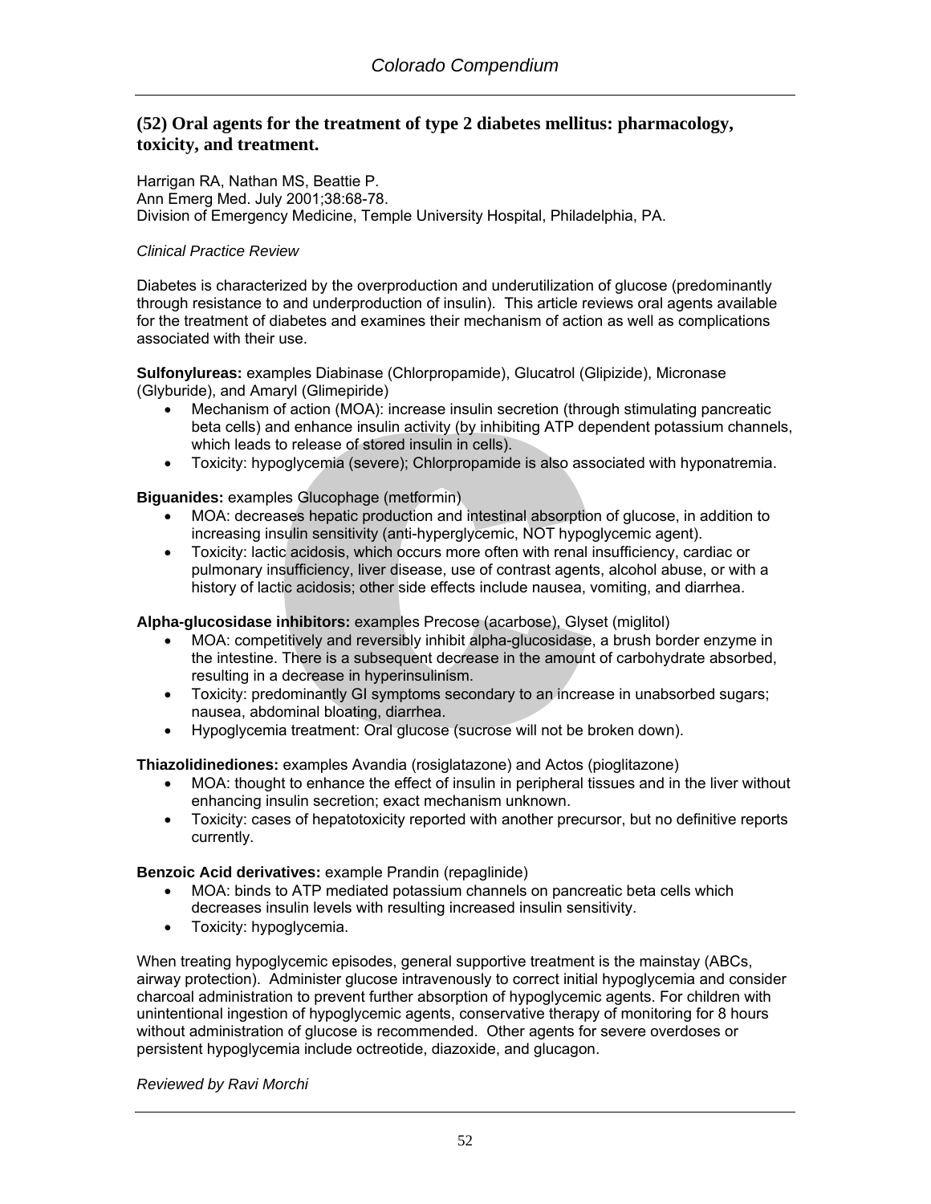## (52) Oral agents for the treatment of type 2 diabetes mellitus: pharmacology, toxicity, and treatment.

Harrigan RA, Nathan MS, Beattie P.
Ann Emerg Med. July 2001;38:68-78.
Division of Emergency Medicine, Temple University Hospital, Philadelphia, PA.

*Clinical Practice Review*

Diabetes is characterized by the overproduction and underutilization of glucose (predominantly through resistance to and underproduction of insulin). This article reviews oral agents available for the treatment of diabetes and examines their mechanism of action as well as complications associated with their use.

**Sulfonylureas:** examples Diabinase (Chlorpropamide), Glucatrol (Glipizide), Micronase (Glyburide), and Amaryl (Glimepiride)

- Mechanism of action (MOA): increase insulin secretion (through stimulating pancreatic beta cells) and enhance insulin activity (by inhibiting ATP dependent potassium channels, which leads to release of stored insulin in cells).
- Toxicity: hypoglycemia (severe); Chlorpropamide is also associated with hyponatremia.

**Biguanides:** examples Glucophage (metformin)

- MOA: decreases hepatic production and intestinal absorption of glucose, in addition to increasing insulin sensitivity (anti-hyperglycemic, NOT hypoglycemic agent).
- Toxicity: lactic acidosis, which occurs more often with renal insufficiency, cardiac or pulmonary insufficiency, liver disease, use of contrast agents, alcohol abuse, or with a history of lactic acidosis; other side effects include nausea, vomiting, and diarrhea.

**Alpha-glucosidase inhibitors:** examples Precose (acarbose), Glyset (miglitol)

- MOA: competitively and reversibly inhibit alpha-glucosidase, a brush border enzyme in the intestine. There is a subsequent decrease in the amount of carbohydrate absorbed, resulting in a decrease in hyperinsulinism.
- Toxicity: predominantly GI symptoms secondary to an increase in unabsorbed sugars; nausea, abdominal bloating, diarrhea.
- Hypoglycemia treatment: Oral glucose (sucrose will not be broken down).

**Thiazolidinediones:** examples Avandia (rosiglatazone) and Actos (pioglitazone)

- MOA: thought to enhance the effect of insulin in peripheral tissues and in the liver without enhancing insulin secretion; exact mechanism unknown.
- Toxicity: cases of hepatotoxicity reported with another precursor, but no definitive reports currently.

**Benzoic Acid derivatives:** example Prandin (repaglinide)

- MOA: binds to ATP mediated potassium channels on pancreatic beta cells which decreases insulin levels with resulting increased insulin sensitivity.
- Toxicity: hypoglycemia.

When treating hypoglycemic episodes, general supportive treatment is the mainstay (ABCs, airway protection). Administer glucose intravenously to correct initial hypoglycemia and consider charcoal administration to prevent further absorption of hypoglycemic agents. For children with unintentional ingestion of hypoglycemic agents, conservative therapy of monitoring for 8 hours without administration of glucose is recommended. Other agents for severe overdoses or persistent hypoglycemia include octreotide, diazoxide, and glucagon.

*Reviewed by Ravi Morchi*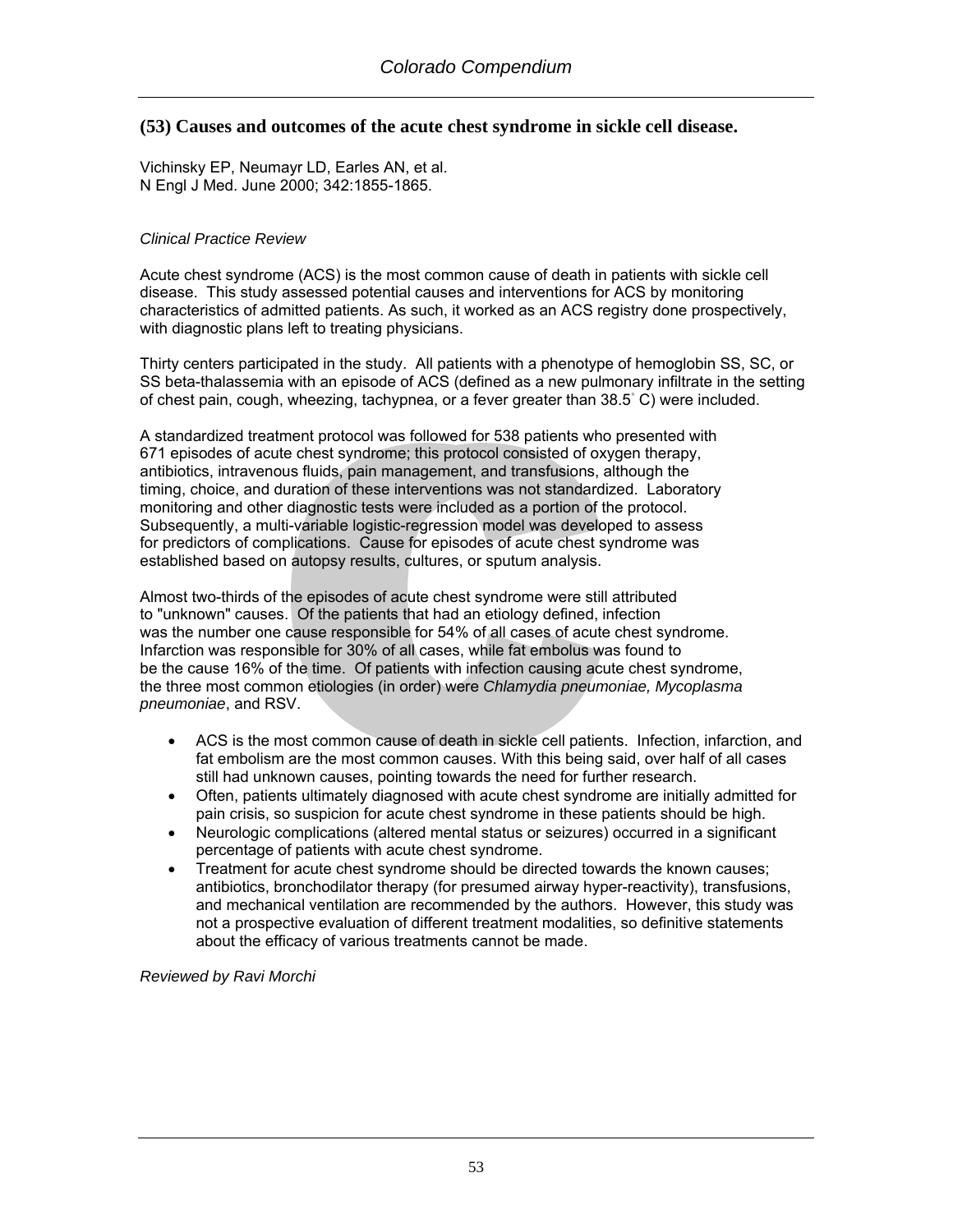## (53) Causes and outcomes of the acute chest syndrome in sickle cell disease.

Vichinsky EP, Neumayr LD, Earles AN, et al.
N Engl J Med. June 2000; 342:1855-1865.

*Clinical Practice Review*

Acute chest syndrome (ACS) is the most common cause of death in patients with sickle cell disease. This study assessed potential causes and interventions for ACS by monitoring characteristics of admitted patients. As such, it worked as an ACS registry done prospectively, with diagnostic plans left to treating physicians.

Thirty centers participated in the study. All patients with a phenotype of hemoglobin SS, SC, or SS beta-thalassemia with an episode of ACS (defined as a new pulmonary infiltrate in the setting of chest pain, cough, wheezing, tachypnea, or a fever greater than 38.5° C) were included.

A standardized treatment protocol was followed for 538 patients who presented with 671 episodes of acute chest syndrome; this protocol consisted of oxygen therapy, antibiotics, intravenous fluids, pain management, and transfusions, although the timing, choice, and duration of these interventions was not standardized. Laboratory monitoring and other diagnostic tests were included as a portion of the protocol. Subsequently, a multi-variable logistic-regression model was developed to assess for predictors of complications. Cause for episodes of acute chest syndrome was established based on autopsy results, cultures, or sputum analysis.

Almost two-thirds of the episodes of acute chest syndrome were still attributed to "unknown" causes. Of the patients that had an etiology defined, infection was the number one cause responsible for 54% of all cases of acute chest syndrome. Infarction was responsible for 30% of all cases, while fat embolus was found to be the cause 16% of the time. Of patients with infection causing acute chest syndrome, the three most common etiologies (in order) were *Chlamydia pneumoniae, Mycoplasma pneumoniae*, and RSV.

- ACS is the most common cause of death in sickle cell patients. Infection, infarction, and fat embolism are the most common causes. With this being said, over half of all cases still had unknown causes, pointing towards the need for further research.
- Often, patients ultimately diagnosed with acute chest syndrome are initially admitted for pain crisis, so suspicion for acute chest syndrome in these patients should be high.
- Neurologic complications (altered mental status or seizures) occurred in a significant percentage of patients with acute chest syndrome.
- Treatment for acute chest syndrome should be directed towards the known causes; antibiotics, bronchodilator therapy (for presumed airway hyper-reactivity), transfusions, and mechanical ventilation are recommended by the authors. However, this study was not a prospective evaluation of different treatment modalities, so definitive statements about the efficacy of various treatments cannot be made.

*Reviewed by Ravi Morchi*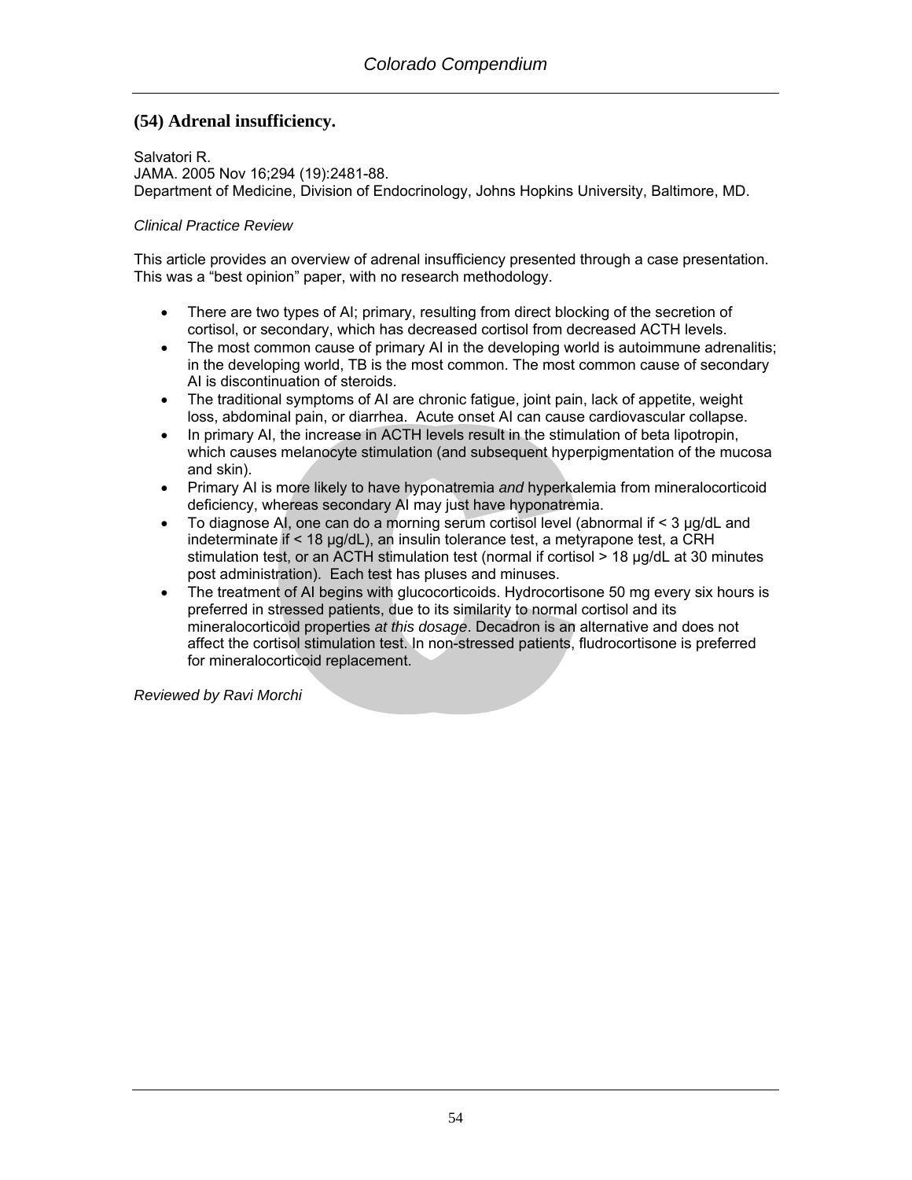## (54) Adrenal insufficiency.

Salvatori R.
JAMA. 2005 Nov 16;294 (19):2481-88.
Department of Medicine, Division of Endocrinology, Johns Hopkins University, Baltimore, MD.

*Clinical Practice Review*

This article provides an overview of adrenal insufficiency presented through a case presentation. This was a "best opinion" paper, with no research methodology.

- There are two types of AI; primary, resulting from direct blocking of the secretion of cortisol, or secondary, which has decreased cortisol from decreased ACTH levels.
- The most common cause of primary AI in the developing world is autoimmune adrenalitis; in the developing world, TB is the most common. The most common cause of secondary AI is discontinuation of steroids.
- The traditional symptoms of AI are chronic fatigue, joint pain, lack of appetite, weight loss, abdominal pain, or diarrhea. Acute onset AI can cause cardiovascular collapse.
- In primary AI, the increase in ACTH levels result in the stimulation of beta lipotropin, which causes melanocyte stimulation (and subsequent hyperpigmentation of the mucosa and skin).
- Primary AI is more likely to have hyponatremia *and* hyperkalemia from mineralocorticoid deficiency, whereas secondary AI may just have hyponatremia.
- To diagnose AI, one can do a morning serum cortisol level (abnormal if < 3 µg/dL and indeterminate if < 18 µg/dL), an insulin tolerance test, a metyrapone test, a CRH stimulation test, or an ACTH stimulation test (normal if cortisol > 18 µg/dL at 30 minutes post administration). Each test has pluses and minuses.
- The treatment of AI begins with glucocorticoids. Hydrocortisone 50 mg every six hours is preferred in stressed patients, due to its similarity to normal cortisol and its mineralocorticoid properties *at this dosage*. Decadron is an alternative and does not affect the cortisol stimulation test. In non-stressed patients, fludrocortisone is preferred for mineralocorticoid replacement.

*Reviewed by Ravi Morchi*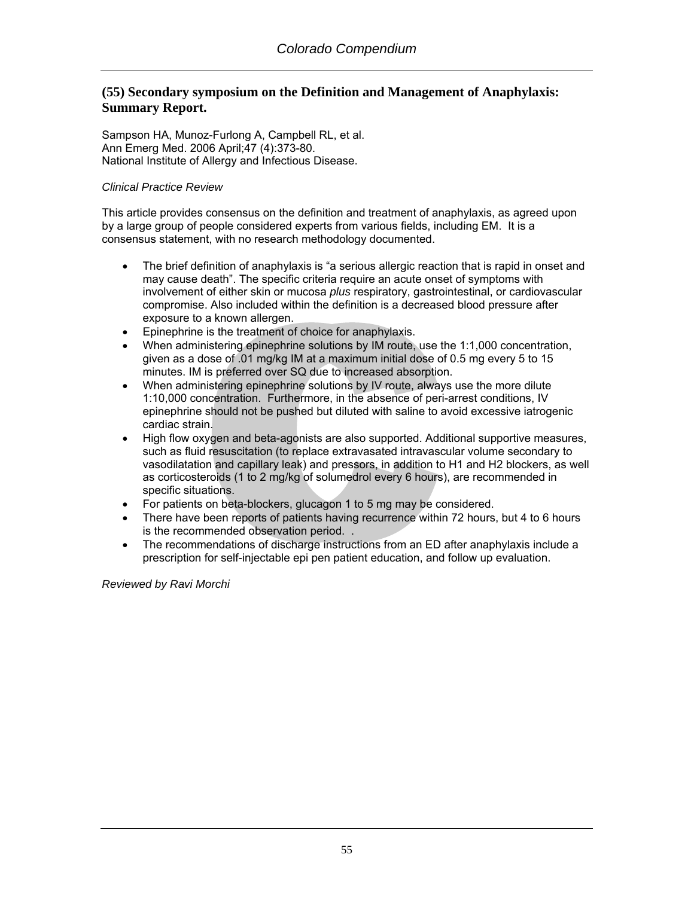## (55) Secondary symposium on the Definition and Management of Anaphylaxis: Summary Report.

Sampson HA, Munoz-Furlong A, Campbell RL, et al.
Ann Emerg Med. 2006 April;47 (4):373-80.
National Institute of Allergy and Infectious Disease.

*Clinical Practice Review*

This article provides consensus on the definition and treatment of anaphylaxis, as agreed upon by a large group of people considered experts from various fields, including EM. It is a consensus statement, with no research methodology documented.

- The brief definition of anaphylaxis is "a serious allergic reaction that is rapid in onset and may cause death". The specific criteria require an acute onset of symptoms with involvement of either skin or mucosa *plus* respiratory, gastrointestinal, or cardiovascular compromise. Also included within the definition is a decreased blood pressure after exposure to a known allergen.
- Epinephrine is the treatment of choice for anaphylaxis.
- When administering epinephrine solutions by IM route, use the 1:1,000 concentration, given as a dose of .01 mg/kg IM at a maximum initial dose of 0.5 mg every 5 to 15 minutes. IM is preferred over SQ due to increased absorption.
- When administering epinephrine solutions by IV route, always use the more dilute 1:10,000 concentration. Furthermore, in the absence of peri-arrest conditions, IV epinephrine should not be pushed but diluted with saline to avoid excessive iatrogenic cardiac strain.
- High flow oxygen and beta-agonists are also supported. Additional supportive measures, such as fluid resuscitation (to replace extravasated intravascular volume secondary to vasodilatation and capillary leak) and pressors, in addition to H1 and H2 blockers, as well as corticosteroids (1 to 2 mg/kg of solumedrol every 6 hours), are recommended in specific situations.
- For patients on beta-blockers, glucagon 1 to 5 mg may be considered.
- There have been reports of patients having recurrence within 72 hours, but 4 to 6 hours is the recommended observation period. .
- The recommendations of discharge instructions from an ED after anaphylaxis include a prescription for self-injectable epi pen patient education, and follow up evaluation.

*Reviewed by Ravi Morchi*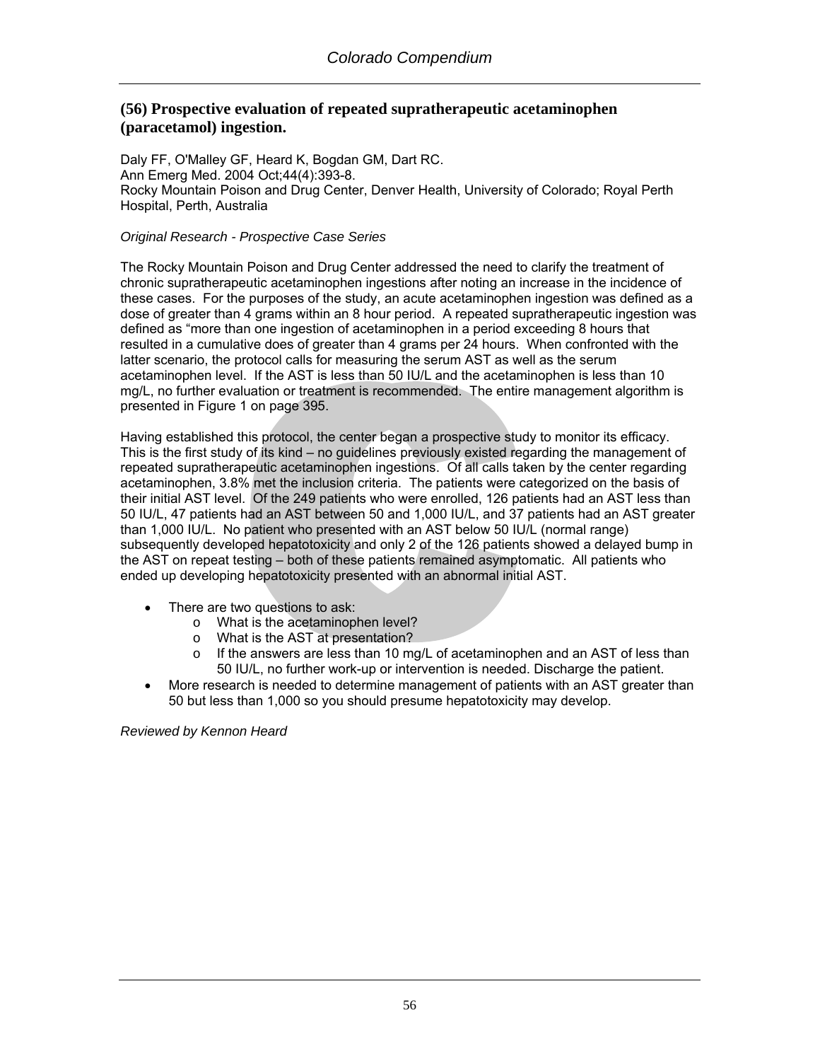## (56) Prospective evaluation of repeated supratherapeutic acetaminophen (paracetamol) ingestion.

Daly FF, O'Malley GF, Heard K, Bogdan GM, Dart RC.
Ann Emerg Med. 2004 Oct;44(4):393-8.
Rocky Mountain Poison and Drug Center, Denver Health, University of Colorado; Royal Perth Hospital, Perth, Australia

*Original Research - Prospective Case Series*

The Rocky Mountain Poison and Drug Center addressed the need to clarify the treatment of chronic supratherapeutic acetaminophen ingestions after noting an increase in the incidence of these cases. For the purposes of the study, an acute acetaminophen ingestion was defined as a dose of greater than 4 grams within an 8 hour period. A repeated supratherapeutic ingestion was defined as "more than one ingestion of acetaminophen in a period exceeding 8 hours that resulted in a cumulative does of greater than 4 grams per 24 hours. When confronted with the latter scenario, the protocol calls for measuring the serum AST as well as the serum acetaminophen level. If the AST is less than 50 IU/L and the acetaminophen is less than 10 mg/L, no further evaluation or treatment is recommended. The entire management algorithm is presented in Figure 1 on page 395.

Having established this protocol, the center began a prospective study to monitor its efficacy. This is the first study of its kind – no guidelines previously existed regarding the management of repeated supratherapeutic acetaminophen ingestions. Of all calls taken by the center regarding acetaminophen, 3.8% met the inclusion criteria. The patients were categorized on the basis of their initial AST level. Of the 249 patients who were enrolled, 126 patients had an AST less than 50 IU/L, 47 patients had an AST between 50 and 1,000 IU/L, and 37 patients had an AST greater than 1,000 IU/L. No patient who presented with an AST below 50 IU/L (normal range) subsequently developed hepatotoxicity and only 2 of the 126 patients showed a delayed bump in the AST on repeat testing – both of these patients remained asymptomatic. All patients who ended up developing hepatotoxicity presented with an abnormal initial AST.

- There are two questions to ask:
  - What is the acetaminophen level?
  - What is the AST at presentation?
  - If the answers are less than 10 mg/L of acetaminophen and an AST of less than 50 IU/L, no further work-up or intervention is needed. Discharge the patient.
- More research is needed to determine management of patients with an AST greater than 50 but less than 1,000 so you should presume hepatotoxicity may develop.

*Reviewed by Kennon Heard*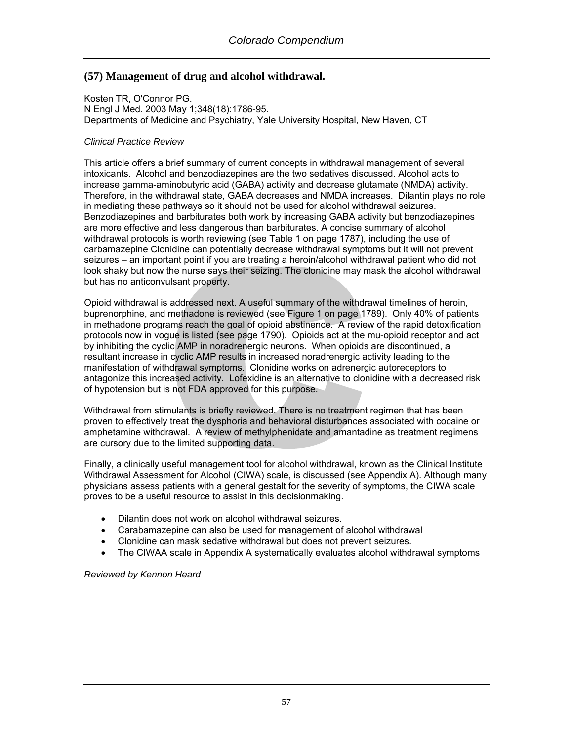## (57) Management of drug and alcohol withdrawal.

Kosten TR, O'Connor PG.
N Engl J Med. 2003 May 1;348(18):1786-95.
Departments of Medicine and Psychiatry, Yale University Hospital, New Haven, CT

*Clinical Practice Review*

This article offers a brief summary of current concepts in withdrawal management of several intoxicants. Alcohol and benzodiazepines are the two sedatives discussed. Alcohol acts to increase gamma-aminobutyric acid (GABA) activity and decrease glutamate (NMDA) activity. Therefore, in the withdrawal state, GABA decreases and NMDA increases. Dilantin plays no role in mediating these pathways so it should not be used for alcohol withdrawal seizures. Benzodiazepines and barbiturates both work by increasing GABA activity but benzodiazepines are more effective and less dangerous than barbiturates. A concise summary of alcohol withdrawal protocols is worth reviewing (see Table 1 on page 1787), including the use of carbamazepine Clonidine can potentially decrease withdrawal symptoms but it will not prevent seizures – an important point if you are treating a heroin/alcohol withdrawal patient who did not look shaky but now the nurse says their seizing. The clonidine may mask the alcohol withdrawal but has no anticonvulsant property.

Opioid withdrawal is addressed next. A useful summary of the withdrawal timelines of heroin, buprenorphine, and methadone is reviewed (see Figure 1 on page 1789). Only 40% of patients in methadone programs reach the goal of opioid abstinence. A review of the rapid detoxification protocols now in vogue is listed (see page 1790). Opioids act at the mu-opioid receptor and act by inhibiting the cyclic AMP in noradrenergic neurons. When opioids are discontinued, a resultant increase in cyclic AMP results in increased noradrenergic activity leading to the manifestation of withdrawal symptoms. Clonidine works on adrenergic autoreceptors to antagonize this increased activity. Lofexidine is an alternative to clonidine with a decreased risk of hypotension but is not FDA approved for this purpose.

Withdrawal from stimulants is briefly reviewed. There is no treatment regimen that has been proven to effectively treat the dysphoria and behavioral disturbances associated with cocaine or amphetamine withdrawal. A review of methylphenidate and amantadine as treatment regimens are cursory due to the limited supporting data.

Finally, a clinically useful management tool for alcohol withdrawal, known as the Clinical Institute Withdrawal Assessment for Alcohol (CIWA) scale, is discussed (see Appendix A). Although many physicians assess patients with a general gestalt for the severity of symptoms, the CIWA scale proves to be a useful resource to assist in this decisionmaking.

- Dilantin does not work on alcohol withdrawal seizures.
- Carabamazepine can also be used for management of alcohol withdrawal
- Clonidine can mask sedative withdrawal but does not prevent seizures.
- The CIWAA scale in Appendix A systematically evaluates alcohol withdrawal symptoms

*Reviewed by Kennon Heard*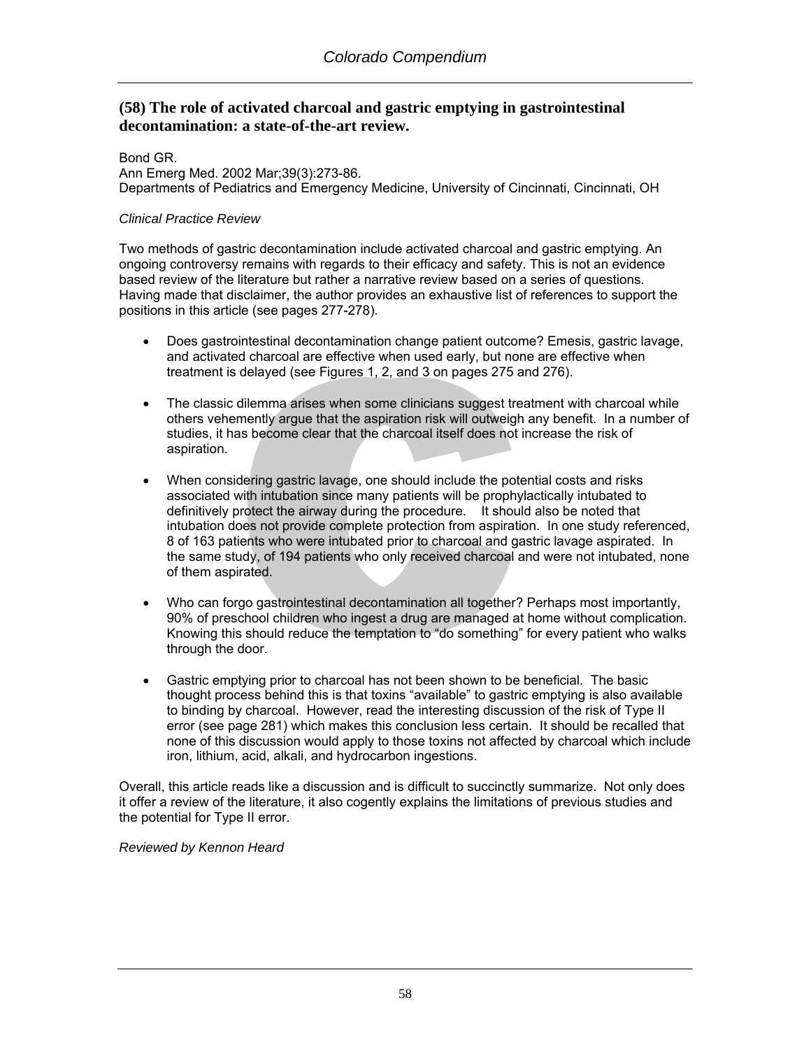## (58) The role of activated charcoal and gastric emptying in gastrointestinal decontamination: a state-of-the-art review.

Bond GR.
Ann Emerg Med. 2002 Mar;39(3):273-86.
Departments of Pediatrics and Emergency Medicine, University of Cincinnati, Cincinnati, OH

*Clinical Practice Review*

Two methods of gastric decontamination include activated charcoal and gastric emptying. An ongoing controversy remains with regards to their efficacy and safety. This is not an evidence based review of the literature but rather a narrative review based on a series of questions. Having made that disclaimer, the author provides an exhaustive list of references to support the positions in this article (see pages 277-278).

- Does gastrointestinal decontamination change patient outcome? Emesis, gastric lavage, and activated charcoal are effective when used early, but none are effective when treatment is delayed (see Figures 1, 2, and 3 on pages 275 and 276).

- The classic dilemma arises when some clinicians suggest treatment with charcoal while others vehemently argue that the aspiration risk will outweigh any benefit. In a number of studies, it has become clear that the charcoal itself does not increase the risk of aspiration.

- When considering gastric lavage, one should include the potential costs and risks associated with intubation since many patients will be prophylactically intubated to definitively protect the airway during the procedure. It should also be noted that intubation does not provide complete protection from aspiration. In one study referenced, 8 of 163 patients who were intubated prior to charcoal and gastric lavage aspirated. In the same study, of 194 patients who only received charcoal and were not intubated, none of them aspirated.

- Who can forgo gastrointestinal decontamination all together? Perhaps most importantly, 90% of preschool children who ingest a drug are managed at home without complication. Knowing this should reduce the temptation to "do something" for every patient who walks through the door.

- Gastric emptying prior to charcoal has not been shown to be beneficial. The basic thought process behind this is that toxins "available" to gastric emptying is also available to binding by charcoal. However, read the interesting discussion of the risk of Type II error (see page 281) which makes this conclusion less certain. It should be recalled that none of this discussion would apply to those toxins not affected by charcoal which include iron, lithium, acid, alkali, and hydrocarbon ingestions.

Overall, this article reads like a discussion and is difficult to succinctly summarize. Not only does it offer a review of the literature, it also cogently explains the limitations of previous studies and the potential for Type II error.

*Reviewed by Kennon Heard*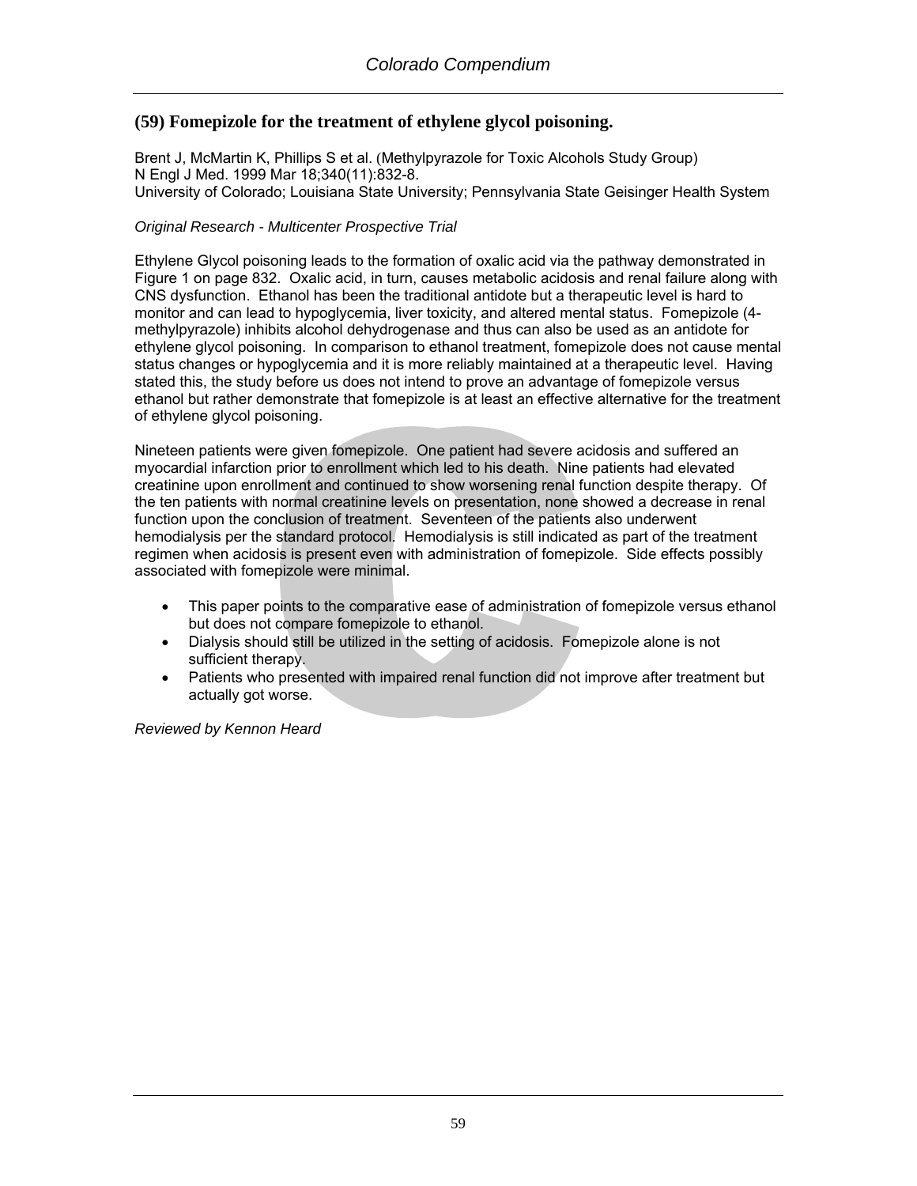## (59) Fomepizole for the treatment of ethylene glycol poisoning.

Brent J, McMartin K, Phillips S et al. (Methylpyrazole for Toxic Alcohols Study Group)
N Engl J Med. 1999 Mar 18;340(11):832-8.
University of Colorado; Louisiana State University; Pennsylvania State Geisinger Health System

*Original Research - Multicenter Prospective Trial*

Ethylene Glycol poisoning leads to the formation of oxalic acid via the pathway demonstrated in Figure 1 on page 832. Oxalic acid, in turn, causes metabolic acidosis and renal failure along with CNS dysfunction. Ethanol has been the traditional antidote but a therapeutic level is hard to monitor and can lead to hypoglycemia, liver toxicity, and altered mental status. Fomepizole (4-methylpyrazole) inhibits alcohol dehydrogenase and thus can also be used as an antidote for ethylene glycol poisoning. In comparison to ethanol treatment, fomepizole does not cause mental status changes or hypoglycemia and it is more reliably maintained at a therapeutic level. Having stated this, the study before us does not intend to prove an advantage of fomepizole versus ethanol but rather demonstrate that fomepizole is at least an effective alternative for the treatment of ethylene glycol poisoning.

Nineteen patients were given fomepizole. One patient had severe acidosis and suffered an myocardial infarction prior to enrollment which led to his death. Nine patients had elevated creatinine upon enrollment and continued to show worsening renal function despite therapy. Of the ten patients with normal creatinine levels on presentation, none showed a decrease in renal function upon the conclusion of treatment. Seventeen of the patients also underwent hemodialysis per the standard protocol. Hemodialysis is still indicated as part of the treatment regimen when acidosis is present even with administration of fomepizole. Side effects possibly associated with fomepizole were minimal.

- This paper points to the comparative ease of administration of fomepizole versus ethanol but does not compare fomepizole to ethanol.
- Dialysis should still be utilized in the setting of acidosis. Fomepizole alone is not sufficient therapy.
- Patients who presented with impaired renal function did not improve after treatment but actually got worse.

*Reviewed by Kennon Heard*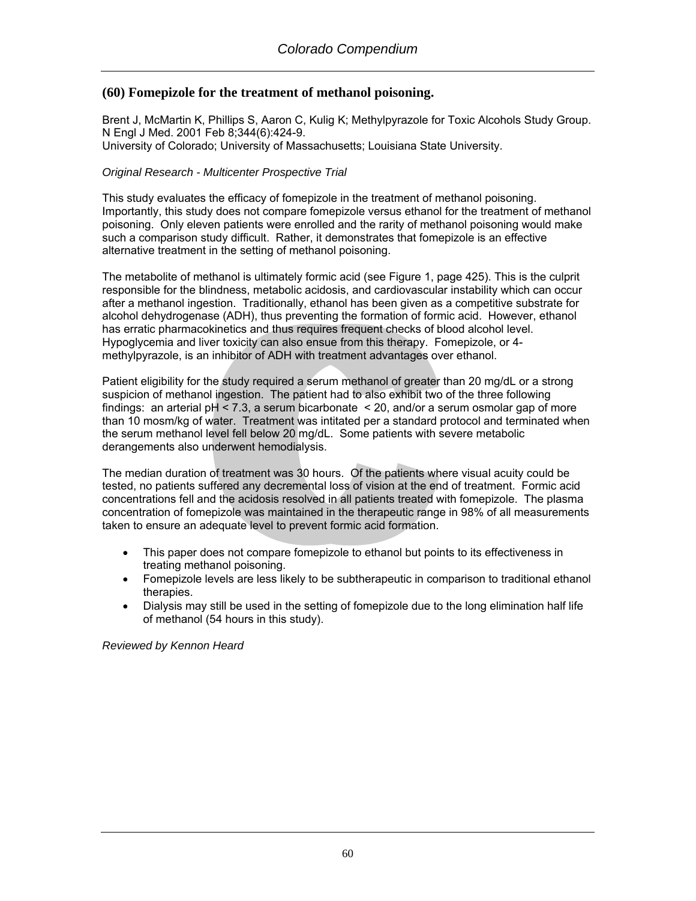## (60) Fomepizole for the treatment of methanol poisoning.

Brent J, McMartin K, Phillips S, Aaron C, Kulig K; Methylpyrazole for Toxic Alcohols Study Group. N Engl J Med. 2001 Feb 8;344(6):424-9.
University of Colorado; University of Massachusetts; Louisiana State University.

*Original Research - Multicenter Prospective Trial*

This study evaluates the efficacy of fomepizole in the treatment of methanol poisoning. Importantly, this study does not compare fomepizole versus ethanol for the treatment of methanol poisoning. Only eleven patients were enrolled and the rarity of methanol poisoning would make such a comparison study difficult. Rather, it demonstrates that fomepizole is an effective alternative treatment in the setting of methanol poisoning.

The metabolite of methanol is ultimately formic acid (see Figure 1, page 425). This is the culprit responsible for the blindness, metabolic acidosis, and cardiovascular instability which can occur after a methanol ingestion. Traditionally, ethanol has been given as a competitive substrate for alcohol dehydrogenase (ADH), thus preventing the formation of formic acid. However, ethanol has erratic pharmacokinetics and thus requires frequent checks of blood alcohol level. Hypoglycemia and liver toxicity can also ensue from this therapy. Fomepizole, or 4-methylpyrazole, is an inhibitor of ADH with treatment advantages over ethanol.

Patient eligibility for the study required a serum methanol of greater than 20 mg/dL or a strong suspicion of methanol ingestion. The patient had to also exhibit two of the three following findings: an arterial pH < 7.3, a serum bicarbonate < 20, and/or a serum osmolar gap of more than 10 mosm/kg of water. Treatment was intitated per a standard protocol and terminated when the serum methanol level fell below 20 mg/dL. Some patients with severe metabolic derangements also underwent hemodialysis.

The median duration of treatment was 30 hours. Of the patients where visual acuity could be tested, no patients suffered any decremental loss of vision at the end of treatment. Formic acid concentrations fell and the acidosis resolved in all patients treated with fomepizole. The plasma concentration of fomepizole was maintained in the therapeutic range in 98% of all measurements taken to ensure an adequate level to prevent formic acid formation.

- This paper does not compare fomepizole to ethanol but points to its effectiveness in treating methanol poisoning.
- Fomepizole levels are less likely to be subtherapeutic in comparison to traditional ethanol therapies.
- Dialysis may still be used in the setting of fomepizole due to the long elimination half life of methanol (54 hours in this study).

*Reviewed by Kennon Heard*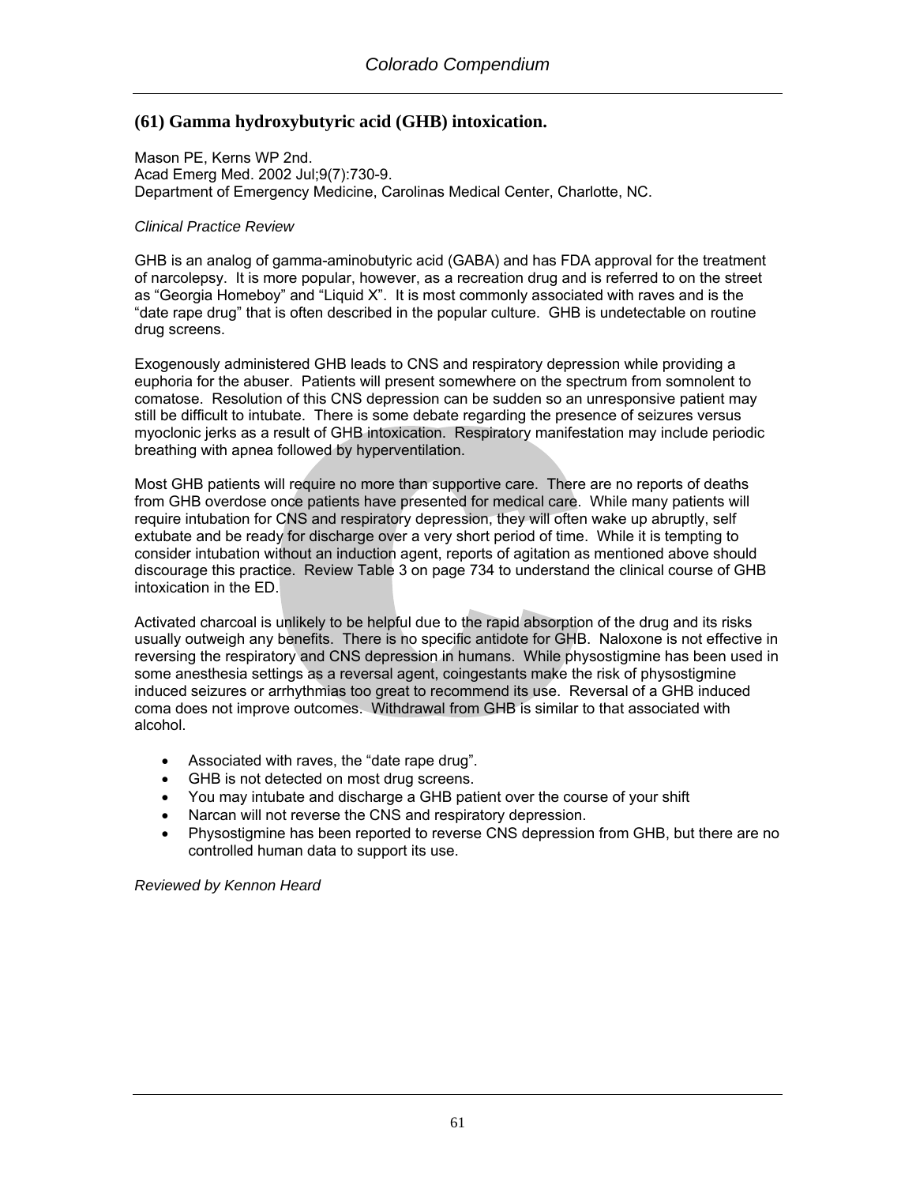## (61) Gamma hydroxybutyric acid (GHB) intoxication.

Mason PE, Kerns WP 2nd.
Acad Emerg Med. 2002 Jul;9(7):730-9.
Department of Emergency Medicine, Carolinas Medical Center, Charlotte, NC.

*Clinical Practice Review*

GHB is an analog of gamma-aminobutyric acid (GABA) and has FDA approval for the treatment of narcolepsy. It is more popular, however, as a recreation drug and is referred to on the street as "Georgia Homeboy" and "Liquid X". It is most commonly associated with raves and is the "date rape drug" that is often described in the popular culture. GHB is undetectable on routine drug screens.

Exogenously administered GHB leads to CNS and respiratory depression while providing a euphoria for the abuser. Patients will present somewhere on the spectrum from somnolent to comatose. Resolution of this CNS depression can be sudden so an unresponsive patient may still be difficult to intubate. There is some debate regarding the presence of seizures versus myoclonic jerks as a result of GHB intoxication. Respiratory manifestation may include periodic breathing with apnea followed by hyperventilation.

Most GHB patients will require no more than supportive care. There are no reports of deaths from GHB overdose once patients have presented for medical care. While many patients will require intubation for CNS and respiratory depression, they will often wake up abruptly, self extubate and be ready for discharge over a very short period of time. While it is tempting to consider intubation without an induction agent, reports of agitation as mentioned above should discourage this practice. Review Table 3 on page 734 to understand the clinical course of GHB intoxication in the ED.

Activated charcoal is unlikely to be helpful due to the rapid absorption of the drug and its risks usually outweigh any benefits. There is no specific antidote for GHB. Naloxone is not effective in reversing the respiratory and CNS depression in humans. While physostigmine has been used in some anesthesia settings as a reversal agent, coingestants make the risk of physostigmine induced seizures or arrhythmias too great to recommend its use. Reversal of a GHB induced coma does not improve outcomes. Withdrawal from GHB is similar to that associated with alcohol.

- Associated with raves, the "date rape drug".
- GHB is not detected on most drug screens.
- You may intubate and discharge a GHB patient over the course of your shift
- Narcan will not reverse the CNS and respiratory depression.
- Physostigmine has been reported to reverse CNS depression from GHB, but there are no controlled human data to support its use.

*Reviewed by Kennon Heard*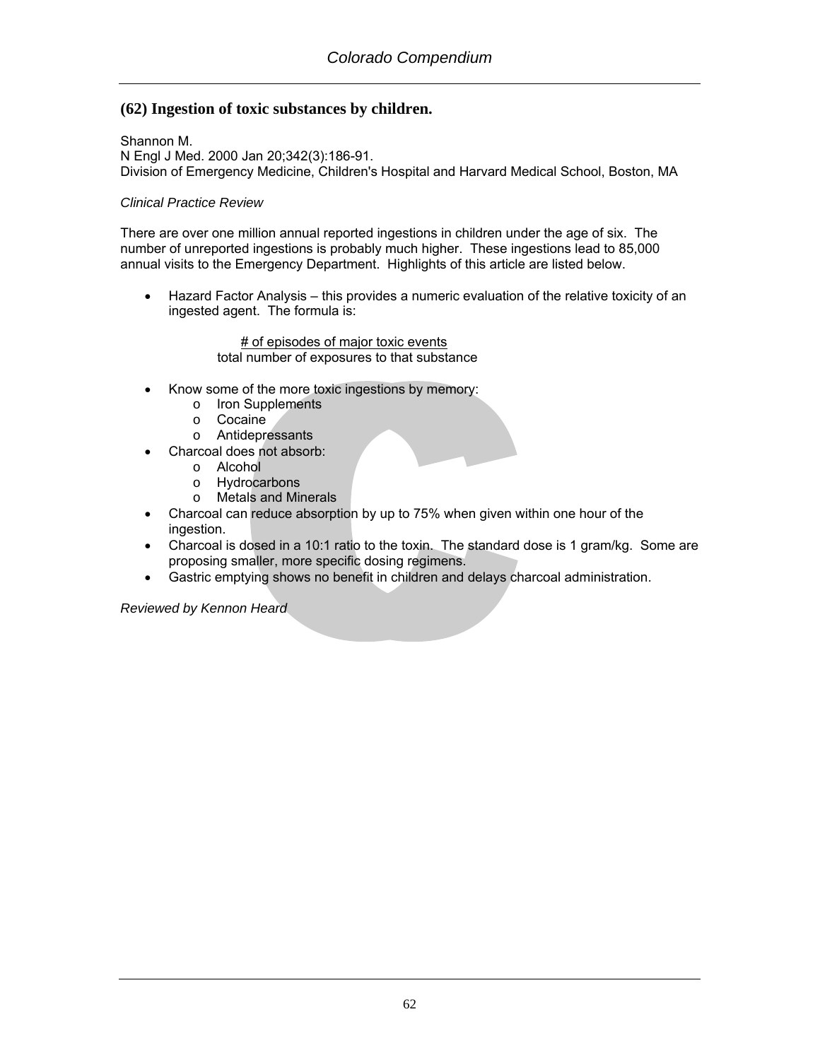## (62) Ingestion of toxic substances by children.

Shannon M.
N Engl J Med. 2000 Jan 20;342(3):186-91.
Division of Emergency Medicine, Children's Hospital and Harvard Medical School, Boston, MA

*Clinical Practice Review*

There are over one million annual reported ingestions in children under the age of six. The number of unreported ingestions is probably much higher. These ingestions lead to 85,000 annual visits to the Emergency Department. Highlights of this article are listed below.

- Hazard Factor Analysis – this provides a numeric evaluation of the relative toxicity of an ingested agent. The formula is:

$$\frac{\text{\# of episodes of major toxic events}}{\text{total number of exposures to that substance}}$$

- Know some of the more toxic ingestions by memory:
  - Iron Supplements
  - Cocaine
  - Antidepressants
- Charcoal does not absorb:
  - Alcohol
  - Hydrocarbons
  - Metals and Minerals
- Charcoal can reduce absorption by up to 75% when given within one hour of the ingestion.
- Charcoal is dosed in a 10:1 ratio to the toxin. The standard dose is 1 gram/kg. Some are proposing smaller, more specific dosing regimens.
- Gastric emptying shows no benefit in children and delays charcoal administration.

*Reviewed by Kennon Heard*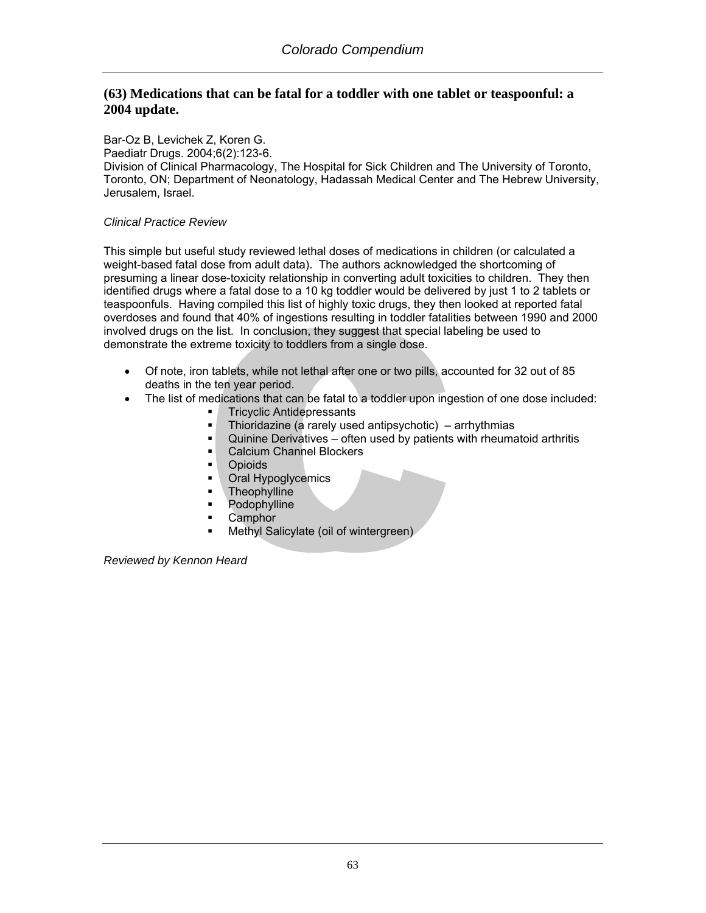## (63) Medications that can be fatal for a toddler with one tablet or teaspoonful: a 2004 update.

Bar-Oz B, Levichek Z, Koren G.
Paediatr Drugs. 2004;6(2):123-6.
Division of Clinical Pharmacology, The Hospital for Sick Children and The University of Toronto, Toronto, ON; Department of Neonatology, Hadassah Medical Center and The Hebrew University, Jerusalem, Israel.

*Clinical Practice Review*

This simple but useful study reviewed lethal doses of medications in children (or calculated a weight-based fatal dose from adult data). The authors acknowledged the shortcoming of presuming a linear dose-toxicity relationship in converting adult toxicities to children. They then identified drugs where a fatal dose to a 10 kg toddler would be delivered by just 1 to 2 tablets or teaspoonfuls. Having compiled this list of highly toxic drugs, they then looked at reported fatal overdoses and found that 40% of ingestions resulting in toddler fatalities between 1990 and 2000 involved drugs on the list. In conclusion, they suggest that special labeling be used to demonstrate the extreme toxicity to toddlers from a single dose.

- Of note, iron tablets, while not lethal after one or two pills, accounted for 32 out of 85 deaths in the ten year period.
- The list of medications that can be fatal to a toddler upon ingestion of one dose included:
  - Tricyclic Antidepressants
  - Thioridazine (a rarely used antipsychotic) – arrhythmias
  - Quinine Derivatives – often used by patients with rheumatoid arthritis
  - Calcium Channel Blockers
  - Opioids
  - Oral Hypoglycemics
  - Theophylline
  - Podophylline
  - Camphor
  - Methyl Salicylate (oil of wintergreen)

*Reviewed by Kennon Heard*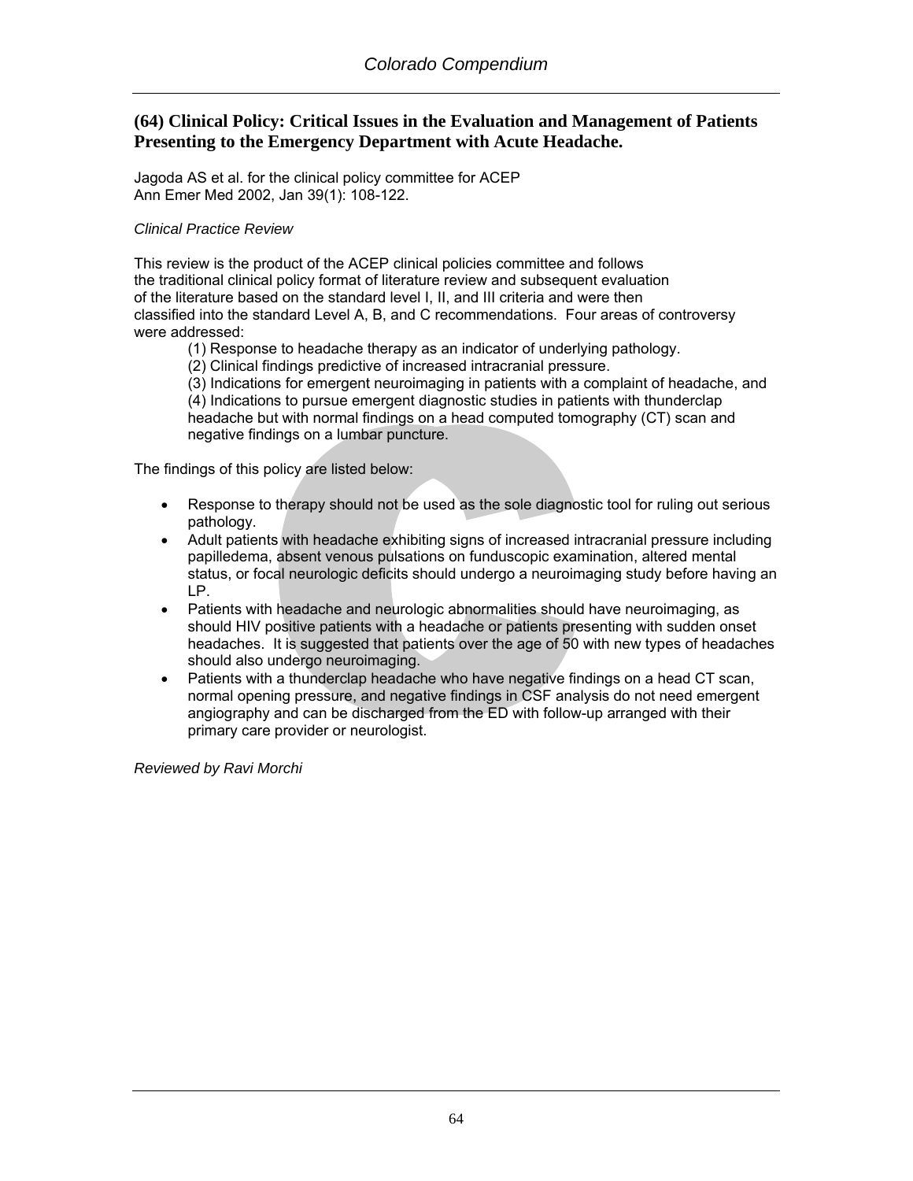## (64) Clinical Policy: Critical Issues in the Evaluation and Management of Patients Presenting to the Emergency Department with Acute Headache.

Jagoda AS et al. for the clinical policy committee for ACEP
Ann Emer Med 2002, Jan 39(1): 108-122.

*Clinical Practice Review*

This review is the product of the ACEP clinical policies committee and follows the traditional clinical policy format of literature review and subsequent evaluation of the literature based on the standard level I, II, and III criteria and were then classified into the standard Level A, B, and C recommendations. Four areas of controversy were addressed:

(1) Response to headache therapy as an indicator of underlying pathology.
(2) Clinical findings predictive of increased intracranial pressure.
(3) Indications for emergent neuroimaging in patients with a complaint of headache, and
(4) Indications to pursue emergent diagnostic studies in patients with thunderclap headache but with normal findings on a head computed tomography (CT) scan and negative findings on a lumbar puncture.

The findings of this policy are listed below:

- Response to therapy should not be used as the sole diagnostic tool for ruling out serious pathology.
- Adult patients with headache exhibiting signs of increased intracranial pressure including papilledema, absent venous pulsations on funduscopic examination, altered mental status, or focal neurologic deficits should undergo a neuroimaging study before having an LP.
- Patients with headache and neurologic abnormalities should have neuroimaging, as should HIV positive patients with a headache or patients presenting with sudden onset headaches. It is suggested that patients over the age of 50 with new types of headaches should also undergo neuroimaging.
- Patients with a thunderclap headache who have negative findings on a head CT scan, normal opening pressure, and negative findings in CSF analysis do not need emergent angiography and can be discharged from the ED with follow-up arranged with their primary care provider or neurologist.

*Reviewed by Ravi Morchi*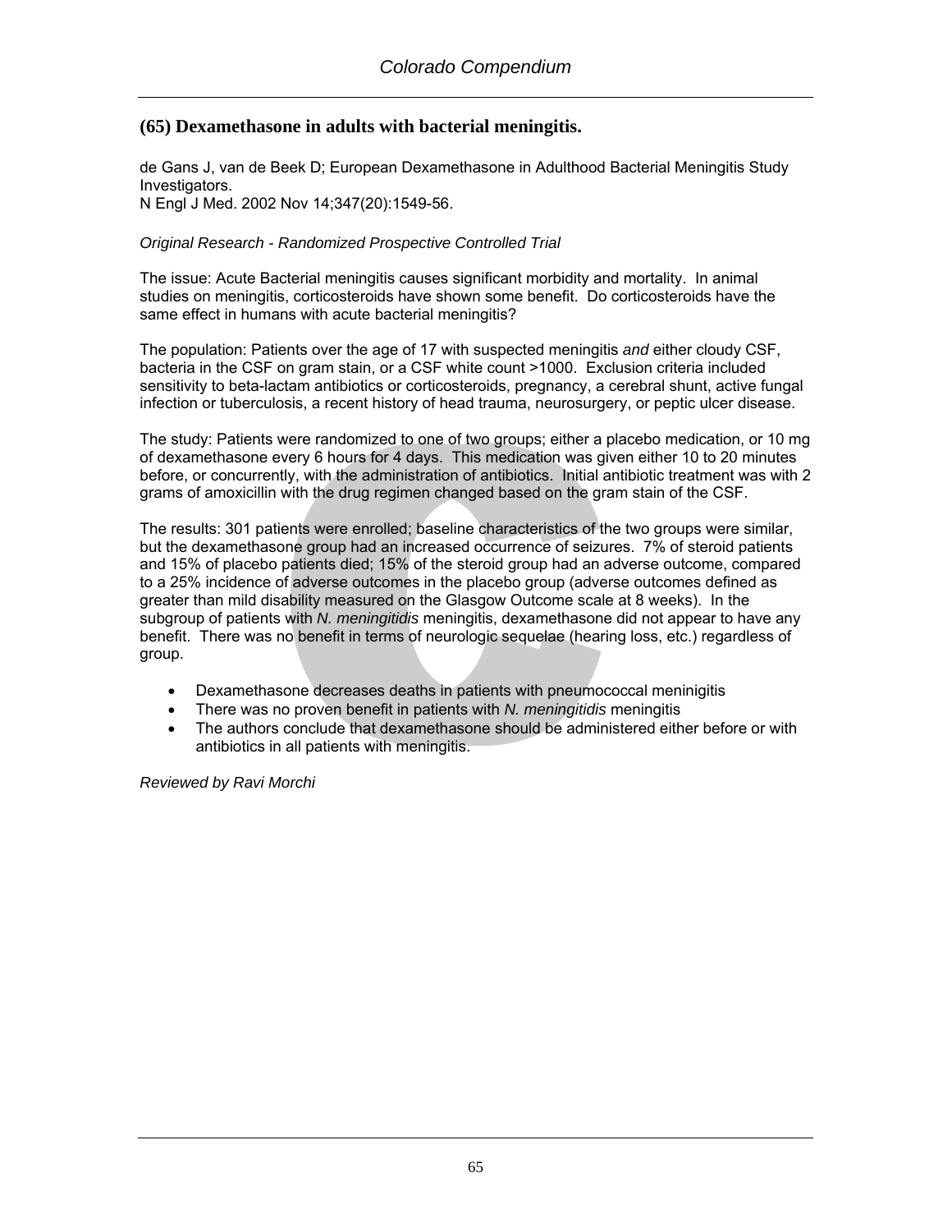## (65) Dexamethasone in adults with bacterial meningitis.

de Gans J, van de Beek D; European Dexamethasone in Adulthood Bacterial Meningitis Study Investigators.
N Engl J Med. 2002 Nov 14;347(20):1549-56.

*Original Research - Randomized Prospective Controlled Trial*

The issue: Acute Bacterial meningitis causes significant morbidity and mortality. In animal studies on meningitis, corticosteroids have shown some benefit. Do corticosteroids have the same effect in humans with acute bacterial meningitis?

The population: Patients over the age of 17 with suspected meningitis *and* either cloudy CSF, bacteria in the CSF on gram stain, or a CSF white count >1000. Exclusion criteria included sensitivity to beta-lactam antibiotics or corticosteroids, pregnancy, a cerebral shunt, active fungal infection or tuberculosis, a recent history of head trauma, neurosurgery, or peptic ulcer disease.

The study: Patients were randomized to one of two groups; either a placebo medication, or 10 mg of dexamethasone every 6 hours for 4 days. This medication was given either 10 to 20 minutes before, or concurrently, with the administration of antibiotics. Initial antibiotic treatment was with 2 grams of amoxicillin with the drug regimen changed based on the gram stain of the CSF.

The results: 301 patients were enrolled; baseline characteristics of the two groups were similar, but the dexamethasone group had an increased occurrence of seizures. 7% of steroid patients and 15% of placebo patients died; 15% of the steroid group had an adverse outcome, compared to a 25% incidence of adverse outcomes in the placebo group (adverse outcomes defined as greater than mild disability measured on the Glasgow Outcome scale at 8 weeks). In the subgroup of patients with *N. meningitidis* meningitis, dexamethasone did not appear to have any benefit. There was no benefit in terms of neurologic sequelae (hearing loss, etc.) regardless of group.

- Dexamethasone decreases deaths in patients with pneumococcal meninigitis
- There was no proven benefit in patients with *N. meningitidis* meningitis
- The authors conclude that dexamethasone should be administered either before or with antibiotics in all patients with meningitis.

*Reviewed by Ravi Morchi*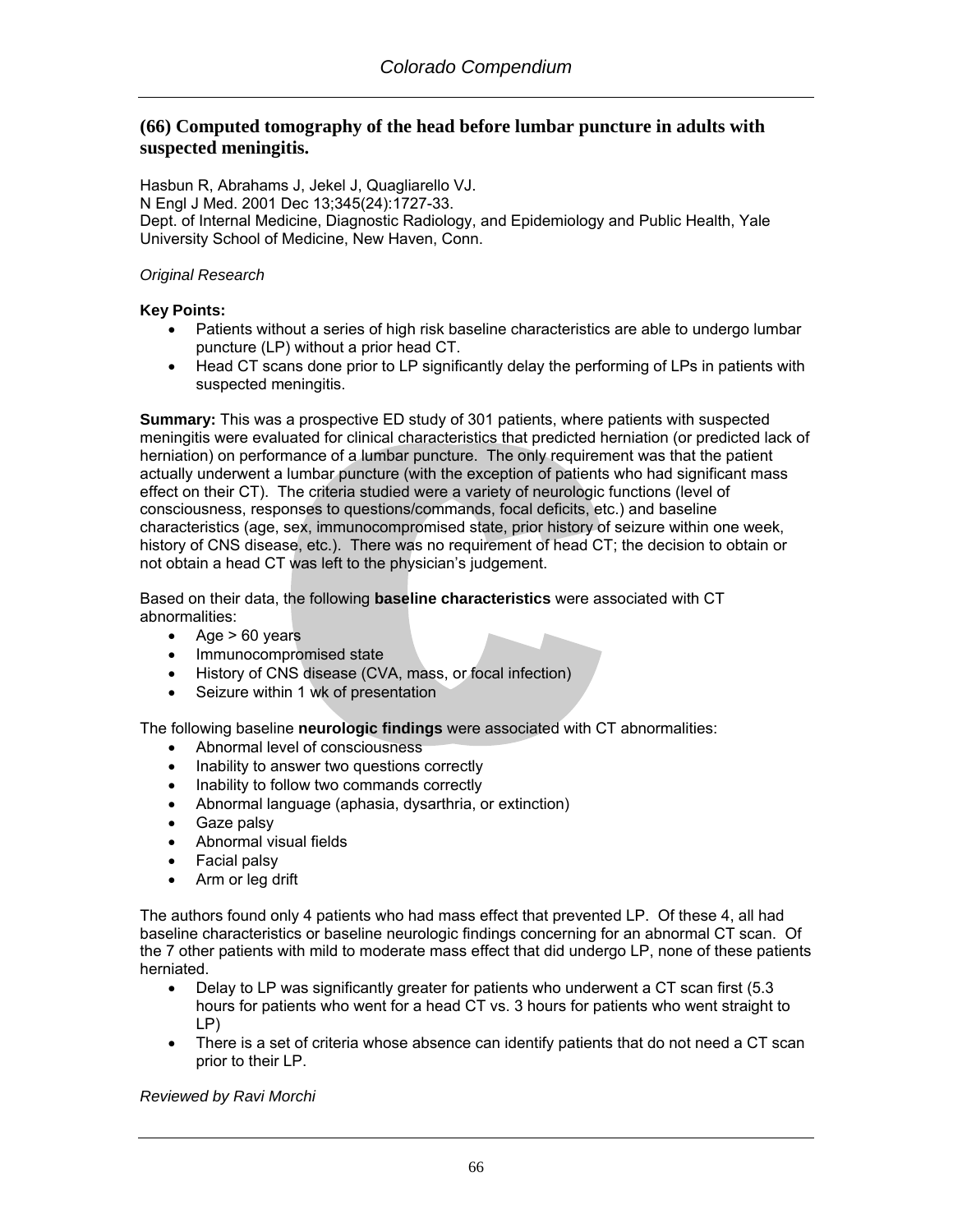## (66) Computed tomography of the head before lumbar puncture in adults with suspected meningitis.

Hasbun R, Abrahams J, Jekel J, Quagliarello VJ.
N Engl J Med. 2001 Dec 13;345(24):1727-33.
Dept. of Internal Medicine, Diagnostic Radiology, and Epidemiology and Public Health, Yale University School of Medicine, New Haven, Conn.

*Original Research*

**Key Points:**

- Patients without a series of high risk baseline characteristics are able to undergo lumbar puncture (LP) without a prior head CT.
- Head CT scans done prior to LP significantly delay the performing of LPs in patients with suspected meningitis.

**Summary:** This was a prospective ED study of 301 patients, where patients with suspected meningitis were evaluated for clinical characteristics that predicted herniation (or predicted lack of herniation) on performance of a lumbar puncture. The only requirement was that the patient actually underwent a lumbar puncture (with the exception of patients who had significant mass effect on their CT). The criteria studied were a variety of neurologic functions (level of consciousness, responses to questions/commands, focal deficits, etc.) and baseline characteristics (age, sex, immunocompromised state, prior history of seizure within one week, history of CNS disease, etc.). There was no requirement of head CT; the decision to obtain or not obtain a head CT was left to the physician's judgement.

Based on their data, the following **baseline characteristics** were associated with CT abnormalities:

- Age > 60 years
- Immunocompromised state
- History of CNS disease (CVA, mass, or focal infection)
- Seizure within 1 wk of presentation

The following baseline **neurologic findings** were associated with CT abnormalities:

- Abnormal level of consciousness
- Inability to answer two questions correctly
- Inability to follow two commands correctly
- Abnormal language (aphasia, dysarthria, or extinction)
- Gaze palsy
- Abnormal visual fields
- Facial palsy
- Arm or leg drift

The authors found only 4 patients who had mass effect that prevented LP. Of these 4, all had baseline characteristics or baseline neurologic findings concerning for an abnormal CT scan. Of the 7 other patients with mild to moderate mass effect that did undergo LP, none of these patients herniated.

- Delay to LP was significantly greater for patients who underwent a CT scan first (5.3 hours for patients who went for a head CT vs. 3 hours for patients who went straight to LP)
- There is a set of criteria whose absence can identify patients that do not need a CT scan prior to their LP.

*Reviewed by Ravi Morchi*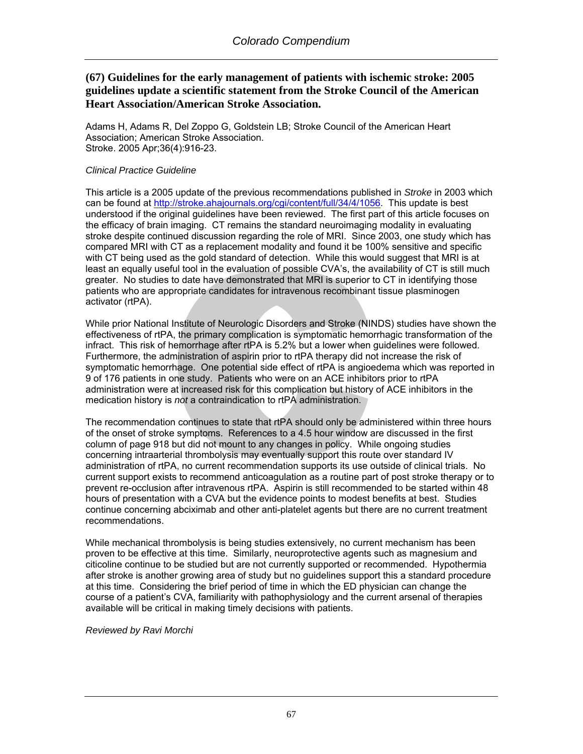## (67) Guidelines for the early management of patients with ischemic stroke: 2005 guidelines update a scientific statement from the Stroke Council of the American Heart Association/American Stroke Association.

Adams H, Adams R, Del Zoppo G, Goldstein LB; Stroke Council of the American Heart Association; American Stroke Association.
Stroke. 2005 Apr;36(4):916-23.

*Clinical Practice Guideline*

This article is a 2005 update of the previous recommendations published in *Stroke* in 2003 which can be found at http://stroke.ahajournals.org/cgi/content/full/34/4/1056. This update is best understood if the original guidelines have been reviewed. The first part of this article focuses on the efficacy of brain imaging. CT remains the standard neuroimaging modality in evaluating stroke despite continued discussion regarding the role of MRI. Since 2003, one study which has compared MRI with CT as a replacement modality and found it be 100% sensitive and specific with CT being used as the gold standard of detection. While this would suggest that MRI is at least an equally useful tool in the evaluation of possible CVA's, the availability of CT is still much greater. No studies to date have demonstrated that MRI is superior to CT in identifying those patients who are appropriate candidates for intravenous recombinant tissue plasminogen activator (rtPA).

While prior National Institute of Neurologic Disorders and Stroke (NINDS) studies have shown the effectiveness of rtPA, the primary complication is symptomatic hemorrhagic transformation of the infract. This risk of hemorrhage after rtPA is 5.2% but a lower when guidelines were followed. Furthermore, the administration of aspirin prior to rtPA therapy did not increase the risk of symptomatic hemorrhage. One potential side effect of rtPA is angioedema which was reported in 9 of 176 patients in one study. Patients who were on an ACE inhibitors prior to rtPA administration were at increased risk for this complication but history of ACE inhibitors in the medication history is *not* a contraindication to rtPA administration.

The recommendation continues to state that rtPA should only be administered within three hours of the onset of stroke symptoms. References to a 4.5 hour window are discussed in the first column of page 918 but did not mount to any changes in policy. While ongoing studies concerning intraarterial thrombolysis may eventually support this route over standard IV administration of rtPA, no current recommendation supports its use outside of clinical trials. No current support exists to recommend anticoagulation as a routine part of post stroke therapy or to prevent re-occlusion after intravenous rtPA. Aspirin is still recommended to be started within 48 hours of presentation with a CVA but the evidence points to modest benefits at best. Studies continue concerning abciximab and other anti-platelet agents but there are no current treatment recommendations.

While mechanical thrombolysis is being studies extensively, no current mechanism has been proven to be effective at this time. Similarly, neuroprotective agents such as magnesium and citicoline continue to be studied but are not currently supported or recommended. Hypothermia after stroke is another growing area of study but no guidelines support this a standard procedure at this time. Considering the brief period of time in which the ED physician can change the course of a patient's CVA, familiarity with pathophysiology and the current arsenal of therapies available will be critical in making timely decisions with patients.

*Reviewed by Ravi Morchi*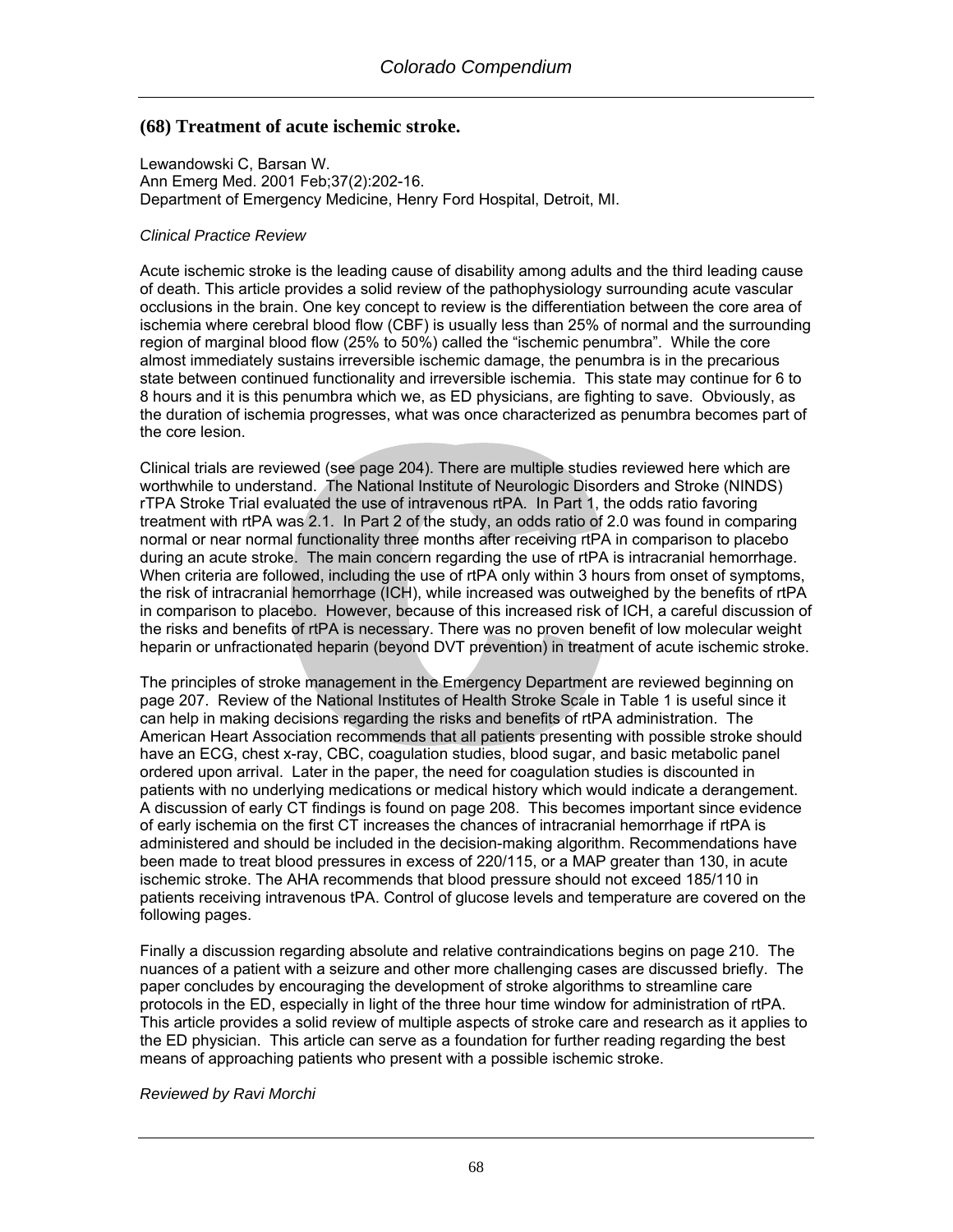## (68) Treatment of acute ischemic stroke.

Lewandowski C, Barsan W.
Ann Emerg Med. 2001 Feb;37(2):202-16.
Department of Emergency Medicine, Henry Ford Hospital, Detroit, MI.

*Clinical Practice Review*

Acute ischemic stroke is the leading cause of disability among adults and the third leading cause of death. This article provides a solid review of the pathophysiology surrounding acute vascular occlusions in the brain. One key concept to review is the differentiation between the core area of ischemia where cerebral blood flow (CBF) is usually less than 25% of normal and the surrounding region of marginal blood flow (25% to 50%) called the "ischemic penumbra". While the core almost immediately sustains irreversible ischemic damage, the penumbra is in the precarious state between continued functionality and irreversible ischemia. This state may continue for 6 to 8 hours and it is this penumbra which we, as ED physicians, are fighting to save. Obviously, as the duration of ischemia progresses, what was once characterized as penumbra becomes part of the core lesion.

Clinical trials are reviewed (see page 204). There are multiple studies reviewed here which are worthwhile to understand. The National Institute of Neurologic Disorders and Stroke (NINDS) rTPA Stroke Trial evaluated the use of intravenous rtPA. In Part 1, the odds ratio favoring treatment with rtPA was 2.1. In Part 2 of the study, an odds ratio of 2.0 was found in comparing normal or near normal functionality three months after receiving rtPA in comparison to placebo during an acute stroke. The main concern regarding the use of rtPA is intracranial hemorrhage. When criteria are followed, including the use of rtPA only within 3 hours from onset of symptoms, the risk of intracranial hemorrhage (ICH), while increased was outweighed by the benefits of rtPA in comparison to placebo. However, because of this increased risk of ICH, a careful discussion of the risks and benefits of rtPA is necessary. There was no proven benefit of low molecular weight heparin or unfractionated heparin (beyond DVT prevention) in treatment of acute ischemic stroke.

The principles of stroke management in the Emergency Department are reviewed beginning on page 207. Review of the National Institutes of Health Stroke Scale in Table 1 is useful since it can help in making decisions regarding the risks and benefits of rtPA administration. The American Heart Association recommends that all patients presenting with possible stroke should have an ECG, chest x-ray, CBC, coagulation studies, blood sugar, and basic metabolic panel ordered upon arrival. Later in the paper, the need for coagulation studies is discounted in patients with no underlying medications or medical history which would indicate a derangement. A discussion of early CT findings is found on page 208. This becomes important since evidence of early ischemia on the first CT increases the chances of intracranial hemorrhage if rtPA is administered and should be included in the decision-making algorithm. Recommendations have been made to treat blood pressures in excess of 220/115, or a MAP greater than 130, in acute ischemic stroke. The AHA recommends that blood pressure should not exceed 185/110 in patients receiving intravenous tPA. Control of glucose levels and temperature are covered on the following pages.

Finally a discussion regarding absolute and relative contraindications begins on page 210. The nuances of a patient with a seizure and other more challenging cases are discussed briefly. The paper concludes by encouraging the development of stroke algorithms to streamline care protocols in the ED, especially in light of the three hour time window for administration of rtPA. This article provides a solid review of multiple aspects of stroke care and research as it applies to the ED physician. This article can serve as a foundation for further reading regarding the best means of approaching patients who present with a possible ischemic stroke.

*Reviewed by Ravi Morchi*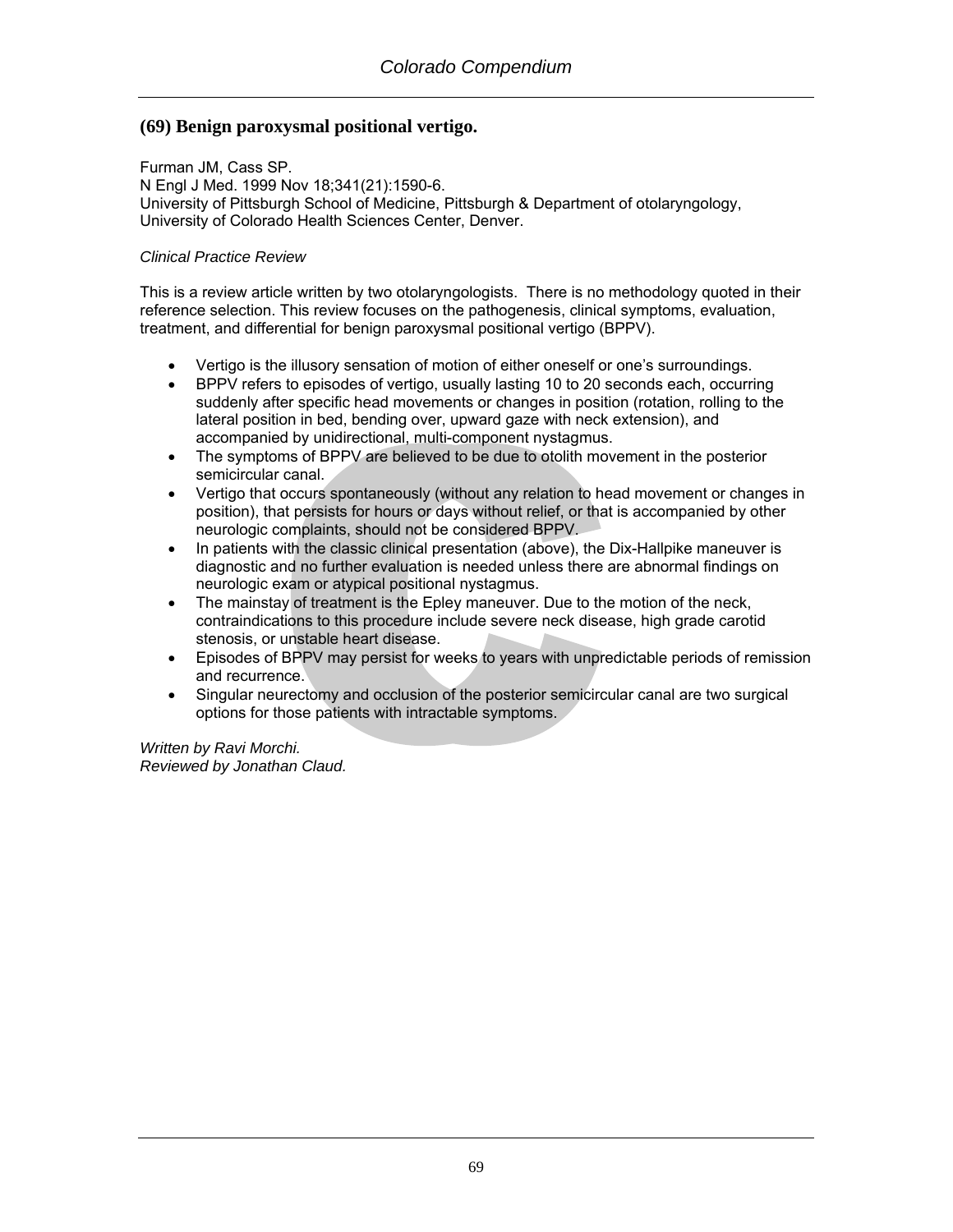## (69) Benign paroxysmal positional vertigo.

Furman JM, Cass SP.
N Engl J Med. 1999 Nov 18;341(21):1590-6.
University of Pittsburgh School of Medicine, Pittsburgh & Department of otolaryngology, University of Colorado Health Sciences Center, Denver.

*Clinical Practice Review*

This is a review article written by two otolaryngologists. There is no methodology quoted in their reference selection. This review focuses on the pathogenesis, clinical symptoms, evaluation, treatment, and differential for benign paroxysmal positional vertigo (BPPV).

- Vertigo is the illusory sensation of motion of either oneself or one's surroundings.
- BPPV refers to episodes of vertigo, usually lasting 10 to 20 seconds each, occurring suddenly after specific head movements or changes in position (rotation, rolling to the lateral position in bed, bending over, upward gaze with neck extension), and accompanied by unidirectional, multi-component nystagmus.
- The symptoms of BPPV are believed to be due to otolith movement in the posterior semicircular canal.
- Vertigo that occurs spontaneously (without any relation to head movement or changes in position), that persists for hours or days without relief, or that is accompanied by other neurologic complaints, should not be considered BPPV.
- In patients with the classic clinical presentation (above), the Dix-Hallpike maneuver is diagnostic and no further evaluation is needed unless there are abnormal findings on neurologic exam or atypical positional nystagmus.
- The mainstay of treatment is the Epley maneuver. Due to the motion of the neck, contraindications to this procedure include severe neck disease, high grade carotid stenosis, or unstable heart disease.
- Episodes of BPPV may persist for weeks to years with unpredictable periods of remission and recurrence.
- Singular neurectomy and occlusion of the posterior semicircular canal are two surgical options for those patients with intractable symptoms.

*Written by Ravi Morchi.*
*Reviewed by Jonathan Claud.*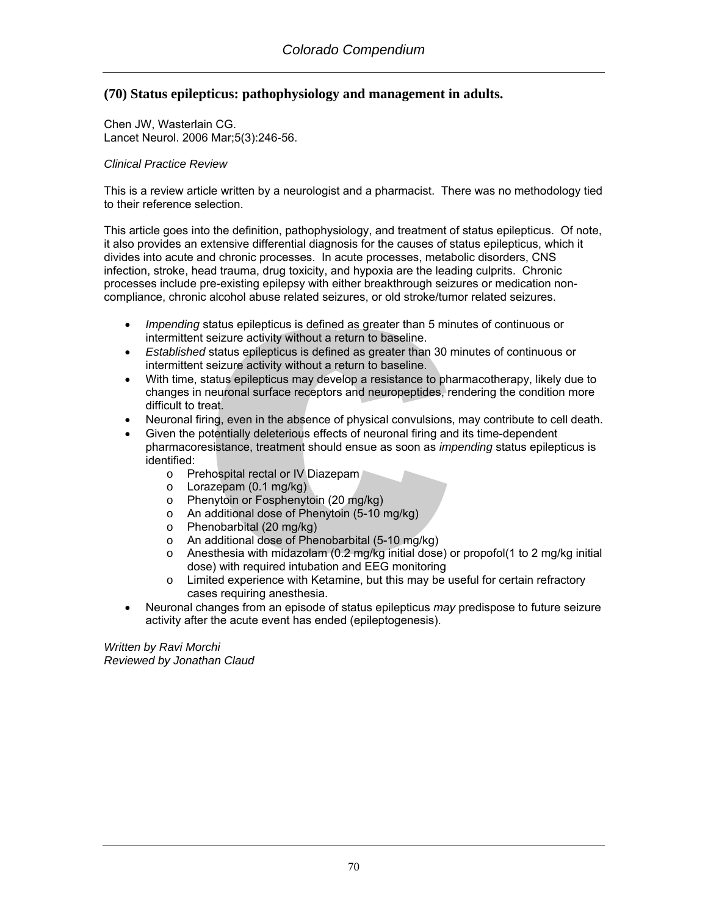## (70) Status epilepticus: pathophysiology and management in adults.

Chen JW, Wasterlain CG.
Lancet Neurol. 2006 Mar;5(3):246-56.

*Clinical Practice Review*

This is a review article written by a neurologist and a pharmacist. There was no methodology tied to their reference selection.

This article goes into the definition, pathophysiology, and treatment of status epilepticus. Of note, it also provides an extensive differential diagnosis for the causes of status epilepticus, which it divides into acute and chronic processes. In acute processes, metabolic disorders, CNS infection, stroke, head trauma, drug toxicity, and hypoxia are the leading culprits. Chronic processes include pre-existing epilepsy with either breakthrough seizures or medication non-compliance, chronic alcohol abuse related seizures, or old stroke/tumor related seizures.

- *Impending* status epilepticus is defined as greater than 5 minutes of continuous or intermittent seizure activity without a return to baseline.
- *Established* status epilepticus is defined as greater than 30 minutes of continuous or intermittent seizure activity without a return to baseline.
- With time, status epilepticus may develop a resistance to pharmacotherapy, likely due to changes in neuronal surface receptors and neuropeptides, rendering the condition more difficult to treat.
- Neuronal firing, even in the absence of physical convulsions, may contribute to cell death.
- Given the potentially deleterious effects of neuronal firing and its time-dependent pharmacoresistance, treatment should ensue as soon as *impending* status epilepticus is identified:
  - Prehospital rectal or IV Diazepam
  - Lorazepam (0.1 mg/kg)
  - Phenytoin or Fosphenytoin (20 mg/kg)
  - An additional dose of Phenytoin (5-10 mg/kg)
  - Phenobarbital (20 mg/kg)
  - An additional dose of Phenobarbital (5-10 mg/kg)
  - Anesthesia with midazolam (0.2 mg/kg initial dose) or propofol(1 to 2 mg/kg initial dose) with required intubation and EEG monitoring
  - Limited experience with Ketamine, but this may be useful for certain refractory cases requiring anesthesia.
- Neuronal changes from an episode of status epilepticus *may* predispose to future seizure activity after the acute event has ended (epileptogenesis).

*Written by Ravi Morchi*
*Reviewed by Jonathan Claud*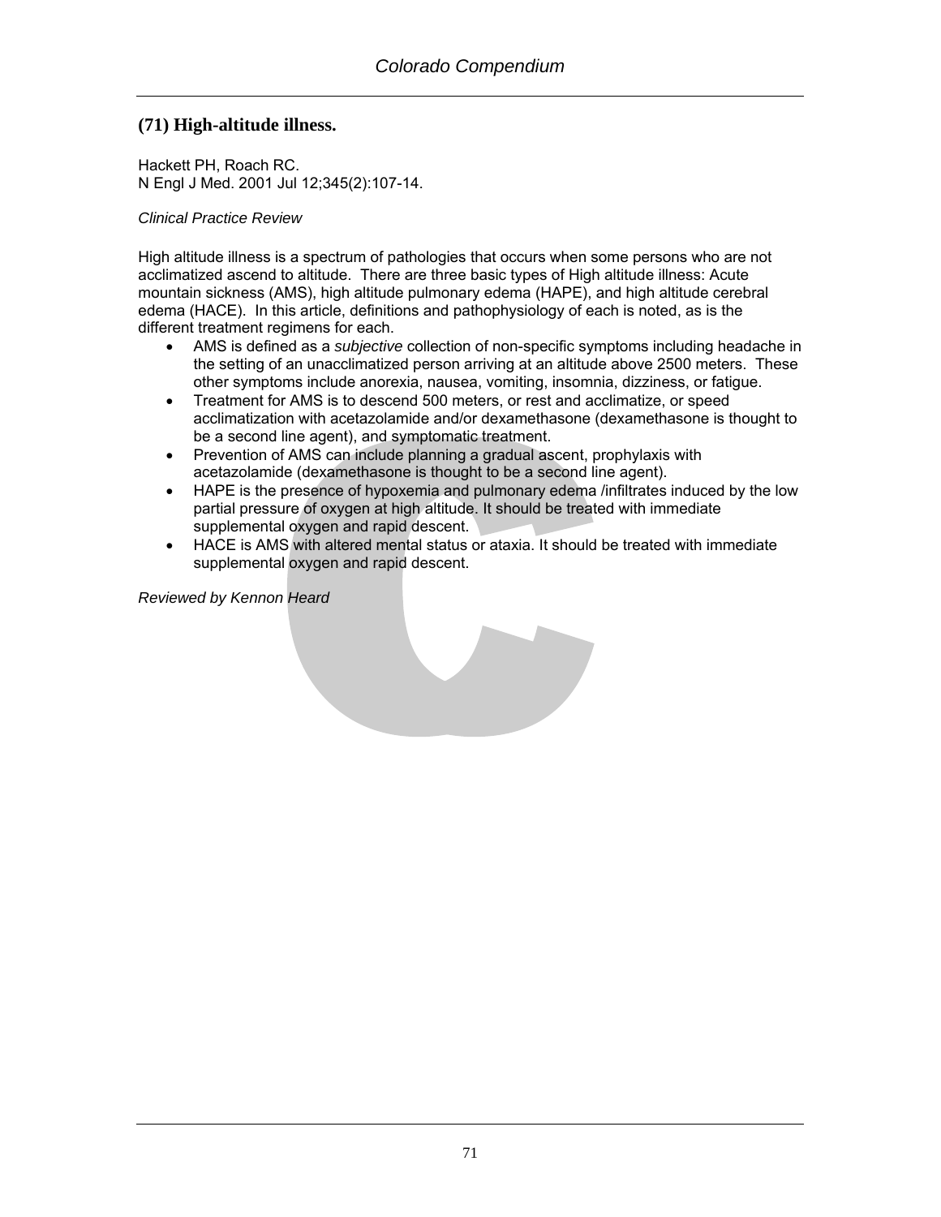## (71) High-altitude illness.

Hackett PH, Roach RC.
N Engl J Med. 2001 Jul 12;345(2):107-14.

*Clinical Practice Review*

High altitude illness is a spectrum of pathologies that occurs when some persons who are not acclimatized ascend to altitude. There are three basic types of High altitude illness: Acute mountain sickness (AMS), high altitude pulmonary edema (HAPE), and high altitude cerebral edema (HACE). In this article, definitions and pathophysiology of each is noted, as is the different treatment regimens for each.

- AMS is defined as a *subjective* collection of non-specific symptoms including headache in the setting of an unacclimatized person arriving at an altitude above 2500 meters. These other symptoms include anorexia, nausea, vomiting, insomnia, dizziness, or fatigue.
- Treatment for AMS is to descend 500 meters, or rest and acclimatize, or speed acclimatization with acetazolamide and/or dexamethasone (dexamethasone is thought to be a second line agent), and symptomatic treatment.
- Prevention of AMS can include planning a gradual ascent, prophylaxis with acetazolamide (dexamethasone is thought to be a second line agent).
- HAPE is the presence of hypoxemia and pulmonary edema /infiltrates induced by the low partial pressure of oxygen at high altitude. It should be treated with immediate supplemental oxygen and rapid descent.
- HACE is AMS with altered mental status or ataxia. It should be treated with immediate supplemental oxygen and rapid descent.

*Reviewed by Kennon Heard*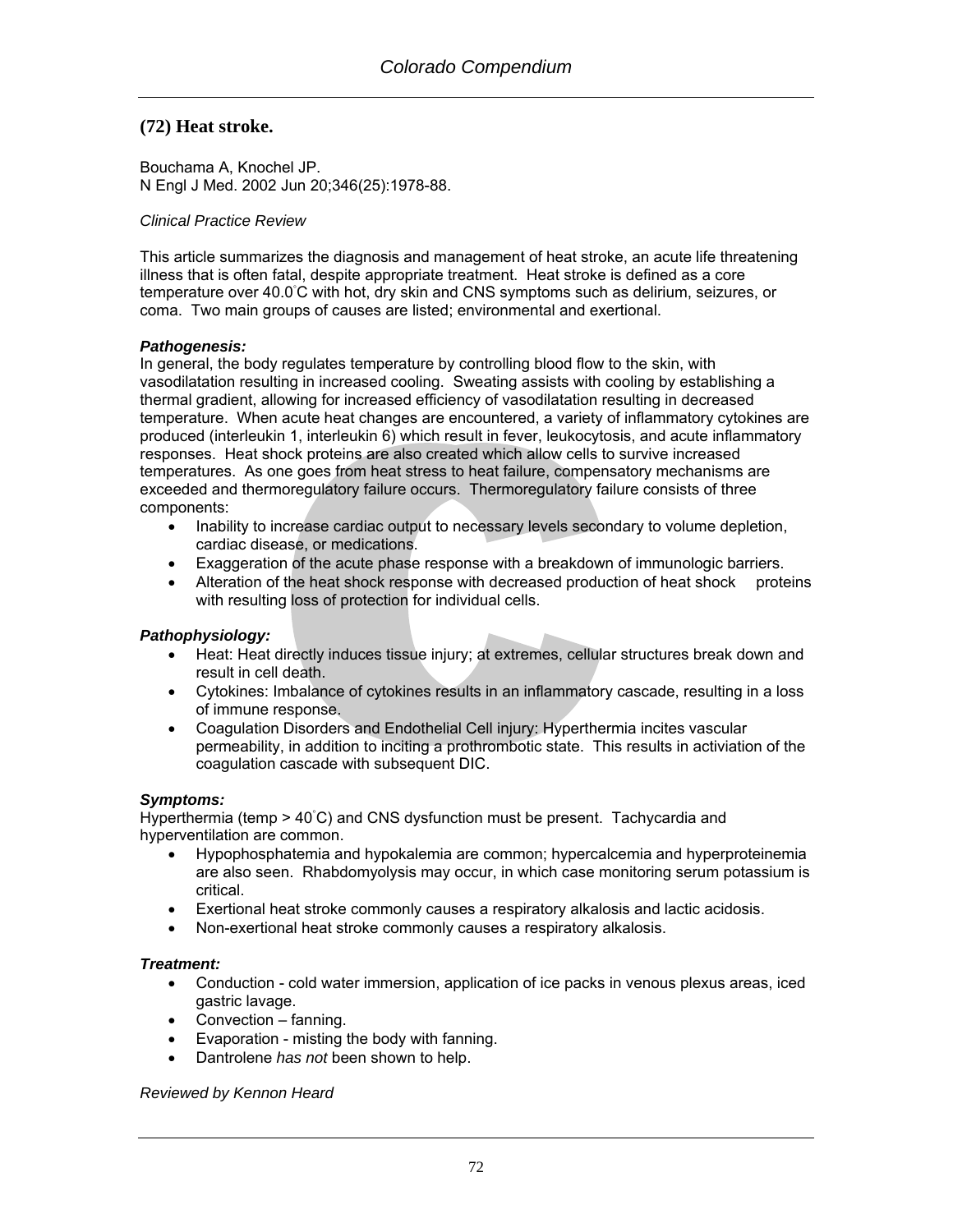## (72) Heat stroke.

Bouchama A, Knochel JP.
N Engl J Med. 2002 Jun 20;346(25):1978-88.

*Clinical Practice Review*

This article summarizes the diagnosis and management of heat stroke, an acute life threatening illness that is often fatal, despite appropriate treatment. Heat stroke is defined as a core temperature over 40.0˚C with hot, dry skin and CNS symptoms such as delirium, seizures, or coma. Two main groups of causes are listed; environmental and exertional.

***Pathogenesis:***
In general, the body regulates temperature by controlling blood flow to the skin, with vasodilatation resulting in increased cooling. Sweating assists with cooling by establishing a thermal gradient, allowing for increased efficiency of vasodilatation resulting in decreased temperature. When acute heat changes are encountered, a variety of inflammatory cytokines are produced (interleukin 1, interleukin 6) which result in fever, leukocytosis, and acute inflammatory responses. Heat shock proteins are also created which allow cells to survive increased temperatures. As one goes from heat stress to heat failure, compensatory mechanisms are exceeded and thermoregulatory failure occurs. Thermoregulatory failure consists of three components:

- Inability to increase cardiac output to necessary levels secondary to volume depletion, cardiac disease, or medications.
- Exaggeration of the acute phase response with a breakdown of immunologic barriers.
- Alteration of the heat shock response with decreased production of heat shock proteins with resulting loss of protection for individual cells.

***Pathophysiology:***

- Heat: Heat directly induces tissue injury; at extremes, cellular structures break down and result in cell death.
- Cytokines: Imbalance of cytokines results in an inflammatory cascade, resulting in a loss of immune response.
- Coagulation Disorders and Endothelial Cell injury: Hyperthermia incites vascular permeability, in addition to inciting a prothrombotic state. This results in activiation of the coagulation cascade with subsequent DIC.

***Symptoms:***
Hyperthermia (temp > 40˚C) and CNS dysfunction must be present. Tachycardia and hyperventilation are common.

- Hypophosphatemia and hypokalemia are common; hypercalcemia and hyperproteinemia are also seen. Rhabdomyolysis may occur, in which case monitoring serum potassium is critical.
- Exertional heat stroke commonly causes a respiratory alkalosis and lactic acidosis.
- Non-exertional heat stroke commonly causes a respiratory alkalosis.

***Treatment:***

- Conduction - cold water immersion, application of ice packs in venous plexus areas, iced gastric lavage.
- Convection – fanning.
- Evaporation - misting the body with fanning.
- Dantrolene *has not* been shown to help.

*Reviewed by Kennon Heard*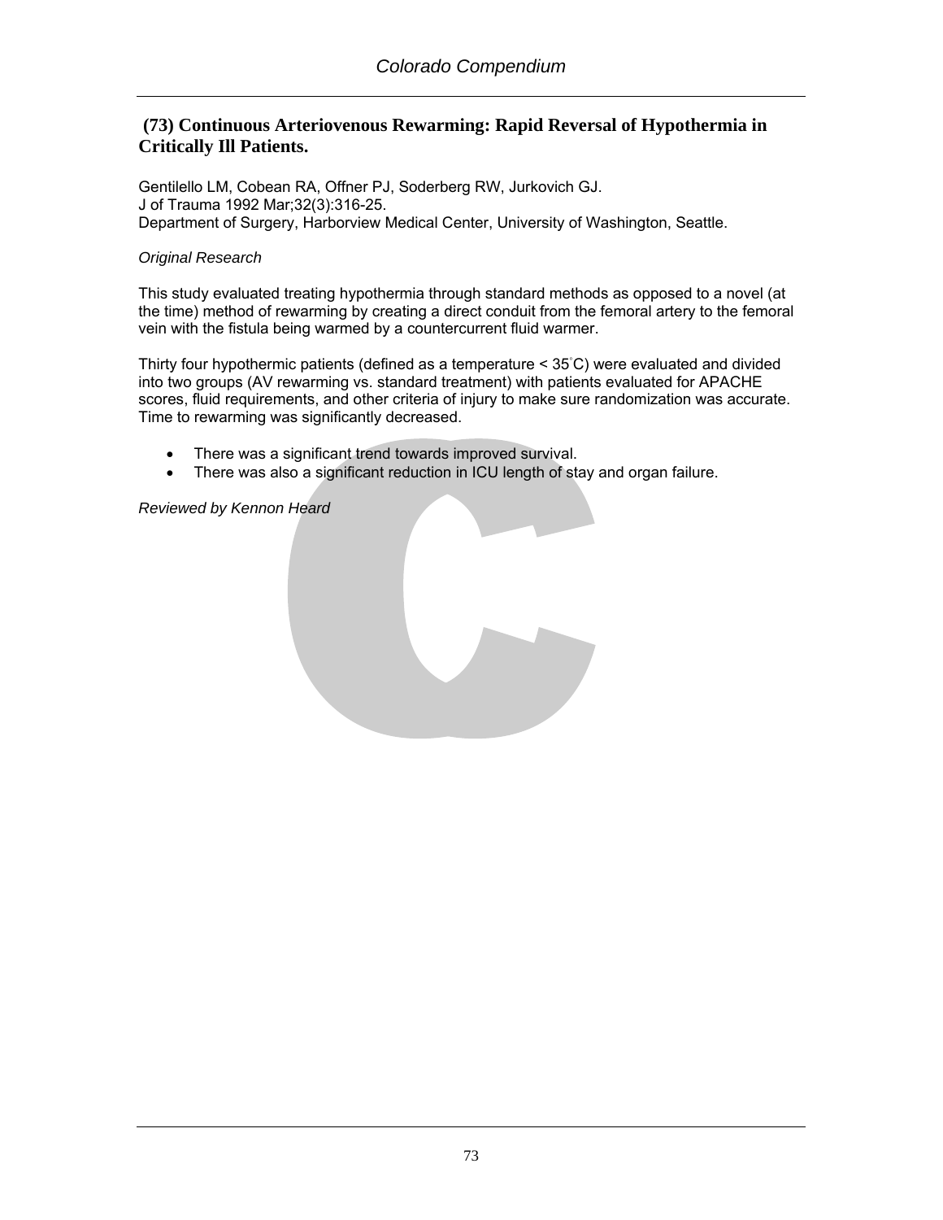## (73) Continuous Arteriovenous Rewarming: Rapid Reversal of Hypothermia in Critically Ill Patients.

Gentilello LM, Cobean RA, Offner PJ, Soderberg RW, Jurkovich GJ.
J of Trauma 1992 Mar;32(3):316-25.
Department of Surgery, Harborview Medical Center, University of Washington, Seattle.

*Original Research*

This study evaluated treating hypothermia through standard methods as opposed to a novel (at the time) method of rewarming by creating a direct conduit from the femoral artery to the femoral vein with the fistula being warmed by a countercurrent fluid warmer.

Thirty four hypothermic patients (defined as a temperature < 35°C) were evaluated and divided into two groups (AV rewarming vs. standard treatment) with patients evaluated for APACHE scores, fluid requirements, and other criteria of injury to make sure randomization was accurate. Time to rewarming was significantly decreased.

- There was a significant trend towards improved survival.
- There was also a significant reduction in ICU length of stay and organ failure.

*Reviewed by Kennon Heard*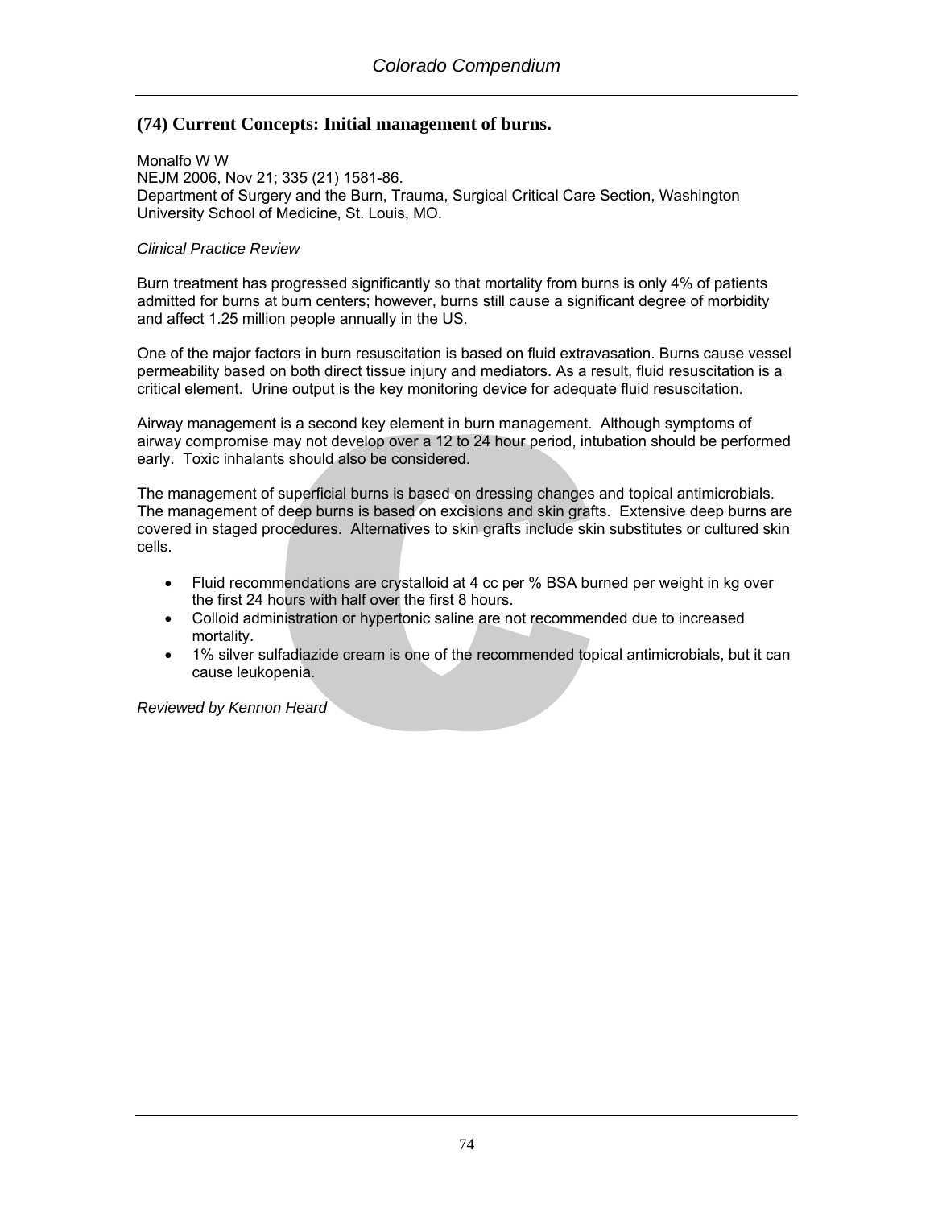## (74) Current Concepts: Initial management of burns.

Monalfo W W
NEJM 2006, Nov 21; 335 (21) 1581-86.
Department of Surgery and the Burn, Trauma, Surgical Critical Care Section, Washington University School of Medicine, St. Louis, MO.

*Clinical Practice Review*

Burn treatment has progressed significantly so that mortality from burns is only 4% of patients admitted for burns at burn centers; however, burns still cause a significant degree of morbidity and affect 1.25 million people annually in the US.

One of the major factors in burn resuscitation is based on fluid extravasation. Burns cause vessel permeability based on both direct tissue injury and mediators. As a result, fluid resuscitation is a critical element. Urine output is the key monitoring device for adequate fluid resuscitation.

Airway management is a second key element in burn management. Although symptoms of airway compromise may not develop over a 12 to 24 hour period, intubation should be performed early. Toxic inhalants should also be considered.

The management of superficial burns is based on dressing changes and topical antimicrobials. The management of deep burns is based on excisions and skin grafts. Extensive deep burns are covered in staged procedures. Alternatives to skin grafts include skin substitutes or cultured skin cells.

- Fluid recommendations are crystalloid at 4 cc per % BSA burned per weight in kg over the first 24 hours with half over the first 8 hours.
- Colloid administration or hypertonic saline are not recommended due to increased mortality.
- 1% silver sulfadiazide cream is one of the recommended topical antimicrobials, but it can cause leukopenia.

*Reviewed by Kennon Heard*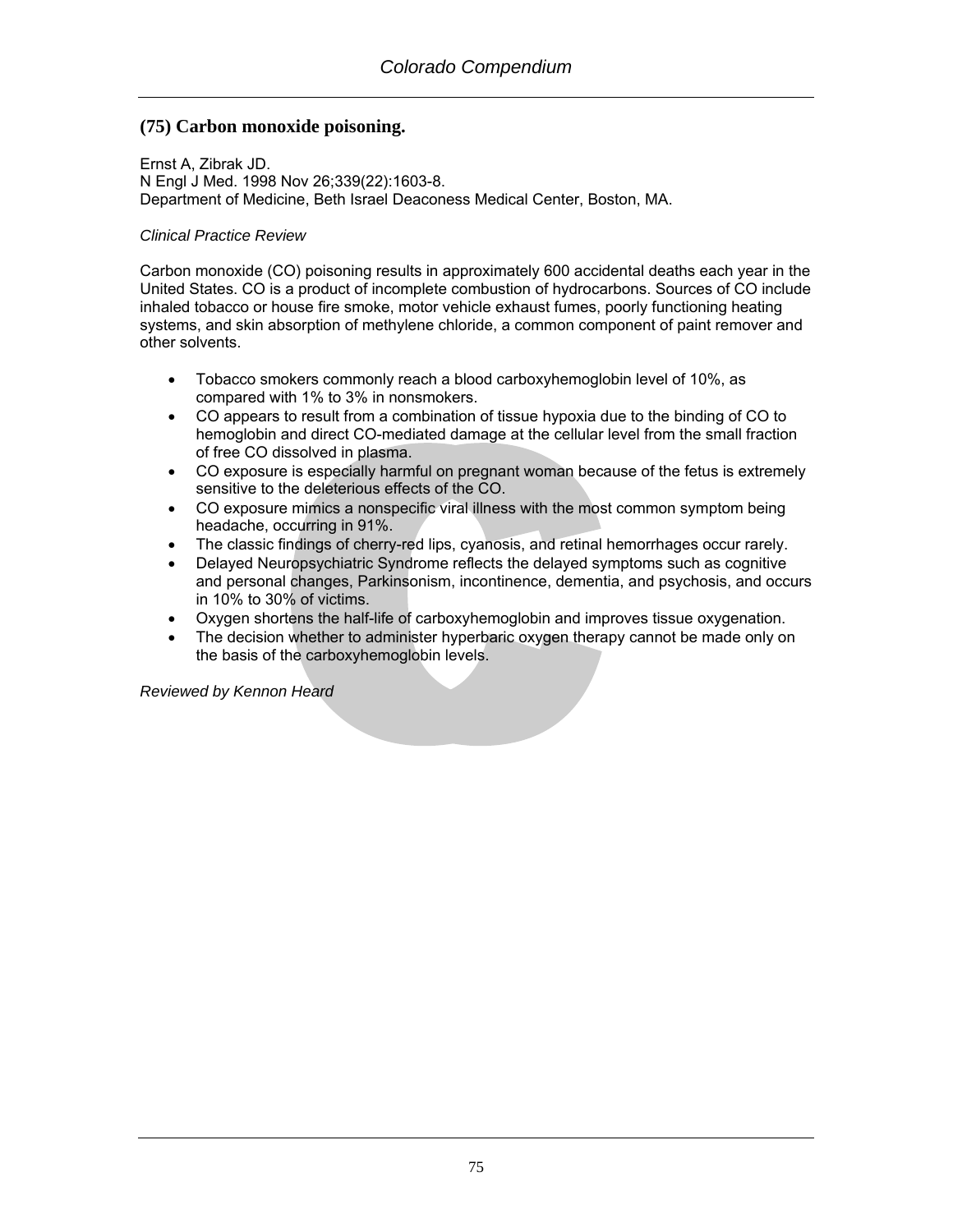## (75) Carbon monoxide poisoning.

Ernst A, Zibrak JD.
N Engl J Med. 1998 Nov 26;339(22):1603-8.
Department of Medicine, Beth Israel Deaconess Medical Center, Boston, MA.

*Clinical Practice Review*

Carbon monoxide (CO) poisoning results in approximately 600 accidental deaths each year in the United States. CO is a product of incomplete combustion of hydrocarbons. Sources of CO include inhaled tobacco or house fire smoke, motor vehicle exhaust fumes, poorly functioning heating systems, and skin absorption of methylene chloride, a common component of paint remover and other solvents.

- Tobacco smokers commonly reach a blood carboxyhemoglobin level of 10%, as compared with 1% to 3% in nonsmokers.
- CO appears to result from a combination of tissue hypoxia due to the binding of CO to hemoglobin and direct CO-mediated damage at the cellular level from the small fraction of free CO dissolved in plasma.
- CO exposure is especially harmful on pregnant woman because of the fetus is extremely sensitive to the deleterious effects of the CO.
- CO exposure mimics a nonspecific viral illness with the most common symptom being headache, occurring in 91%.
- The classic findings of cherry-red lips, cyanosis, and retinal hemorrhages occur rarely.
- Delayed Neuropsychiatric Syndrome reflects the delayed symptoms such as cognitive and personal changes, Parkinsonism, incontinence, dementia, and psychosis, and occurs in 10% to 30% of victims.
- Oxygen shortens the half-life of carboxyhemoglobin and improves tissue oxygenation.
- The decision whether to administer hyperbaric oxygen therapy cannot be made only on the basis of the carboxyhemoglobin levels.

*Reviewed by Kennon Heard*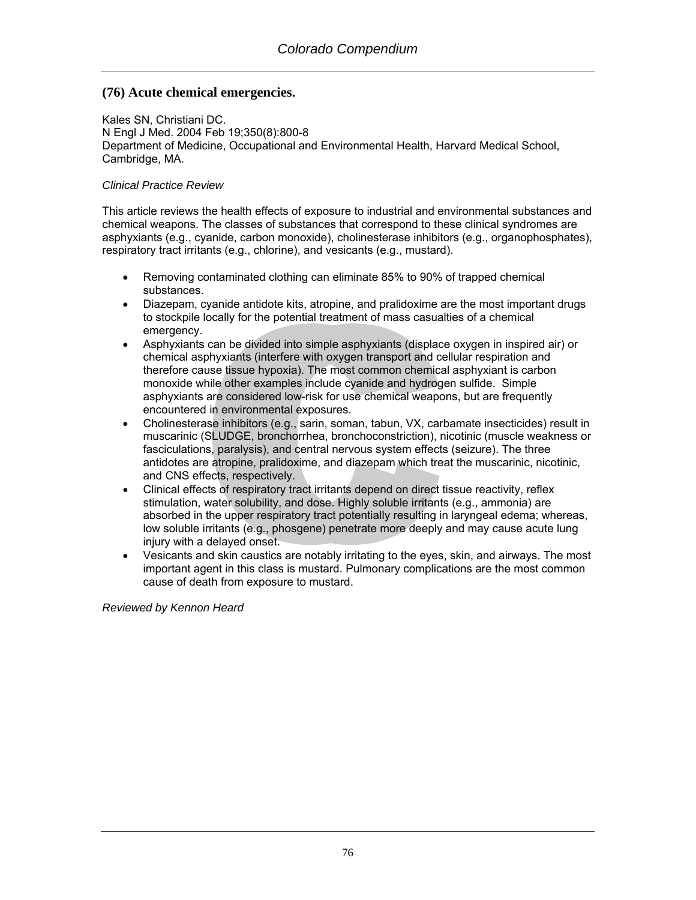## (76) Acute chemical emergencies.

Kales SN, Christiani DC.
N Engl J Med. 2004 Feb 19;350(8):800-8
Department of Medicine, Occupational and Environmental Health, Harvard Medical School, Cambridge, MA.

*Clinical Practice Review*

This article reviews the health effects of exposure to industrial and environmental substances and chemical weapons. The classes of substances that correspond to these clinical syndromes are asphyxiants (e.g., cyanide, carbon monoxide), cholinesterase inhibitors (e.g., organophosphates), respiratory tract irritants (e.g., chlorine), and vesicants (e.g., mustard).

- Removing contaminated clothing can eliminate 85% to 90% of trapped chemical substances.
- Diazepam, cyanide antidote kits, atropine, and pralidoxime are the most important drugs to stockpile locally for the potential treatment of mass casualties of a chemical emergency.
- Asphyxiants can be divided into simple asphyxiants (displace oxygen in inspired air) or chemical asphyxiants (interfere with oxygen transport and cellular respiration and therefore cause tissue hypoxia). The most common chemical asphyxiant is carbon monoxide while other examples include cyanide and hydrogen sulfide. Simple asphyxiants are considered low-risk for use chemical weapons, but are frequently encountered in environmental exposures.
- Cholinesterase inhibitors (e.g., sarin, soman, tabun, VX, carbamate insecticides) result in muscarinic (SLUDGE, bronchorrhea, bronchoconstriction), nicotinic (muscle weakness or fasciculations, paralysis), and central nervous system effects (seizure). The three antidotes are atropine, pralidoxime, and diazepam which treat the muscarinic, nicotinic, and CNS effects, respectively.
- Clinical effects of respiratory tract irritants depend on direct tissue reactivity, reflex stimulation, water solubility, and dose. Highly soluble irritants (e.g., ammonia) are absorbed in the upper respiratory tract potentially resulting in laryngeal edema; whereas, low soluble irritants (e.g., phosgene) penetrate more deeply and may cause acute lung injury with a delayed onset.
- Vesicants and skin caustics are notably irritating to the eyes, skin, and airways. The most important agent in this class is mustard. Pulmonary complications are the most common cause of death from exposure to mustard.

*Reviewed by Kennon Heard*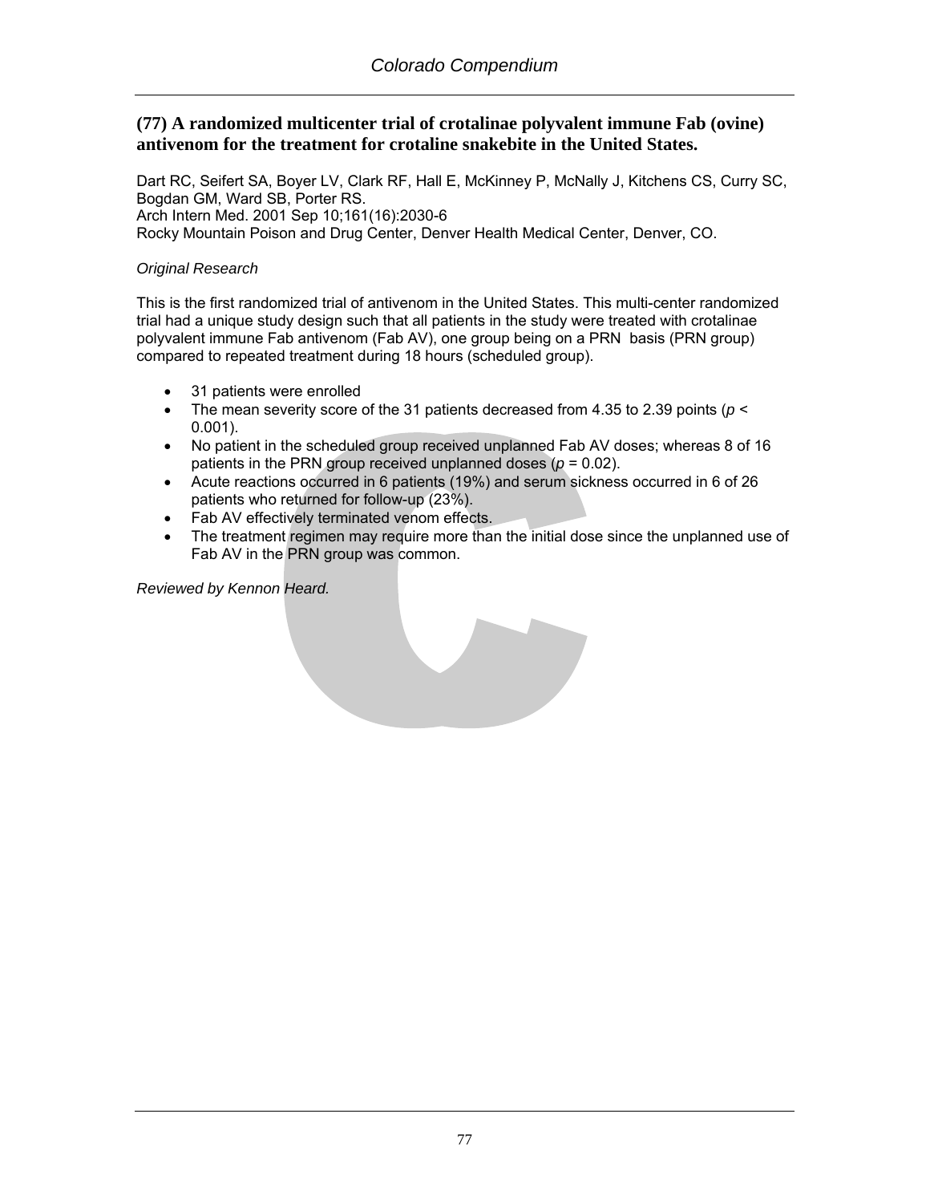## (77) A randomized multicenter trial of crotalinae polyvalent immune Fab (ovine) antivenom for the treatment for crotaline snakebite in the United States.

Dart RC, Seifert SA, Boyer LV, Clark RF, Hall E, McKinney P, McNally J, Kitchens CS, Curry SC, Bogdan GM, Ward SB, Porter RS.
Arch Intern Med. 2001 Sep 10;161(16):2030-6
Rocky Mountain Poison and Drug Center, Denver Health Medical Center, Denver, CO.

*Original Research*

This is the first randomized trial of antivenom in the United States. This multi-center randomized trial had a unique study design such that all patients in the study were treated with crotalinae polyvalent immune Fab antivenom (Fab AV), one group being on a PRN basis (PRN group) compared to repeated treatment during 18 hours (scheduled group).

- 31 patients were enrolled
- The mean severity score of the 31 patients decreased from 4.35 to 2.39 points ($p < 0.001$).
- No patient in the scheduled group received unplanned Fab AV doses; whereas 8 of 16 patients in the PRN group received unplanned doses ($p = 0.02$).
- Acute reactions occurred in 6 patients (19%) and serum sickness occurred in 6 of 26 patients who returned for follow-up (23%).
- Fab AV effectively terminated venom effects.
- The treatment regimen may require more than the initial dose since the unplanned use of Fab AV in the PRN group was common.

*Reviewed by Kennon Heard.*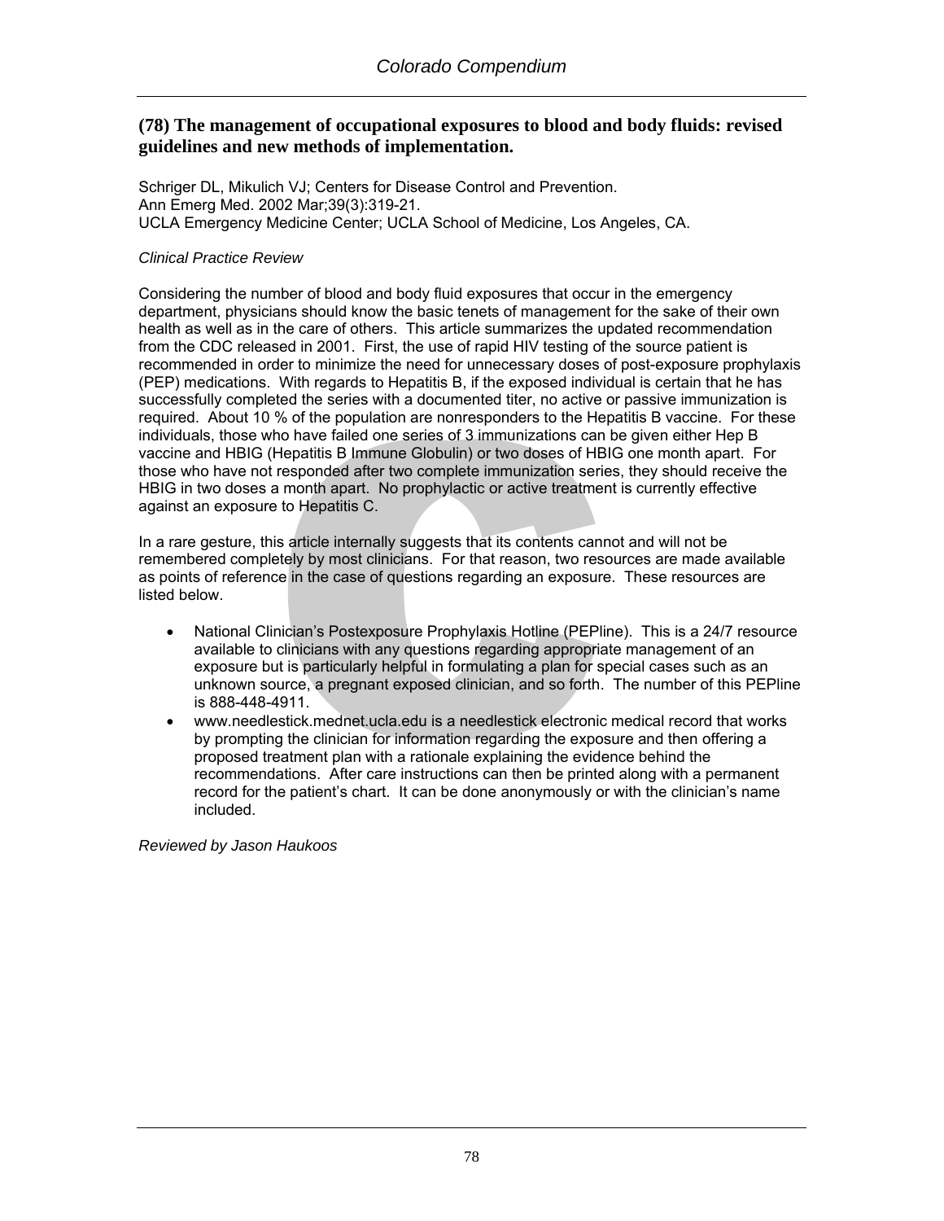## (78) The management of occupational exposures to blood and body fluids: revised guidelines and new methods of implementation.

Schriger DL, Mikulich VJ; Centers for Disease Control and Prevention.
Ann Emerg Med. 2002 Mar;39(3):319-21.
UCLA Emergency Medicine Center; UCLA School of Medicine, Los Angeles, CA.

*Clinical Practice Review*

Considering the number of blood and body fluid exposures that occur in the emergency department, physicians should know the basic tenets of management for the sake of their own health as well as in the care of others. This article summarizes the updated recommendation from the CDC released in 2001. First, the use of rapid HIV testing of the source patient is recommended in order to minimize the need for unnecessary doses of post-exposure prophylaxis (PEP) medications. With regards to Hepatitis B, if the exposed individual is certain that he has successfully completed the series with a documented titer, no active or passive immunization is required. About 10 % of the population are nonresponders to the Hepatitis B vaccine. For these individuals, those who have failed one series of 3 immunizations can be given either Hep B vaccine and HBIG (Hepatitis B Immune Globulin) or two doses of HBIG one month apart. For those who have not responded after two complete immunization series, they should receive the HBIG in two doses a month apart. No prophylactic or active treatment is currently effective against an exposure to Hepatitis C.

In a rare gesture, this article internally suggests that its contents cannot and will not be remembered completely by most clinicians. For that reason, two resources are made available as points of reference in the case of questions regarding an exposure. These resources are listed below.

- National Clinician's Postexposure Prophylaxis Hotline (PEPline). This is a 24/7 resource available to clinicians with any questions regarding appropriate management of an exposure but is particularly helpful in formulating a plan for special cases such as an unknown source, a pregnant exposed clinician, and so forth. The number of this PEPline is 888-448-4911.
- www.needlestick.mednet.ucla.edu is a needlestick electronic medical record that works by prompting the clinician for information regarding the exposure and then offering a proposed treatment plan with a rationale explaining the evidence behind the recommendations. After care instructions can then be printed along with a permanent record for the patient's chart. It can be done anonymously or with the clinician's name included.

*Reviewed by Jason Haukoos*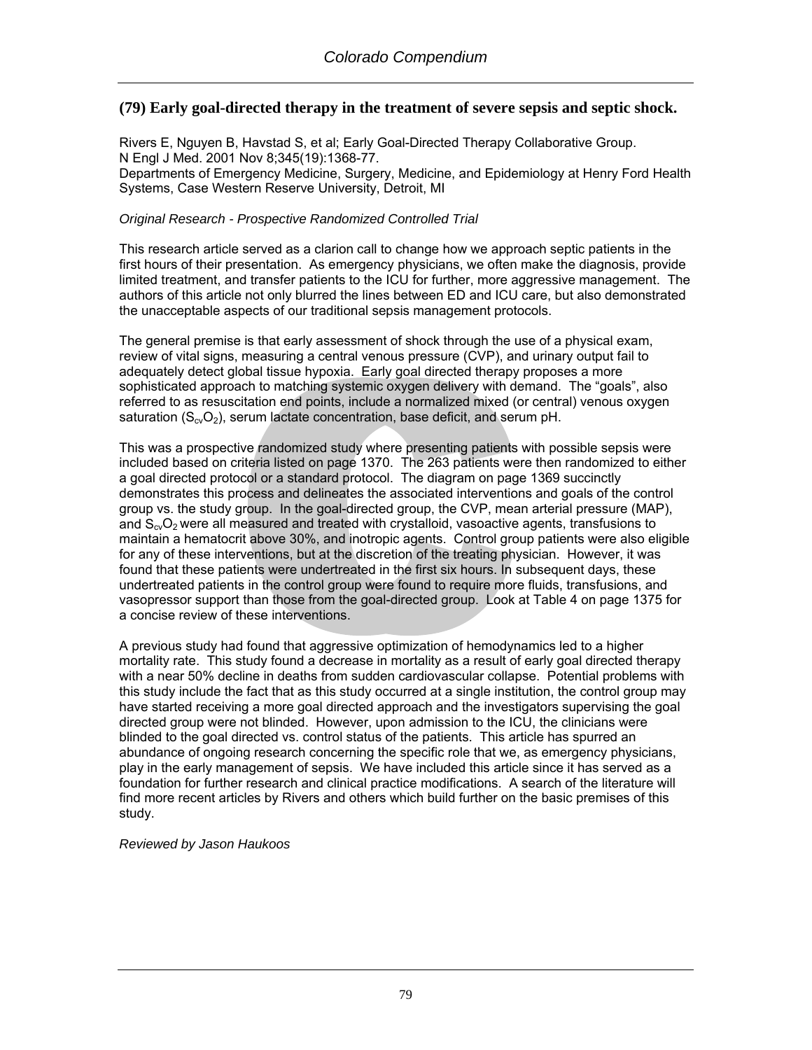## (79) Early goal-directed therapy in the treatment of severe sepsis and septic shock.

Rivers E, Nguyen B, Havstad S, et al; Early Goal-Directed Therapy Collaborative Group.
N Engl J Med. 2001 Nov 8;345(19):1368-77.
Departments of Emergency Medicine, Surgery, Medicine, and Epidemiology at Henry Ford Health Systems, Case Western Reserve University, Detroit, MI

*Original Research - Prospective Randomized Controlled Trial*

This research article served as a clarion call to change how we approach septic patients in the first hours of their presentation. As emergency physicians, we often make the diagnosis, provide limited treatment, and transfer patients to the ICU for further, more aggressive management. The authors of this article not only blurred the lines between ED and ICU care, but also demonstrated the unacceptable aspects of our traditional sepsis management protocols.

The general premise is that early assessment of shock through the use of a physical exam, review of vital signs, measuring a central venous pressure (CVP), and urinary output fail to adequately detect global tissue hypoxia. Early goal directed therapy proposes a more sophisticated approach to matching systemic oxygen delivery with demand. The "goals", also referred to as resuscitation end points, include a normalized mixed (or central) venous oxygen saturation ($S_{cv}O_2$), serum lactate concentration, base deficit, and serum pH.

This was a prospective randomized study where presenting patients with possible sepsis were included based on criteria listed on page 1370. The 263 patients were then randomized to either a goal directed protocol or a standard protocol. The diagram on page 1369 succinctly demonstrates this process and delineates the associated interventions and goals of the control group vs. the study group. In the goal-directed group, the CVP, mean arterial pressure (MAP), and $S_{cv}O_2$ were all measured and treated with crystalloid, vasoactive agents, transfusions to maintain a hematocrit above 30%, and inotropic agents. Control group patients were also eligible for any of these interventions, but at the discretion of the treating physician. However, it was found that these patients were undertreated in the first six hours. In subsequent days, these undertreated patients in the control group were found to require more fluids, transfusions, and vasopressor support than those from the goal-directed group. Look at Table 4 on page 1375 for a concise review of these interventions.

A previous study had found that aggressive optimization of hemodynamics led to a higher mortality rate. This study found a decrease in mortality as a result of early goal directed therapy with a near 50% decline in deaths from sudden cardiovascular collapse. Potential problems with this study include the fact that as this study occurred at a single institution, the control group may have started receiving a more goal directed approach and the investigators supervising the goal directed group were not blinded. However, upon admission to the ICU, the clinicians were blinded to the goal directed vs. control status of the patients. This article has spurred an abundance of ongoing research concerning the specific role that we, as emergency physicians, play in the early management of sepsis. We have included this article since it has served as a foundation for further research and clinical practice modifications. A search of the literature will find more recent articles by Rivers and others which build further on the basic premises of this study.

*Reviewed by Jason Haukoos*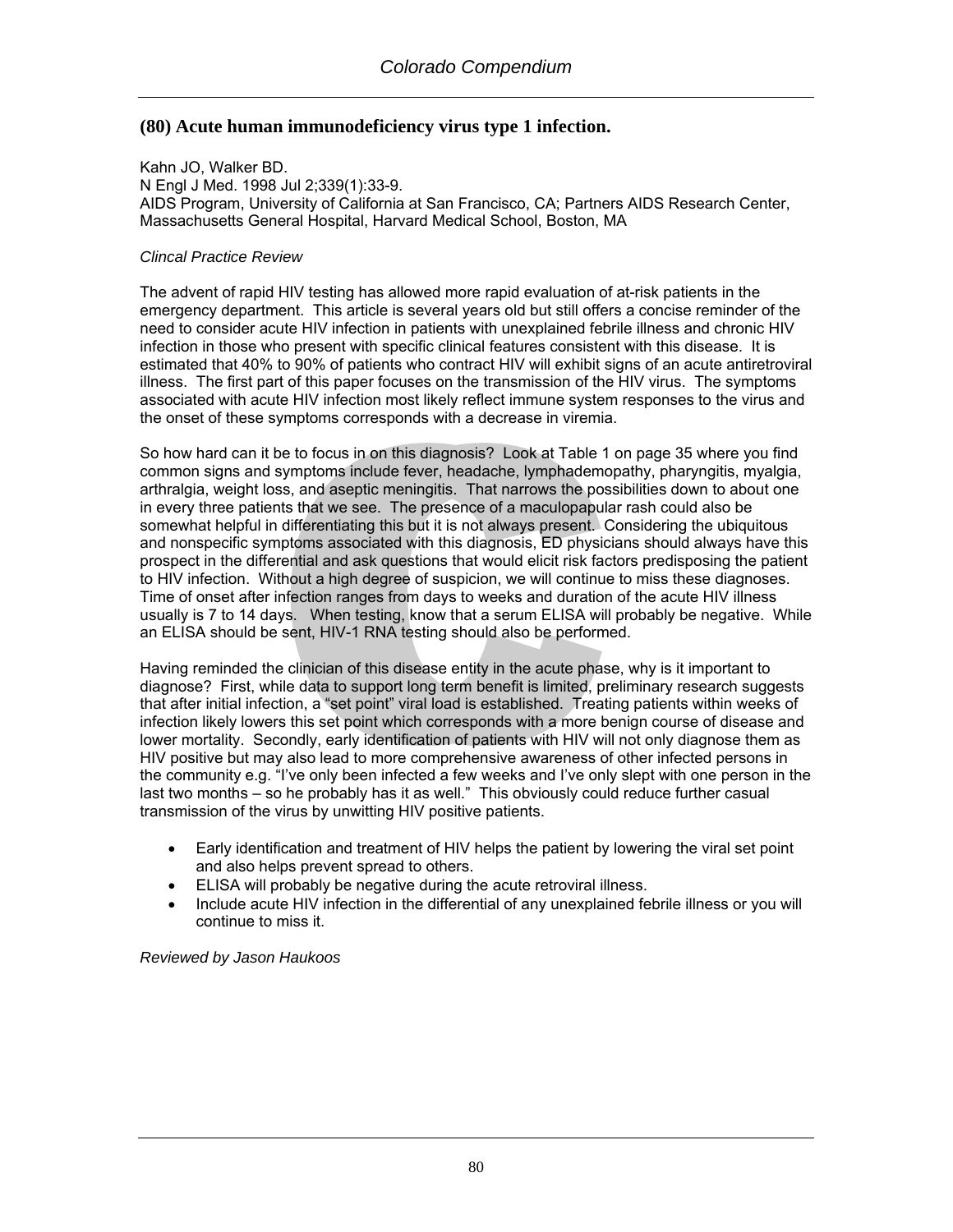## (80) Acute human immunodeficiency virus type 1 infection.

Kahn JO, Walker BD.
N Engl J Med. 1998 Jul 2;339(1):33-9.
AIDS Program, University of California at San Francisco, CA; Partners AIDS Research Center, Massachusetts General Hospital, Harvard Medical School, Boston, MA

*Clincal Practice Review*

The advent of rapid HIV testing has allowed more rapid evaluation of at-risk patients in the emergency department. This article is several years old but still offers a concise reminder of the need to consider acute HIV infection in patients with unexplained febrile illness and chronic HIV infection in those who present with specific clinical features consistent with this disease. It is estimated that 40% to 90% of patients who contract HIV will exhibit signs of an acute antiretroviral illness. The first part of this paper focuses on the transmission of the HIV virus. The symptoms associated with acute HIV infection most likely reflect immune system responses to the virus and the onset of these symptoms corresponds with a decrease in viremia.

So how hard can it be to focus in on this diagnosis? Look at Table 1 on page 35 where you find common signs and symptoms include fever, headache, lymphademopathy, pharyngitis, myalgia, arthralgia, weight loss, and aseptic meningitis. That narrows the possibilities down to about one in every three patients that we see. The presence of a maculopapular rash could also be somewhat helpful in differentiating this but it is not always present. Considering the ubiquitous and nonspecific symptoms associated with this diagnosis, ED physicians should always have this prospect in the differential and ask questions that would elicit risk factors predisposing the patient to HIV infection. Without a high degree of suspicion, we will continue to miss these diagnoses. Time of onset after infection ranges from days to weeks and duration of the acute HIV illness usually is 7 to 14 days. When testing, know that a serum ELISA will probably be negative. While an ELISA should be sent, HIV-1 RNA testing should also be performed.

Having reminded the clinician of this disease entity in the acute phase, why is it important to diagnose? First, while data to support long term benefit is limited, preliminary research suggests that after initial infection, a "set point" viral load is established. Treating patients within weeks of infection likely lowers this set point which corresponds with a more benign course of disease and lower mortality. Secondly, early identification of patients with HIV will not only diagnose them as HIV positive but may also lead to more comprehensive awareness of other infected persons in the community e.g. "I've only been infected a few weeks and I've only slept with one person in the last two months – so he probably has it as well." This obviously could reduce further casual transmission of the virus by unwitting HIV positive patients.

- Early identification and treatment of HIV helps the patient by lowering the viral set point and also helps prevent spread to others.
- ELISA will probably be negative during the acute retroviral illness.
- Include acute HIV infection in the differential of any unexplained febrile illness or you will continue to miss it.

*Reviewed by Jason Haukoos*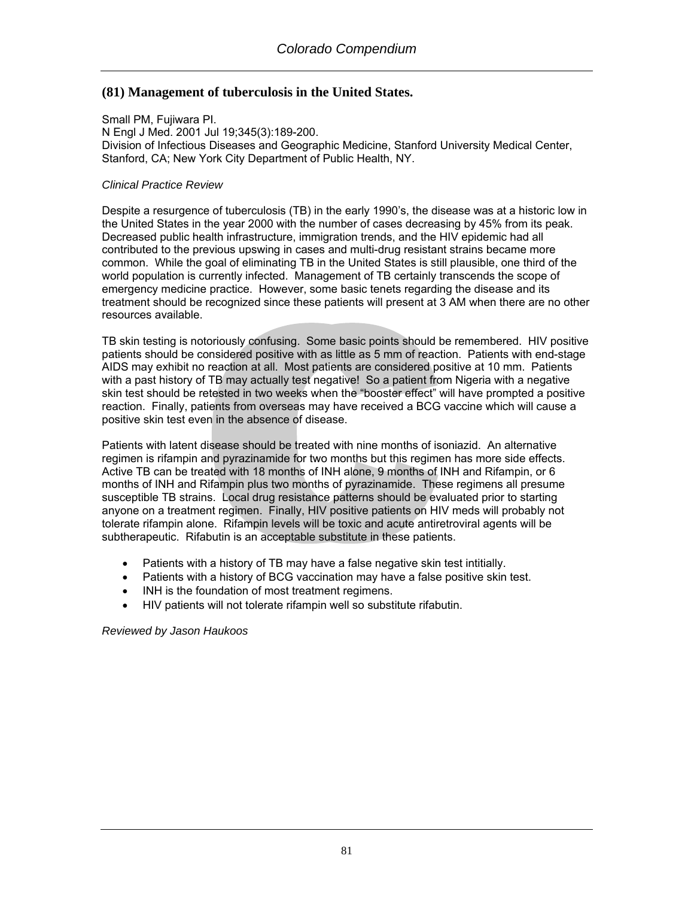## (81) Management of tuberculosis in the United States.

Small PM, Fujiwara PI.
N Engl J Med. 2001 Jul 19;345(3):189-200.
Division of Infectious Diseases and Geographic Medicine, Stanford University Medical Center, Stanford, CA; New York City Department of Public Health, NY.

*Clinical Practice Review*

Despite a resurgence of tuberculosis (TB) in the early 1990's, the disease was at a historic low in the United States in the year 2000 with the number of cases decreasing by 45% from its peak. Decreased public health infrastructure, immigration trends, and the HIV epidemic had all contributed to the previous upswing in cases and multi-drug resistant strains became more common. While the goal of eliminating TB in the United States is still plausible, one third of the world population is currently infected. Management of TB certainly transcends the scope of emergency medicine practice. However, some basic tenets regarding the disease and its treatment should be recognized since these patients will present at 3 AM when there are no other resources available.

TB skin testing is notoriously confusing. Some basic points should be remembered. HIV positive patients should be considered positive with as little as 5 mm of reaction. Patients with end-stage AIDS may exhibit no reaction at all. Most patients are considered positive at 10 mm. Patients with a past history of TB may actually test negative! So a patient from Nigeria with a negative skin test should be retested in two weeks when the "booster effect" will have prompted a positive reaction. Finally, patients from overseas may have received a BCG vaccine which will cause a positive skin test even in the absence of disease.

Patients with latent disease should be treated with nine months of isoniazid. An alternative regimen is rifampin and pyrazinamide for two months but this regimen has more side effects. Active TB can be treated with 18 months of INH alone, 9 months of INH and Rifampin, or 6 months of INH and Rifampin plus two months of pyrazinamide. These regimens all presume susceptible TB strains. Local drug resistance patterns should be evaluated prior to starting anyone on a treatment regimen. Finally, HIV positive patients on HIV meds will probably not tolerate rifampin alone. Rifampin levels will be toxic and acute antiretroviral agents will be subtherapeutic. Rifabutin is an acceptable substitute in these patients.

- Patients with a history of TB may have a false negative skin test intitially.
- Patients with a history of BCG vaccination may have a false positive skin test.
- INH is the foundation of most treatment regimens.
- HIV patients will not tolerate rifampin well so substitute rifabutin.

*Reviewed by Jason Haukoos*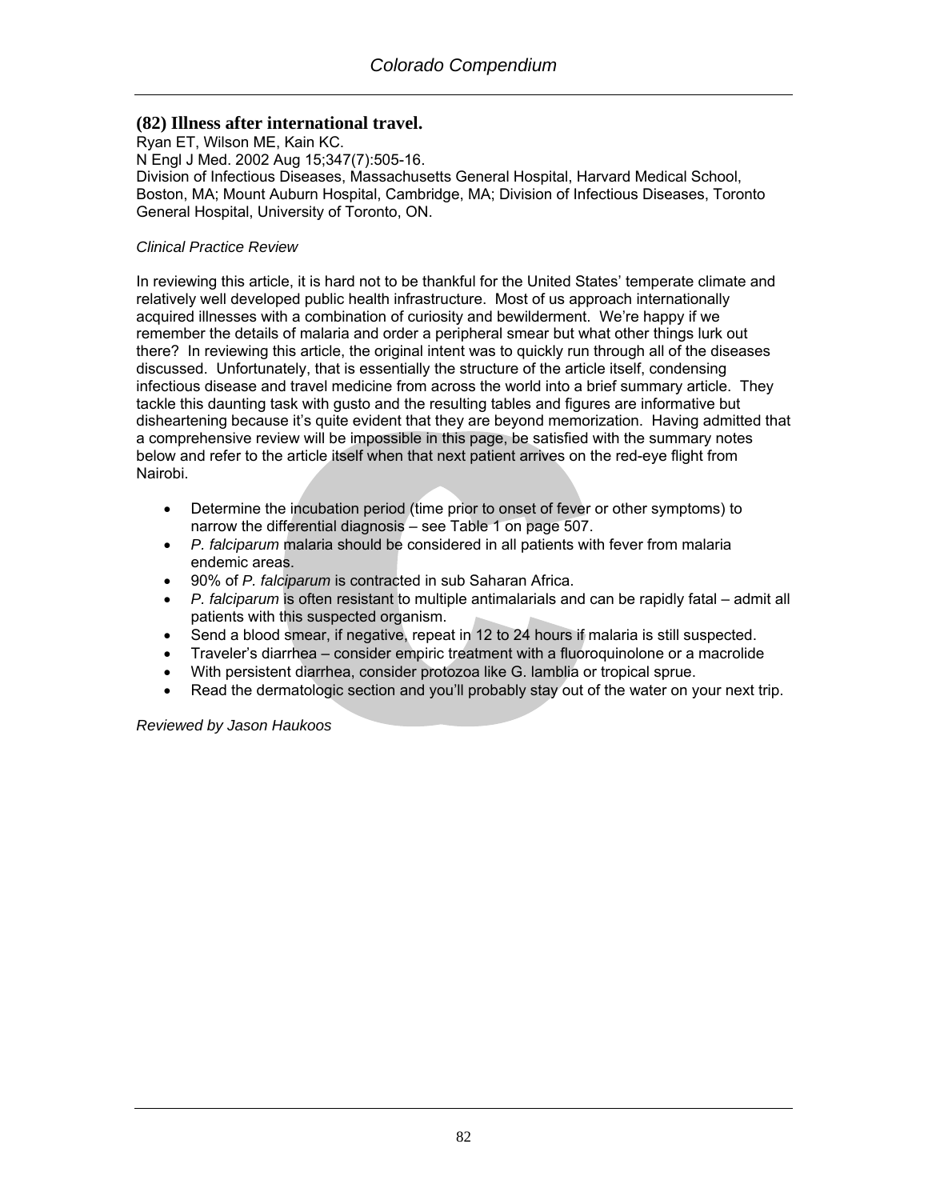## (82) Illness after international travel.

Ryan ET, Wilson ME, Kain KC.
N Engl J Med. 2002 Aug 15;347(7):505-16.
Division of Infectious Diseases, Massachusetts General Hospital, Harvard Medical School, Boston, MA; Mount Auburn Hospital, Cambridge, MA; Division of Infectious Diseases, Toronto General Hospital, University of Toronto, ON.

*Clinical Practice Review*

In reviewing this article, it is hard not to be thankful for the United States' temperate climate and relatively well developed public health infrastructure. Most of us approach internationally acquired illnesses with a combination of curiosity and bewilderment. We're happy if we remember the details of malaria and order a peripheral smear but what other things lurk out there? In reviewing this article, the original intent was to quickly run through all of the diseases discussed. Unfortunately, that is essentially the structure of the article itself, condensing infectious disease and travel medicine from across the world into a brief summary article. They tackle this daunting task with gusto and the resulting tables and figures are informative but disheartening because it's quite evident that they are beyond memorization. Having admitted that a comprehensive review will be impossible in this page, be satisfied with the summary notes below and refer to the article itself when that next patient arrives on the red-eye flight from Nairobi.

- Determine the incubation period (time prior to onset of fever or other symptoms) to narrow the differential diagnosis – see Table 1 on page 507.
- *P. falciparum* malaria should be considered in all patients with fever from malaria endemic areas.
- 90% of *P. falciparum* is contracted in sub Saharan Africa.
- *P. falciparum* is often resistant to multiple antimalarials and can be rapidly fatal – admit all patients with this suspected organism.
- Send a blood smear, if negative, repeat in 12 to 24 hours if malaria is still suspected.
- Traveler's diarrhea – consider empiric treatment with a fluoroquinolone or a macrolide
- With persistent diarrhea, consider protozoa like G. lamblia or tropical sprue.
- Read the dermatologic section and you'll probably stay out of the water on your next trip.

*Reviewed by Jason Haukoos*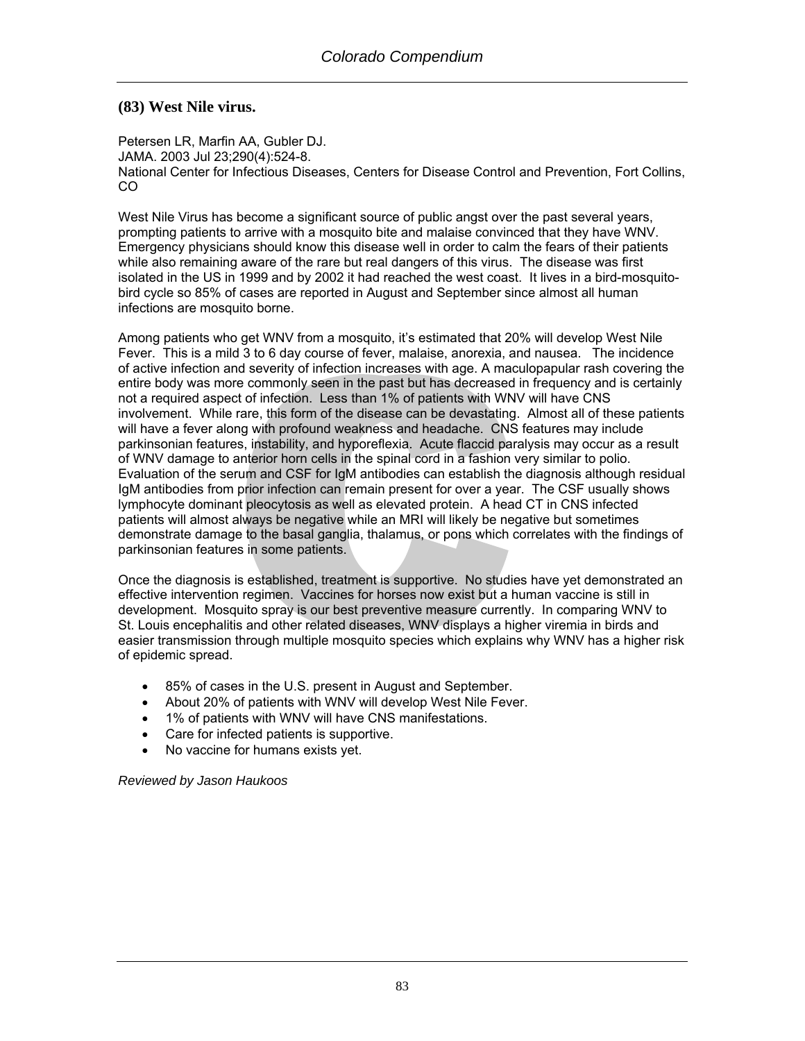### (83) West Nile virus.

Petersen LR, Marfin AA, Gubler DJ.
JAMA. 2003 Jul 23;290(4):524-8.
National Center for Infectious Diseases, Centers for Disease Control and Prevention, Fort Collins, CO

West Nile Virus has become a significant source of public angst over the past several years, prompting patients to arrive with a mosquito bite and malaise convinced that they have WNV. Emergency physicians should know this disease well in order to calm the fears of their patients while also remaining aware of the rare but real dangers of this virus. The disease was first isolated in the US in 1999 and by 2002 it had reached the west coast. It lives in a bird-mosquito-bird cycle so 85% of cases are reported in August and September since almost all human infections are mosquito borne.

Among patients who get WNV from a mosquito, it's estimated that 20% will develop West Nile Fever. This is a mild 3 to 6 day course of fever, malaise, anorexia, and nausea. The incidence of active infection and severity of infection increases with age. A maculopapular rash covering the entire body was more commonly seen in the past but has decreased in frequency and is certainly not a required aspect of infection. Less than 1% of patients with WNV will have CNS involvement. While rare, this form of the disease can be devastating. Almost all of these patients will have a fever along with profound weakness and headache. CNS features may include parkinsonian features, instability, and hyporeflexia. Acute flaccid paralysis may occur as a result of WNV damage to anterior horn cells in the spinal cord in a fashion very similar to polio. Evaluation of the serum and CSF for IgM antibodies can establish the diagnosis although residual IgM antibodies from prior infection can remain present for over a year. The CSF usually shows lymphocyte dominant pleocytosis as well as elevated protein. A head CT in CNS infected patients will almost always be negative while an MRI will likely be negative but sometimes demonstrate damage to the basal ganglia, thalamus, or pons which correlates with the findings of parkinsonian features in some patients.

Once the diagnosis is established, treatment is supportive. No studies have yet demonstrated an effective intervention regimen. Vaccines for horses now exist but a human vaccine is still in development. Mosquito spray is our best preventive measure currently. In comparing WNV to St. Louis encephalitis and other related diseases, WNV displays a higher viremia in birds and easier transmission through multiple mosquito species which explains why WNV has a higher risk of epidemic spread.

- 85% of cases in the U.S. present in August and September.
- About 20% of patients with WNV will develop West Nile Fever.
- 1% of patients with WNV will have CNS manifestations.
- Care for infected patients is supportive.
- No vaccine for humans exists yet.

*Reviewed by Jason Haukoos*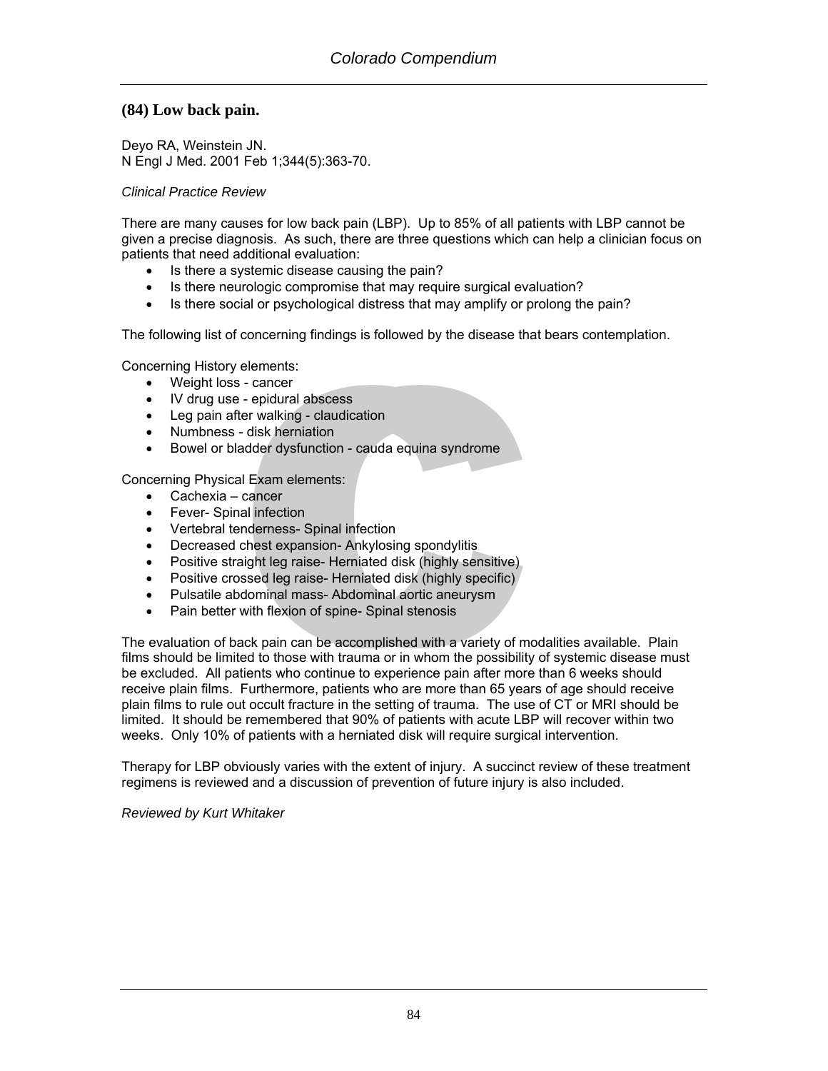## (84) Low back pain.

Deyo RA, Weinstein JN.
N Engl J Med. 2001 Feb 1;344(5):363-70.

*Clinical Practice Review*

There are many causes for low back pain (LBP). Up to 85% of all patients with LBP cannot be given a precise diagnosis. As such, there are three questions which can help a clinician focus on patients that need additional evaluation:

- Is there a systemic disease causing the pain?
- Is there neurologic compromise that may require surgical evaluation?
- Is there social or psychological distress that may amplify or prolong the pain?

The following list of concerning findings is followed by the disease that bears contemplation.

Concerning History elements:

- Weight loss - cancer
- IV drug use - epidural abscess
- Leg pain after walking - claudication
- Numbness - disk herniation
- Bowel or bladder dysfunction - cauda equina syndrome

Concerning Physical Exam elements:

- Cachexia – cancer
- Fever- Spinal infection
- Vertebral tenderness- Spinal infection
- Decreased chest expansion- Ankylosing spondylitis
- Positive straight leg raise- Herniated disk (highly sensitive)
- Positive crossed leg raise- Herniated disk (highly specific)
- Pulsatile abdominal mass- Abdominal aortic aneurysm
- Pain better with flexion of spine- Spinal stenosis

The evaluation of back pain can be accomplished with a variety of modalities available. Plain films should be limited to those with trauma or in whom the possibility of systemic disease must be excluded. All patients who continue to experience pain after more than 6 weeks should receive plain films. Furthermore, patients who are more than 65 years of age should receive plain films to rule out occult fracture in the setting of trauma. The use of CT or MRI should be limited. It should be remembered that 90% of patients with acute LBP will recover within two weeks. Only 10% of patients with a herniated disk will require surgical intervention.

Therapy for LBP obviously varies with the extent of injury. A succinct review of these treatment regimens is reviewed and a discussion of prevention of future injury is also included.

*Reviewed by Kurt Whitaker*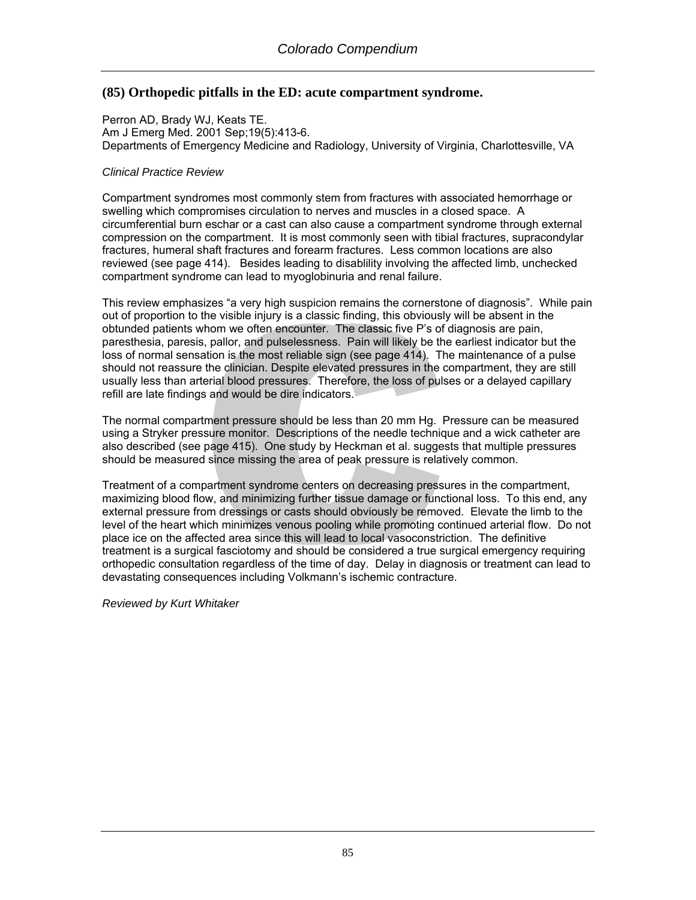## (85) Orthopedic pitfalls in the ED: acute compartment syndrome.

Perron AD, Brady WJ, Keats TE.
Am J Emerg Med. 2001 Sep;19(5):413-6.
Departments of Emergency Medicine and Radiology, University of Virginia, Charlottesville, VA

*Clinical Practice Review*

Compartment syndromes most commonly stem from fractures with associated hemorrhage or swelling which compromises circulation to nerves and muscles in a closed space. A circumferential burn eschar or a cast can also cause a compartment syndrome through external compression on the compartment. It is most commonly seen with tibial fractures, supracondylar fractures, humeral shaft fractures and forearm fractures. Less common locations are also reviewed (see page 414). Besides leading to disablility involving the affected limb, unchecked compartment syndrome can lead to myoglobinuria and renal failure.

This review emphasizes "a very high suspicion remains the cornerstone of diagnosis". While pain out of proportion to the visible injury is a classic finding, this obviously will be absent in the obtunded patients whom we often encounter. The classic five P's of diagnosis are pain, paresthesia, paresis, pallor, and pulselessness. Pain will likely be the earliest indicator but the loss of normal sensation is the most reliable sign (see page 414). The maintenance of a pulse should not reassure the clinician. Despite elevated pressures in the compartment, they are still usually less than arterial blood pressures. Therefore, the loss of pulses or a delayed capillary refill are late findings and would be dire indicators.

The normal compartment pressure should be less than 20 mm Hg. Pressure can be measured using a Stryker pressure monitor. Descriptions of the needle technique and a wick catheter are also described (see page 415). One study by Heckman et al. suggests that multiple pressures should be measured since missing the area of peak pressure is relatively common.

Treatment of a compartment syndrome centers on decreasing pressures in the compartment, maximizing blood flow, and minimizing further tissue damage or functional loss. To this end, any external pressure from dressings or casts should obviously be removed. Elevate the limb to the level of the heart which minimizes venous pooling while promoting continued arterial flow. Do not place ice on the affected area since this will lead to local vasoconstriction. The definitive treatment is a surgical fasciotomy and should be considered a true surgical emergency requiring orthopedic consultation regardless of the time of day. Delay in diagnosis or treatment can lead to devastating consequences including Volkmann's ischemic contracture.

*Reviewed by Kurt Whitaker*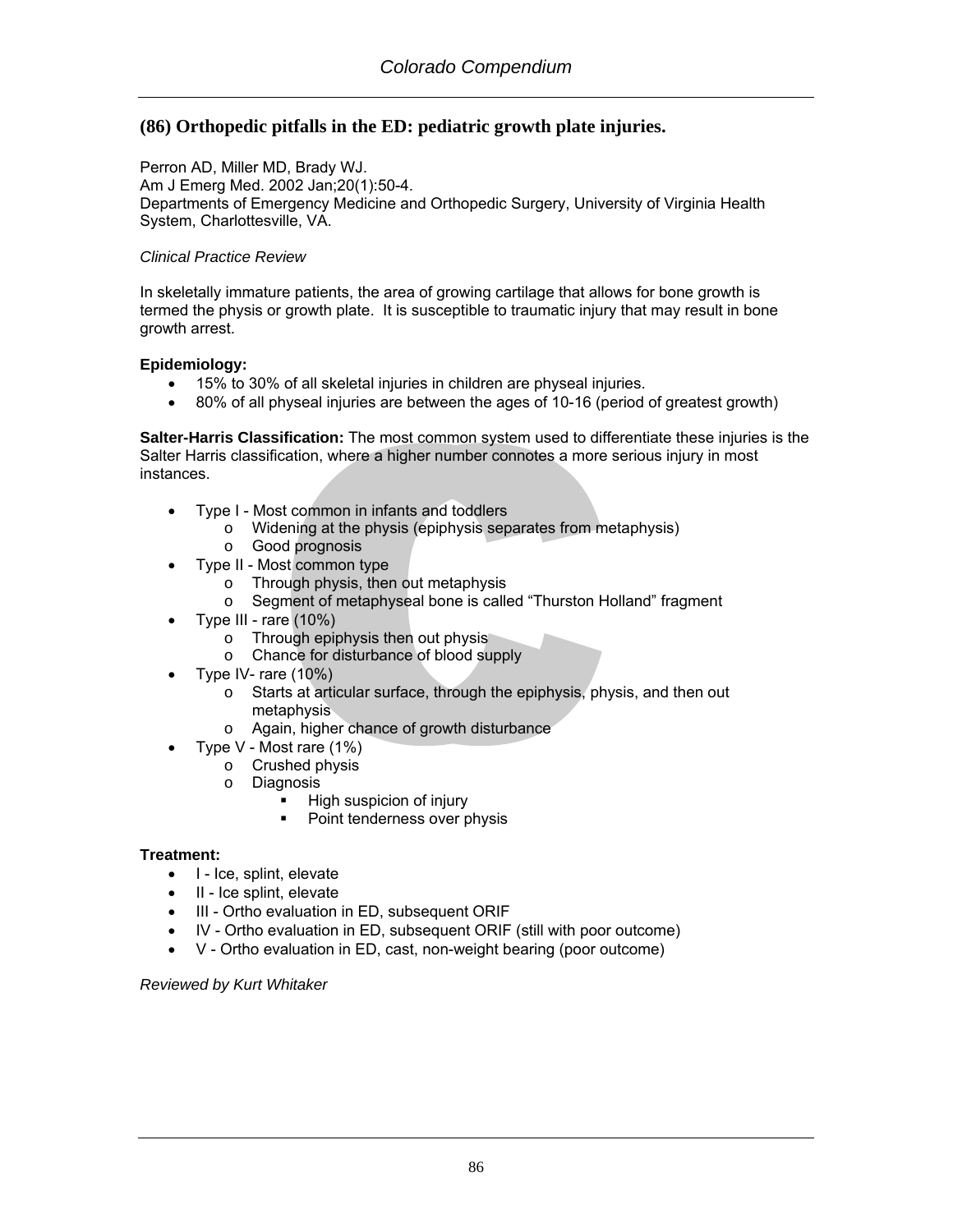## (86) Orthopedic pitfalls in the ED: pediatric growth plate injuries.

Perron AD, Miller MD, Brady WJ.
Am J Emerg Med. 2002 Jan;20(1):50-4.
Departments of Emergency Medicine and Orthopedic Surgery, University of Virginia Health System, Charlottesville, VA.

*Clinical Practice Review*

In skeletally immature patients, the area of growing cartilage that allows for bone growth is termed the physis or growth plate. It is susceptible to traumatic injury that may result in bone growth arrest.

**Epidemiology:**

- 15% to 30% of all skeletal injuries in children are physeal injuries.
- 80% of all physeal injuries are between the ages of 10-16 (period of greatest growth)

**Salter-Harris Classification:** The most common system used to differentiate these injuries is the Salter Harris classification, where a higher number connotes a more serious injury in most instances.

- Type I - Most common in infants and toddlers
  - Widening at the physis (epiphysis separates from metaphysis)
  - Good prognosis
- Type II - Most common type
  - Through physis, then out metaphysis
  - Segment of metaphyseal bone is called "Thurston Holland" fragment
- Type III - rare (10%)
  - Through epiphysis then out physis
  - Chance for disturbance of blood supply
- Type IV- rare (10%)
  - Starts at articular surface, through the epiphysis, physis, and then out metaphysis
  - Again, higher chance of growth disturbance
- Type V - Most rare (1%)
  - Crushed physis
  - Diagnosis
    - High suspicion of injury
    - Point tenderness over physis

**Treatment:**

- I - Ice, splint, elevate
- II - Ice splint, elevate
- III - Ortho evaluation in ED, subsequent ORIF
- IV - Ortho evaluation in ED, subsequent ORIF (still with poor outcome)
- V - Ortho evaluation in ED, cast, non-weight bearing (poor outcome)

*Reviewed by Kurt Whitaker*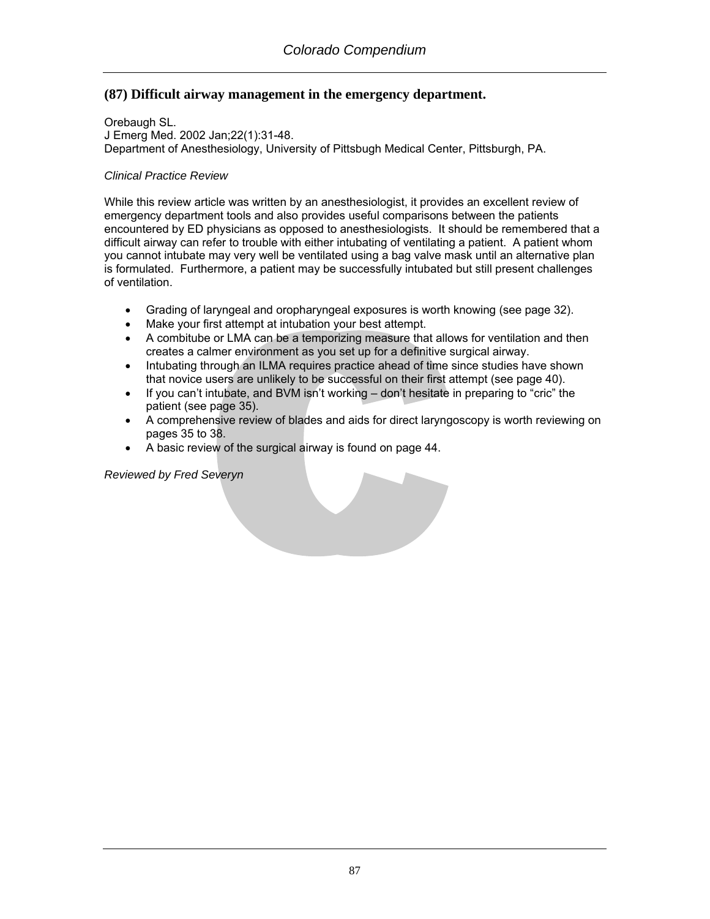## (87) Difficult airway management in the emergency department.

Orebaugh SL.
J Emerg Med. 2002 Jan;22(1):31-48.
Department of Anesthesiology, University of Pittsbugh Medical Center, Pittsburgh, PA.

*Clinical Practice Review*

While this review article was written by an anesthesiologist, it provides an excellent review of emergency department tools and also provides useful comparisons between the patients encountered by ED physicians as opposed to anesthesiologists. It should be remembered that a difficult airway can refer to trouble with either intubating of ventilating a patient. A patient whom you cannot intubate may very well be ventilated using a bag valve mask until an alternative plan is formulated. Furthermore, a patient may be successfully intubated but still present challenges of ventilation.

- Grading of laryngeal and oropharyngeal exposures is worth knowing (see page 32).
- Make your first attempt at intubation your best attempt.
- A combitube or LMA can be a temporizing measure that allows for ventilation and then creates a calmer environment as you set up for a definitive surgical airway.
- Intubating through an ILMA requires practice ahead of time since studies have shown that novice users are unlikely to be successful on their first attempt (see page 40).
- If you can't intubate, and BVM isn't working – don't hesitate in preparing to "cric" the patient (see page 35).
- A comprehensive review of blades and aids for direct laryngoscopy is worth reviewing on pages 35 to 38.
- A basic review of the surgical airway is found on page 44.

*Reviewed by Fred Severyn*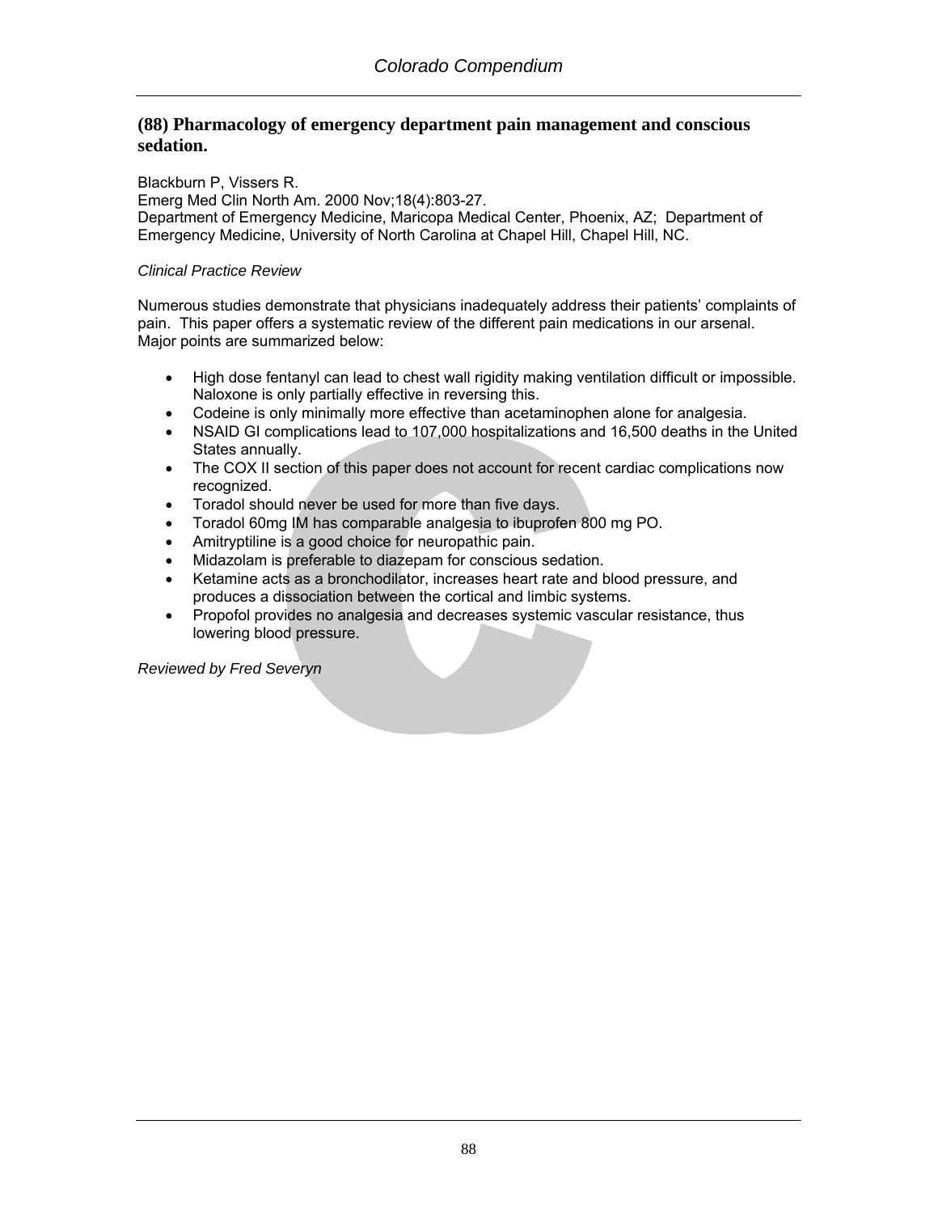## (88) Pharmacology of emergency department pain management and conscious sedation.

Blackburn P, Vissers R.
Emerg Med Clin North Am. 2000 Nov;18(4):803-27.
Department of Emergency Medicine, Maricopa Medical Center, Phoenix, AZ; Department of Emergency Medicine, University of North Carolina at Chapel Hill, Chapel Hill, NC.

*Clinical Practice Review*

Numerous studies demonstrate that physicians inadequately address their patients' complaints of pain. This paper offers a systematic review of the different pain medications in our arsenal. Major points are summarized below:

- High dose fentanyl can lead to chest wall rigidity making ventilation difficult or impossible. Naloxone is only partially effective in reversing this.
- Codeine is only minimally more effective than acetaminophen alone for analgesia.
- NSAID GI complications lead to 107,000 hospitalizations and 16,500 deaths in the United States annually.
- The COX II section of this paper does not account for recent cardiac complications now recognized.
- Toradol should never be used for more than five days.
- Toradol 60mg IM has comparable analgesia to ibuprofen 800 mg PO.
- Amitryptiline is a good choice for neuropathic pain.
- Midazolam is preferable to diazepam for conscious sedation.
- Ketamine acts as a bronchodilator, increases heart rate and blood pressure, and produces a dissociation between the cortical and limbic systems.
- Propofol provides no analgesia and decreases systemic vascular resistance, thus lowering blood pressure.

*Reviewed by Fred Severyn*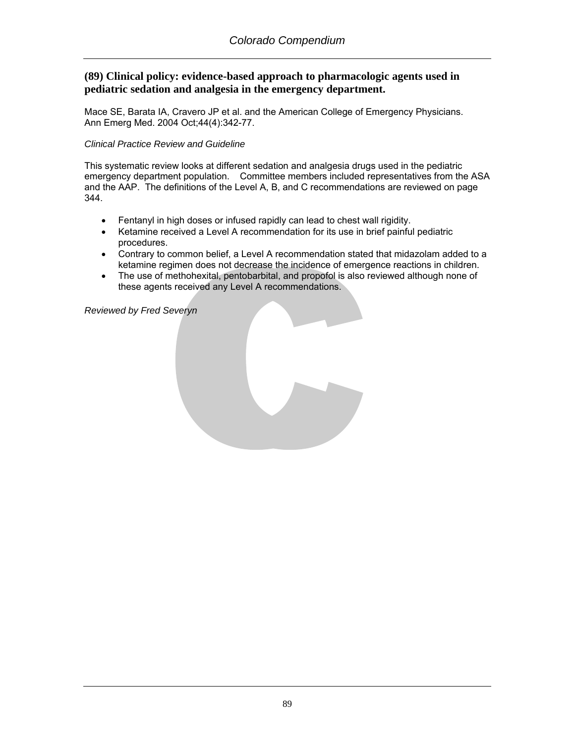## (89) Clinical policy: evidence-based approach to pharmacologic agents used in pediatric sedation and analgesia in the emergency department.

Mace SE, Barata IA, Cravero JP et al. and the American College of Emergency Physicians. Ann Emerg Med. 2004 Oct;44(4):342-77.

*Clinical Practice Review and Guideline*

This systematic review looks at different sedation and analgesia drugs used in the pediatric emergency department population. Committee members included representatives from the ASA and the AAP. The definitions of the Level A, B, and C recommendations are reviewed on page 344.

- Fentanyl in high doses or infused rapidly can lead to chest wall rigidity.
- Ketamine received a Level A recommendation for its use in brief painful pediatric procedures.
- Contrary to common belief, a Level A recommendation stated that midazolam added to a ketamine regimen does not decrease the incidence of emergence reactions in children.
- The use of methohexital, pentobarbital, and propofol is also reviewed although none of these agents received any Level A recommendations.

*Reviewed by Fred Severyn*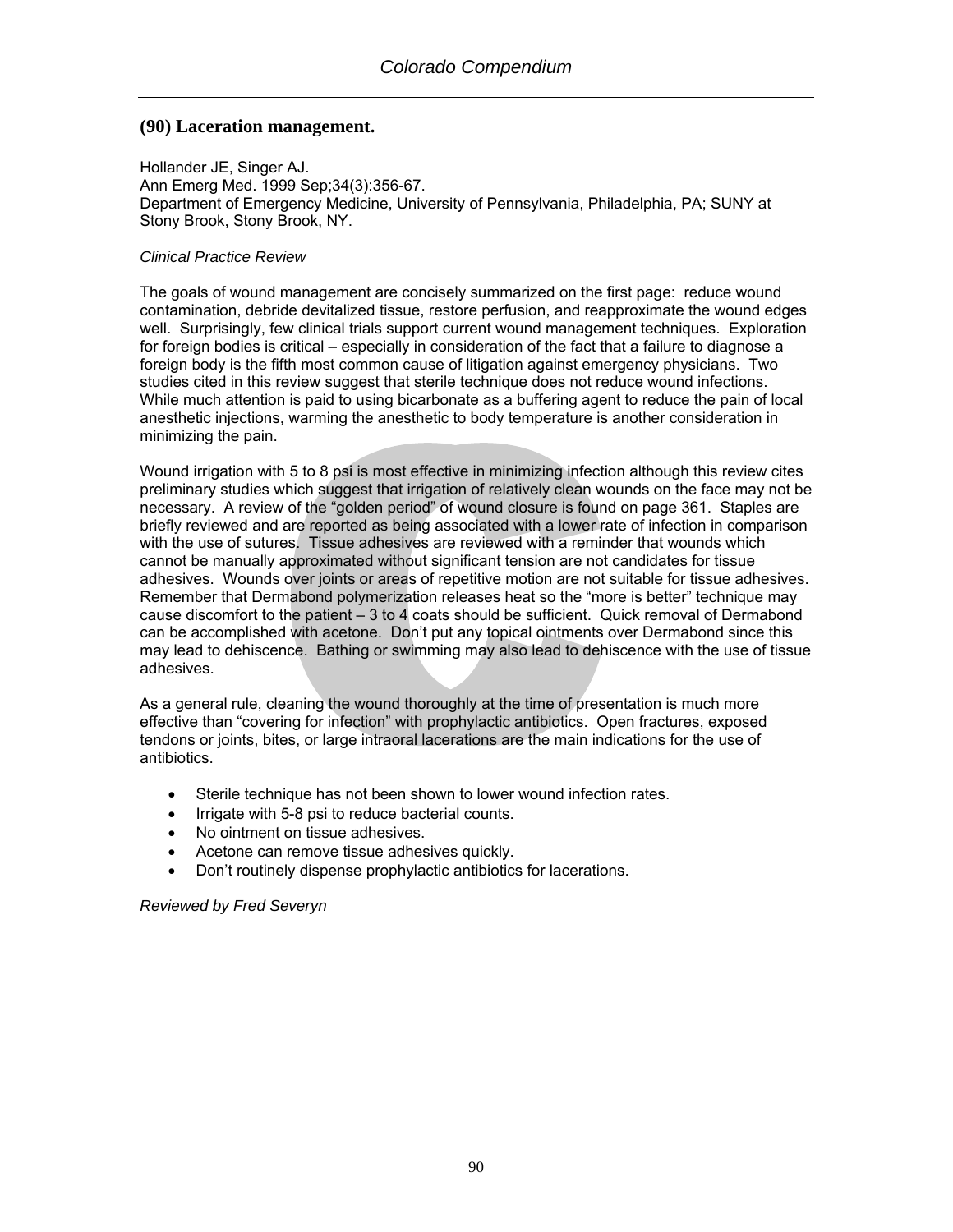## (90) Laceration management.

Hollander JE, Singer AJ.
Ann Emerg Med. 1999 Sep;34(3):356-67.
Department of Emergency Medicine, University of Pennsylvania, Philadelphia, PA; SUNY at Stony Brook, Stony Brook, NY.

*Clinical Practice Review*

The goals of wound management are concisely summarized on the first page: reduce wound contamination, debride devitalized tissue, restore perfusion, and reapproximate the wound edges well. Surprisingly, few clinical trials support current wound management techniques. Exploration for foreign bodies is critical – especially in consideration of the fact that a failure to diagnose a foreign body is the fifth most common cause of litigation against emergency physicians. Two studies cited in this review suggest that sterile technique does not reduce wound infections. While much attention is paid to using bicarbonate as a buffering agent to reduce the pain of local anesthetic injections, warming the anesthetic to body temperature is another consideration in minimizing the pain.

Wound irrigation with 5 to 8 psi is most effective in minimizing infection although this review cites preliminary studies which suggest that irrigation of relatively clean wounds on the face may not be necessary. A review of the "golden period" of wound closure is found on page 361. Staples are briefly reviewed and are reported as being associated with a lower rate of infection in comparison with the use of sutures. Tissue adhesives are reviewed with a reminder that wounds which cannot be manually approximated without significant tension are not candidates for tissue adhesives. Wounds over joints or areas of repetitive motion are not suitable for tissue adhesives. Remember that Dermabond polymerization releases heat so the "more is better" technique may cause discomfort to the patient – 3 to 4 coats should be sufficient. Quick removal of Dermabond can be accomplished with acetone. Don't put any topical ointments over Dermabond since this may lead to dehiscence. Bathing or swimming may also lead to dehiscence with the use of tissue adhesives.

As a general rule, cleaning the wound thoroughly at the time of presentation is much more effective than "covering for infection" with prophylactic antibiotics. Open fractures, exposed tendons or joints, bites, or large intraoral lacerations are the main indications for the use of antibiotics.

- Sterile technique has not been shown to lower wound infection rates.
- Irrigate with 5-8 psi to reduce bacterial counts.
- No ointment on tissue adhesives.
- Acetone can remove tissue adhesives quickly.
- Don't routinely dispense prophylactic antibiotics for lacerations.

*Reviewed by Fred Severyn*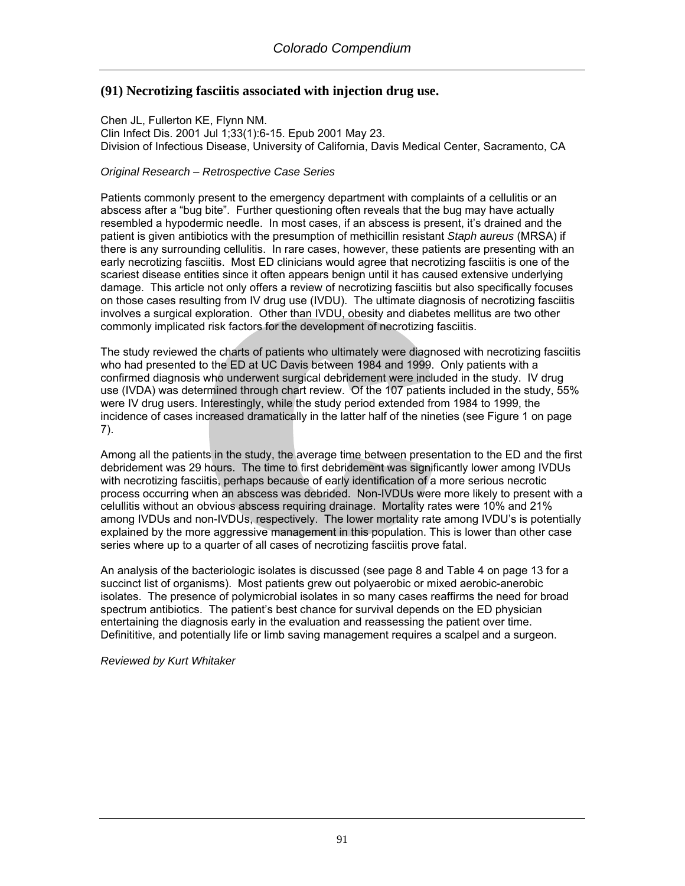## (91) Necrotizing fasciitis associated with injection drug use.

Chen JL, Fullerton KE, Flynn NM.
Clin Infect Dis. 2001 Jul 1;33(1):6-15. Epub 2001 May 23.
Division of Infectious Disease, University of California, Davis Medical Center, Sacramento, CA

*Original Research – Retrospective Case Series*

Patients commonly present to the emergency department with complaints of a cellulitis or an abscess after a "bug bite". Further questioning often reveals that the bug may have actually resembled a hypodermic needle. In most cases, if an abscess is present, it's drained and the patient is given antibiotics with the presumption of methicillin resistant *Staph aureus* (MRSA) if there is any surrounding cellulitis. In rare cases, however, these patients are presenting with an early necrotizing fasciitis. Most ED clinicians would agree that necrotizing fasciitis is one of the scariest disease entities since it often appears benign until it has caused extensive underlying damage. This article not only offers a review of necrotizing fasciitis but also specifically focuses on those cases resulting from IV drug use (IVDU). The ultimate diagnosis of necrotizing fasciitis involves a surgical exploration. Other than IVDU, obesity and diabetes mellitus are two other commonly implicated risk factors for the development of necrotizing fasciitis.

The study reviewed the charts of patients who ultimately were diagnosed with necrotizing fasciitis who had presented to the ED at UC Davis between 1984 and 1999. Only patients with a confirmed diagnosis who underwent surgical debridement were included in the study. IV drug use (IVDA) was determined through chart review. Of the 107 patients included in the study, 55% were IV drug users. Interestingly, while the study period extended from 1984 to 1999, the incidence of cases increased dramatically in the latter half of the nineties (see Figure 1 on page 7).

Among all the patients in the study, the average time between presentation to the ED and the first debridement was 29 hours. The time to first debridement was significantly lower among IVDUs with necrotizing fasciitis, perhaps because of early identification of a more serious necrotic process occurring when an abscess was debrided. Non-IVDUs were more likely to present with a celullitis without an obvious abscess requiring drainage. Mortality rates were 10% and 21% among IVDUs and non-IVDUs, respectively. The lower mortality rate among IVDU's is potentially explained by the more aggressive management in this population. This is lower than other case series where up to a quarter of all cases of necrotizing fasciitis prove fatal.

An analysis of the bacteriologic isolates is discussed (see page 8 and Table 4 on page 13 for a succinct list of organisms). Most patients grew out polyaerobic or mixed aerobic-anerobic isolates. The presence of polymicrobial isolates in so many cases reaffirms the need for broad spectrum antibiotics. The patient's best chance for survival depends on the ED physician entertaining the diagnosis early in the evaluation and reassessing the patient over time. Definititive, and potentially life or limb saving management requires a scalpel and a surgeon.

*Reviewed by Kurt Whitaker*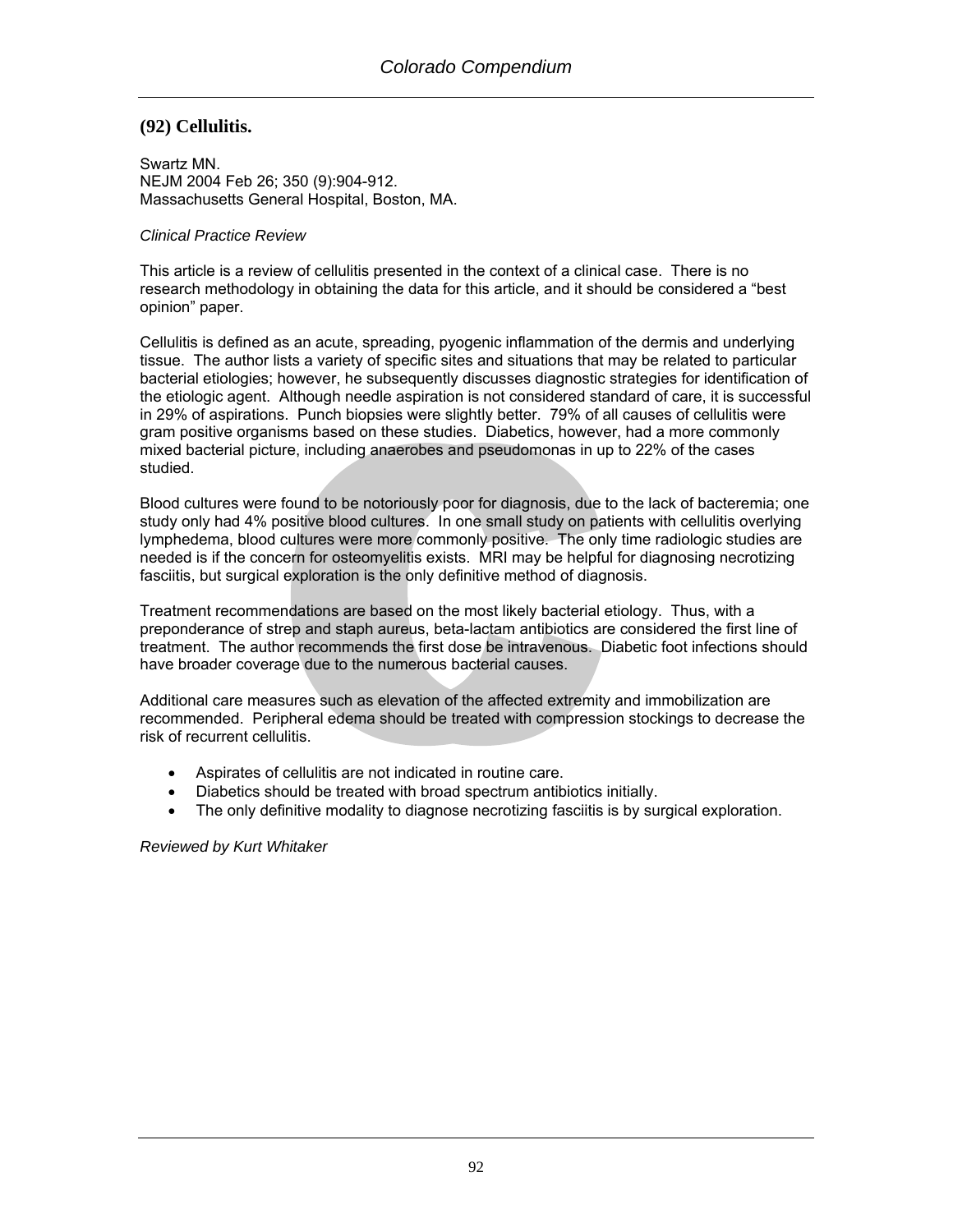## (92) Cellulitis.

Swartz MN.
NEJM 2004 Feb 26; 350 (9):904-912.
Massachusetts General Hospital, Boston, MA.

*Clinical Practice Review*

This article is a review of cellulitis presented in the context of a clinical case. There is no research methodology in obtaining the data for this article, and it should be considered a "best opinion" paper.

Cellulitis is defined as an acute, spreading, pyogenic inflammation of the dermis and underlying tissue. The author lists a variety of specific sites and situations that may be related to particular bacterial etiologies; however, he subsequently discusses diagnostic strategies for identification of the etiologic agent. Although needle aspiration is not considered standard of care, it is successful in 29% of aspirations. Punch biopsies were slightly better. 79% of all causes of cellulitis were gram positive organisms based on these studies. Diabetics, however, had a more commonly mixed bacterial picture, including anaerobes and pseudomonas in up to 22% of the cases studied.

Blood cultures were found to be notoriously poor for diagnosis, due to the lack of bacteremia; one study only had 4% positive blood cultures. In one small study on patients with cellulitis overlying lymphedema, blood cultures were more commonly positive. The only time radiologic studies are needed is if the concern for osteomyelitis exists. MRI may be helpful for diagnosing necrotizing fasciitis, but surgical exploration is the only definitive method of diagnosis.

Treatment recommendations are based on the most likely bacterial etiology. Thus, with a preponderance of strep and staph aureus, beta-lactam antibiotics are considered the first line of treatment. The author recommends the first dose be intravenous. Diabetic foot infections should have broader coverage due to the numerous bacterial causes.

Additional care measures such as elevation of the affected extremity and immobilization are recommended. Peripheral edema should be treated with compression stockings to decrease the risk of recurrent cellulitis.

- Aspirates of cellulitis are not indicated in routine care.
- Diabetics should be treated with broad spectrum antibiotics initially.
- The only definitive modality to diagnose necrotizing fasciitis is by surgical exploration.

*Reviewed by Kurt Whitaker*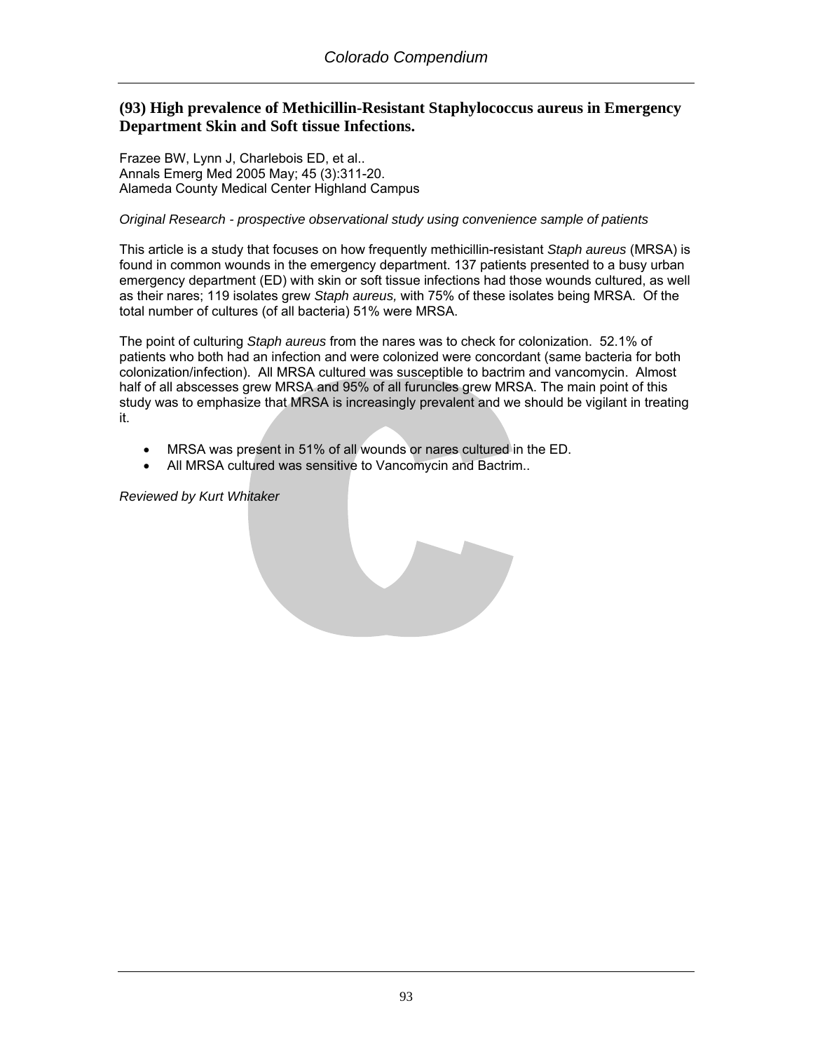## (93) High prevalence of Methicillin-Resistant Staphylococcus aureus in Emergency Department Skin and Soft tissue Infections.

Frazee BW, Lynn J, Charlebois ED, et al..
Annals Emerg Med 2005 May; 45 (3):311-20.
Alameda County Medical Center Highland Campus

*Original Research - prospective observational study using convenience sample of patients*

This article is a study that focuses on how frequently methicillin-resistant *Staph aureus* (MRSA) is found in common wounds in the emergency department. 137 patients presented to a busy urban emergency department (ED) with skin or soft tissue infections had those wounds cultured, as well as their nares; 119 isolates grew *Staph aureus,* with 75% of these isolates being MRSA. Of the total number of cultures (of all bacteria) 51% were MRSA.

The point of culturing *Staph aureus* from the nares was to check for colonization. 52.1% of patients who both had an infection and were colonized were concordant (same bacteria for both colonization/infection). All MRSA cultured was susceptible to bactrim and vancomycin. Almost half of all abscesses grew MRSA and 95% of all furuncles grew MRSA. The main point of this study was to emphasize that MRSA is increasingly prevalent and we should be vigilant in treating it.

- MRSA was present in 51% of all wounds or nares cultured in the ED.
- All MRSA cultured was sensitive to Vancomycin and Bactrim..

*Reviewed by Kurt Whitaker*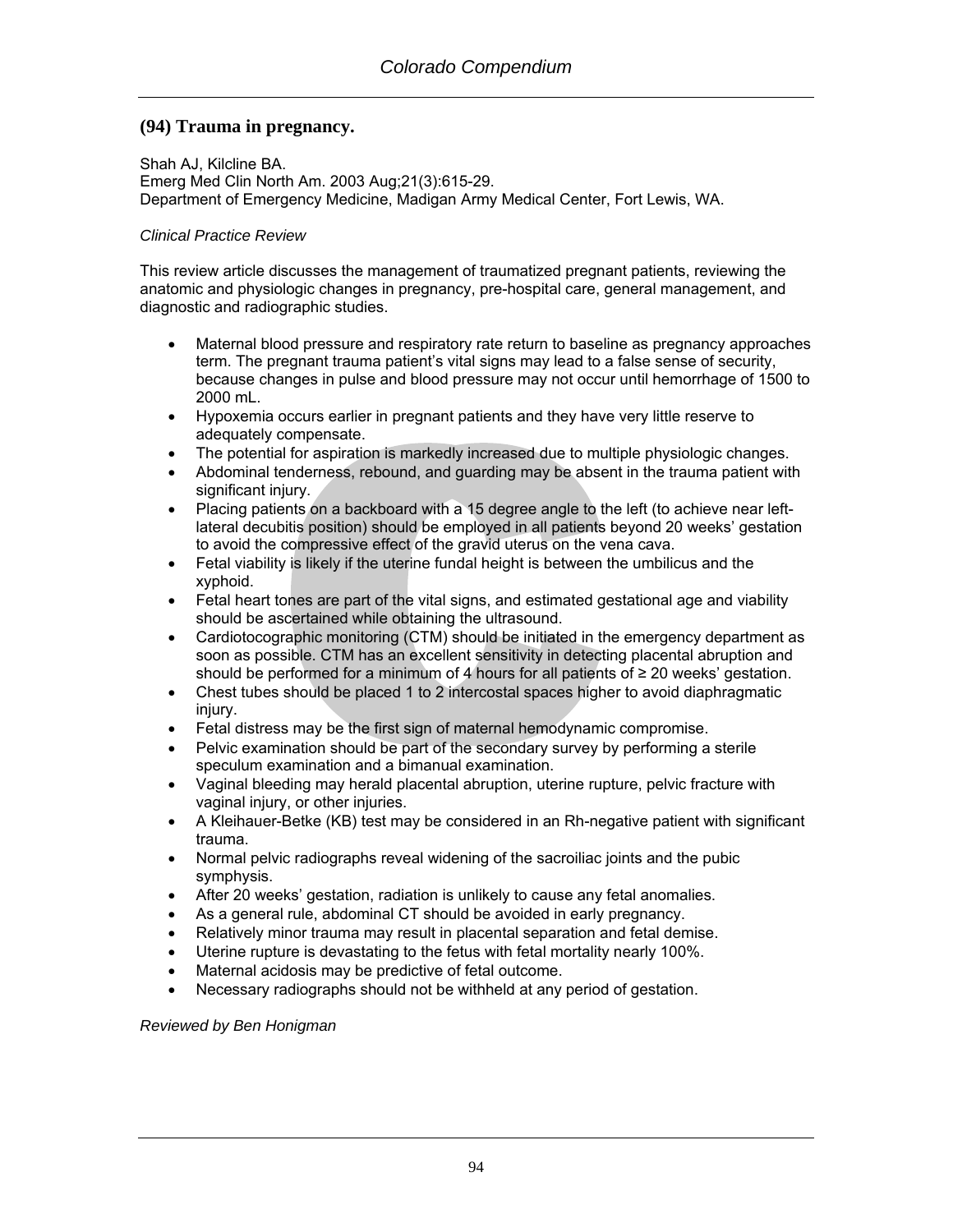## (94) Trauma in pregnancy.

Shah AJ, Kilcline BA.
Emerg Med Clin North Am. 2003 Aug;21(3):615-29.
Department of Emergency Medicine, Madigan Army Medical Center, Fort Lewis, WA.

*Clinical Practice Review*

This review article discusses the management of traumatized pregnant patients, reviewing the anatomic and physiologic changes in pregnancy, pre-hospital care, general management, and diagnostic and radiographic studies.

- Maternal blood pressure and respiratory rate return to baseline as pregnancy approaches term. The pregnant trauma patient's vital signs may lead to a false sense of security, because changes in pulse and blood pressure may not occur until hemorrhage of 1500 to 2000 mL.
- Hypoxemia occurs earlier in pregnant patients and they have very little reserve to adequately compensate.
- The potential for aspiration is markedly increased due to multiple physiologic changes.
- Abdominal tenderness, rebound, and guarding may be absent in the trauma patient with significant injury.
- Placing patients on a backboard with a 15 degree angle to the left (to achieve near left-lateral decubitis position) should be employed in all patients beyond 20 weeks' gestation to avoid the compressive effect of the gravid uterus on the vena cava.
- Fetal viability is likely if the uterine fundal height is between the umbilicus and the xyphoid.
- Fetal heart tones are part of the vital signs, and estimated gestational age and viability should be ascertained while obtaining the ultrasound.
- Cardiotocographic monitoring (CTM) should be initiated in the emergency department as soon as possible. CTM has an excellent sensitivity in detecting placental abruption and should be performed for a minimum of 4 hours for all patients of ≥ 20 weeks' gestation.
- Chest tubes should be placed 1 to 2 intercostal spaces higher to avoid diaphragmatic injury.
- Fetal distress may be the first sign of maternal hemodynamic compromise.
- Pelvic examination should be part of the secondary survey by performing a sterile speculum examination and a bimanual examination.
- Vaginal bleeding may herald placental abruption, uterine rupture, pelvic fracture with vaginal injury, or other injuries.
- A Kleihauer-Betke (KB) test may be considered in an Rh-negative patient with significant trauma.
- Normal pelvic radiographs reveal widening of the sacroiliac joints and the pubic symphysis.
- After 20 weeks' gestation, radiation is unlikely to cause any fetal anomalies.
- As a general rule, abdominal CT should be avoided in early pregnancy.
- Relatively minor trauma may result in placental separation and fetal demise.
- Uterine rupture is devastating to the fetus with fetal mortality nearly 100%.
- Maternal acidosis may be predictive of fetal outcome.
- Necessary radiographs should not be withheld at any period of gestation.

*Reviewed by Ben Honigman*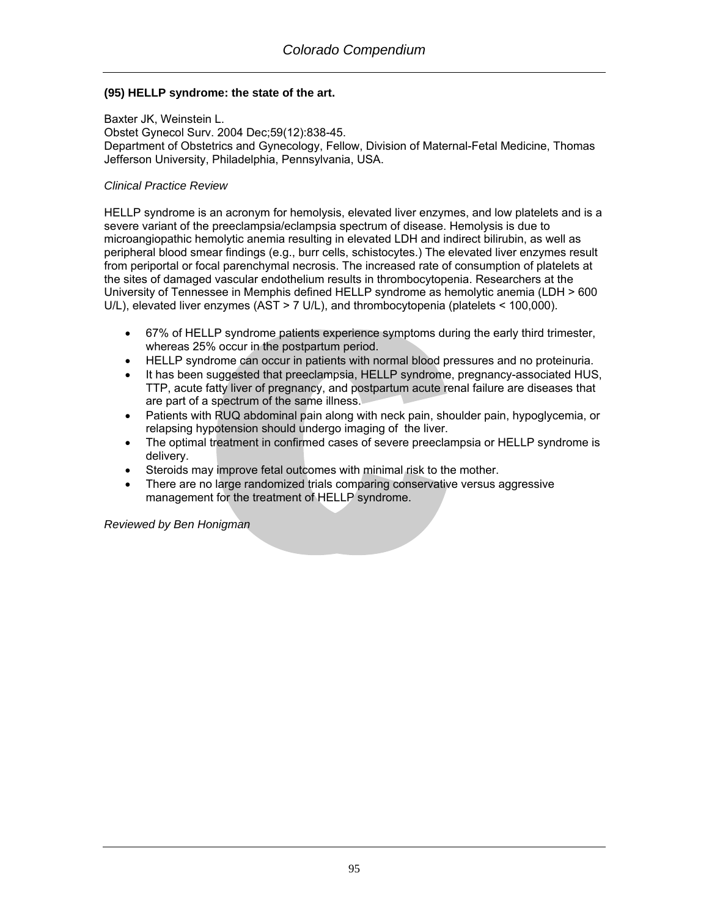### (95) HELLP syndrome: the state of the art.

Baxter JK, Weinstein L.
Obstet Gynecol Surv. 2004 Dec;59(12):838-45.
Department of Obstetrics and Gynecology, Fellow, Division of Maternal-Fetal Medicine, Thomas Jefferson University, Philadelphia, Pennsylvania, USA.

*Clinical Practice Review*

HELLP syndrome is an acronym for hemolysis, elevated liver enzymes, and low platelets and is a severe variant of the preeclampsia/eclampsia spectrum of disease. Hemolysis is due to microangiopathic hemolytic anemia resulting in elevated LDH and indirect bilirubin, as well as peripheral blood smear findings (e.g., burr cells, schistocytes.) The elevated liver enzymes result from periportal or focal parenchymal necrosis. The increased rate of consumption of platelets at the sites of damaged vascular endothelium results in thrombocytopenia. Researchers at the University of Tennessee in Memphis defined HELLP syndrome as hemolytic anemia (LDH > 600 U/L), elevated liver enzymes (AST > 7 U/L), and thrombocytopenia (platelets < 100,000).

- 67% of HELLP syndrome patients experience symptoms during the early third trimester, whereas 25% occur in the postpartum period.
- HELLP syndrome can occur in patients with normal blood pressures and no proteinuria.
- It has been suggested that preeclampsia, HELLP syndrome, pregnancy-associated HUS, TTP, acute fatty liver of pregnancy, and postpartum acute renal failure are diseases that are part of a spectrum of the same illness.
- Patients with RUQ abdominal pain along with neck pain, shoulder pain, hypoglycemia, or relapsing hypotension should undergo imaging of the liver.
- The optimal treatment in confirmed cases of severe preeclampsia or HELLP syndrome is delivery.
- Steroids may improve fetal outcomes with minimal risk to the mother.
- There are no large randomized trials comparing conservative versus aggressive management for the treatment of HELLP syndrome.

*Reviewed by Ben Honigman*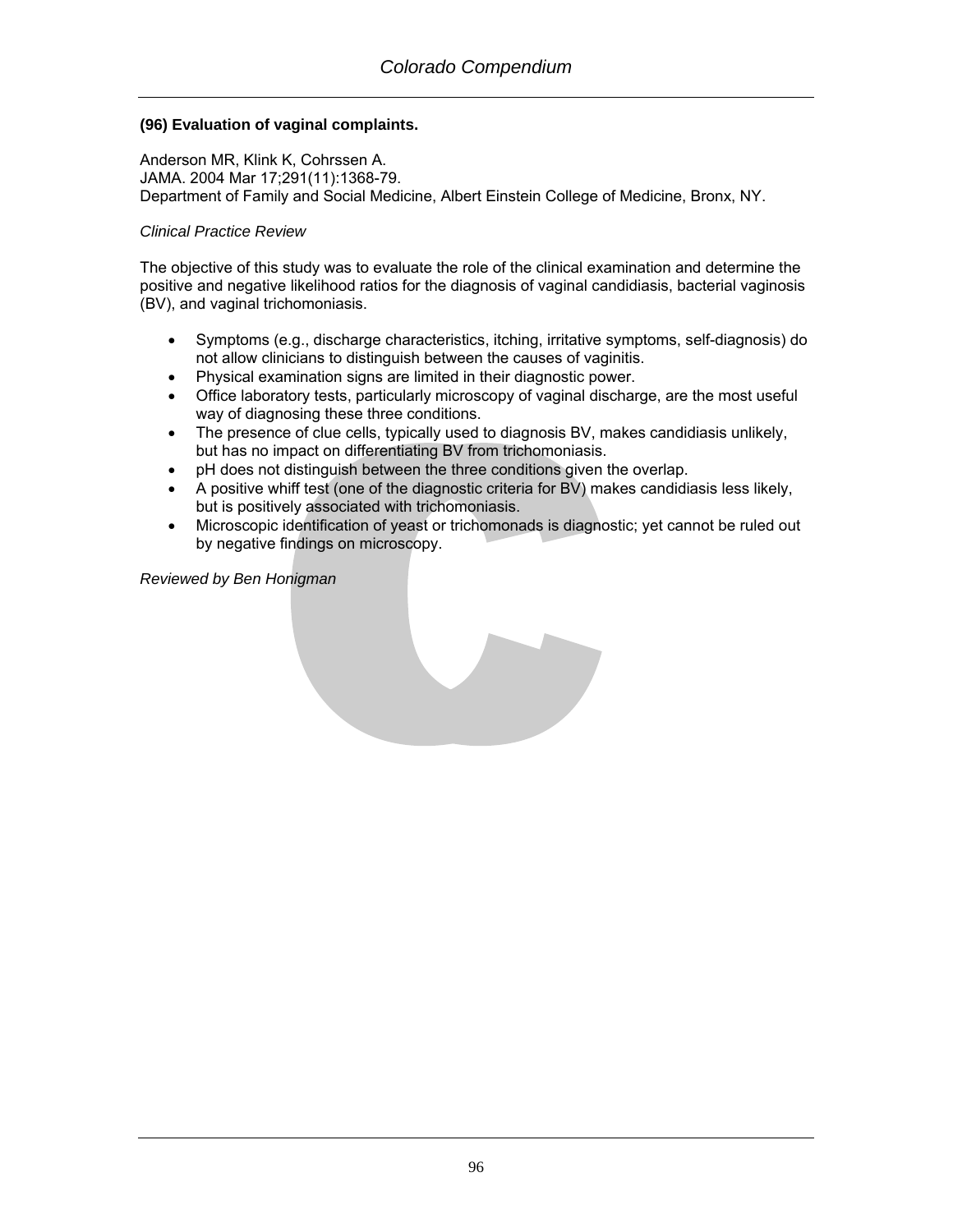### (96) Evaluation of vaginal complaints.

Anderson MR, Klink K, Cohrssen A.
JAMA. 2004 Mar 17;291(11):1368-79.
Department of Family and Social Medicine, Albert Einstein College of Medicine, Bronx, NY.

*Clinical Practice Review*

The objective of this study was to evaluate the role of the clinical examination and determine the positive and negative likelihood ratios for the diagnosis of vaginal candidiasis, bacterial vaginosis (BV), and vaginal trichomoniasis.

- Symptoms (e.g., discharge characteristics, itching, irritative symptoms, self-diagnosis) do not allow clinicians to distinguish between the causes of vaginitis.
- Physical examination signs are limited in their diagnostic power.
- Office laboratory tests, particularly microscopy of vaginal discharge, are the most useful way of diagnosing these three conditions.
- The presence of clue cells, typically used to diagnosis BV, makes candidiasis unlikely, but has no impact on differentiating BV from trichomoniasis.
- pH does not distinguish between the three conditions given the overlap.
- A positive whiff test (one of the diagnostic criteria for BV) makes candidiasis less likely, but is positively associated with trichomoniasis.
- Microscopic identification of yeast or trichomonads is diagnostic; yet cannot be ruled out by negative findings on microscopy.

*Reviewed by Ben Honigman*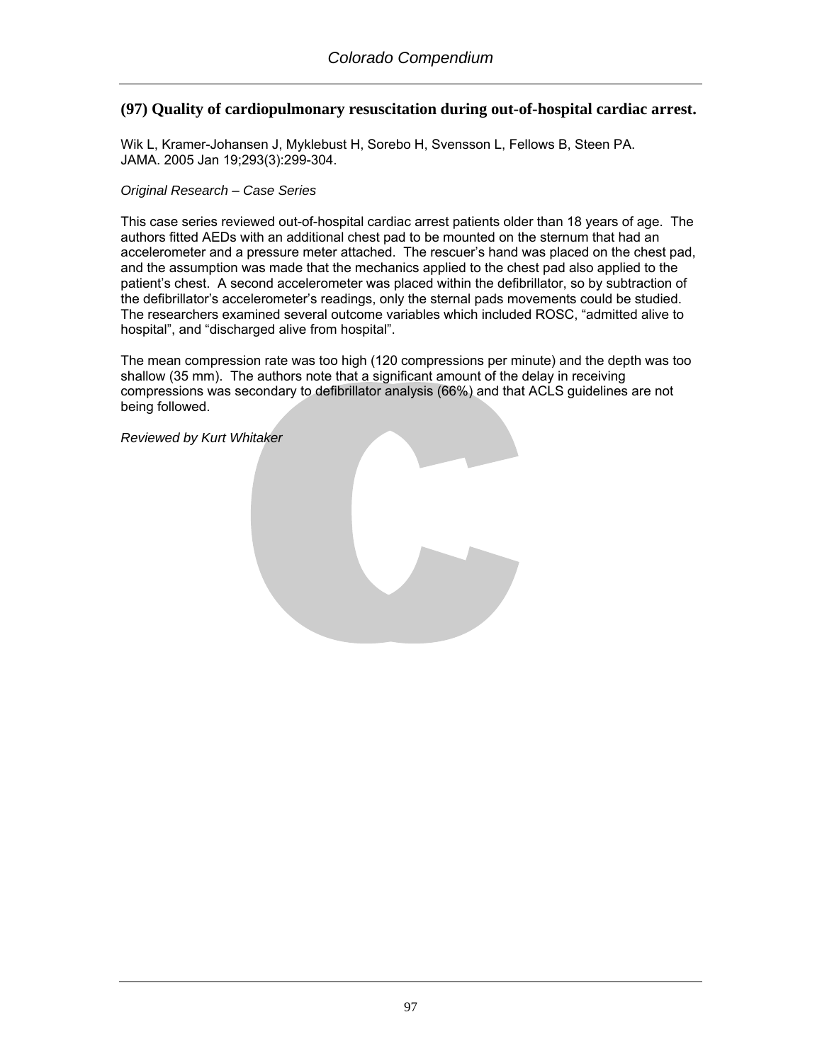## (97) Quality of cardiopulmonary resuscitation during out-of-hospital cardiac arrest.

Wik L, Kramer-Johansen J, Myklebust H, Sorebo H, Svensson L, Fellows B, Steen PA.
JAMA. 2005 Jan 19;293(3):299-304.

*Original Research – Case Series*

This case series reviewed out-of-hospital cardiac arrest patients older than 18 years of age. The authors fitted AEDs with an additional chest pad to be mounted on the sternum that had an accelerometer and a pressure meter attached. The rescuer's hand was placed on the chest pad, and the assumption was made that the mechanics applied to the chest pad also applied to the patient's chest. A second accelerometer was placed within the defibrillator, so by subtraction of the defibrillator's accelerometer's readings, only the sternal pads movements could be studied. The researchers examined several outcome variables which included ROSC, "admitted alive to hospital", and "discharged alive from hospital".

The mean compression rate was too high (120 compressions per minute) and the depth was too shallow (35 mm). The authors note that a significant amount of the delay in receiving compressions was secondary to defibrillator analysis (66%) and that ACLS guidelines are not being followed.

*Reviewed by Kurt Whitaker*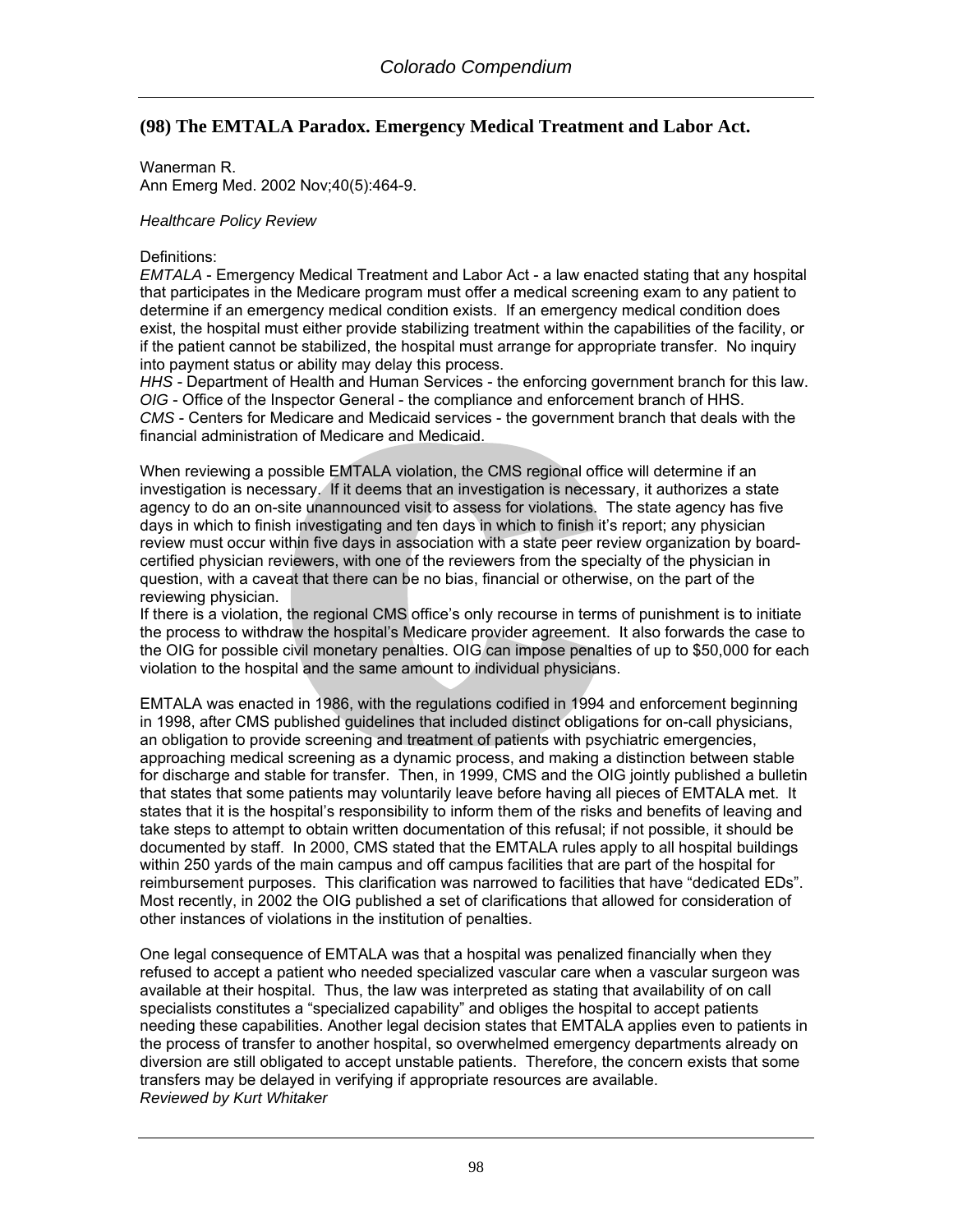## (98) The EMTALA Paradox. Emergency Medical Treatment and Labor Act.

Wanerman R.
Ann Emerg Med. 2002 Nov;40(5):464-9.

*Healthcare Policy Review*

Definitions:
*EMTALA* - Emergency Medical Treatment and Labor Act - a law enacted stating that any hospital that participates in the Medicare program must offer a medical screening exam to any patient to determine if an emergency medical condition exists. If an emergency medical condition does exist, the hospital must either provide stabilizing treatment within the capabilities of the facility, or if the patient cannot be stabilized, the hospital must arrange for appropriate transfer. No inquiry into payment status or ability may delay this process.
*HHS* - Department of Health and Human Services - the enforcing government branch for this law.
*OIG* - Office of the Inspector General - the compliance and enforcement branch of HHS.
*CMS* - Centers for Medicare and Medicaid services - the government branch that deals with the financial administration of Medicare and Medicaid.

When reviewing a possible EMTALA violation, the CMS regional office will determine if an investigation is necessary. If it deems that an investigation is necessary, it authorizes a state agency to do an on-site unannounced visit to assess for violations. The state agency has five days in which to finish investigating and ten days in which to finish it's report; any physician review must occur within five days in association with a state peer review organization by board-certified physician reviewers, with one of the reviewers from the specialty of the physician in question, with a caveat that there can be no bias, financial or otherwise, on the part of the reviewing physician.
If there is a violation, the regional CMS office's only recourse in terms of punishment is to initiate the process to withdraw the hospital's Medicare provider agreement. It also forwards the case to the OIG for possible civil monetary penalties. OIG can impose penalties of up to $50,000 for each violation to the hospital and the same amount to individual physicians.

EMTALA was enacted in 1986, with the regulations codified in 1994 and enforcement beginning in 1998, after CMS published guidelines that included distinct obligations for on-call physicians, an obligation to provide screening and treatment of patients with psychiatric emergencies, approaching medical screening as a dynamic process, and making a distinction between stable for discharge and stable for transfer. Then, in 1999, CMS and the OIG jointly published a bulletin that states that some patients may voluntarily leave before having all pieces of EMTALA met. It states that it is the hospital's responsibility to inform them of the risks and benefits of leaving and take steps to attempt to obtain written documentation of this refusal; if not possible, it should be documented by staff. In 2000, CMS stated that the EMTALA rules apply to all hospital buildings within 250 yards of the main campus and off campus facilities that are part of the hospital for reimbursement purposes. This clarification was narrowed to facilities that have "dedicated EDs". Most recently, in 2002 the OIG published a set of clarifications that allowed for consideration of other instances of violations in the institution of penalties.

One legal consequence of EMTALA was that a hospital was penalized financially when they refused to accept a patient who needed specialized vascular care when a vascular surgeon was available at their hospital. Thus, the law was interpreted as stating that availability of on call specialists constitutes a "specialized capability" and obliges the hospital to accept patients needing these capabilities. Another legal decision states that EMTALA applies even to patients in the process of transfer to another hospital, so overwhelmed emergency departments already on diversion are still obligated to accept unstable patients. Therefore, the concern exists that some transfers may be delayed in verifying if appropriate resources are available.
*Reviewed by Kurt Whitaker*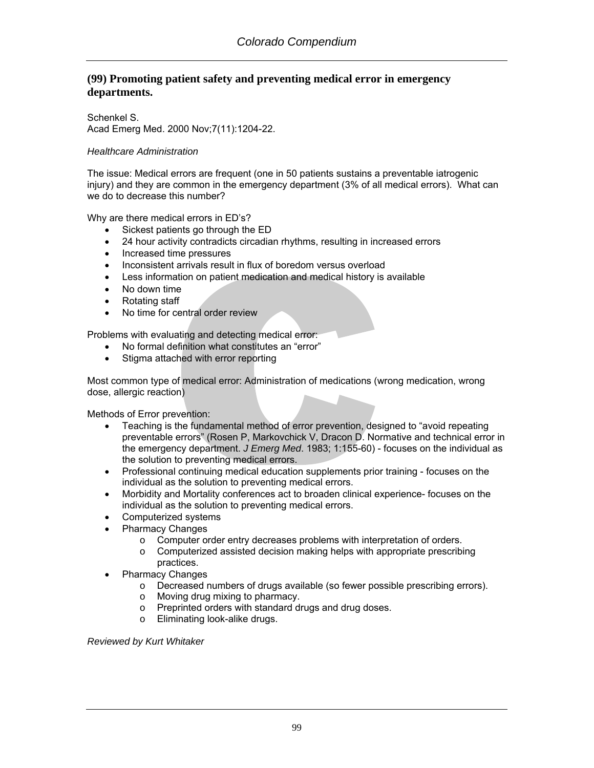## (99) Promoting patient safety and preventing medical error in emergency departments.

Schenkel S.
Acad Emerg Med. 2000 Nov;7(11):1204-22.

*Healthcare Administration*

The issue: Medical errors are frequent (one in 50 patients sustains a preventable iatrogenic injury) and they are common in the emergency department (3% of all medical errors). What can we do to decrease this number?

Why are there medical errors in ED's?

- Sickest patients go through the ED
- 24 hour activity contradicts circadian rhythms, resulting in increased errors
- Increased time pressures
- Inconsistent arrivals result in flux of boredom versus overload
- Less information on patient medication and medical history is available
- No down time
- Rotating staff
- No time for central order review

Problems with evaluating and detecting medical error:

- No formal definition what constitutes an "error"
- Stigma attached with error reporting

Most common type of medical error: Administration of medications (wrong medication, wrong dose, allergic reaction)

Methods of Error prevention:

- Teaching is the fundamental method of error prevention, designed to "avoid repeating preventable errors" (Rosen P, Markovchick V, Dracon D. Normative and technical error in the emergency department. *J Emerg Med*. 1983; 1:155-60) - focuses on the individual as the solution to preventing medical errors.
- Professional continuing medical education supplements prior training - focuses on the individual as the solution to preventing medical errors.
- Morbidity and Mortality conferences act to broaden clinical experience- focuses on the individual as the solution to preventing medical errors.
- Computerized systems
- Pharmacy Changes
  - Computer order entry decreases problems with interpretation of orders.
  - Computerized assisted decision making helps with appropriate prescribing practices.
- Pharmacy Changes
  - Decreased numbers of drugs available (so fewer possible prescribing errors).
  - Moving drug mixing to pharmacy.
  - Preprinted orders with standard drugs and drug doses.
  - Eliminating look-alike drugs.

*Reviewed by Kurt Whitaker*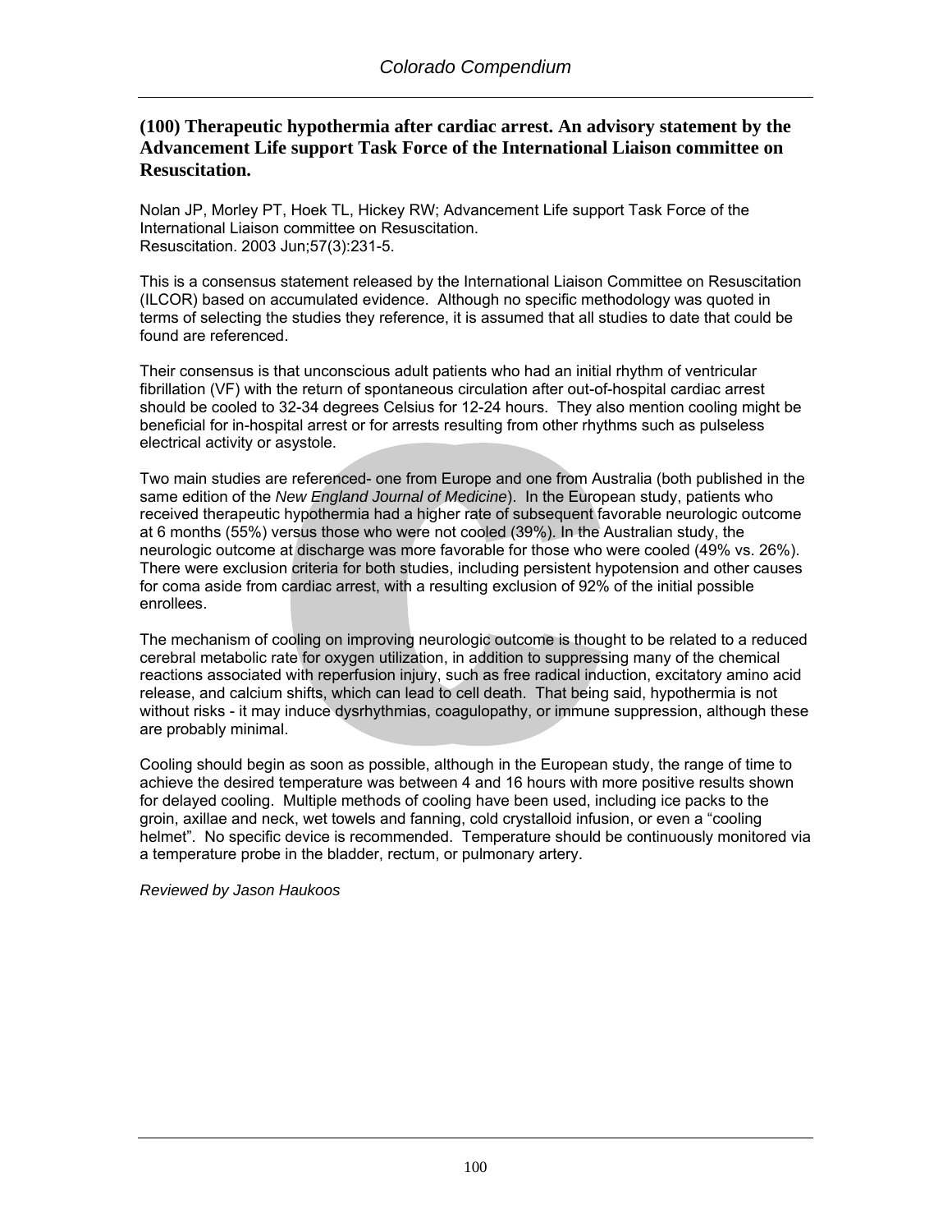## (100) Therapeutic hypothermia after cardiac arrest. An advisory statement by the Advancement Life support Task Force of the International Liaison committee on Resuscitation.

Nolan JP, Morley PT, Hoek TL, Hickey RW; Advancement Life support Task Force of the International Liaison committee on Resuscitation.
Resuscitation. 2003 Jun;57(3):231-5.

This is a consensus statement released by the International Liaison Committee on Resuscitation (ILCOR) based on accumulated evidence. Although no specific methodology was quoted in terms of selecting the studies they reference, it is assumed that all studies to date that could be found are referenced.

Their consensus is that unconscious adult patients who had an initial rhythm of ventricular fibrillation (VF) with the return of spontaneous circulation after out-of-hospital cardiac arrest should be cooled to 32-34 degrees Celsius for 12-24 hours. They also mention cooling might be beneficial for in-hospital arrest or for arrests resulting from other rhythms such as pulseless electrical activity or asystole.

Two main studies are referenced- one from Europe and one from Australia (both published in the same edition of the *New England Journal of Medicine*). In the European study, patients who received therapeutic hypothermia had a higher rate of subsequent favorable neurologic outcome at 6 months (55%) versus those who were not cooled (39%). In the Australian study, the neurologic outcome at discharge was more favorable for those who were cooled (49% vs. 26%). There were exclusion criteria for both studies, including persistent hypotension and other causes for coma aside from cardiac arrest, with a resulting exclusion of 92% of the initial possible enrollees.

The mechanism of cooling on improving neurologic outcome is thought to be related to a reduced cerebral metabolic rate for oxygen utilization, in addition to suppressing many of the chemical reactions associated with reperfusion injury, such as free radical induction, excitatory amino acid release, and calcium shifts, which can lead to cell death. That being said, hypothermia is not without risks - it may induce dysrhythmias, coagulopathy, or immune suppression, although these are probably minimal.

Cooling should begin as soon as possible, although in the European study, the range of time to achieve the desired temperature was between 4 and 16 hours with more positive results shown for delayed cooling. Multiple methods of cooling have been used, including ice packs to the groin, axillae and neck, wet towels and fanning, cold crystalloid infusion, or even a "cooling helmet". No specific device is recommended. Temperature should be continuously monitored via a temperature probe in the bladder, rectum, or pulmonary artery.

*Reviewed by Jason Haukoos*